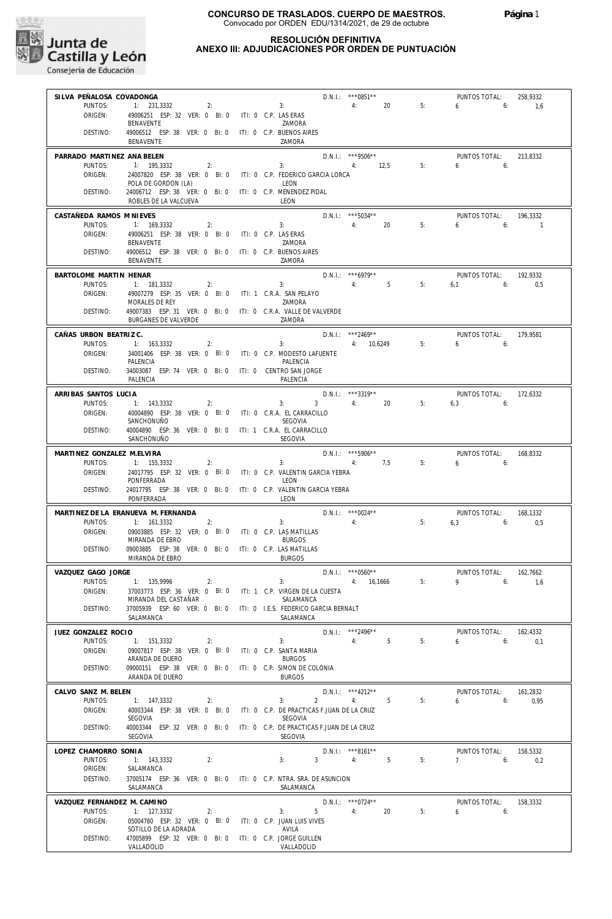**CONCURSO DE TRASLADOS. CUERPO DE MAESTROS.**
Convocado por ORDEN EDU/1314/2021, de 29 de octubre

**RESOLUCIÓN DEFINITIVA**
**ANEXO III: ADJUDICACIONES POR ORDEN DE PUNTUACIÓN**

Junta de Castilla y León
Consejería de Educación

---

**SILVA PEÑALOSA COVADONGA** — D.N.I.: ***0851** — PUNTOS TOTAL: 258,9332
PUNTOS: 1: 231,3332 2: 3: 4: 20 5: 6 6: 1,6
ORIGEN: 49006251 ESP: 32 VER: 0 BI: 0 ITI: 0 C.P. LAS ERAS — BENAVENTE — ZAMORA
DESTINO: 49006512 ESP: 38 VER: 0 BI: 0 ITI: 0 C.P. BUENOS AIRES — BENAVENTE — ZAMORA

---

**PARRADO MARTINEZ ANA BELEN** — D.N.I.: ***9506** — PUNTOS TOTAL: 213,8332
PUNTOS: 1: 195,3332 2: 3: 4: 12,5 5: 6 6:
ORIGEN: 24007820 ESP: 38 VER: 0 BI: 0 ITI: 0 C.P. FEDERICO GARCIA LORCA — POLA DE GORDON (LA) — LEON
DESTINO: 24006712 ESP: 38 VER: 0 BI: 0 ITI: 0 C.P. MENENDEZ PIDAL — ROBLES DE LA VALCUEVA — LEON

---

**CASTAÑEDA RAMOS M NIEVES** — D.N.I.: ***5034** — PUNTOS TOTAL: 196,3332
PUNTOS: 1: 169,3332 2: 3: 4: 20 5: 6 6: 1
ORIGEN: 49006251 ESP: 38 VER: 0 BI: 0 ITI: 0 C.P. LAS ERAS — BENAVENTE — ZAMORA
DESTINO: 49006512 ESP: 38 VER: 0 BI: 0 ITI: 0 C.P. BUENOS AIRES — BENAVENTE — ZAMORA

---

**BARTOLOME MARTIN HENAR** — D.N.I.: ***6979** — PUNTOS TOTAL: 192,9332
PUNTOS: 1: 181,3332 2: 3: 4: 5 5: 6,1 6: 0,5
ORIGEN: 49007279 ESP: 35 VER: 0 BI: 0 ITI: 1 C.R.A. SAN PELAYO — MORALES DE REY — ZAMORA
DESTINO: 49007383 ESP: 31 VER: 0 BI: 0 ITI: 0 C.R.A. VALLE DE VALVERDE — BURGANES DE VALVERDE — ZAMORA

---

**CAÑAS URBON BEATRIZ C.** — D.N.I.: ***2469** — PUNTOS TOTAL: 179,9581
PUNTOS: 1: 163,3332 2: 3: 4: 10,6249 5: 6 6:
ORIGEN: 34001406 ESP: 38 VER: 0 BI: 0 ITI: 0 C.P. MODESTO LAFUENTE — PALENCIA — PALENCIA
DESTINO: 34003087 ESP: 74 VER: 0 BI: 0 ITI: 0 CENTRO SAN JORGE — PALENCIA — PALENCIA

---

**ARRIBAS SANTOS LUCIA** — D.N.I.: ***3319** — PUNTOS TOTAL: 172,6332
PUNTOS: 1: 143,3332 2: 3: 3 4: 20 5: 6,3 6:
ORIGEN: 40004890 ESP: 38 VER: 0 BI: 0 ITI: 0 C.R.A. EL CARRACILLO — SANCHONUÑO — SEGOVIA
DESTINO: 40004890 ESP: 36 VER: 0 BI: 0 ITI: 1 C.R.A. EL CARRACILLO — SANCHONUÑO — SEGOVIA

---

**MARTINEZ GONZALEZ M.ELVIRA** — D.N.I.: ***5906** — PUNTOS TOTAL: 168,8332
PUNTOS: 1: 155,3332 2: 3: 4: 7,5 5: 6 6:
ORIGEN: 24017795 ESP: 32 VER: 0 BI: 0 ITI: 0 C.P. VALENTIN GARCIA YEBRA — PONFERRADA — LEON
DESTINO: 24017795 ESP: 38 VER: 0 BI: 0 ITI: 0 C.P. VALENTIN GARCIA YEBRA — PONFERRADA — LEON

---

**MARTINEZ DE LA ERANUEVA M. FERNANDA** — D.N.I.: ***0024** — PUNTOS TOTAL: 168,1332
PUNTOS: 1: 161,3332 2: 3: 4: 5: 6,3 6: 0,5
ORIGEN: 09003885 ESP: 32 VER: 0 BI: 0 ITI: 0 C.P. LAS MATILLAS — MIRANDA DE EBRO — BURGOS
DESTINO: 09003885 ESP: 38 VER: 0 BI: 0 ITI: 0 C.P. LAS MATILLAS — MIRANDA DE EBRO — BURGOS

---

**VAZQUEZ GAGO JORGE** — D.N.I.: ***0560** — PUNTOS TOTAL: 162,7662
PUNTOS: 1: 135,9996 2: 3: 4: 16,1666 5: 9 6: 1,6
ORIGEN: 37003773 ESP: 36 VER: 0 BI: 0 ITI: 1 C.P. VIRGEN DE LA CUESTA — MIRANDA DEL CASTAÑAR — SALAMANCA
DESTINO: 37005939 ESP: 60 VER: 0 BI: 0 ITI: 0 I.E.S. FEDERICO GARCIA BERNALT — SALAMANCA — SALAMANCA

---

**JUEZ GONZALEZ ROCIO** — D.N.I.: ***2496** — PUNTOS TOTAL: 162,4332
PUNTOS: 1: 151,3332 2: 3: 4: 5 5: 6 6: 0,1
ORIGEN: 09007817 ESP: 38 VER: 0 BI: 0 ITI: 0 C.P. SANTA MARIA — ARANDA DE DUERO — BURGOS
DESTINO: 09000151 ESP: 38 VER: 0 BI: 0 ITI: 0 C.P. SIMON DE COLONIA — ARANDA DE DUERO — BURGOS

---

**CALVO SANZ M. BELEN** — D.N.I.: ***4212** — PUNTOS TOTAL: 161,2832
PUNTOS: 1: 147,3332 2: 3: 2 4: 5 5: 6 6: 0,95
ORIGEN: 40003344 ESP: 38 VER: 0 BI: 0 ITI: 0 C.P. DE PRACTICAS F.JUAN DE LA CRUZ — SEGOVIA — SEGOVIA
DESTINO: 40003344 ESP: 32 VER: 0 BI: 0 ITI: 0 C.P. DE PRACTICAS F.JUAN DE LA CRUZ — SEGOVIA — SEGOVIA

---

**LOPEZ CHAMORRO SONIA** — D.N.I.: ***8161** — PUNTOS TOTAL: 158,5332
PUNTOS: 1: 143,3332 2: 3: 3 4: 5 5: 7 6: 0,2
ORIGEN: SALAMANCA
DESTINO: 37005174 ESP: 36 VER: 0 BI: 0 ITI: 0 C.P. NTRA. SRA. DE ASUNCION — SALAMANCA — SALAMANCA

---

**VAZQUEZ FERNANDEZ M. CAMINO** — D.N.I.: ***0724** — PUNTOS TOTAL: 158,3332
PUNTOS: 1: 127,3332 2: 3: 5 4: 20 5: 6 6:
ORIGEN: 05004780 ESP: 32 VER: 0 BI: 0 ITI: 0 C.P. JUAN LUIS VIVES — SOTILLO DE LA ADRADA — AVILA
DESTINO: 47005899 ESP: 32 VER: 0 BI: 0 ITI: 0 C.P. JORGE GUILLEN — VALLADOLID — VALLADOLID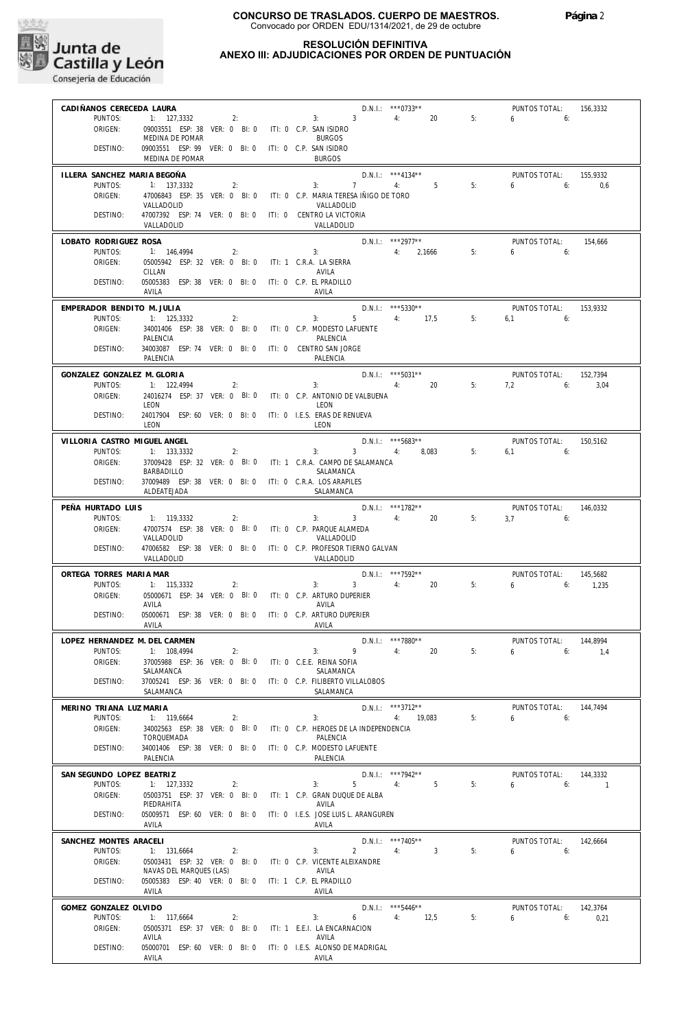**CONCURSO DE TRASLADOS. CUERPO DE MAESTROS.**
Convocado por ORDEN EDU/1314/2021, de 29 de octubre

**RESOLUCIÓN DEFINITIVA**
**ANEXO III: ADJUDICACIONES POR ORDEN DE PUNTUACIÓN**

---

**CADIÑANOS CERECEDA LAURA** — D.N.I.: ***0733** — PUNTOS TOTAL: 156,3332
PUNTOS: 1: 127,3332 2: 3: 3 4: 20 5: 6 6:
ORIGEN: 09003551 ESP: 38 VER: 0 BI: 0 ITI: 0 C.P. SAN ISIDRO — MEDINA DE POMAR — BURGOS
DESTINO: 09003551 ESP: 99 VER: 0 BI: 0 ITI: 0 C.P. SAN ISIDRO — MEDINA DE POMAR — BURGOS

---

**ILLERA SANCHEZ MARIA BEGOÑA** — D.N.I.: ***4134** — PUNTOS TOTAL: 155,9332
PUNTOS: 1: 137,3332 2: 3: 7 4: 5 5: 6 6: 0,6
ORIGEN: 47006843 ESP: 35 VER: 0 BI: 0 ITI: 0 C.P. MARIA TERESA IÑIGO DE TORO — VALLADOLID — VALLADOLID
DESTINO: 47007392 ESP: 74 VER: 0 BI: 0 ITI: 0 CENTRO LA VICTORIA — VALLADOLID — VALLADOLID

---

**LOBATO RODRIGUEZ ROSA** — D.N.I.: ***2977** — PUNTOS TOTAL: 154,666
PUNTOS: 1: 146,4994 2: 3: 4: 2,1666 5: 6 6:
ORIGEN: 05005942 ESP: 32 VER: 0 BI: 0 ITI: 1 C.R.A. LA SIERRA — CILLAN — AVILA
DESTINO: 05005383 ESP: 38 VER: 0 BI: 0 ITI: 0 C.P. EL PRADILLO — AVILA — AVILA

---

**EMPERADOR BENDITO M. JULIA** — D.N.I.: ***5330** — PUNTOS TOTAL: 153,9332
PUNTOS: 1: 125,3332 2: 3: 5 4: 17,5 5: 6,1 6:
ORIGEN: 34001406 ESP: 38 VER: 0 BI: 0 ITI: 0 C.P. MODESTO LAFUENTE — PALENCIA — PALENCIA
DESTINO: 34003087 ESP: 74 VER: 0 BI: 0 ITI: 0 CENTRO SAN JORGE — PALENCIA — PALENCIA

---

**GONZALEZ GONZALEZ M. GLORIA** — D.N.I.: ***5031** — PUNTOS TOTAL: 152,7394
PUNTOS: 1: 122,4994 2: 3: 4: 20 5: 7,2 6: 3,04
ORIGEN: 24016274 ESP: 37 VER: 0 BI: 0 ITI: 0 C.P. ANTONIO DE VALBUENA — LEON — LEON
DESTINO: 24017904 ESP: 60 VER: 0 BI: 0 ITI: 0 I.E.S. ERAS DE RENUEVA — LEON — LEON

---

**VILLORIA CASTRO MIGUEL ANGEL** — D.N.I.: ***5683** — PUNTOS TOTAL: 150,5162
PUNTOS: 1: 133,3332 2: 3: 3 4: 8,083 5: 6,1 6:
ORIGEN: 37009428 ESP: 32 VER: 0 BI: 0 ITI: 1 C.R.A. CAMPO DE SALAMANCA — BARBADILLO — SALAMANCA
DESTINO: 37009489 ESP: 38 VER: 0 BI: 0 ITI: 0 C.R.A. LOS ARAPILES — ALDEATEJADA — SALAMANCA

---

**PEÑA HURTADO LUIS** — D.N.I.: ***1782** — PUNTOS TOTAL: 146,0332
PUNTOS: 1: 119,3332 2: 3: 3 4: 20 5: 3,7 6:
ORIGEN: 47007574 ESP: 38 VER: 0 BI: 0 ITI: 0 C.P. PARQUE ALAMEDA — VALLADOLID — VALLADOLID
DESTINO: 47006582 ESP: 38 VER: 0 BI: 0 ITI: 0 C.P. PROFESOR TIERNO GALVAN — VALLADOLID — VALLADOLID

---

**ORTEGA TORRES MARIA MAR** — D.N.I.: ***7592** — PUNTOS TOTAL: 145,5682
PUNTOS: 1: 115,3332 2: 3: 3 4: 20 5: 6 6: 1,235
ORIGEN: 05000671 ESP: 34 VER: 0 BI: 0 ITI: 0 C.P. ARTURO DUPERIER — AVILA — AVILA
DESTINO: 05000671 ESP: 38 VER: 0 BI: 0 ITI: 0 C.P. ARTURO DUPERIER — AVILA — AVILA

---

**LOPEZ HERNANDEZ M. DEL CARMEN** — D.N.I.: ***7880** — PUNTOS TOTAL: 144,8994
PUNTOS: 1: 108,4994 2: 3: 9 4: 20 5: 6 6: 1,4
ORIGEN: 37005988 ESP: 36 VER: 0 BI: 0 ITI: 0 C.E.E. REINA SOFIA — SALAMANCA — SALAMANCA
DESTINO: 37005241 ESP: 36 VER: 0 BI: 0 ITI: 0 C.P. FILIBERTO VILLALOBOS — SALAMANCA — SALAMANCA

---

**MERINO TRIANA LUZ MARIA** — D.N.I.: ***3712** — PUNTOS TOTAL: 144,7494
PUNTOS: 1: 119,6664 2: 3: 4: 19,083 5: 6 6:
ORIGEN: 34002563 ESP: 38 VER: 0 BI: 0 ITI: 0 C.P. HEROES DE LA INDEPENDENCIA — TORQUEMADA — PALENCIA
DESTINO: 34001406 ESP: 38 VER: 0 BI: 0 ITI: 0 C.P. MODESTO LAFUENTE — PALENCIA — PALENCIA

---

**SAN SEGUNDO LOPEZ BEATRIZ** — D.N.I.: ***7942** — PUNTOS TOTAL: 144,3332
PUNTOS: 1: 127,3332 2: 3: 5 4: 5 5: 6 6: 1
ORIGEN: 05003751 ESP: 37 VER: 0 BI: 0 ITI: 1 C.P. GRAN DUQUE DE ALBA — PIEDRAHITA — AVILA
DESTINO: 05009571 ESP: 60 VER: 0 BI: 0 ITI: 0 I.E.S. JOSE LUIS L. ARANGUREN — AVILA — AVILA

---

**SANCHEZ MONTES ARACELI** — D.N.I.: ***7405** — PUNTOS TOTAL: 142,6664
PUNTOS: 1: 131,6664 2: 3: 2 4: 3 5: 6 6:
ORIGEN: 05003431 ESP: 32 VER: 0 BI: 0 ITI: 0 C.P. VICENTE ALEIXANDRE — NAVAS DEL MARQUES (LAS) — AVILA
DESTINO: 05005383 ESP: 40 VER: 0 BI: 0 ITI: 1 C.P. EL PRADILLO — AVILA — AVILA

---

**GOMEZ GONZALEZ OLVIDO** — D.N.I.: ***5446** — PUNTOS TOTAL: 142,3764
PUNTOS: 1: 117,6664 2: 3: 6 4: 12,5 5: 6 6: 0,21
ORIGEN: 05005371 ESP: 37 VER: 0 BI: 0 ITI: 1 E.E.I. LA ENCARNACION — AVILA — AVILA
DESTINO: 05000701 ESP: 60 VER: 0 BI: 0 ITI: 0 I.E.S. ALONSO DE MADRIGAL — AVILA — AVILA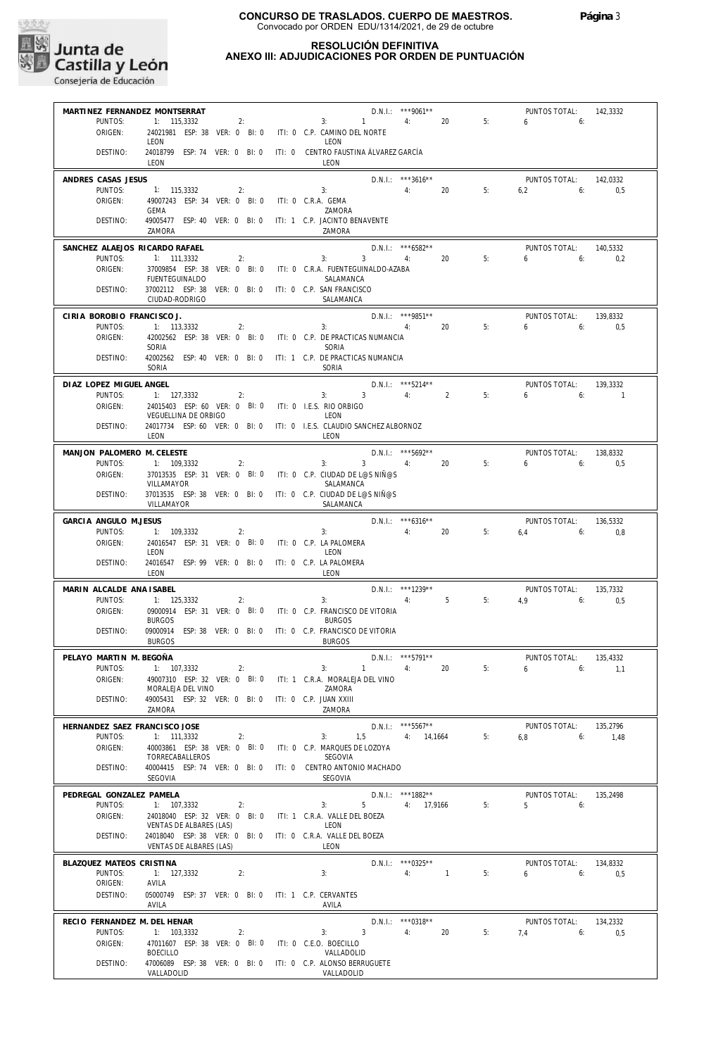**CONCURSO DE TRASLADOS. CUERPO DE MAESTROS.**
Convocado por ORDEN EDU/1314/2021, de 29 de octubre

**RESOLUCIÓN DEFINITIVA**
**ANEXO III: ADJUDICACIONES POR ORDEN DE PUNTUACIÓN**

---

**MARTINEZ FERNANDEZ MONTSERRAT** — D.N.I.: ***9061** — PUNTOS TOTAL: 142,3332
PUNTOS: 1: 115,3332 2: 3: 1 4: 20 5: 6 6:
ORIGEN: 24021981 ESP: 38 VER: 0 BI: 0 ITI: 0 C.P. CAMINO DEL NORTE — LEON — LEON
DESTINO: 24018799 ESP: 74 VER: 0 BI: 0 ITI: 0 CENTRO FAUSTINA ÁLVAREZ GARCÍA — LEON — LEON

---

**ANDRES CASAS JESUS** — D.N.I.: ***3616** — PUNTOS TOTAL: 142,0332
PUNTOS: 1: 115,3332 2: 3: 4: 20 5: 6,2 6: 0,5
ORIGEN: 49007243 ESP: 34 VER: 0 BI: 0 ITI: 0 C.R.A. GEMA — GEMA — ZAMORA
DESTINO: 49005477 ESP: 40 VER: 0 BI: 0 ITI: 1 C.P. JACINTO BENAVENTE — ZAMORA — ZAMORA

---

**SANCHEZ ALAEJOS RICARDO RAFAEL** — D.N.I.: ***6582** — PUNTOS TOTAL: 140,5332
PUNTOS: 1: 111,3332 2: 3: 3 4: 20 5: 6 6: 0,2
ORIGEN: 37009854 ESP: 38 VER: 0 BI: 0 ITI: 0 C.R.A. FUENTEGUINALDO-AZABA — FUENTEGUINALDO — SALAMANCA
DESTINO: 37002112 ESP: 38 VER: 0 BI: 0 ITI: 0 C.P. SAN FRANCISCO — CIUDAD-RODRIGO — SALAMANCA

---

**CIRIA BOROBIO FRANCISCO J.** — D.N.I.: ***9851** — PUNTOS TOTAL: 139,8332
PUNTOS: 1: 113,3332 2: 3: 4: 20 5: 6 6: 0,5
ORIGEN: 42002562 ESP: 38 VER: 0 BI: 0 ITI: 0 C.P. DE PRACTICAS NUMANCIA — SORIA — SORIA
DESTINO: 42002562 ESP: 40 VER: 0 BI: 0 ITI: 1 C.P. DE PRACTICAS NUMANCIA — SORIA — SORIA

---

**DIAZ LOPEZ MIGUEL ANGEL** — D.N.I.: ***5214** — PUNTOS TOTAL: 139,3332
PUNTOS: 1: 127,3332 2: 3: 3 4: 2 5: 6 6: 1
ORIGEN: 24015403 ESP: 60 VER: 0 BI: 0 ITI: 0 I.E.S. RIO ORBIGO — VEGUELLINA DE ORBIGO — LEON
DESTINO: 24017734 ESP: 60 VER: 0 BI: 0 ITI: 0 I.E.S. CLAUDIO SANCHEZ ALBORNOZ — LEON — LEON

---

**MANJON PALOMERO M. CELESTE** — D.N.I.: ***5692** — PUNTOS TOTAL: 138,8332
PUNTOS: 1: 109,3332 2: 3: 3 4: 20 5: 6 6: 0,5
ORIGEN: 37013535 ESP: 31 VER: 0 BI: 0 ITI: 0 C.P. CIUDAD DE L@S NIÑ@S — VILLAMAYOR — SALAMANCA
DESTINO: 37013535 ESP: 38 VER: 0 BI: 0 ITI: 0 C.P. CIUDAD DE L@S NIÑ@S — VILLAMAYOR — SALAMANCA

---

**GARCIA ANGULO M.JESUS** — D.N.I.: ***6316** — PUNTOS TOTAL: 136,5332
PUNTOS: 1: 109,3332 2: 3: 4: 20 5: 6,4 6: 0,8
ORIGEN: 24016547 ESP: 31 VER: 0 BI: 0 ITI: 0 C.P. LA PALOMERA — LEON — LEON
DESTINO: 24016547 ESP: 99 VER: 0 BI: 0 ITI: 0 C.P. LA PALOMERA — LEON — LEON

---

**MARIN ALCALDE ANA ISABEL** — D.N.I.: ***1239** — PUNTOS TOTAL: 135,7332
PUNTOS: 1: 125,3332 2: 3: 4: 5 5: 4,9 6: 0,5
ORIGEN: 09000914 ESP: 31 VER: 0 BI: 0 ITI: 0 C.P. FRANCISCO DE VITORIA — BURGOS — BURGOS
DESTINO: 09000914 ESP: 38 VER: 0 BI: 0 ITI: 0 C.P. FRANCISCO DE VITORIA — BURGOS — BURGOS

---

**PELAYO MARTIN M. BEGOÑA** — D.N.I.: ***5791** — PUNTOS TOTAL: 135,4332
PUNTOS: 1: 107,3332 2: 3: 1 4: 20 5: 6 6: 1,1
ORIGEN: 49007310 ESP: 32 VER: 0 BI: 0 ITI: 1 C.R.A. MORALEJA DEL VINO — MORALEJA DEL VINO — ZAMORA
DESTINO: 49005431 ESP: 32 VER: 0 BI: 0 ITI: 0 C.P. JUAN XXIII — ZAMORA — ZAMORA

---

**HERNANDEZ SAEZ FRANCISCO JOSE** — D.N.I.: ***5567** — PUNTOS TOTAL: 135,2796
PUNTOS: 1: 111,3332 2: 3: 1,5 4: 14,1664 5: 6,8 6: 1,48
ORIGEN: 40003861 ESP: 38 VER: 0 BI: 0 ITI: 0 C.P. MARQUES DE LOZOYA — TORRECABALLEROS — SEGOVIA
DESTINO: 40004415 ESP: 74 VER: 0 BI: 0 ITI: 0 CENTRO ANTONIO MACHADO — SEGOVIA — SEGOVIA

---

**PEDREGAL GONZALEZ PAMELA** — D.N.I.: ***1882** — PUNTOS TOTAL: 135,2498
PUNTOS: 1: 107,3332 2: 3: 5 4: 17,9166 5: 5 6:
ORIGEN: 24018040 ESP: 32 VER: 0 BI: 0 ITI: 1 C.R.A. VALLE DEL BOEZA — VENTAS DE ALBARES (LAS) — LEON
DESTINO: 24018040 ESP: 38 VER: 0 BI: 0 ITI: 0 C.R.A. VALLE DEL BOEZA — VENTAS DE ALBARES (LAS) — LEON

---

**BLAZQUEZ MATEOS CRISTINA** — D.N.I.: ***0325** — PUNTOS TOTAL: 134,8332
PUNTOS: 1: 127,3332 2: 3: 4: 1 5: 6 6: 0,5
ORIGEN: AVILA
DESTINO: 05000749 ESP: 37 VER: 0 BI: 0 ITI: 1 C.P. CERVANTES — AVILA — AVILA

---

**RECIO FERNANDEZ M. DEL HENAR** — D.N.I.: ***0318** — PUNTOS TOTAL: 134,2332
PUNTOS: 1: 103,3332 2: 3: 3 4: 20 5: 7,4 6: 0,5
ORIGEN: 47011607 ESP: 38 VER: 0 BI: 0 ITI: 0 C.E.O. BOECILLO — BOECILLO — VALLADOLID
DESTINO: 47006089 ESP: 38 VER: 0 BI: 0 ITI: 0 C.P. ALONSO BERRUGUETE — VALLADOLID — VALLADOLID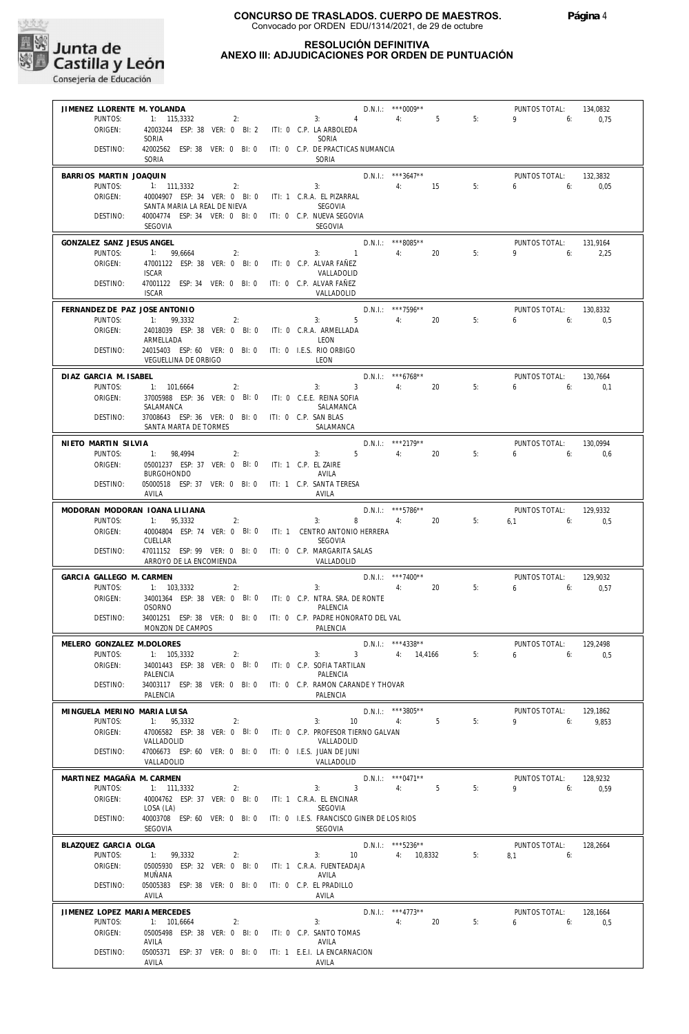**CONCURSO DE TRASLADOS. CUERPO DE MAESTROS.**
Convocado por ORDEN EDU/1314/2021, de 29 de octubre

Junta de Castilla y León
Consejería de Educación

## RESOLUCIÓN DEFINITIVA
## ANEXO III: ADJUDICACIONES POR ORDEN DE PUNTUACIÓN

**JIMENEZ LLORENTE M. YOLANDA** — D.N.I.: ***0009** — PUNTOS TOTAL: 134,0832
PUNTOS: 1: 115,3332 2: 3: 4 4: 5 5: 9 6: 0,75
ORIGEN: 42003244 ESP: 38 VER: 0 BI: 2 ITI: 0 C.P. LA ARBOLEDA — SORIA — SORIA
DESTINO: 42002562 ESP: 38 VER: 0 BI: 0 ITI: 0 C.P. DE PRACTICAS NUMANCIA — SORIA — SORIA

**BARRIOS MARTIN JOAQUIN** — D.N.I.: ***3647** — PUNTOS TOTAL: 132,3832
PUNTOS: 1: 111,3332 2: 3: 4: 15 5: 6 6: 0,05
ORIGEN: 40004907 ESP: 34 VER: 0 BI: 0 ITI: 1 C.R.A. EL PIZARRAL — SANTA MARIA LA REAL DE NIEVA — SEGOVIA
DESTINO: 40004774 ESP: 34 VER: 0 BI: 0 ITI: 0 C.P. NUEVA SEGOVIA — SEGOVIA — SEGOVIA

**GONZALEZ SANZ JESUS ANGEL** — D.N.I.: ***8085** — PUNTOS TOTAL: 131,9164
PUNTOS: 1: 99,6664 2: 3: 1 4: 20 5: 9 6: 2,25
ORIGEN: 47001122 ESP: 38 VER: 0 BI: 0 ITI: 0 C.P. ALVAR FAÑEZ — ISCAR — VALLADOLID
DESTINO: 47001122 ESP: 34 VER: 0 BI: 0 ITI: 0 C.P. ALVAR FAÑEZ — ISCAR — VALLADOLID

**FERNANDEZ DE PAZ JOSE ANTONIO** — D.N.I.: ***7596** — PUNTOS TOTAL: 130,8332
PUNTOS: 1: 99,3332 2: 3: 5 4: 20 5: 6 6: 0,5
ORIGEN: 24018039 ESP: 38 VER: 0 BI: 0 ITI: 0 C.R.A. ARMELLADA — ARMELLADA — LEON
DESTINO: 24015403 ESP: 60 VER: 0 BI: 0 ITI: 0 I.E.S. RIO ORBIGO — VEGUELLINA DE ORBIGO — LEON

**DIAZ GARCIA M. ISABEL** — D.N.I.: ***6768** — PUNTOS TOTAL: 130,7664
PUNTOS: 1: 101,6664 2: 3: 3 4: 20 5: 6 6: 0,1
ORIGEN: 37005988 ESP: 36 VER: 0 BI: 0 ITI: 0 C.E.E. REINA SOFIA — SALAMANCA — SALAMANCA
DESTINO: 37008643 ESP: 36 VER: 0 BI: 0 ITI: 0 C.P. SAN BLAS — SANTA MARTA DE TORMES — SALAMANCA

**NIETO MARTIN SILVIA** — D.N.I.: ***2179** — PUNTOS TOTAL: 130,0994
PUNTOS: 1: 98,4994 2: 3: 5 4: 20 5: 6 6: 0,6
ORIGEN: 05001237 ESP: 37 VER: 0 BI: 0 ITI: 1 C.P. EL ZAIRE — BURGOHONDO — AVILA
DESTINO: 05000518 ESP: 37 VER: 0 BI: 0 ITI: 1 C.P. SANTA TERESA — AVILA — AVILA

**MODORAN MODORAN IOANA LILIANA** — D.N.I.: ***5786** — PUNTOS TOTAL: 129,9332
PUNTOS: 1: 95,3332 2: 3: 8 4: 20 5: 6,1 6: 0,5
ORIGEN: 40004804 ESP: 74 VER: 0 BI: 0 ITI: 1 CENTRO ANTONIO HERRERA — CUELLAR — SEGOVIA
DESTINO: 47011152 ESP: 99 VER: 0 BI: 0 ITI: 0 C.P. MARGARITA SALAS — ARROYO DE LA ENCOMIENDA — VALLADOLID

**GARCIA GALLEGO M. CARMEN** — D.N.I.: ***7400** — PUNTOS TOTAL: 129,9032
PUNTOS: 1: 103,3332 2: 3: 4: 20 5: 6 6: 0,57
ORIGEN: 34001364 ESP: 38 VER: 0 BI: 0 ITI: 0 C.P. NTRA. SRA. DE RONTE — OSORNO — PALENCIA
DESTINO: 34001251 ESP: 38 VER: 0 BI: 0 ITI: 0 C.P. PADRE HONORATO DEL VAL — MONZON DE CAMPOS — PALENCIA

**MELERO GONZALEZ M.DOLORES** — D.N.I.: ***4338** — PUNTOS TOTAL: 129,2498
PUNTOS: 1: 105,3332 2: 3: 3 4: 14,4166 5: 6 6: 0,5
ORIGEN: 34001443 ESP: 38 VER: 0 BI: 0 ITI: 0 C.P. SOFIA TARTILAN — PALENCIA — PALENCIA
DESTINO: 34003117 ESP: 38 VER: 0 BI: 0 ITI: 0 C.P. RAMON CARANDE Y THOVAR — PALENCIA — PALENCIA

**MINGUELA MERINO MARIA LUISA** — D.N.I.: ***3805** — PUNTOS TOTAL: 129,1862
PUNTOS: 1: 95,3332 2: 3: 10 4: 5 5: 9 6: 9,853
ORIGEN: 47006582 ESP: 38 VER: 0 BI: 0 ITI: 0 C.P. PROFESOR TIERNO GALVAN — VALLADOLID — VALLADOLID
DESTINO: 47006673 ESP: 60 VER: 0 BI: 0 ITI: 0 I.E.S. JUAN DE JUNI — VALLADOLID — VALLADOLID

**MARTINEZ MAGAÑA M. CARMEN** — D.N.I.: ***0471** — PUNTOS TOTAL: 128,9232
PUNTOS: 1: 111,3332 2: 3: 3 4: 5 5: 9 6: 0,59
ORIGEN: 40004762 ESP: 37 VER: 0 BI: 0 ITI: 1 C.R.A. EL ENCINAR — LOSA (LA) — SEGOVIA
DESTINO: 40003708 ESP: 60 VER: 0 BI: 0 ITI: 0 I.E.S. FRANCISCO GINER DE LOS RIOS — SEGOVIA — SEGOVIA

**BLAZQUEZ GARCIA OLGA** — D.N.I.: ***5236** — PUNTOS TOTAL: 128,2664
PUNTOS: 1: 99,3332 2: 3: 10 4: 10,8332 5: 8,1 6:
ORIGEN: 05005930 ESP: 32 VER: 0 BI: 0 ITI: 1 C.R.A. FUENTEADAJA — MUÑANA — AVILA
DESTINO: 05005383 ESP: 38 VER: 0 BI: 0 ITI: 0 C.P. EL PRADILLO — AVILA — AVILA

**JIMENEZ LOPEZ MARIA MERCEDES** — D.N.I.: ***4773** — PUNTOS TOTAL: 128,1664
PUNTOS: 1: 101,6664 2: 3: 4: 20 5: 6 6: 0,5
ORIGEN: 05005498 ESP: 38 VER: 0 BI: 0 ITI: 0 C.P. SANTO TOMAS — AVILA — AVILA
DESTINO: 05005371 ESP: 37 VER: 0 BI: 0 ITI: 1 E.E.I. LA ENCARNACION — AVILA — AVILA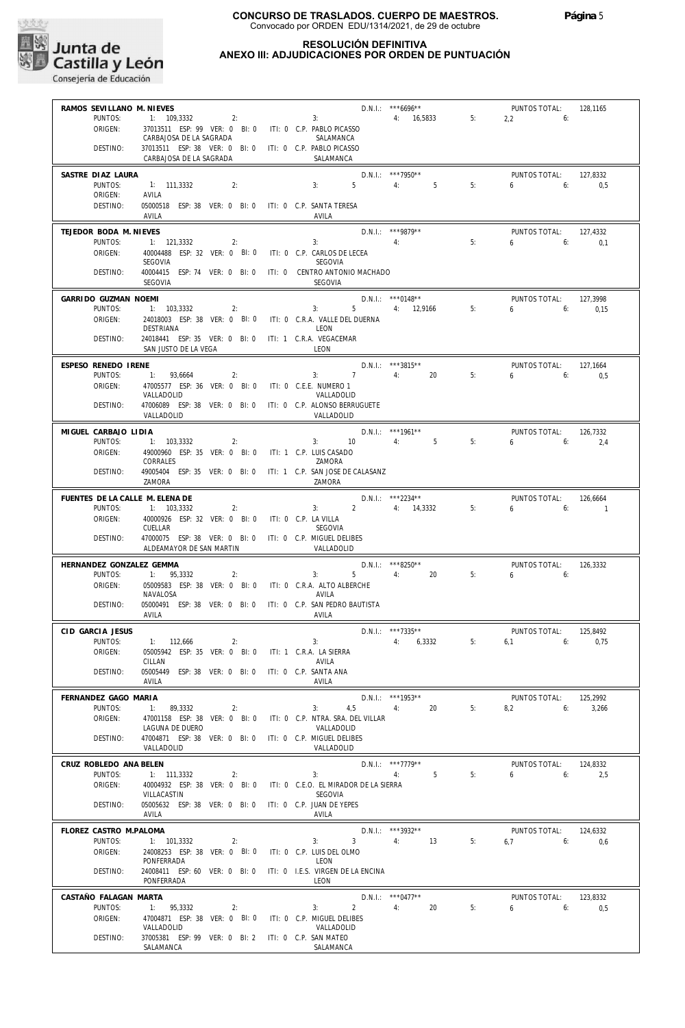# CONCURSO DE TRASLADOS. CUERPO DE MAESTROS.

Convocado por ORDEN EDU/1314/2021, de 29 de octubre

## RESOLUCIÓN DEFINITIVA
## ANEXO III: ADJUDICACIONES POR ORDEN DE PUNTUACIÓN

**RAMOS SEVILLANO M. NIEVES** — D.N.I.: ***6696** — PUNTOS TOTAL: 128,1165
PUNTOS: 1: 109,3332 2: 3: 4: 16,5833 5: 2,2 6:
ORIGEN: 37013511 ESP: 99 VER: 0 BI: 0 ITI: 0 C.P. PABLO PICASSO — CARBAJOSA DE LA SAGRADA — SALAMANCA
DESTINO: 37013511 ESP: 38 VER: 0 BI: 0 ITI: 0 C.P. PABLO PICASSO — CARBAJOSA DE LA SAGRADA — SALAMANCA

**SASTRE DIAZ LAURA** — D.N.I.: ***7950** — PUNTOS TOTAL: 127,8332
PUNTOS: 1: 111,3332 2: 3: 5 4: 5 5: 6 6: 0,5
ORIGEN: AVILA
DESTINO: 05000518 ESP: 38 VER: 0 BI: 0 ITI: 0 C.P. SANTA TERESA — AVILA — AVILA

**TEJEDOR BODA M. NIEVES** — D.N.I.: ***9879** — PUNTOS TOTAL: 127,4332
PUNTOS: 1: 121,3332 2: 3: 4: 5: 6 6: 0,1
ORIGEN: 40004488 ESP: 32 VER: 0 BI: 0 ITI: 0 C.P. CARLOS DE LECEA — SEGOVIA — SEGOVIA
DESTINO: 40004415 ESP: 74 VER: 0 BI: 0 ITI: 0 CENTRO ANTONIO MACHADO — SEGOVIA — SEGOVIA

**GARRIDO GUZMAN NOEMI** — D.N.I.: ***0148** — PUNTOS TOTAL: 127,3998
PUNTOS: 1: 103,3332 2: 3: 5 4: 12,9166 5: 6 6: 0,15
ORIGEN: 24018003 ESP: 38 VER: 0 BI: 0 ITI: 0 C.R.A. VALLE DEL DUERNA — DESTRIANA — LEON
DESTINO: 24018441 ESP: 35 VER: 0 BI: 0 ITI: 1 C.R.A. VEGACEMAR — SAN JUSTO DE LA VEGA — LEON

**ESPESO RENEDO IRENE** — D.N.I.: ***3815** — PUNTOS TOTAL: 127,1664
PUNTOS: 1: 93,6664 2: 3: 7 4: 20 5: 6 6: 0,5
ORIGEN: 47005577 ESP: 36 VER: 0 BI: 0 ITI: 0 C.E.E. NUMERO 1 — VALLADOLID — VALLADOLID
DESTINO: 47006089 ESP: 38 VER: 0 BI: 0 ITI: 0 C.P. ALONSO BERRUGUETE — VALLADOLID — VALLADOLID

**MIGUEL CARBAJO LIDIA** — D.N.I.: ***1961** — PUNTOS TOTAL: 126,7332
PUNTOS: 1: 103,3332 2: 3: 10 4: 5 5: 6 6: 2,4
ORIGEN: 49000960 ESP: 35 VER: 0 BI: 0 ITI: 1 C.P. LUIS CASADO — CORRALES — ZAMORA
DESTINO: 49005404 ESP: 35 VER: 0 BI: 0 ITI: 1 C.P. SAN JOSE DE CALASANZ — ZAMORA — ZAMORA

**FUENTES DE LA CALLE M. ELENA DE** — D.N.I.: ***2234** — PUNTOS TOTAL: 126,6664
PUNTOS: 1: 103,3332 2: 3: 2 4: 14,3332 5: 6 6: 1
ORIGEN: 40000926 ESP: 32 VER: 0 BI: 0 ITI: 0 C.P. LA VILLA — CUELLAR — SEGOVIA
DESTINO: 47000075 ESP: 38 VER: 0 BI: 0 ITI: 0 C.P. MIGUEL DELIBES — ALDEAMAYOR DE SAN MARTIN — VALLADOLID

**HERNANDEZ GONZALEZ GEMMA** — D.N.I.: ***8250** — PUNTOS TOTAL: 126,3332
PUNTOS: 1: 95,3332 2: 3: 5 4: 20 5: 6 6:
ORIGEN: 05009583 ESP: 38 VER: 0 BI: 0 ITI: 0 C.R.A. ALTO ALBERCHE — NAVALOSA — AVILA
DESTINO: 05000491 ESP: 38 VER: 0 BI: 0 ITI: 0 C.P. SAN PEDRO BAUTISTA — AVILA — AVILA

**CID GARCIA JESUS** — D.N.I.: ***7335** — PUNTOS TOTAL: 125,8492
PUNTOS: 1: 112,666 2: 3: 4: 6,3332 5: 6,1 6: 0,75
ORIGEN: 05005942 ESP: 35 VER: 0 BI: 0 ITI: 1 C.R.A. LA SIERRA — CILLAN — AVILA
DESTINO: 05005449 ESP: 38 VER: 0 BI: 0 ITI: 0 C.P. SANTA ANA — AVILA — AVILA

**FERNANDEZ GAGO MARIA** — D.N.I.: ***1953** — PUNTOS TOTAL: 125,2992
PUNTOS: 1: 89,3332 2: 3: 4,5 4: 20 5: 8,2 6: 3,266
ORIGEN: 47001158 ESP: 38 VER: 0 BI: 0 ITI: 0 C.P. NTRA. SRA. DEL VILLAR — LAGUNA DE DUERO — VALLADOLID
DESTINO: 47004871 ESP: 38 VER: 0 BI: 0 ITI: 0 C.P. MIGUEL DELIBES — VALLADOLID — VALLADOLID

**CRUZ ROBLEDO ANA BELEN** — D.N.I.: ***7779** — PUNTOS TOTAL: 124,8332
PUNTOS: 1: 111,3332 2: 3: 4: 5 5: 6 6: 2,5
ORIGEN: 40004932 ESP: 38 VER: 0 BI: 0 ITI: 0 C.E.O. EL MIRADOR DE LA SIERRA — VILLACASTIN — SEGOVIA
DESTINO: 05005632 ESP: 38 VER: 0 BI: 0 ITI: 0 C.P. JUAN DE YEPES — AVILA — AVILA

**FLOREZ CASTRO M.PALOMA** — D.N.I.: ***3932** — PUNTOS TOTAL: 124,6332
PUNTOS: 1: 101,3332 2: 3: 3 4: 13 5: 6,7 6: 0,6
ORIGEN: 24008253 ESP: 38 VER: 0 BI: 0 ITI: 0 C.P. LUIS DEL OLMO — PONFERRADA — LEON
DESTINO: 24008411 ESP: 60 VER: 0 BI: 0 ITI: 0 I.E.S. VIRGEN DE LA ENCINA — PONFERRADA — LEON

**CASTAÑO FALAGAN MARTA** — D.N.I.: ***0477** — PUNTOS TOTAL: 123,8332
PUNTOS: 1: 95,3332 2: 3: 2 4: 20 5: 6 6: 0,5
ORIGEN: 47004871 ESP: 38 VER: 0 BI: 0 ITI: 0 C.P. MIGUEL DELIBES — VALLADOLID — VALLADOLID
DESTINO: 37005381 ESP: 99 VER: 0 BI: 2 ITI: 0 C.P. SAN MATEO — SALAMANCA — SALAMANCA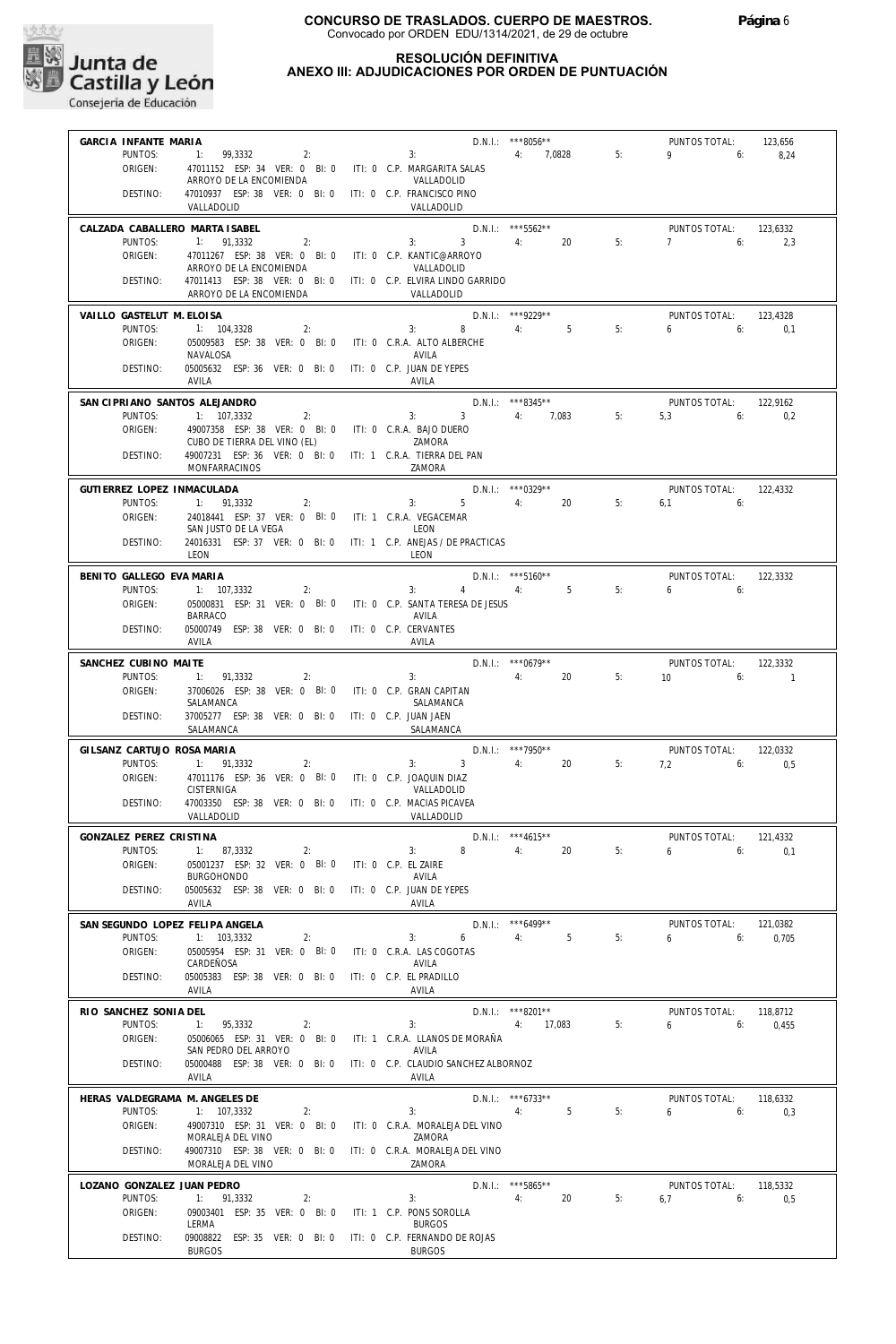# CONCURSO DE TRASLADOS. CUERPO DE MAESTROS.

Convocado por ORDEN EDU/1314/2021, de 29 de octubre

## RESOLUCIÓN DEFINITIVA
## ANEXO III: ADJUDICACIONES POR ORDEN DE PUNTUACIÓN

**GARCIA INFANTE MARIA** — D.N.I.: ***8056** — PUNTOS TOTAL: 123,656
PUNTOS: 1: 99,3332 2: 3: 4: 7,0828 5: 9 6: 8,24
ORIGEN: 47011152 ESP: 34 VER: 0 BI: 0 ITI: 0 C.P. MARGARITA SALAS — ARROYO DE LA ENCOMIENDA — VALLADOLID
DESTINO: 47010937 ESP: 38 VER: 0 BI: 0 ITI: 0 C.P. FRANCISCO PINO — VALLADOLID — VALLADOLID

**CALZADA CABALLERO MARTA ISABEL** — D.N.I.: ***5562** — PUNTOS TOTAL: 123,6332
PUNTOS: 1: 91,3332 2: 3: 3 4: 20 5: 7 6: 2,3
ORIGEN: 47011267 ESP: 38 VER: 0 BI: 0 ITI: 0 C.P. KANTIC@ARROYO — ARROYO DE LA ENCOMIENDA — VALLADOLID
DESTINO: 47011413 ESP: 38 VER: 0 BI: 0 ITI: 0 C.P. ELVIRA LINDO GARRIDO — ARROYO DE LA ENCOMIENDA — VALLADOLID

**VAILLO GASTELUT M. ELOISA** — D.N.I.: ***9229** — PUNTOS TOTAL: 123,4328
PUNTOS: 1: 104,3328 2: 3: 8 4: 5 5: 6 6: 0,1
ORIGEN: 05009583 ESP: 38 VER: 0 BI: 0 ITI: 0 C.R.A. ALTO ALBERCHE — NAVALOSA — AVILA
DESTINO: 05005632 ESP: 36 VER: 0 BI: 0 ITI: 0 C.P. JUAN DE YEPES — AVILA — AVILA

**SAN CIPRIANO SANTOS ALEJANDRO** — D.N.I.: ***8345** — PUNTOS TOTAL: 122,9162
PUNTOS: 1: 107,3332 2: 3: 3 4: 7,083 5: 5,3 6: 0,2
ORIGEN: 49007358 ESP: 38 VER: 0 BI: 0 ITI: 0 C.R.A. BAJO DUERO — CUBO DE TIERRA DEL VINO (EL) — ZAMORA
DESTINO: 49007231 ESP: 36 VER: 0 BI: 0 ITI: 1 C.R.A. TIERRA DEL PAN — MONFARRACINOS — ZAMORA

**GUTIERREZ LOPEZ INMACULADA** — D.N.I.: ***0329** — PUNTOS TOTAL: 122,4332
PUNTOS: 1: 91,3332 2: 3: 5 4: 20 5: 6,1 6:
ORIGEN: 24018441 ESP: 37 VER: 0 BI: 0 ITI: 1 C.R.A. VEGACEMAR — SAN JUSTO DE LA VEGA — LEON
DESTINO: 24016331 ESP: 37 VER: 0 BI: 0 ITI: 1 C.P. ANEJAS / DE PRACTICAS — LEON — LEON

**BENITO GALLEGO EVA MARIA** — D.N.I.: ***5160** — PUNTOS TOTAL: 122,3332
PUNTOS: 1: 107,3332 2: 3: 4 4: 5 5: 6 6:
ORIGEN: 05000831 ESP: 31 VER: 0 BI: 0 ITI: 0 C.P. SANTA TERESA DE JESUS — BARRACO — AVILA
DESTINO: 05000749 ESP: 38 VER: 0 BI: 0 ITI: 0 C.P. CERVANTES — AVILA — AVILA

**SANCHEZ CUBINO MAITE** — D.N.I.: ***0679** — PUNTOS TOTAL: 122,3332
PUNTOS: 1: 91,3332 2: 3: 4: 20 5: 10 6: 1
ORIGEN: 37006026 ESP: 38 VER: 0 BI: 0 ITI: 0 C.P. GRAN CAPITAN — SALAMANCA — SALAMANCA
DESTINO: 37005277 ESP: 38 VER: 0 BI: 0 ITI: 0 C.P. JUAN JAEN — SALAMANCA — SALAMANCA

**GILSANZ CARTUJO ROSA MARIA** — D.N.I.: ***7950** — PUNTOS TOTAL: 122,0332
PUNTOS: 1: 91,3332 2: 3: 3 4: 20 5: 7,2 6: 0,5
ORIGEN: 47011176 ESP: 36 VER: 0 BI: 0 ITI: 0 C.P. JOAQUIN DIAZ — CISTERNIGA — VALLADOLID
DESTINO: 47003350 ESP: 38 VER: 0 BI: 0 ITI: 0 C.P. MACIAS PICAVEA — VALLADOLID — VALLADOLID

**GONZALEZ PEREZ CRISTINA** — D.N.I.: ***4615** — PUNTOS TOTAL: 121,4332
PUNTOS: 1: 87,3332 2: 3: 8 4: 20 5: 6 6: 0,1
ORIGEN: 05001237 ESP: 32 VER: 0 BI: 0 ITI: 0 C.P. EL ZAIRE — BURGOHONDO — AVILA
DESTINO: 05005632 ESP: 38 VER: 0 BI: 0 ITI: 0 C.P. JUAN DE YEPES — AVILA — AVILA

**SAN SEGUNDO LOPEZ FELIPA ANGELA** — D.N.I.: ***6499** — PUNTOS TOTAL: 121,0382
PUNTOS: 1: 103,3332 2: 3: 6 4: 5 5: 6 6: 0,705
ORIGEN: 05005954 ESP: 31 VER: 0 BI: 0 ITI: 0 C.R.A. LAS COGOTAS — CARDEÑOSA — AVILA
DESTINO: 05005383 ESP: 38 VER: 0 BI: 0 ITI: 0 C.P. EL PRADILLO — AVILA — AVILA

**RIO SANCHEZ SONIA DEL** — D.N.I.: ***8201** — PUNTOS TOTAL: 118,8712
PUNTOS: 1: 95,3332 2: 3: 4: 17,083 5: 6 6: 0,455
ORIGEN: 05006065 ESP: 31 VER: 0 BI: 0 ITI: 1 C.R.A. LLANOS DE MORAÑA — SAN PEDRO DEL ARROYO — AVILA
DESTINO: 05000488 ESP: 38 VER: 0 BI: 0 ITI: 0 C.P. CLAUDIO SANCHEZ ALBORNOZ — AVILA — AVILA

**HERAS VALDEGRAMA M. ANGELES DE** — D.N.I.: ***6733** — PUNTOS TOTAL: 118,6332
PUNTOS: 1: 107,3332 2: 3: 4: 5 5: 6 6: 0,3
ORIGEN: 49007310 ESP: 31 VER: 0 BI: 0 ITI: 0 C.R.A. MORALEJA DEL VINO — MORALEJA DEL VINO — ZAMORA
DESTINO: 49007310 ESP: 38 VER: 0 BI: 0 ITI: 0 C.R.A. MORALEJA DEL VINO — MORALEJA DEL VINO — ZAMORA

**LOZANO GONZALEZ JUAN PEDRO** — D.N.I.: ***5865** — PUNTOS TOTAL: 118,5332
PUNTOS: 1: 91,3332 2: 3: 4: 20 5: 6,7 6: 0,5
ORIGEN: 09003401 ESP: 35 VER: 0 BI: 0 ITI: 1 C.P. PONS SOROLLA — LERMA — BURGOS
DESTINO: 09008822 ESP: 35 VER: 0 BI: 0 ITI: 0 C.P. FERNANDO DE ROJAS — BURGOS — BURGOS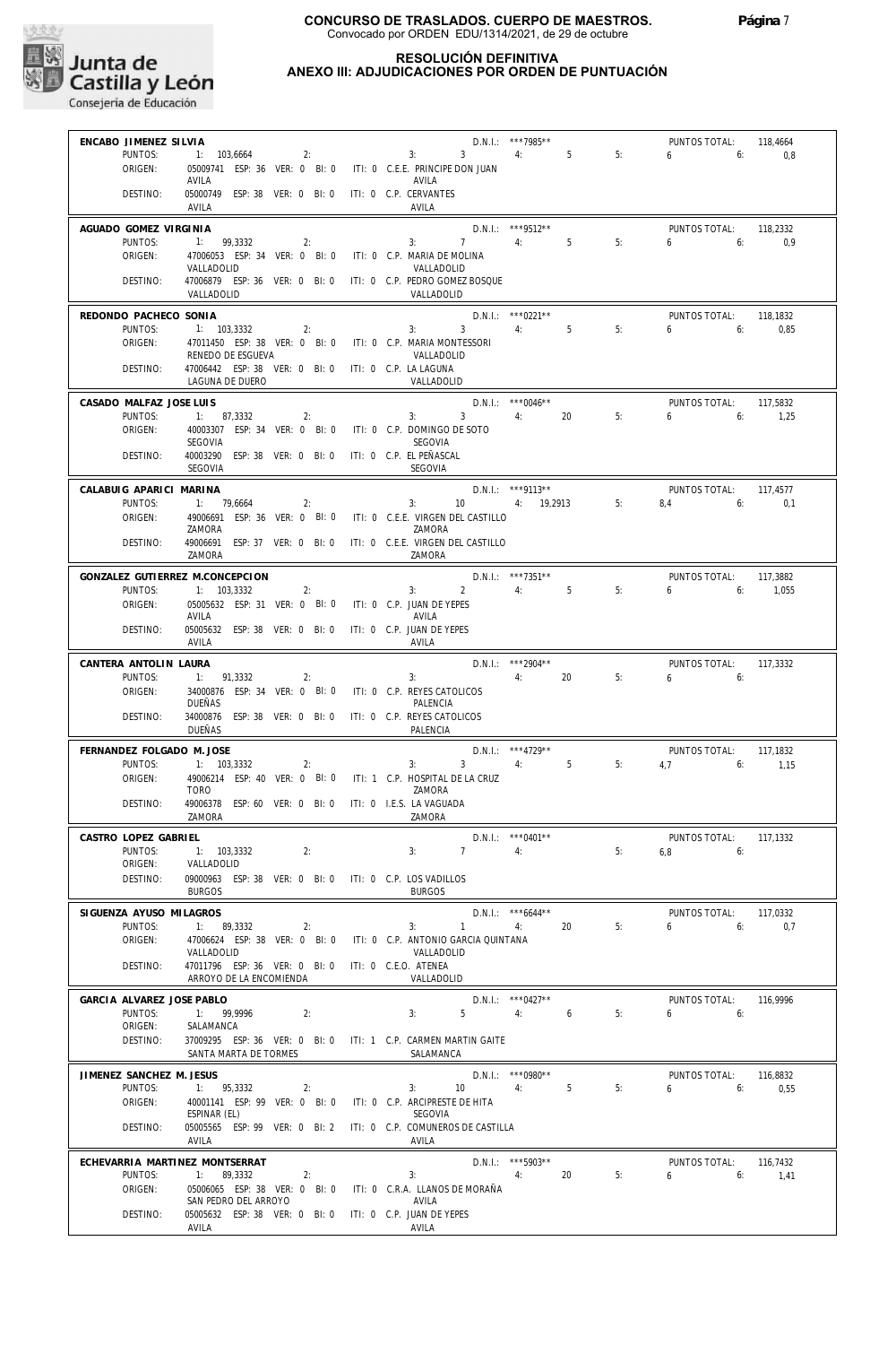**CONCURSO DE TRASLADOS. CUERPO DE MAESTROS.**
Convocado por ORDEN EDU/1314/2021, de 29 de octubre

**RESOLUCIÓN DEFINITIVA**
**ANEXO III: ADJUDICACIONES POR ORDEN DE PUNTUACIÓN**

Junta de Castilla y León
Consejería de Educación

---

**ENCABO JIMENEZ SILVIA** — D.N.I.: ***7985** — PUNTOS TOTAL: 118,4664
PUNTOS: 1: 103,6664 2: 3: 3 4: 5 5: 6 6: 0,8
ORIGEN: 05009741 ESP: 36 VER: 0 BI: 0 ITI: 0 C.E.E. PRINCIPE DON JUAN — AVILA — AVILA
DESTINO: 05000749 ESP: 38 VER: 0 BI: 0 ITI: 0 C.P. CERVANTES — AVILA — AVILA

---

**AGUADO GOMEZ VIRGINIA** — D.N.I.: ***9512** — PUNTOS TOTAL: 118,2332
PUNTOS: 1: 99,3332 2: 3: 7 4: 5 5: 6 6: 0,9
ORIGEN: 47006053 ESP: 34 VER: 0 BI: 0 ITI: 0 C.P. MARIA DE MOLINA — VALLADOLID — VALLADOLID
DESTINO: 47006879 ESP: 36 VER: 0 BI: 0 ITI: 0 C.P. PEDRO GOMEZ BOSQUE — VALLADOLID — VALLADOLID

---

**REDONDO PACHECO SONIA** — D.N.I.: ***0221** — PUNTOS TOTAL: 118,1832
PUNTOS: 1: 103,3332 2: 3: 3 4: 5 5: 6 6: 0,85
ORIGEN: 47011450 ESP: 38 VER: 0 BI: 0 ITI: 0 C.P. MARIA MONTESSORI — RENEDO DE ESGUEVA — VALLADOLID
DESTINO: 47006442 ESP: 38 VER: 0 BI: 0 ITI: 0 C.P. LA LAGUNA — LAGUNA DE DUERO — VALLADOLID

---

**CASADO MALFAZ JOSE LUIS** — D.N.I.: ***0046** — PUNTOS TOTAL: 117,5832
PUNTOS: 1: 87,3332 2: 3: 3 4: 20 5: 6 6: 1,25
ORIGEN: 40003307 ESP: 34 VER: 0 BI: 0 ITI: 0 C.P. DOMINGO DE SOTO — SEGOVIA — SEGOVIA
DESTINO: 40003290 ESP: 38 VER: 0 BI: 0 ITI: 0 C.P. EL PEÑASCAL — SEGOVIA — SEGOVIA

---

**CALABUIG APARICI MARINA** — D.N.I.: ***9113** — PUNTOS TOTAL: 117,4577
PUNTOS: 1: 79,6664 2: 3: 10 4: 19,2913 5: 8,4 6: 0,1
ORIGEN: 49006691 ESP: 36 VER: 0 BI: 0 ITI: 0 C.E.E. VIRGEN DEL CASTILLO — ZAMORA — ZAMORA
DESTINO: 49006691 ESP: 37 VER: 0 BI: 0 ITI: 0 C.E.E. VIRGEN DEL CASTILLO — ZAMORA — ZAMORA

---

**GONZALEZ GUTIERREZ M.CONCEPCION** — D.N.I.: ***7351** — PUNTOS TOTAL: 117,3882
PUNTOS: 1: 103,3332 2: 3: 2 4: 5 5: 6 6: 1,055
ORIGEN: 05005632 ESP: 31 VER: 0 BI: 0 ITI: 0 C.P. JUAN DE YEPES — AVILA — AVILA
DESTINO: 05005632 ESP: 38 VER: 0 BI: 0 ITI: 0 C.P. JUAN DE YEPES — AVILA — AVILA

---

**CANTERA ANTOLIN LAURA** — D.N.I.: ***2904** — PUNTOS TOTAL: 117,3332
PUNTOS: 1: 91,3332 2: 3: 4: 20 5: 6 6:
ORIGEN: 34000876 ESP: 34 VER: 0 BI: 0 ITI: 0 C.P. REYES CATOLICOS — DUEÑAS — PALENCIA
DESTINO: 34000876 ESP: 38 VER: 0 BI: 0 ITI: 0 C.P. REYES CATOLICOS — DUEÑAS — PALENCIA

---

**FERNANDEZ FOLGADO M. JOSE** — D.N.I.: ***4729** — PUNTOS TOTAL: 117,1832
PUNTOS: 1: 103,3332 2: 3: 3 4: 5 5: 4,7 6: 1,15
ORIGEN: 49006214 ESP: 40 VER: 0 BI: 0 ITI: 1 C.P. HOSPITAL DE LA CRUZ — TORO — ZAMORA
DESTINO: 49006378 ESP: 60 VER: 0 BI: 0 ITI: 0 I.E.S. LA VAGUADA — ZAMORA — ZAMORA

---

**CASTRO LOPEZ GABRIEL** — D.N.I.: ***0401** — PUNTOS TOTAL: 117,1332
PUNTOS: 1: 103,3332 2: 3: 7 4: 5: 6,8 6:
ORIGEN: VALLADOLID
DESTINO: 09000963 ESP: 38 VER: 0 BI: 0 ITI: 0 C.P. LOS VADILLOS — BURGOS — BURGOS

---

**SIGUENZA AYUSO MILAGROS** — D.N.I.: ***6644** — PUNTOS TOTAL: 117,0332
PUNTOS: 1: 89,3332 2: 3: 1 4: 20 5: 6 6: 0,7
ORIGEN: 47006624 ESP: 38 VER: 0 BI: 0 ITI: 0 C.P. ANTONIO GARCIA QUINTANA — VALLADOLID — VALLADOLID
DESTINO: 47011796 ESP: 36 VER: 0 BI: 0 ITI: 0 C.E.O. ATENEA — ARROYO DE LA ENCOMIENDA — VALLADOLID

---

**GARCIA ALVAREZ JOSE PABLO** — D.N.I.: ***0427** — PUNTOS TOTAL: 116,9996
PUNTOS: 1: 99,9996 2: 3: 5 4: 6 5: 6 6:
ORIGEN: SALAMANCA
DESTINO: 37009295 ESP: 36 VER: 0 BI: 0 ITI: 1 C.P. CARMEN MARTIN GAITE — SANTA MARTA DE TORMES — SALAMANCA

---

**JIMENEZ SANCHEZ M. JESUS** — D.N.I.: ***0980** — PUNTOS TOTAL: 116,8832
PUNTOS: 1: 95,3332 2: 3: 10 4: 5 5: 6 6: 0,55
ORIGEN: 40001141 ESP: 99 VER: 0 BI: 0 ITI: 0 C.P. ARCIPRESTE DE HITA — ESPINAR (EL) — SEGOVIA
DESTINO: 05005565 ESP: 99 VER: 0 BI: 2 ITI: 0 C.P. COMUNEROS DE CASTILLA — AVILA — AVILA

---

**ECHEVARRIA MARTINEZ MONTSERRAT** — D.N.I.: ***5903** — PUNTOS TOTAL: 116,7432
PUNTOS: 1: 89,3332 2: 3: 4: 20 5: 6 6: 1,41
ORIGEN: 05006065 ESP: 38 VER: 0 BI: 0 ITI: 0 C.R.A. LLANOS DE MORAÑA — SAN PEDRO DEL ARROYO — AVILA
DESTINO: 05005632 ESP: 38 VER: 0 BI: 0 ITI: 0 C.P. JUAN DE YEPES — AVILA — AVILA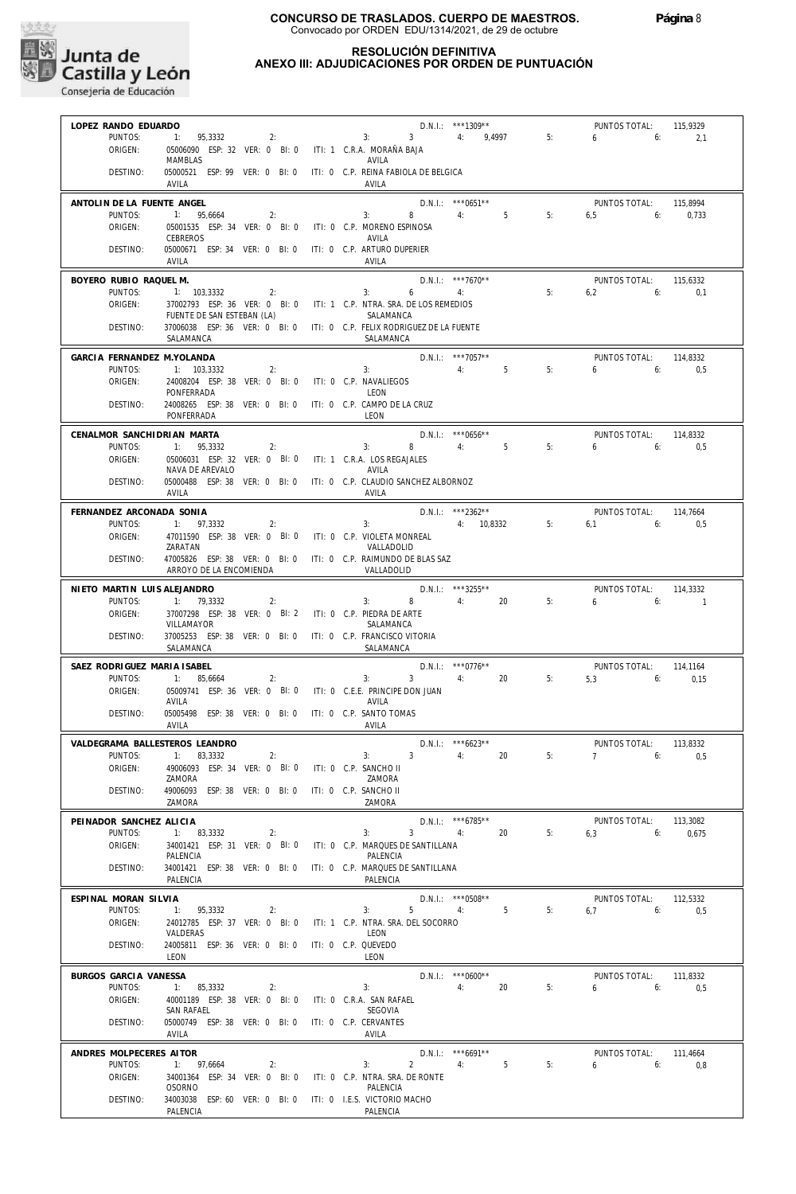**CONCURSO DE TRASLADOS. CUERPO DE MAESTROS.**
Convocado por ORDEN EDU/1314/2021, de 29 de octubre

**RESOLUCIÓN DEFINITIVA**
**ANEXO III: ADJUDICACIONES POR ORDEN DE PUNTUACIÓN**

---

**LOPEZ RANDO EDUARDO** — D.N.I.: ***1309** — PUNTOS TOTAL: 115,9329
PUNTOS: 1: 95,3332 2: 3: 3 4: 9,4997 5: 6 6: 2,1
ORIGEN: 05006090 ESP: 32 VER: 0 BI: 0 ITI: 1 C.R.A. MORAÑA BAJA — MAMBLAS — AVILA
DESTINO: 05000521 ESP: 99 VER: 0 BI: 0 ITI: 0 C.P. REINA FABIOLA DE BELGICA — AVILA — AVILA

---

**ANTOLIN DE LA FUENTE ANGEL** — D.N.I.: ***0651** — PUNTOS TOTAL: 115,8994
PUNTOS: 1: 95,6664 2: 3: 8 4: 5 5: 6,5 6: 0,733
ORIGEN: 05001535 ESP: 34 VER: 0 BI: 0 ITI: 0 C.P. MORENO ESPINOSA — CEBREROS — AVILA
DESTINO: 05000671 ESP: 34 VER: 0 BI: 0 ITI: 0 C.P. ARTURO DUPERIER — AVILA — AVILA

---

**BOYERO RUBIO RAQUEL M.** — D.N.I.: ***7670** — PUNTOS TOTAL: 115,6332
PUNTOS: 1: 103,3332 2: 3: 6 4: 5: 6,2 6: 0,1
ORIGEN: 37002793 ESP: 36 VER: 0 BI: 0 ITI: 1 C.P. NTRA. SRA. DE LOS REMEDIOS — FUENTE DE SAN ESTEBAN (LA) — SALAMANCA
DESTINO: 37006038 ESP: 36 VER: 0 BI: 0 ITI: 0 C.P. FELIX RODRIGUEZ DE LA FUENTE — SALAMANCA — SALAMANCA

---

**GARCIA FERNANDEZ M.YOLANDA** — D.N.I.: ***7057** — PUNTOS TOTAL: 114,8332
PUNTOS: 1: 103,3332 2: 3: 4: 5 5: 6 6: 0,5
ORIGEN: 24008204 ESP: 38 VER: 0 BI: 0 ITI: 0 C.P. NAVALIEGOS — PONFERRADA — LEON
DESTINO: 24008265 ESP: 38 VER: 0 BI: 0 ITI: 0 C.P. CAMPO DE LA CRUZ — PONFERRADA — LEON

---

**CENALMOR SANCHIDRIAN MARTA** — D.N.I.: ***0656** — PUNTOS TOTAL: 114,8332
PUNTOS: 1: 95,3332 2: 3: 8 4: 5 5: 6 6: 0,5
ORIGEN: 05006031 ESP: 32 VER: 0 BI: 0 ITI: 1 C.R.A. LOS REGAJALES — NAVA DE AREVALO — AVILA
DESTINO: 05000488 ESP: 38 VER: 0 BI: 0 ITI: 0 C.P. CLAUDIO SANCHEZ ALBORNOZ — AVILA — AVILA

---

**FERNANDEZ ARCONADA SONIA** — D.N.I.: ***2362** — PUNTOS TOTAL: 114,7664
PUNTOS: 1: 97,3332 2: 3: 4: 10,8332 5: 6,1 6: 0,5
ORIGEN: 47011590 ESP: 38 VER: 0 BI: 0 ITI: 0 C.P. VIOLETA MONREAL — ZARATAN — VALLADOLID
DESTINO: 47005826 ESP: 38 VER: 0 BI: 0 ITI: 0 C.P. RAIMUNDO DE BLAS SAZ — ARROYO DE LA ENCOMIENDA — VALLADOLID

---

**NIETO MARTIN LUIS ALEJANDRO** — D.N.I.: ***3255** — PUNTOS TOTAL: 114,3332
PUNTOS: 1: 79,3332 2: 3: 8 4: 20 5: 6 6: 1
ORIGEN: 37007298 ESP: 38 VER: 0 BI: 2 ITI: 0 C.P. PIEDRA DE ARTE — VILLAMAYOR — SALAMANCA
DESTINO: 37005253 ESP: 38 VER: 0 BI: 0 ITI: 0 C.P. FRANCISCO VITORIA — SALAMANCA — SALAMANCA

---

**SAEZ RODRIGUEZ MARIA ISABEL** — D.N.I.: ***0776** — PUNTOS TOTAL: 114,1164
PUNTOS: 1: 85,6664 2: 3: 3 4: 20 5: 5,3 6: 0,15
ORIGEN: 05009741 ESP: 36 VER: 0 BI: 0 ITI: 0 C.E.E. PRINCIPE DON JUAN — AVILA — AVILA
DESTINO: 05005498 ESP: 38 VER: 0 BI: 0 ITI: 0 C.P. SANTO TOMAS — AVILA — AVILA

---

**VALDEGRAMA BALLESTEROS LEANDRO** — D.N.I.: ***6623** — PUNTOS TOTAL: 113,8332
PUNTOS: 1: 83,3332 2: 3: 3 4: 20 5: 7 6: 0,5
ORIGEN: 49006093 ESP: 34 VER: 0 BI: 0 ITI: 0 C.P. SANCHO II — ZAMORA — ZAMORA
DESTINO: 49006093 ESP: 38 VER: 0 BI: 0 ITI: 0 C.P. SANCHO II — ZAMORA — ZAMORA

---

**PEINADOR SANCHEZ ALICIA** — D.N.I.: ***6785** — PUNTOS TOTAL: 113,3082
PUNTOS: 1: 83,3332 2: 3: 3 4: 20 5: 6,3 6: 0,675
ORIGEN: 34001421 ESP: 31 VER: 0 BI: 0 ITI: 0 C.P. MARQUES DE SANTILLANA — PALENCIA — PALENCIA
DESTINO: 34001421 ESP: 38 VER: 0 BI: 0 ITI: 0 C.P. MARQUES DE SANTILLANA — PALENCIA — PALENCIA

---

**ESPINAL MORAN SILVIA** — D.N.I.: ***0508** — PUNTOS TOTAL: 112,5332
PUNTOS: 1: 95,3332 2: 3: 5 4: 5 5: 6,7 6: 0,5
ORIGEN: 24012785 ESP: 37 VER: 0 BI: 0 ITI: 1 C.P. NTRA. SRA. DEL SOCORRO — VALDERAS — LEON
DESTINO: 24005811 ESP: 36 VER: 0 BI: 0 ITI: 0 C.P. QUEVEDO — LEON — LEON

---

**BURGOS GARCIA VANESSA** — D.N.I.: ***0600** — PUNTOS TOTAL: 111,8332
PUNTOS: 1: 85,3332 2: 3: 4: 20 5: 6 6: 0,5
ORIGEN: 40001189 ESP: 38 VER: 0 BI: 0 ITI: 0 C.R.A. SAN RAFAEL — SAN RAFAEL — SEGOVIA
DESTINO: 05000749 ESP: 38 VER: 0 BI: 0 ITI: 0 C.P. CERVANTES — AVILA — AVILA

---

**ANDRES MOLPECERES AITOR** — D.N.I.: ***6691** — PUNTOS TOTAL: 111,4664
PUNTOS: 1: 97,6664 2: 3: 2 4: 5 5: 6 6: 0,8
ORIGEN: 34001364 ESP: 34 VER: 0 BI: 0 ITI: 0 C.P. NTRA. SRA. DE RONTE — OSORNO — PALENCIA
DESTINO: 34003038 ESP: 60 VER: 0 BI: 0 ITI: 0 I.E.S. VICTORIO MACHO — PALENCIA — PALENCIA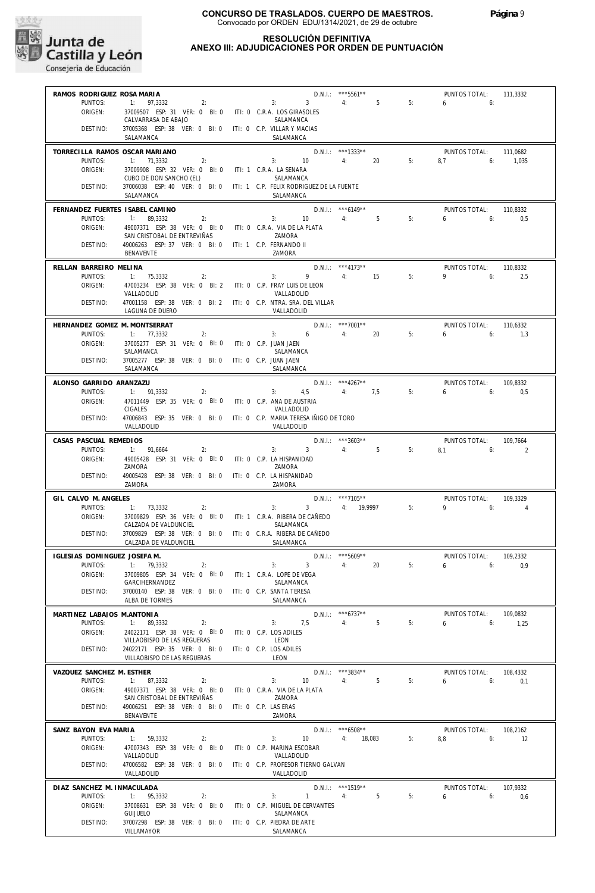**CONCURSO DE TRASLADOS. CUERPO DE MAESTROS.**
Convocado por ORDEN EDU/1314/2021, de 29 de octubre

**RESOLUCIÓN DEFINITIVA**
**ANEXO III: ADJUDICACIONES POR ORDEN DE PUNTUACIÓN**

---

**RAMOS RODRIGUEZ ROSA MARIA** — D.N.I.: ***5561** — PUNTOS TOTAL: 111,3332
PUNTOS: 1: 97,3332 2: 3: 3 4: 5 5: 6 6:
ORIGEN: 37009507 ESP: 31 VER: 0 BI: 0 ITI: 0 C.R.A. LOS GIRASOLES — CALVARRASA DE ABAJO — SALAMANCA
DESTINO: 37005368 ESP: 38 VER: 0 BI: 0 ITI: 0 C.P. VILLAR Y MACIAS — SALAMANCA — SALAMANCA

---

**TORRECILLA RAMOS OSCAR MARIANO** — D.N.I.: ***1333** — PUNTOS TOTAL: 111,0682
PUNTOS: 1: 71,3332 2: 3: 10 4: 20 5: 8,7 6: 1,035
ORIGEN: 37009908 ESP: 32 VER: 0 BI: 0 ITI: 1 C.R.A. LA SENARA — CUBO DE DON SANCHO (EL) — SALAMANCA
DESTINO: 37006038 ESP: 40 VER: 0 BI: 0 ITI: 1 C.P. FELIX RODRIGUEZ DE LA FUENTE — SALAMANCA — SALAMANCA

---

**FERNANDEZ FUERTES ISABEL CAMINO** — D.N.I.: ***6149** — PUNTOS TOTAL: 110,8332
PUNTOS: 1: 89,3332 2: 3: 10 4: 5 5: 6 6: 0,5
ORIGEN: 49007371 ESP: 38 VER: 0 BI: 0 ITI: 0 C.R.A. VIA DE LA PLATA — SAN CRISTOBAL DE ENTREVIÑAS — ZAMORA
DESTINO: 49006263 ESP: 37 VER: 0 BI: 0 ITI: 1 C.P. FERNANDO II — BENAVENTE — ZAMORA

---

**RELLAN BARREIRO MELINA** — D.N.I.: ***4173** — PUNTOS TOTAL: 110,8332
PUNTOS: 1: 75,3332 2: 3: 9 4: 15 5: 9 6: 2,5
ORIGEN: 47003234 ESP: 38 VER: 0 BI: 2 ITI: 0 C.P. FRAY LUIS DE LEON — VALLADOLID — VALLADOLID
DESTINO: 47001158 ESP: 38 VER: 0 BI: 2 ITI: 0 C.P. NTRA. SRA. DEL VILLAR — LAGUNA DE DUERO — VALLADOLID

---

**HERNANDEZ GOMEZ M. MONTSERRAT** — D.N.I.: ***7001** — PUNTOS TOTAL: 110,6332
PUNTOS: 1: 77,3332 2: 3: 6 4: 20 5: 6 6: 1,3
ORIGEN: 37005277 ESP: 31 VER: 0 BI: 0 ITI: 0 C.P. JUAN JAEN — SALAMANCA — SALAMANCA
DESTINO: 37005277 ESP: 38 VER: 0 BI: 0 ITI: 0 C.P. JUAN JAEN — SALAMANCA — SALAMANCA

---

**ALONSO GARRIDO ARANZAZU** — D.N.I.: ***4267** — PUNTOS TOTAL: 109,8332
PUNTOS: 1: 91,3332 2: 3: 4,5 4: 7,5 5: 6 6: 0,5
ORIGEN: 47011449 ESP: 35 VER: 0 BI: 0 ITI: 0 C.P. ANA DE AUSTRIA — CIGALES — VALLADOLID
DESTINO: 47006843 ESP: 35 VER: 0 BI: 0 ITI: 0 C.P. MARIA TERESA IÑIGO DE TORO — VALLADOLID — VALLADOLID

---

**CASAS PASCUAL REMEDIOS** — D.N.I.: ***3603** — PUNTOS TOTAL: 109,7664
PUNTOS: 1: 91,6664 2: 3: 3 4: 5 5: 8,1 6: 2
ORIGEN: 49005428 ESP: 31 VER: 0 BI: 0 ITI: 0 C.P. LA HISPANIDAD — ZAMORA — ZAMORA
DESTINO: 49005428 ESP: 38 VER: 0 BI: 0 ITI: 0 C.P. LA HISPANIDAD — ZAMORA — ZAMORA

---

**GIL CALVO M. ANGELES** — D.N.I.: ***7105** — PUNTOS TOTAL: 109,3329
PUNTOS: 1: 73,3332 2: 3: 3 4: 19,9997 5: 9 6: 4
ORIGEN: 37009829 ESP: 36 VER: 0 BI: 0 ITI: 1 C.R.A. RIBERA DE CAÑEDO — CALZADA DE VALDUNCIEL — SALAMANCA
DESTINO: 37009829 ESP: 38 VER: 0 BI: 0 ITI: 0 C.R.A. RIBERA DE CAÑEDO — CALZADA DE VALDUNCIEL — SALAMANCA

---

**IGLESIAS DOMINGUEZ JOSEFA M.** — D.N.I.: ***5609** — PUNTOS TOTAL: 109,2332
PUNTOS: 1: 79,3332 2: 3: 3 4: 20 5: 6 6: 0,9
ORIGEN: 37009805 ESP: 34 VER: 0 BI: 0 ITI: 1 C.R.A. LOPE DE VEGA — GARCIHERNANDEZ — SALAMANCA
DESTINO: 37000140 ESP: 38 VER: 0 BI: 0 ITI: 0 C.P. SANTA TERESA — ALBA DE TORMES — SALAMANCA

---

**MARTINEZ LABAJOS M.ANTONIA** — D.N.I.: ***6737** — PUNTOS TOTAL: 109,0832
PUNTOS: 1: 89,3332 2: 3: 7,5 4: 5 5: 6 6: 1,25
ORIGEN: 24022171 ESP: 38 VER: 0 BI: 0 ITI: 0 C.P. LOS ADILES — VILLAOBISPO DE LAS REGUERAS — LEON
DESTINO: 24022171 ESP: 35 VER: 0 BI: 0 ITI: 0 C.P. LOS ADILES — VILLAOBISPO DE LAS REGUERAS — LEON

---

**VAZQUEZ SANCHEZ M. ESTHER** — D.N.I.: ***3834** — PUNTOS TOTAL: 108,4332
PUNTOS: 1: 87,3332 2: 3: 10 4: 5 5: 6 6: 0,1
ORIGEN: 49007371 ESP: 38 VER: 0 BI: 0 ITI: 0 C.R.A. VIA DE LA PLATA — SAN CRISTOBAL DE ENTREVIÑAS — ZAMORA
DESTINO: 49006251 ESP: 38 VER: 0 BI: 0 ITI: 0 C.P. LAS ERAS — BENAVENTE — ZAMORA

---

**SANZ BAYON EVA MARIA** — D.N.I.: ***6508** — PUNTOS TOTAL: 108,2162
PUNTOS: 1: 59,3332 2: 3: 10 4: 18,083 5: 8,8 6: 12
ORIGEN: 47007343 ESP: 38 VER: 0 BI: 0 ITI: 0 C.P. MARINA ESCOBAR — VALLADOLID — VALLADOLID
DESTINO: 47006582 ESP: 38 VER: 0 BI: 0 ITI: 0 C.P. PROFESOR TIERNO GALVAN — VALLADOLID — VALLADOLID

---

**DIAZ SANCHEZ M. INMACULADA** — D.N.I.: ***1519** — PUNTOS TOTAL: 107,9332
PUNTOS: 1: 95,3332 2: 3: 1 4: 5 5: 6 6: 0,6
ORIGEN: 37008631 ESP: 38 VER: 0 BI: 0 ITI: 0 C.P. MIGUEL DE CERVANTES — GUIJUELO — SALAMANCA
DESTINO: 37007298 ESP: 38 VER: 0 BI: 0 ITI: 0 C.P. PIEDRA DE ARTE — VILLAMAYOR — SALAMANCA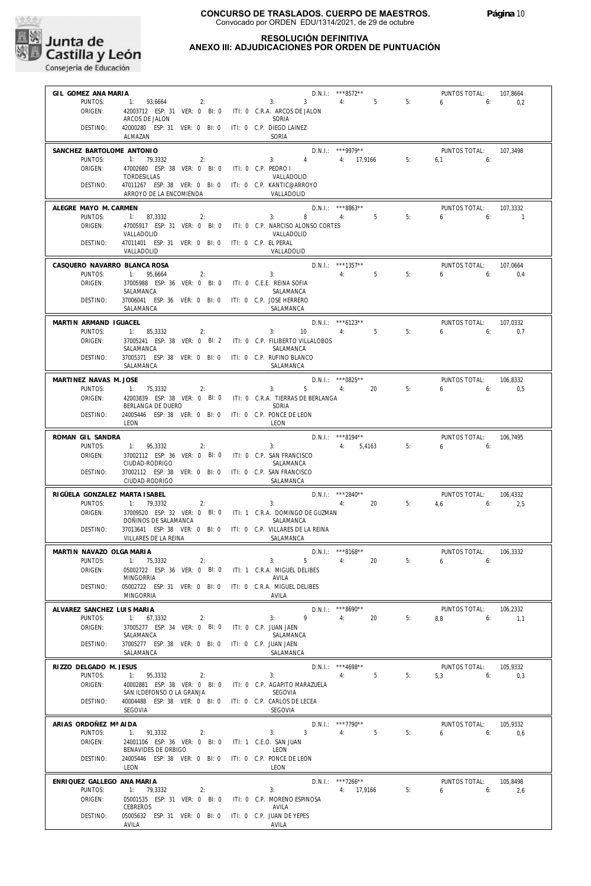# CONCURSO DE TRASLADOS. CUERPO DE MAESTROS.
Convocado por ORDEN EDU/1314/2021, de 29 de octubre

## RESOLUCIÓN DEFINITIVA
## ANEXO III: ADJUDICACIONES POR ORDEN DE PUNTUACIÓN

**GIL GOMEZ ANA MARIA** — D.N.I.: ***8572** — PUNTOS TOTAL: 107,8664
PUNTOS: 1: 93,6664 2: 3: 3 4: 5 5: 6 6: 0,2
ORIGEN: 42003712 ESP: 31 VER: 0 BI: 0 ITI: 0 C.R.A. ARCOS DE JALON — ARCOS DE JALON — SORIA
DESTINO: 42000280 ESP: 31 VER: 0 BI: 0 ITI: 0 C.P. DIEGO LAINEZ — ALMAZAN — SORIA

**SANCHEZ BARTOLOME ANTONIO** — D.N.I.: ***9979** — PUNTOS TOTAL: 107,3498
PUNTOS: 1: 79,3332 2: 3: 4 4: 17,9166 5: 6,1 6:
ORIGEN: 47002680 ESP: 38 VER: 0 BI: 0 ITI: 0 C.P. PEDRO I — TORDESILLAS — VALLADOLID
DESTINO: 47011267 ESP: 38 VER: 0 BI: 0 ITI: 0 C.P. KANTIC@ARROYO — ARROYO DE LA ENCOMIENDA — VALLADOLID

**ALEGRE MAYO M. CARMEN** — D.N.I.: ***8863** — PUNTOS TOTAL: 107,3332
PUNTOS: 1: 87,3332 2: 3: 8 4: 5 5: 6 6: 1
ORIGEN: 47005917 ESP: 31 VER: 0 BI: 0 ITI: 0 C.P. NARCISO ALONSO CORTES — VALLADOLID — VALLADOLID
DESTINO: 47011401 ESP: 31 VER: 0 BI: 0 ITI: 0 C.P. EL PERAL — VALLADOLID — VALLADOLID

**CASQUERO NAVARRO BLANCA ROSA** — D.N.I.: ***1357** — PUNTOS TOTAL: 107,0664
PUNTOS: 1: 95,6664 2: 3: 4: 5 5: 6 6: 0,4
ORIGEN: 37005988 ESP: 36 VER: 0 BI: 0 ITI: 0 C.E.E. REINA SOFIA — SALAMANCA — SALAMANCA
DESTINO: 37006041 ESP: 36 VER: 0 BI: 0 ITI: 0 C.P. JOSE HERRERO — SALAMANCA — SALAMANCA

**MARTIN ARMAND IGUACEL** — D.N.I.: ***6123** — PUNTOS TOTAL: 107,0332
PUNTOS: 1: 85,3332 2: 3: 10 4: 5 5: 6 6: 0,7
ORIGEN: 37005241 ESP: 38 VER: 0 BI: 2 ITI: 0 C.P. FILIBERTO VILLALOBOS — SALAMANCA — SALAMANCA
DESTINO: 37005371 ESP: 38 VER: 0 BI: 0 ITI: 0 C.P. RUFINO BLANCO — SALAMANCA — SALAMANCA

**MARTINEZ NAVAS M. JOSE** — D.N.I.: ***0825** — PUNTOS TOTAL: 106,8332
PUNTOS: 1: 75,3332 2: 3: 5 4: 20 5: 6 6: 0,5
ORIGEN: 42003839 ESP: 38 VER: 0 BI: 0 ITI: 0 C.R.A. TIERRAS DE BERLANGA — BERLANGA DE DUERO — SORIA
DESTINO: 24005446 ESP: 38 VER: 0 BI: 0 ITI: 0 C.P. PONCE DE LEON — LEON — LEON

**ROMAN GIL SANDRA** — D.N.I.: ***8194** — PUNTOS TOTAL: 106,7495
PUNTOS: 1: 95,3332 2: 3: 4: 5,4163 5: 6 6:
ORIGEN: 37002112 ESP: 36 VER: 0 BI: 0 ITI: 0 C.P. SAN FRANCISCO — CIUDAD-RODRIGO — SALAMANCA
DESTINO: 37002112 ESP: 38 VER: 0 BI: 0 ITI: 0 C.P. SAN FRANCISCO — CIUDAD-RODRIGO — SALAMANCA

**RIGÜELA GONZALEZ MARTA ISABEL** — D.N.I.: ***2840** — PUNTOS TOTAL: 106,4332
PUNTOS: 1: 79,3332 2: 3: 4: 20 5: 4,6 6: 2,5
ORIGEN: 37009520 ESP: 32 VER: 0 BI: 0 ITI: 1 C.R.A. DOMINGO DE GUZMAN — DOÑINOS DE SALAMANCA — SALAMANCA
DESTINO: 37013641 ESP: 38 VER: 0 BI: 0 ITI: 0 C.P. VILLARES DE LA REINA — VILLARES DE LA REINA — SALAMANCA

**MARTIN NAVAZO OLGA MARIA** — D.N.I.: ***8168** — PUNTOS TOTAL: 106,3332
PUNTOS: 1: 75,3332 2: 3: 5 4: 20 5: 6 6:
ORIGEN: 05002722 ESP: 36 VER: 0 BI: 0 ITI: 1 C.R.A. MIGUEL DELIBES — MINGORRIA — AVILA
DESTINO: 05002722 ESP: 31 VER: 0 BI: 0 ITI: 0 C.R.A. MIGUEL DELIBES — MINGORRIA — AVILA

**ALVAREZ SANCHEZ LUIS MARIA** — D.N.I.: ***8690** — PUNTOS TOTAL: 106,2332
PUNTOS: 1: 67,3332 2: 3: 9 4: 20 5: 8,8 6: 1,1
ORIGEN: 37005277 ESP: 34 VER: 0 BI: 0 ITI: 0 C.P. JUAN JAEN — SALAMANCA — SALAMANCA
DESTINO: 37005277 ESP: 38 VER: 0 BI: 0 ITI: 0 C.P. JUAN JAEN — SALAMANCA — SALAMANCA

**RIZZO DELGADO M. JESUS** — D.N.I.: ***4698** — PUNTOS TOTAL: 105,9332
PUNTOS: 1: 95,3332 2: 3: 4: 5 5: 5,3 6: 0,3
ORIGEN: 40002881 ESP: 38 VER: 0 BI: 0 ITI: 0 C.P. AGAPITO MARAZUELA — SAN ILDEFONSO O LA GRANJA — SEGOVIA
DESTINO: 40004488 ESP: 38 VER: 0 BI: 0 ITI: 0 C.P. CARLOS DE LECEA — SEGOVIA — SEGOVIA

**ARIAS ORDOÑEZ Mª AIDA** — D.N.I.: ***7790** — PUNTOS TOTAL: 105,9332
PUNTOS: 1: 91,3332 2: 3: 3 4: 5 5: 6 6: 0,6
ORIGEN: 24001106 ESP: 36 VER: 0 BI: 0 ITI: 1 C.E.O. SAN JUAN — BENAVIDES DE ORBIGO — LEON
DESTINO: 24005446 ESP: 38 VER: 0 BI: 0 ITI: 0 C.P. PONCE DE LEON — LEON — LEON

**ENRIQUEZ GALLEGO ANA MARIA** — D.N.I.: ***7266** — PUNTOS TOTAL: 105,8498
PUNTOS: 1: 79,3332 2: 3: 4: 17,9166 5: 6 6: 2,6
ORIGEN: 05001535 ESP: 31 VER: 0 BI: 0 ITI: 0 C.P. MORENO ESPINOSA — CEBREROS — AVILA
DESTINO: 05005632 ESP: 31 VER: 0 BI: 0 ITI: 0 C.P. JUAN DE YEPES — AVILA — AVILA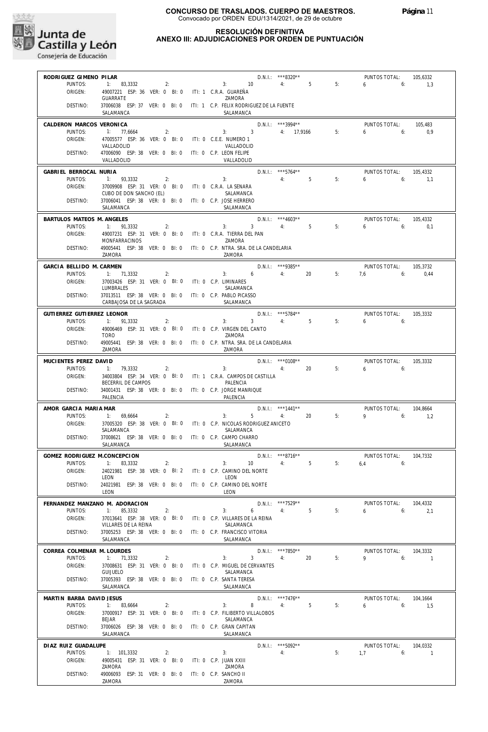**CONCURSO DE TRASLADOS. CUERPO DE MAESTROS.**
Convocado por ORDEN EDU/1314/2021, de 29 de octubre

**RESOLUCIÓN DEFINITIVA**
**ANEXO III: ADJUDICACIONES POR ORDEN DE PUNTUACIÓN**

Junta de Castilla y León
Consejería de Educación

---

**RODRIGUEZ GIMENO PILAR** — D.N.I.: ***8320** — PUNTOS TOTAL: 105,6332
PUNTOS: 1: 83,3332 2: 3: 10 4: 5 5: 6 6: 1,3
ORIGEN: 49007221 ESP: 36 VER: 0 BI: 0 ITI: 1 C.R.A. GUAREÑA — GUARRATE — ZAMORA
DESTINO: 37006038 ESP: 37 VER: 0 BI: 0 ITI: 1 C.P. FELIX RODRIGUEZ DE LA FUENTE — SALAMANCA — SALAMANCA

---

**CALDERON MARCOS VERONICA** — D.N.I.: ***3994** — PUNTOS TOTAL: 105,483
PUNTOS: 1: 77,6664 2: 3: 3 4: 17,9166 5: 6 6: 0,9
ORIGEN: 47005577 ESP: 36 VER: 0 BI: 0 ITI: 0 C.E.E. NUMERO 1 — VALLADOLID — VALLADOLID
DESTINO: 47006090 ESP: 38 VER: 0 BI: 0 ITI: 0 C.P. LEON FELIPE — VALLADOLID — VALLADOLID

---

**GABRIEL BERROCAL NURIA** — D.N.I.: ***5764** — PUNTOS TOTAL: 105,4332
PUNTOS: 1: 93,3332 2: 3: 4: 5 5: 6 6: 1,1
ORIGEN: 37009908 ESP: 31 VER: 0 BI: 0 ITI: 0 C.R.A. LA SENARA — CUBO DE DON SANCHO (EL) — SALAMANCA
DESTINO: 37006041 ESP: 38 VER: 0 BI: 0 ITI: 0 C.P. JOSE HERRERO — SALAMANCA — SALAMANCA

---

**BARTULOS MATEOS M. ANGELES** — D.N.I.: ***4603** — PUNTOS TOTAL: 105,4332
PUNTOS: 1: 91,3332 2: 3: 3 4: 5 5: 6 6: 0,1
ORIGEN: 49007231 ESP: 31 VER: 0 BI: 0 ITI: 0 C.R.A. TIERRA DEL PAN — MONFARRACINOS — ZAMORA
DESTINO: 49005441 ESP: 38 VER: 0 BI: 0 ITI: 0 C.P. NTRA. SRA. DE LA CANDELARIA — ZAMORA — ZAMORA

---

**GARCIA BELLIDO M. CARMEN** — D.N.I.: ***9385** — PUNTOS TOTAL: 105,3732
PUNTOS: 1: 71,3332 2: 3: 6 4: 20 5: 7,6 6: 0,44
ORIGEN: 37003426 ESP: 31 VER: 0 BI: 0 ITI: 0 C.P. LIMINARES — LUMBRALES — SALAMANCA
DESTINO: 37013511 ESP: 38 VER: 0 BI: 0 ITI: 0 C.P. PABLO PICASSO — CARBAJOSA DE LA SAGRADA — SALAMANCA

---

**GUTIERREZ GUTIERREZ LEONOR** — D.N.I.: ***5784** — PUNTOS TOTAL: 105,3332
PUNTOS: 1: 91,3332 2: 3: 3 4: 5 5: 6 6:
ORIGEN: 49006469 ESP: 31 VER: 0 BI: 0 ITI: 0 C.P. VIRGEN DEL CANTO — TORO — ZAMORA
DESTINO: 49005441 ESP: 38 VER: 0 BI: 0 ITI: 0 C.P. NTRA. SRA. DE LA CANDELARIA — ZAMORA — ZAMORA

---

**MUCIENTES PEREZ DAVID** — D.N.I.: ***0108** — PUNTOS TOTAL: 105,3332
PUNTOS: 1: 79,3332 2: 3: 4: 20 5: 6 6:
ORIGEN: 34003804 ESP: 34 VER: 0 BI: 0 ITI: 1 C.R.A. CAMPOS DE CASTILLA — BECERRIL DE CAMPOS — PALENCIA
DESTINO: 34001431 ESP: 38 VER: 0 BI: 0 ITI: 0 C.P. JORGE MANRIQUE — PALENCIA — PALENCIA

---

**AMOR GARCIA MARIA MAR** — D.N.I.: ***1441** — PUNTOS TOTAL: 104,8664
PUNTOS: 1: 69,6664 2: 3: 5 4: 20 5: 9 6: 1,2
ORIGEN: 37005320 ESP: 38 VER: 0 BI: 0 ITI: 0 C.P. NICOLAS RODRIGUEZ ANICETO — SALAMANCA — SALAMANCA
DESTINO: 37008621 ESP: 38 VER: 0 BI: 0 ITI: 0 C.P. CAMPO CHARRO — SALAMANCA — SALAMANCA

---

**GOMEZ RODRIGUEZ M.CONCEPCION** — D.N.I.: ***8716** — PUNTOS TOTAL: 104,7332
PUNTOS: 1: 83,3332 2: 3: 10 4: 5 5: 6,4 6:
ORIGEN: 24021981 ESP: 38 VER: 0 BI: 2 ITI: 0 C.P. CAMINO DEL NORTE — LEON — LEON
DESTINO: 24021981 ESP: 38 VER: 0 BI: 0 ITI: 0 C.P. CAMINO DEL NORTE — LEON — LEON

---

**FERNANDEZ MANZANO M. ADORACION** — D.N.I.: ***7529** — PUNTOS TOTAL: 104,4332
PUNTOS: 1: 85,3332 2: 3: 6 4: 5 5: 6 6: 2,1
ORIGEN: 37013641 ESP: 38 VER: 0 BI: 0 ITI: 0 C.P. VILLARES DE LA REINA — VILLARES DE LA REINA — SALAMANCA
DESTINO: 37005253 ESP: 38 VER: 0 BI: 0 ITI: 0 C.P. FRANCISCO VITORIA — SALAMANCA — SALAMANCA

---

**CORREA COLMENAR M. LOURDES** — D.N.I.: ***7850** — PUNTOS TOTAL: 104,3332
PUNTOS: 1: 71,3332 2: 3: 3 4: 20 5: 9 6: 1
ORIGEN: 37008631 ESP: 31 VER: 0 BI: 0 ITI: 0 C.P. MIGUEL DE CERVANTES — GUIJUELO — SALAMANCA
DESTINO: 37005393 ESP: 38 VER: 0 BI: 0 ITI: 0 C.P. SANTA TERESA — SALAMANCA — SALAMANCA

---

**MARTIN BARBA DAVID JESUS** — D.N.I.: ***7476** — PUNTOS TOTAL: 104,1664
PUNTOS: 1: 83,6664 2: 3: 8 4: 5 5: 6 6: 1,5
ORIGEN: 37000917 ESP: 31 VER: 0 BI: 0 ITI: 0 C.P. FILIBERTO VILLALOBOS — BEJAR — SALAMANCA
DESTINO: 37006026 ESP: 38 VER: 0 BI: 0 ITI: 0 C.P. GRAN CAPITAN — SALAMANCA — SALAMANCA

---

**DIAZ RUIZ GUADALUPE** — D.N.I.: ***5092** — PUNTOS TOTAL: 104,0332
PUNTOS: 1: 101,3332 2: 3: 4: 5: 1,7 6: 1
ORIGEN: 49005431 ESP: 31 VER: 0 BI: 0 ITI: 0 C.P. JUAN XXIII — ZAMORA — ZAMORA
DESTINO: 49006093 ESP: 31 VER: 0 BI: 0 ITI: 0 C.P. SANCHO II — ZAMORA — ZAMORA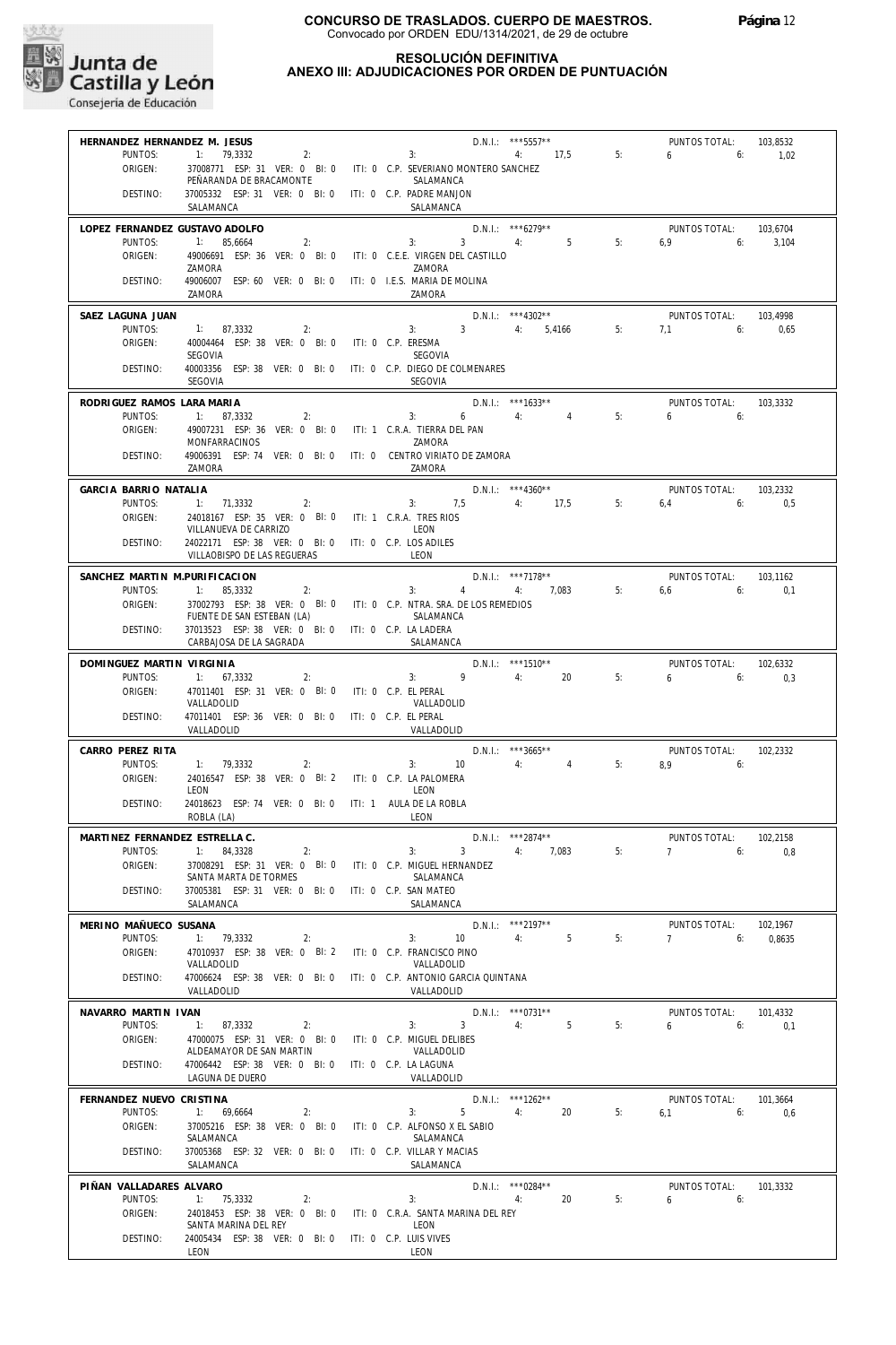# CONCURSO DE TRASLADOS. CUERPO DE MAESTROS.

Convocado por ORDEN EDU/1314/2021, de 29 de octubre

## RESOLUCIÓN DEFINITIVA
## ANEXO III: ADJUDICACIONES POR ORDEN DE PUNTUACIÓN

**HERNANDEZ HERNANDEZ M. JESUS** — D.N.I.: ***5557** — PUNTOS TOTAL: 103,8532
PUNTOS: 1: 79,3332 2: 3: 4: 17,5 5: 6 6: 1,02
ORIGEN: 37008771 ESP: 31 VER: 0 BI: 0 ITI: 0 C.P. SEVERIANO MONTERO SANCHEZ — PEÑARANDA DE BRACAMONTE — SALAMANCA
DESTINO: 37005332 ESP: 31 VER: 0 BI: 0 ITI: 0 C.P. PADRE MANJON — SALAMANCA — SALAMANCA

**LOPEZ FERNANDEZ GUSTAVO ADOLFO** — D.N.I.: ***6279** — PUNTOS TOTAL: 103,6704
PUNTOS: 1: 85,6664 2: 3: 3 4: 5 5: 6,9 6: 3,104
ORIGEN: 49006691 ESP: 36 VER: 0 BI: 0 ITI: 0 C.E.E. VIRGEN DEL CASTILLO — ZAMORA — ZAMORA
DESTINO: 49006007 ESP: 60 VER: 0 BI: 0 ITI: 0 I.E.S. MARIA DE MOLINA — ZAMORA — ZAMORA

**SAEZ LAGUNA JUAN** — D.N.I.: ***4302** — PUNTOS TOTAL: 103,4998
PUNTOS: 1: 87,3332 2: 3: 3 4: 5,4166 5: 7,1 6: 0,65
ORIGEN: 40004464 ESP: 38 VER: 0 BI: 0 ITI: 0 C.P. ERESMA — SEGOVIA — SEGOVIA
DESTINO: 40003356 ESP: 38 VER: 0 BI: 0 ITI: 0 C.P. DIEGO DE COLMENARES — SEGOVIA — SEGOVIA

**RODRIGUEZ RAMOS LARA MARIA** — D.N.I.: ***1633** — PUNTOS TOTAL: 103,3332
PUNTOS: 1: 87,3332 2: 3: 6 4: 4 5: 6 6:
ORIGEN: 49007231 ESP: 36 VER: 0 BI: 0 ITI: 1 C.R.A. TIERRA DEL PAN — MONFARRACINOS — ZAMORA
DESTINO: 49006391 ESP: 74 VER: 0 BI: 0 ITI: 0 CENTRO VIRIATO DE ZAMORA — ZAMORA — ZAMORA

**GARCIA BARRIO NATALIA** — D.N.I.: ***4360** — PUNTOS TOTAL: 103,2332
PUNTOS: 1: 71,3332 2: 3: 7,5 4: 17,5 5: 6,4 6: 0,5
ORIGEN: 24018167 ESP: 35 VER: 0 BI: 0 ITI: 1 C.R.A. TRES RIOS — VILLANUEVA DE CARRIZO — LEON
DESTINO: 24022171 ESP: 38 VER: 0 BI: 0 ITI: 0 C.P. LOS ADILES — VILLAOBISPO DE LAS REGUERAS — LEON

**SANCHEZ MARTIN M.PURIFICACION** — D.N.I.: ***7178** — PUNTOS TOTAL: 103,1162
PUNTOS: 1: 85,3332 2: 3: 4 4: 7,083 5: 6,6 6: 0,1
ORIGEN: 37002793 ESP: 38 VER: 0 BI: 0 ITI: 0 C.P. NTRA. SRA. DE LOS REMEDIOS — FUENTE DE SAN ESTEBAN (LA) — SALAMANCA
DESTINO: 37013523 ESP: 38 VER: 0 BI: 0 ITI: 0 C.P. LA LADERA — CARBAJOSA DE LA SAGRADA — SALAMANCA

**DOMINGUEZ MARTIN VIRGINIA** — D.N.I.: ***1510** — PUNTOS TOTAL: 102,6332
PUNTOS: 1: 67,3332 2: 3: 9 4: 20 5: 6 6: 0,3
ORIGEN: 47011401 ESP: 31 VER: 0 BI: 0 ITI: 0 C.P. EL PERAL — VALLADOLID — VALLADOLID
DESTINO: 47011401 ESP: 36 VER: 0 BI: 0 ITI: 0 C.P. EL PERAL — VALLADOLID — VALLADOLID

**CARRO PEREZ RITA** — D.N.I.: ***3665** — PUNTOS TOTAL: 102,2332
PUNTOS: 1: 79,3332 2: 3: 10 4: 4 5: 8,9 6:
ORIGEN: 24016547 ESP: 38 VER: 0 BI: 2 ITI: 0 C.P. LA PALOMERA — LEON — LEON
DESTINO: 24018623 ESP: 74 VER: 0 BI: 0 ITI: 1 AULA DE LA ROBLA — ROBLA (LA) — LEON

**MARTINEZ FERNANDEZ ESTRELLA C.** — D.N.I.: ***2874** — PUNTOS TOTAL: 102,2158
PUNTOS: 1: 84,3328 2: 3: 3 4: 7,083 5: 7 6: 0,8
ORIGEN: 37008291 ESP: 31 VER: 0 BI: 0 ITI: 0 C.P. MIGUEL HERNANDEZ — SANTA MARTA DE TORMES — SALAMANCA
DESTINO: 37005381 ESP: 31 VER: 0 BI: 0 ITI: 0 C.P. SAN MATEO — SALAMANCA — SALAMANCA

**MERINO MAÑUECO SUSANA** — D.N.I.: ***2197** — PUNTOS TOTAL: 102,1967
PUNTOS: 1: 79,3332 2: 3: 10 4: 5 5: 7 6: 0,8635
ORIGEN: 47010937 ESP: 38 VER: 0 BI: 2 ITI: 0 C.P. FRANCISCO PINO — VALLADOLID — VALLADOLID
DESTINO: 47006624 ESP: 38 VER: 0 BI: 0 ITI: 0 C.P. ANTONIO GARCIA QUINTANA — VALLADOLID — VALLADOLID

**NAVARRO MARTIN IVAN** — D.N.I.: ***0731** — PUNTOS TOTAL: 101,4332
PUNTOS: 1: 87,3332 2: 3: 3 4: 5 5: 6 6: 0,1
ORIGEN: 47000075 ESP: 31 VER: 0 BI: 0 ITI: 0 C.P. MIGUEL DELIBES — ALDEAMAYOR DE SAN MARTIN — VALLADOLID
DESTINO: 47006442 ESP: 38 VER: 0 BI: 0 ITI: 0 C.P. LA LAGUNA — LAGUNA DE DUERO — VALLADOLID

**FERNANDEZ NUEVO CRISTINA** — D.N.I.: ***1262** — PUNTOS TOTAL: 101,3664
PUNTOS: 1: 69,6664 2: 3: 5 4: 20 5: 6,1 6: 0,6
ORIGEN: 37005216 ESP: 38 VER: 0 BI: 0 ITI: 0 C.P. ALFONSO X EL SABIO — SALAMANCA — SALAMANCA
DESTINO: 37005368 ESP: 32 VER: 0 BI: 0 ITI: 0 C.P. VILLAR Y MACIAS — SALAMANCA — SALAMANCA

**PIÑAN VALLADARES ALVARO** — D.N.I.: ***0284** — PUNTOS TOTAL: 101,3332
PUNTOS: 1: 75,3332 2: 3: 4: 20 5: 6 6:
ORIGEN: 24018453 ESP: 38 VER: 0 BI: 0 ITI: 0 C.R.A. SANTA MARINA DEL REY — SANTA MARINA DEL REY — LEON
DESTINO: 24005434 ESP: 38 VER: 0 BI: 0 ITI: 0 C.P. LUIS VIVES — LEON — LEON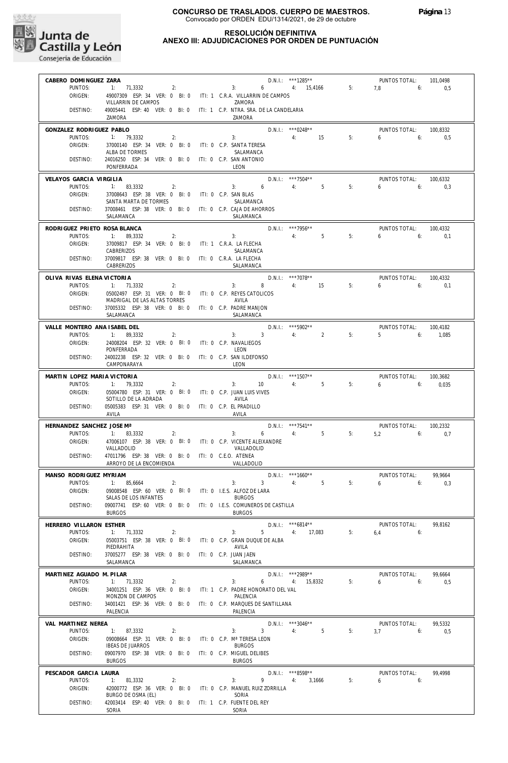**CONCURSO DE TRASLADOS. CUERPO DE MAESTROS.**
Convocado por ORDEN EDU/1314/2021, de 29 de octubre

**RESOLUCIÓN DEFINITIVA**
**ANEXO III: ADJUDICACIONES POR ORDEN DE PUNTUACIÓN**

**CABERO DOMINGUEZ ZARA** — D.N.I.: ***1285** — PUNTOS TOTAL: 101,0498
PUNTOS: 1: 71,3332 2: 3: 6 4: 15,4166 5: 7,8 6: 0,5
ORIGEN: 49007309 ESP: 34 VER: 0 BI: 0 ITI: 1 C.R.A. VILLARRIN DE CAMPOS — VILLARRIN DE CAMPOS — ZAMORA
DESTINO: 49005441 ESP: 40 VER: 0 BI: 0 ITI: 1 C.P. NTRA. SRA. DE LA CANDELARIA — ZAMORA — ZAMORA

**GONZALEZ RODRIGUEZ PABLO** — D.N.I.: ***0248** — PUNTOS TOTAL: 100,8332
PUNTOS: 1: 79,3332 2: 3: 4: 15 5: 6 6: 0,5
ORIGEN: 37000140 ESP: 34 VER: 0 BI: 0 ITI: 0 C.P. SANTA TERESA — ALBA DE TORMES — SALAMANCA
DESTINO: 24016250 ESP: 34 VER: 0 BI: 0 ITI: 0 C.P. SAN ANTONIO — PONFERRADA — LEON

**VELAYOS GARCIA VIRGILIA** — D.N.I.: ***7504** — PUNTOS TOTAL: 100,6332
PUNTOS: 1: 83,3332 2: 3: 6 4: 5 5: 6 6: 0,3
ORIGEN: 37008643 ESP: 38 VER: 0 BI: 0 ITI: 0 C.P. SAN BLAS — SANTA MARTA DE TORMES — SALAMANCA
DESTINO: 37008461 ESP: 38 VER: 0 BI: 0 ITI: 0 C.P. CAJA DE AHORROS — SALAMANCA — SALAMANCA

**RODRIGUEZ PRIETO ROSA BLANCA** — D.N.I.: ***7956** — PUNTOS TOTAL: 100,4332
PUNTOS: 1: 89,3332 2: 3: 4: 5 5: 6 6: 0,1
ORIGEN: 37009817 ESP: 34 VER: 0 BI: 0 ITI: 1 C.R.A. LA FLECHA — CABRERIZOS — SALAMANCA
DESTINO: 37009817 ESP: 38 VER: 0 BI: 0 ITI: 0 C.R.A. LA FLECHA — CABRERIZOS — SALAMANCA

**OLIVA RIVAS ELENA VICTORIA** — D.N.I.: ***7078** — PUNTOS TOTAL: 100,4332
PUNTOS: 1: 71,3332 2: 3: 8 4: 15 5: 6 6: 0,1
ORIGEN: 05002497 ESP: 31 VER: 0 BI: 0 ITI: 0 C.P. REYES CATOLICOS — MADRIGAL DE LAS ALTAS TORRES — AVILA
DESTINO: 37005332 ESP: 38 VER: 0 BI: 0 ITI: 0 C.P. PADRE MANJON — SALAMANCA — SALAMANCA

**VALLE MONTERO ANA ISABEL DEL** — D.N.I.: ***5902** — PUNTOS TOTAL: 100,4182
PUNTOS: 1: 89,3332 2: 3: 3 4: 2 5: 5 6: 1,085
ORIGEN: 24008204 ESP: 32 VER: 0 BI: 0 ITI: 0 C.P. NAVALIEGOS — PONFERRADA — LEON
DESTINO: 24002238 ESP: 32 VER: 0 BI: 0 ITI: 0 C.P. SAN ILDEFONSO — CAMPONARAYA — LEON

**MARTIN LOPEZ MARIA VICTORIA** — D.N.I.: ***1507** — PUNTOS TOTAL: 100,3682
PUNTOS: 1: 79,3332 2: 3: 10 4: 5 5: 6 6: 0,035
ORIGEN: 05004780 ESP: 31 VER: 0 BI: 0 ITI: 0 C.P. JUAN LUIS VIVES — SOTILLO DE LA ADRADA — AVILA
DESTINO: 05005383 ESP: 31 VER: 0 BI: 0 ITI: 0 C.P. EL PRADILLO — AVILA — AVILA

**HERNANDEZ SANCHEZ JOSE Mª** — D.N.I.: ***7541** — PUNTOS TOTAL: 100,2332
PUNTOS: 1: 83,3332 2: 3: 6 4: 5 5: 5,2 6: 0,7
ORIGEN: 47006107 ESP: 38 VER: 0 BI: 0 ITI: 0 C.P. VICENTE ALEIXANDRE — VALLADOLID — VALLADOLID
DESTINO: 47011796 ESP: 38 VER: 0 BI: 0 ITI: 0 C.E.O. ATENEA — ARROYO DE LA ENCOMIENDA — VALLADOLID

**MANSO RODRIGUEZ MYRIAM** — D.N.I.: ***1660** — PUNTOS TOTAL: 99,9664
PUNTOS: 1: 85,6664 2: 3: 3 4: 5 5: 6 6: 0,3
ORIGEN: 09008548 ESP: 60 VER: 0 BI: 0 ITI: 0 I.E.S. ALFOZ DE LARA — SALAS DE LOS INFANTES — BURGOS
DESTINO: 09007741 ESP: 60 VER: 0 BI: 0 ITI: 0 I.E.S. COMUNEROS DE CASTILLA — BURGOS — BURGOS

**HERRERO VILLARON ESTHER** — D.N.I.: ***6814** — PUNTOS TOTAL: 99,8162
PUNTOS: 1: 71,3332 2: 3: 5 4: 17,083 5: 6,4 6:
ORIGEN: 05003751 ESP: 38 VER: 0 BI: 0 ITI: 0 C.P. GRAN DUQUE DE ALBA — PIEDRAHITA — AVILA
DESTINO: 37005277 ESP: 38 VER: 0 BI: 0 ITI: 0 C.P. JUAN JAEN — SALAMANCA — SALAMANCA

**MARTINEZ AGUADO M. PILAR** — D.N.I.: ***2989** — PUNTOS TOTAL: 99,6664
PUNTOS: 1: 71,3332 2: 3: 6 4: 15,8332 5: 6 6: 0,5
ORIGEN: 34001251 ESP: 36 VER: 0 BI: 0 ITI: 1 C.P. PADRE HONORATO DEL VAL — MONZON DE CAMPOS — PALENCIA
DESTINO: 34001421 ESP: 36 VER: 0 BI: 0 ITI: 0 C.P. MARQUES DE SANTILLANA — PALENCIA — PALENCIA

**VAL MARTINEZ NEREA** — D.N.I.: ***3046** — PUNTOS TOTAL: 99,5332
PUNTOS: 1: 87,3332 2: 3: 3 4: 5 5: 3,7 6: 0,5
ORIGEN: 09008664 ESP: 31 VER: 0 BI: 0 ITI: 0 C.P. Mª TERESA LEON — IBEAS DE JUARROS — BURGOS
DESTINO: 09007970 ESP: 38 VER: 0 BI: 0 ITI: 0 C.P. MIGUEL DELIBES — BURGOS — BURGOS

**PESCADOR GARCIA LAURA** — D.N.I.: ***8598** — PUNTOS TOTAL: 99,4998
PUNTOS: 1: 81,3332 2: 3: 9 4: 3,1666 5: 6 6:
ORIGEN: 42000772 ESP: 36 VER: 0 BI: 0 ITI: 0 C.P. MANUEL RUIZ ZORRILLA — BURGO DE OSMA (EL) — SORIA
DESTINO: 42003414 ESP: 40 VER: 0 BI: 0 ITI: 1 C.P. FUENTE DEL REY — SORIA — SORIA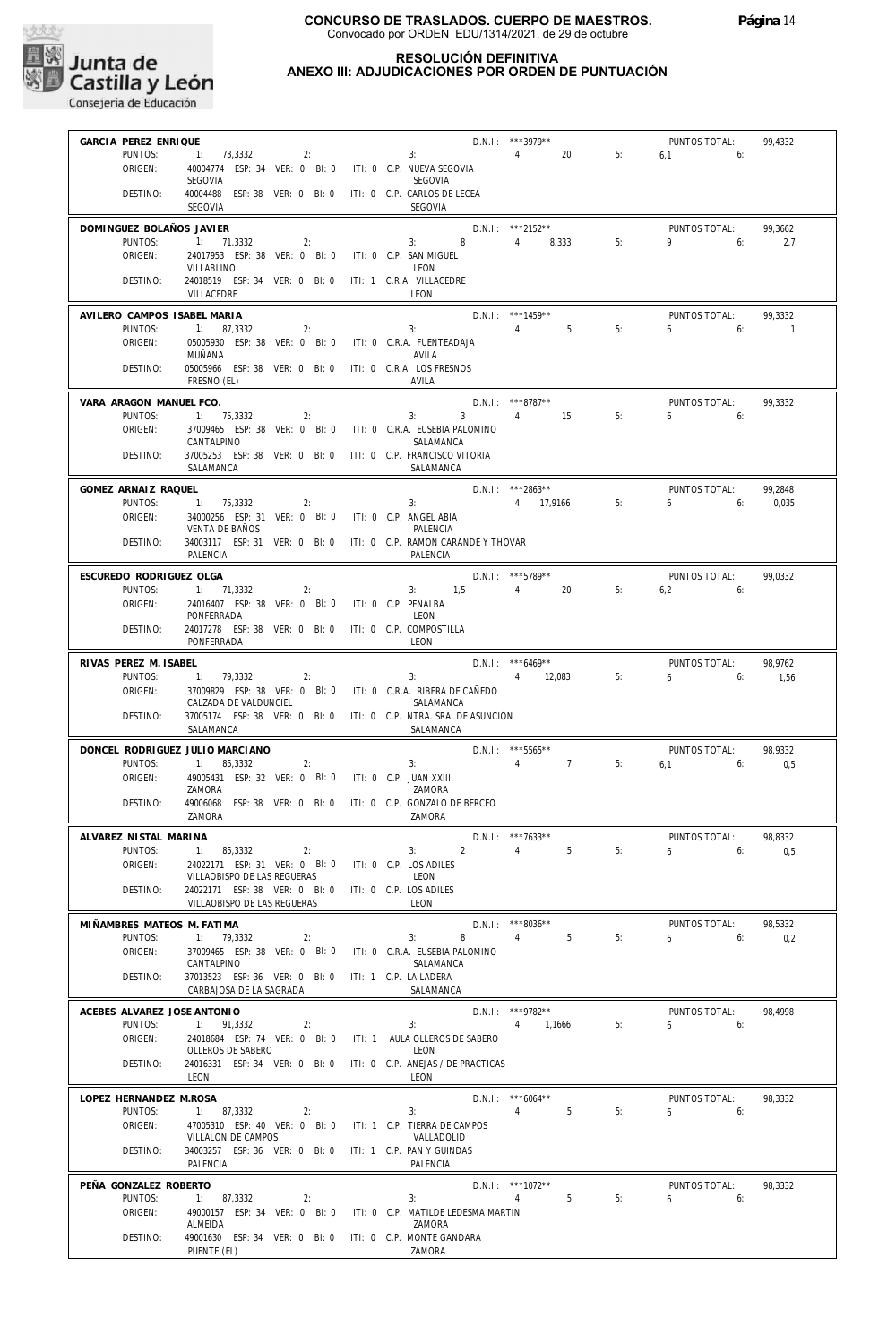**CONCURSO DE TRASLADOS. CUERPO DE MAESTROS.**
Convocado por ORDEN EDU/1314/2021, de 29 de octubre

**RESOLUCIÓN DEFINITIVA**
**ANEXO III: ADJUDICACIONES POR ORDEN DE PUNTUACIÓN**

**GARCIA PEREZ ENRIQUE** — D.N.I.: \*\*\*3979\*\* — PUNTOS TOTAL: 99,4332
PUNTOS: 1: 73,3332 2: 3: 4: 20 5: 6,1 6:
ORIGEN: 40004774 ESP: 34 VER: 0 BI: 0 ITI: 0 C.P. NUEVA SEGOVIA — SEGOVIA — SEGOVIA
DESTINO: 40004488 ESP: 38 VER: 0 BI: 0 ITI: 0 C.P. CARLOS DE LECEA — SEGOVIA — SEGOVIA

**DOMINGUEZ BOLAÑOS JAVIER** — D.N.I.: \*\*\*2152\*\* — PUNTOS TOTAL: 99,3662
PUNTOS: 1: 71,3332 2: 3: 8 4: 8,333 5: 9 6: 2,7
ORIGEN: 24017953 ESP: 38 VER: 0 BI: 0 ITI: 0 C.P. SAN MIGUEL — VILLABLINO — LEON
DESTINO: 24018519 ESP: 34 VER: 0 BI: 0 ITI: 1 C.R.A. VILLACEDRE — VILLACEDRE — LEON

**AVILERO CAMPOS ISABEL MARIA** — D.N.I.: \*\*\*1459\*\* — PUNTOS TOTAL: 99,3332
PUNTOS: 1: 87,3332 2: 3: 4: 5 5: 6 6: 1
ORIGEN: 05005930 ESP: 38 VER: 0 BI: 0 ITI: 0 C.R.A. FUENTEADAJA — MUÑANA — AVILA
DESTINO: 05005966 ESP: 38 VER: 0 BI: 0 ITI: 0 C.R.A. LOS FRESNOS — FRESNO (EL) — AVILA

**VARA ARAGON MANUEL FCO.** — D.N.I.: \*\*\*8787\*\* — PUNTOS TOTAL: 99,3332
PUNTOS: 1: 75,3332 2: 3: 3 4: 15 5: 6 6:
ORIGEN: 37009465 ESP: 38 VER: 0 BI: 0 ITI: 0 C.R.A. EUSEBIA PALOMINO — CANTALPINO — SALAMANCA
DESTINO: 37005253 ESP: 38 VER: 0 BI: 0 ITI: 0 C.P. FRANCISCO VITORIA — SALAMANCA — SALAMANCA

**GOMEZ ARNAIZ RAQUEL** — D.N.I.: \*\*\*2863\*\* — PUNTOS TOTAL: 99,2848
PUNTOS: 1: 75,3332 2: 3: 4: 17,9166 5: 6 6: 0,035
ORIGEN: 34000256 ESP: 31 VER: 0 BI: 0 ITI: 0 C.P. ANGEL ABIA — VENTA DE BAÑOS — PALENCIA
DESTINO: 34003117 ESP: 31 VER: 0 BI: 0 ITI: 0 C.P. RAMON CARANDE Y THOVAR — PALENCIA — PALENCIA

**ESCUREDO RODRIGUEZ OLGA** — D.N.I.: \*\*\*5789\*\* — PUNTOS TOTAL: 99,0332
PUNTOS: 1: 71,3332 2: 3: 1,5 4: 20 5: 6,2 6:
ORIGEN: 24016407 ESP: 38 VER: 0 BI: 0 ITI: 0 C.P. PEÑALBA — PONFERRADA — LEON
DESTINO: 24017278 ESP: 38 VER: 0 BI: 0 ITI: 0 C.P. COMPOSTILLA — PONFERRADA — LEON

**RIVAS PEREZ M. ISABEL** — D.N.I.: \*\*\*6469\*\* — PUNTOS TOTAL: 98,9762
PUNTOS: 1: 79,3332 2: 3: 4: 12,083 5: 6 6: 1,56
ORIGEN: 37009829 ESP: 38 VER: 0 BI: 0 ITI: 0 C.R.A. RIBERA DE CAÑEDO — CALZADA DE VALDUNCIEL — SALAMANCA
DESTINO: 37005174 ESP: 38 VER: 0 BI: 0 ITI: 0 C.P. NTRA. SRA. DE ASUNCION — SALAMANCA — SALAMANCA

**DONCEL RODRIGUEZ JULIO MARCIANO** — D.N.I.: \*\*\*5565\*\* — PUNTOS TOTAL: 98,9332
PUNTOS: 1: 85,3332 2: 3: 4: 7 5: 6,1 6: 0,5
ORIGEN: 49005431 ESP: 32 VER: 0 BI: 0 ITI: 0 C.P. JUAN XXIII — ZAMORA — ZAMORA
DESTINO: 49006068 ESP: 38 VER: 0 BI: 0 ITI: 0 C.P. GONZALO DE BERCEO — ZAMORA — ZAMORA

**ALVAREZ NISTAL MARINA** — D.N.I.: \*\*\*7633\*\* — PUNTOS TOTAL: 98,8332
PUNTOS: 1: 85,3332 2: 3: 2 4: 5 5: 6 6: 0,5
ORIGEN: 24022171 ESP: 31 VER: 0 BI: 0 ITI: 0 C.P. LOS ADILES — VILLAOBISPO DE LAS REGUERAS — LEON
DESTINO: 24022171 ESP: 38 VER: 0 BI: 0 ITI: 0 C.P. LOS ADILES — VILLAOBISPO DE LAS REGUERAS — LEON

**MIÑAMBRES MATEOS M. FATIMA** — D.N.I.: \*\*\*8036\*\* — PUNTOS TOTAL: 98,5332
PUNTOS: 1: 79,3332 2: 3: 8 4: 5 5: 6 6: 0,2
ORIGEN: 37009465 ESP: 38 VER: 0 BI: 0 ITI: 0 C.R.A. EUSEBIA PALOMINO — CANTALPINO — SALAMANCA
DESTINO: 37013523 ESP: 36 VER: 0 BI: 0 ITI: 1 C.P. LA LADERA — CARBAJOSA DE LA SAGRADA — SALAMANCA

**ACEBES ALVAREZ JOSE ANTONIO** — D.N.I.: \*\*\*9782\*\* — PUNTOS TOTAL: 98,4998
PUNTOS: 1: 91,3332 2: 3: 4: 1,1666 5: 6 6:
ORIGEN: 24018684 ESP: 74 VER: 0 BI: 0 ITI: 1 AULA OLLEROS DE SABERO — OLLEROS DE SABERO — LEON
DESTINO: 24016331 ESP: 34 VER: 0 BI: 0 ITI: 0 C.P. ANEJAS / DE PRACTICAS — LEON — LEON

**LOPEZ HERNANDEZ M.ROSA** — D.N.I.: \*\*\*6064\*\* — PUNTOS TOTAL: 98,3332
PUNTOS: 1: 87,3332 2: 3: 4: 5 5: 6 6:
ORIGEN: 47005310 ESP: 40 VER: 0 BI: 0 ITI: 1 C.P. TIERRA DE CAMPOS — VILLALON DE CAMPOS — VALLADOLID
DESTINO: 34003257 ESP: 36 VER: 0 BI: 0 ITI: 1 C.P. PAN Y GUINDAS — PALENCIA — PALENCIA

**PEÑA GONZALEZ ROBERTO** — D.N.I.: \*\*\*1072\*\* — PUNTOS TOTAL: 98,3332
PUNTOS: 1: 87,3332 2: 3: 4: 5 5: 6 6:
ORIGEN: 49000157 ESP: 34 VER: 0 BI: 0 ITI: 0 C.P. MATILDE LEDESMA MARTIN — ALMEIDA — ZAMORA
DESTINO: 49001630 ESP: 34 VER: 0 BI: 0 ITI: 0 C.P. MONTE GANDARA — PUENTE (EL) — ZAMORA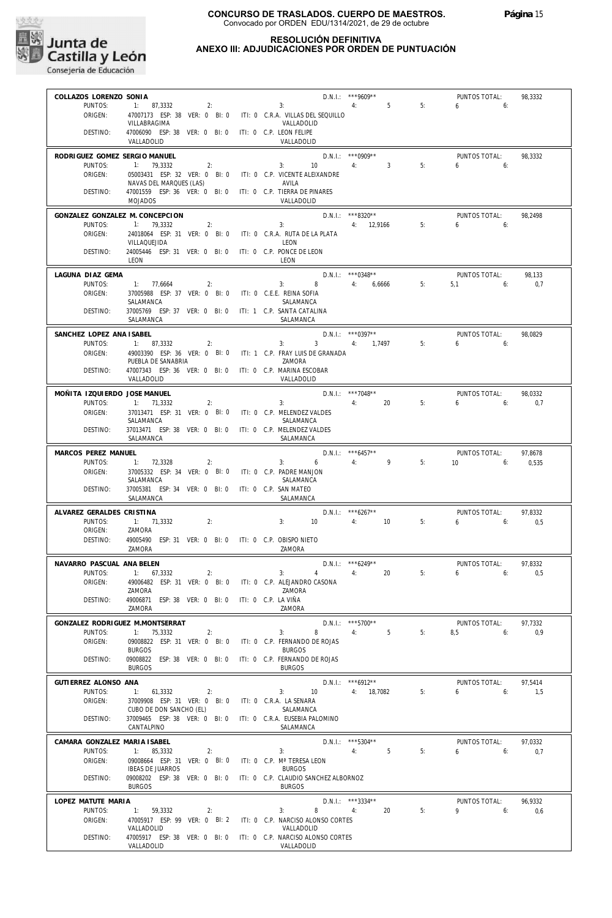**CONCURSO DE TRASLADOS. CUERPO DE MAESTROS.**
Convocado por ORDEN EDU/1314/2021, de 29 de octubre

Junta de Castilla y León
Consejería de Educación

## RESOLUCIÓN DEFINITIVA
## ANEXO III: ADJUDICACIONES POR ORDEN DE PUNTUACIÓN

**COLLAZOS LORENZO SONIA** — D.N.I.: \*\*\*9609\*\* — PUNTOS TOTAL: 98,3332
PUNTOS: 1: 87,3332 2: 3: 4: 5 5: 6 6:
ORIGEN: 47007173 ESP: 38 VER: 0 BI: 0 ITI: 0 C.R.A. VILLAS DEL SEQUILLO — VILLABRAGIMA — VALLADOLID
DESTINO: 47006090 ESP: 38 VER: 0 BI: 0 ITI: 0 C.P. LEON FELIPE — VALLADOLID — VALLADOLID

**RODRIGUEZ GOMEZ SERGIO MANUEL** — D.N.I.: \*\*\*0909\*\* — PUNTOS TOTAL: 98,3332
PUNTOS: 1: 79,3332 2: 3: 10 4: 3 5: 6 6:
ORIGEN: 05003431 ESP: 32 VER: 0 BI: 0 ITI: 0 C.P. VICENTE ALEIXANDRE — NAVAS DEL MARQUES (LAS) — AVILA
DESTINO: 47001559 ESP: 36 VER: 0 BI: 0 ITI: 0 C.P. TIERRA DE PINARES — MOJADOS — VALLADOLID

**GONZALEZ GONZALEZ M. CONCEPCION** — D.N.I.: \*\*\*8320\*\* — PUNTOS TOTAL: 98,2498
PUNTOS: 1: 79,3332 2: 3: 4: 12,9166 5: 6 6:
ORIGEN: 24018064 ESP: 31 VER: 0 BI: 0 ITI: 0 C.R.A. RUTA DE LA PLATA — VILLAQUEJIDA — LEON
DESTINO: 24005446 ESP: 31 VER: 0 BI: 0 ITI: 0 C.P. PONCE DE LEON — LEON — LEON

**LAGUNA DIAZ GEMA** — D.N.I.: \*\*\*0348\*\* — PUNTOS TOTAL: 98,133
PUNTOS: 1: 77,6664 2: 3: 8 4: 6,6666 5: 5,1 6: 0,7
ORIGEN: 37005988 ESP: 37 VER: 0 BI: 0 ITI: 0 C.E.E. REINA SOFIA — SALAMANCA — SALAMANCA
DESTINO: 37005769 ESP: 37 VER: 0 BI: 0 ITI: 1 C.P. SANTA CATALINA — SALAMANCA — SALAMANCA

**SANCHEZ LOPEZ ANA ISABEL** — D.N.I.: \*\*\*0397\*\* — PUNTOS TOTAL: 98,0829
PUNTOS: 1: 87,3332 2: 3: 3 4: 1,7497 5: 6 6:
ORIGEN: 49003390 ESP: 36 VER: 0 BI: 0 ITI: 1 C.P. FRAY LUIS DE GRANADA — PUEBLA DE SANABRIA — ZAMORA
DESTINO: 47007343 ESP: 36 VER: 0 BI: 0 ITI: 0 C.P. MARINA ESCOBAR — VALLADOLID — VALLADOLID

**MOÑITA IZQUIERDO JOSE MANUEL** — D.N.I.: \*\*\*7048\*\* — PUNTOS TOTAL: 98,0332
PUNTOS: 1: 71,3332 2: 3: 4: 20 5: 6 6: 0,7
ORIGEN: 37013471 ESP: 31 VER: 0 BI: 0 ITI: 0 C.P. MELENDEZ VALDES — SALAMANCA — SALAMANCA
DESTINO: 37013471 ESP: 38 VER: 0 BI: 0 ITI: 0 C.P. MELENDEZ VALDES — SALAMANCA — SALAMANCA

**MARCOS PEREZ MANUEL** — D.N.I.: \*\*\*6457\*\* — PUNTOS TOTAL: 97,8678
PUNTOS: 1: 72,3328 2: 3: 6 4: 9 5: 10 6: 0,535
ORIGEN: 37005332 ESP: 34 VER: 0 BI: 0 ITI: 0 C.P. PADRE MANJON — SALAMANCA — SALAMANCA
DESTINO: 37005381 ESP: 34 VER: 0 BI: 0 ITI: 0 C.P. SAN MATEO — SALAMANCA — SALAMANCA

**ALVAREZ GERALDES CRISTINA** — D.N.I.: \*\*\*6267\*\* — PUNTOS TOTAL: 97,8332
PUNTOS: 1: 71,3332 2: 3: 10 4: 10 5: 6 6: 0,5
ORIGEN: ZAMORA
DESTINO: 49005490 ESP: 31 VER: 0 BI: 0 ITI: 0 C.P. OBISPO NIETO — ZAMORA — ZAMORA

**NAVARRO PASCUAL ANA BELEN** — D.N.I.: \*\*\*6249\*\* — PUNTOS TOTAL: 97,8332
PUNTOS: 1: 67,3332 2: 3: 4 4: 20 5: 6 6: 0,5
ORIGEN: 49006482 ESP: 31 VER: 0 BI: 0 ITI: 0 C.P. ALEJANDRO CASONA — ZAMORA — ZAMORA
DESTINO: 49006871 ESP: 38 VER: 0 BI: 0 ITI: 0 C.P. LA VIÑA — ZAMORA — ZAMORA

**GONZALEZ RODRIGUEZ M.MONTSERRAT** — D.N.I.: \*\*\*5700\*\* — PUNTOS TOTAL: 97,7332
PUNTOS: 1: 75,3332 2: 3: 8 4: 5 5: 8,5 6: 0,9
ORIGEN: 09008822 ESP: 31 VER: 0 BI: 0 ITI: 0 C.P. FERNANDO DE ROJAS — BURGOS — BURGOS
DESTINO: 09008822 ESP: 38 VER: 0 BI: 0 ITI: 0 C.P. FERNANDO DE ROJAS — BURGOS — BURGOS

**GUTIERREZ ALONSO ANA** — D.N.I.: \*\*\*6912\*\* — PUNTOS TOTAL: 97,5414
PUNTOS: 1: 61,3332 2: 3: 10 4: 18,7082 5: 6 6: 1,5
ORIGEN: 37009908 ESP: 31 VER: 0 BI: 0 ITI: 0 C.R.A. LA SENARA — CUBO DE DON SANCHO (EL) — SALAMANCA
DESTINO: 37009465 ESP: 38 VER: 0 BI: 0 ITI: 0 C.R.A. EUSEBIA PALOMINO — CANTALPINO — SALAMANCA

**CAMARA GONZALEZ MARIA ISABEL** — D.N.I.: \*\*\*5304\*\* — PUNTOS TOTAL: 97,0332
PUNTOS: 1: 85,3332 2: 3: 4: 5 5: 6 6: 0,7
ORIGEN: 09008664 ESP: 31 VER: 0 BI: 0 ITI: 0 C.P. Mª TERESA LEON — IBEAS DE JUARROS — BURGOS
DESTINO: 09008202 ESP: 38 VER: 0 BI: 0 ITI: 0 C.P. CLAUDIO SANCHEZ ALBORNOZ — BURGOS — BURGOS

**LOPEZ MATUTE MARIA** — D.N.I.: \*\*\*3334\*\* — PUNTOS TOTAL: 96,9332
PUNTOS: 1: 59,3332 2: 3: 8 4: 20 5: 9 6: 0,6
ORIGEN: 47005917 ESP: 99 VER: 0 BI: 2 ITI: 0 C.P. NARCISO ALONSO CORTES — VALLADOLID — VALLADOLID
DESTINO: 47005917 ESP: 38 VER: 0 BI: 0 ITI: 0 C.P. NARCISO ALONSO CORTES — VALLADOLID — VALLADOLID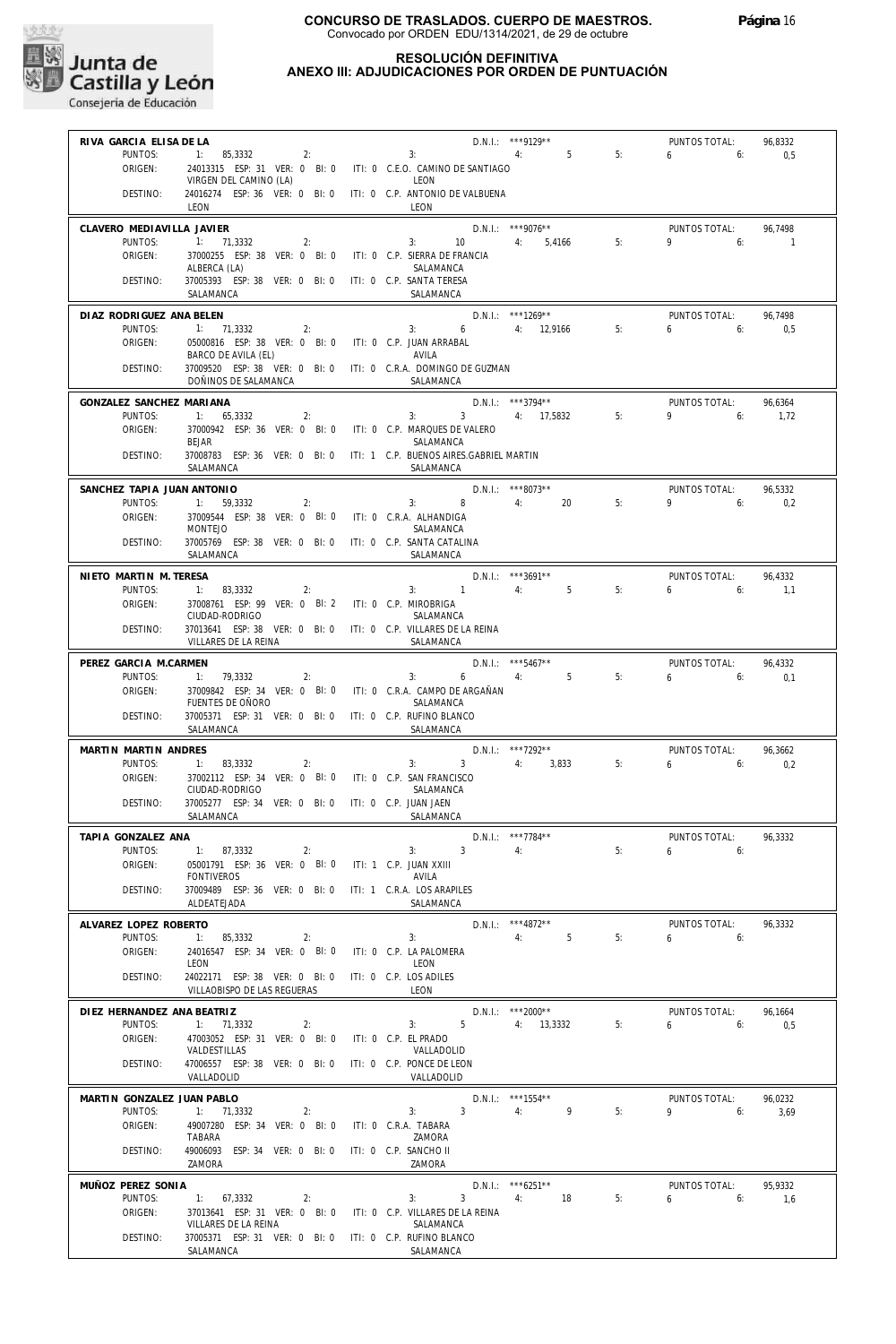# CONCURSO DE TRASLADOS. CUERPO DE MAESTROS.

Convocado por ORDEN EDU/1314/2021, de 29 de octubre

## RESOLUCIÓN DEFINITIVA
## ANEXO III: ADJUDICACIONES POR ORDEN DE PUNTUACIÓN

**RIVA GARCIA ELISA DE LA** — D.N.I.: \*\*\*9129\*\* — PUNTOS TOTAL: 96,8332
PUNTOS: 1: 85,3332 2: 3: 4: 5 5: 6 6: 0,5
ORIGEN: 24013315 ESP: 31 VER: 0 BI: 0 ITI: 0 C.E.O. CAMINO DE SANTIAGO — VIRGEN DEL CAMINO (LA) — LEON
DESTINO: 24016274 ESP: 36 VER: 0 BI: 0 ITI: 0 C.P. ANTONIO DE VALBUENA — LEON — LEON

**CLAVERO MEDIAVILLA JAVIER** — D.N.I.: \*\*\*9076\*\* — PUNTOS TOTAL: 96,7498
PUNTOS: 1: 71,3332 2: 3: 10 4: 5,4166 5: 9 6: 1
ORIGEN: 37000255 ESP: 38 VER: 0 BI: 0 ITI: 0 C.P. SIERRA DE FRANCIA — ALBERCA (LA) — SALAMANCA
DESTINO: 37005393 ESP: 38 VER: 0 BI: 0 ITI: 0 C.P. SANTA TERESA — SALAMANCA — SALAMANCA

**DIAZ RODRIGUEZ ANA BELEN** — D.N.I.: \*\*\*1269\*\* — PUNTOS TOTAL: 96,7498
PUNTOS: 1: 71,3332 2: 3: 6 4: 12,9166 5: 6 6: 0,5
ORIGEN: 05000816 ESP: 38 VER: 0 BI: 0 ITI: 0 C.P. JUAN ARRABAL — BARCO DE AVILA (EL) — AVILA
DESTINO: 37009520 ESP: 38 VER: 0 BI: 0 ITI: 0 C.R.A. DOMINGO DE GUZMAN — DOÑINOS DE SALAMANCA — SALAMANCA

**GONZALEZ SANCHEZ MARIANA** — D.N.I.: \*\*\*3794\*\* — PUNTOS TOTAL: 96,6364
PUNTOS: 1: 65,3332 2: 3: 3 4: 17,5832 5: 9 6: 1,72
ORIGEN: 37000942 ESP: 36 VER: 0 BI: 0 ITI: 0 C.P. MARQUES DE VALERO — BEJAR — SALAMANCA
DESTINO: 37008783 ESP: 36 VER: 0 BI: 0 ITI: 1 C.P. BUENOS AIRES.GABRIEL MARTIN — SALAMANCA — SALAMANCA

**SANCHEZ TAPIA JUAN ANTONIO** — D.N.I.: \*\*\*8073\*\* — PUNTOS TOTAL: 96,5332
PUNTOS: 1: 59,3332 2: 3: 8 4: 20 5: 9 6: 0,2
ORIGEN: 37009544 ESP: 38 VER: 0 BI: 0 ITI: 0 C.R.A. ALHANDIGA — MONTEJO — SALAMANCA
DESTINO: 37005769 ESP: 38 VER: 0 BI: 0 ITI: 0 C.P. SANTA CATALINA — SALAMANCA — SALAMANCA

**NIETO MARTIN M. TERESA** — D.N.I.: \*\*\*3691\*\* — PUNTOS TOTAL: 96,4332
PUNTOS: 1: 83,3332 2: 3: 1 4: 5 5: 6 6: 1,1
ORIGEN: 37008761 ESP: 99 VER: 0 BI: 2 ITI: 0 C.P. MIROBRIGA — CIUDAD-RODRIGO — SALAMANCA
DESTINO: 37013641 ESP: 38 VER: 0 BI: 0 ITI: 0 C.P. VILLARES DE LA REINA — VILLARES DE LA REINA — SALAMANCA

**PEREZ GARCIA M.CARMEN** — D.N.I.: \*\*\*5467\*\* — PUNTOS TOTAL: 96,4332
PUNTOS: 1: 79,3332 2: 3: 6 4: 5 5: 6 6: 0,1
ORIGEN: 37009842 ESP: 34 VER: 0 BI: 0 ITI: 0 C.R.A. CAMPO DE ARGAÑAN — FUENTES DE OÑORO — SALAMANCA
DESTINO: 37005371 ESP: 31 VER: 0 BI: 0 ITI: 0 C.P. RUFINO BLANCO — SALAMANCA — SALAMANCA

**MARTIN MARTIN ANDRES** — D.N.I.: \*\*\*7292\*\* — PUNTOS TOTAL: 96,3662
PUNTOS: 1: 83,3332 2: 3: 3 4: 3,833 5: 6 6: 0,2
ORIGEN: 37002112 ESP: 34 VER: 0 BI: 0 ITI: 0 C.P. SAN FRANCISCO — CIUDAD-RODRIGO — SALAMANCA
DESTINO: 37005277 ESP: 34 VER: 0 BI: 0 ITI: 0 C.P. JUAN JAEN — SALAMANCA — SALAMANCA

**TAPIA GONZALEZ ANA** — D.N.I.: \*\*\*7784\*\* — PUNTOS TOTAL: 96,3332
PUNTOS: 1: 87,3332 2: 3: 3 4: 5: 6 6:
ORIGEN: 05001791 ESP: 36 VER: 0 BI: 0 ITI: 1 C.P. JUAN XXIII — FONTIVEROS — AVILA
DESTINO: 37009489 ESP: 36 VER: 0 BI: 0 ITI: 1 C.R.A. LOS ARAPILES — ALDEATEJADA — SALAMANCA

**ALVAREZ LOPEZ ROBERTO** — D.N.I.: \*\*\*4872\*\* — PUNTOS TOTAL: 96,3332
PUNTOS: 1: 85,3332 2: 3: 4: 5 5: 6 6:
ORIGEN: 24016547 ESP: 34 VER: 0 BI: 0 ITI: 0 C.P. LA PALOMERA — LEON — LEON
DESTINO: 24022171 ESP: 38 VER: 0 BI: 0 ITI: 0 C.P. LOS ADILES — VILLAOBISPO DE LAS REGUERAS — LEON

**DIEZ HERNANDEZ ANA BEATRIZ** — D.N.I.: \*\*\*2000\*\* — PUNTOS TOTAL: 96,1664
PUNTOS: 1: 71,3332 2: 3: 5 4: 13,3332 5: 6 6: 0,5
ORIGEN: 47003052 ESP: 31 VER: 0 BI: 0 ITI: 0 C.P. EL PRADO — VALDESTILLAS — VALLADOLID
DESTINO: 47006557 ESP: 38 VER: 0 BI: 0 ITI: 0 C.P. PONCE DE LEON — VALLADOLID — VALLADOLID

**MARTIN GONZALEZ JUAN PABLO** — D.N.I.: \*\*\*1554\*\* — PUNTOS TOTAL: 96,0232
PUNTOS: 1: 71,3332 2: 3: 3 4: 9 5: 9 6: 3,69
ORIGEN: 49007280 ESP: 34 VER: 0 BI: 0 ITI: 0 C.R.A. TABARA — TABARA — ZAMORA
DESTINO: 49006093 ESP: 34 VER: 0 BI: 0 ITI: 0 C.P. SANCHO II — ZAMORA — ZAMORA

**MUÑOZ PEREZ SONIA** — D.N.I.: \*\*\*6251\*\* — PUNTOS TOTAL: 95,9332
PUNTOS: 1: 67,3332 2: 3: 3 4: 18 5: 6 6: 1,6
ORIGEN: 37013641 ESP: 31 VER: 0 BI: 0 ITI: 0 C.P. VILLARES DE LA REINA — VILLARES DE LA REINA — SALAMANCA
DESTINO: 37005371 ESP: 31 VER: 0 BI: 0 ITI: 0 C.P. RUFINO BLANCO — SALAMANCA — SALAMANCA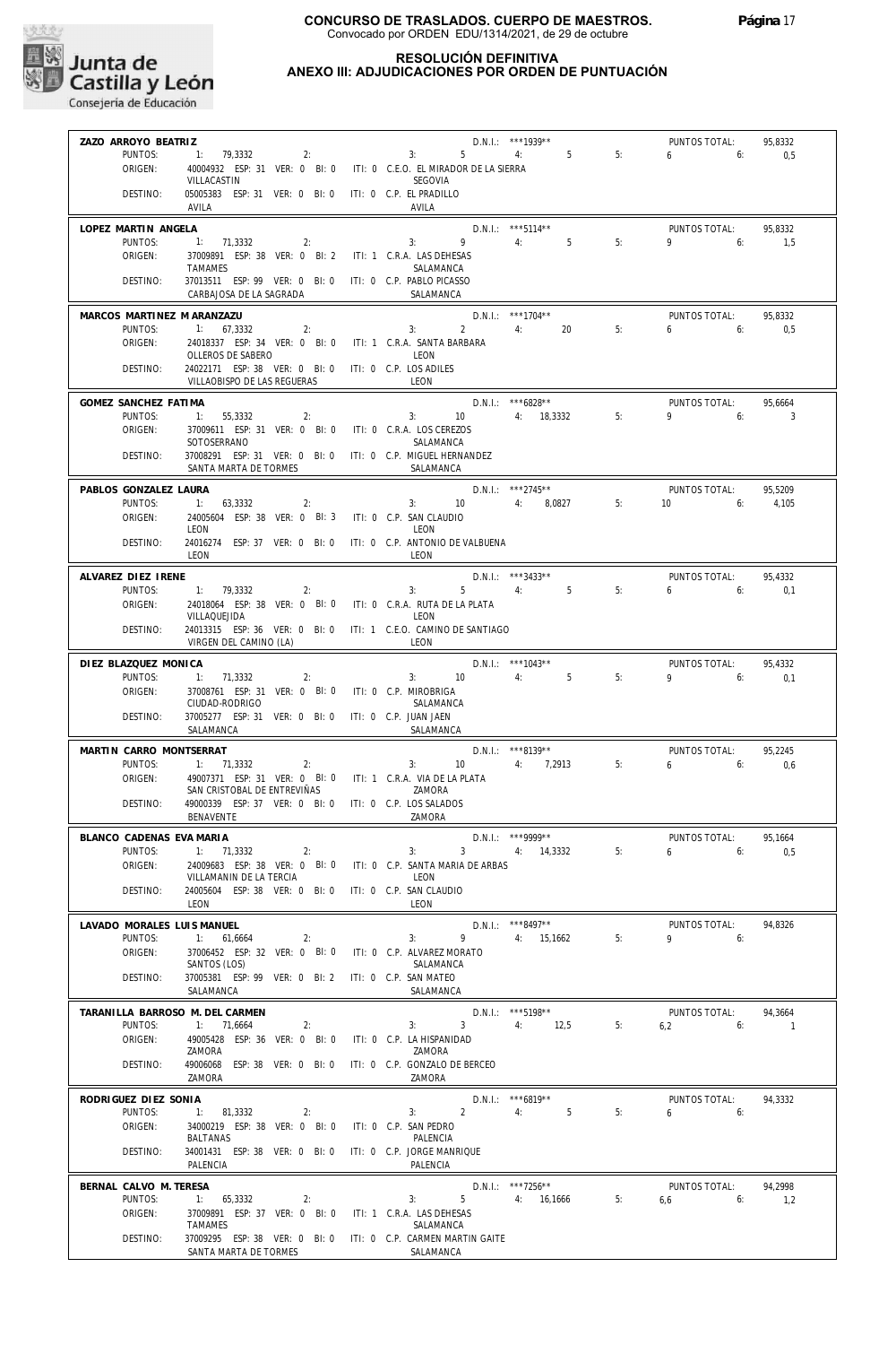**CONCURSO DE TRASLADOS. CUERPO DE MAESTROS.**
Convocado por ORDEN EDU/1314/2021, de 29 de octubre

**RESOLUCIÓN DEFINITIVA**
**ANEXO III: ADJUDICACIONES POR ORDEN DE PUNTUACIÓN**

---

**ZAZO ARROYO BEATRIZ** — D.N.I.: ***1939** — PUNTOS TOTAL: 95,8332
PUNTOS: 1: 79,3332 2: 3: 5 4: 5 5: 6 6: 0,5
ORIGEN: 40004932 ESP: 31 VER: 0 BI: 0 ITI: 0 C.E.O. EL MIRADOR DE LA SIERRA — VILLACASTIN — SEGOVIA
DESTINO: 05005383 ESP: 31 VER: 0 BI: 0 ITI: 0 C.P. EL PRADILLO — AVILA — AVILA

---

**LOPEZ MARTIN ANGELA** — D.N.I.: ***5114** — PUNTOS TOTAL: 95,8332
PUNTOS: 1: 71,3332 2: 3: 9 4: 5 5: 9 6: 1,5
ORIGEN: 37009891 ESP: 38 VER: 0 BI: 2 ITI: 1 C.R.A. LAS DEHESAS — TAMAMES — SALAMANCA
DESTINO: 37013511 ESP: 99 VER: 0 BI: 0 ITI: 0 C.P. PABLO PICASSO — CARBAJOSA DE LA SAGRADA — SALAMANCA

---

**MARCOS MARTINEZ M ARANZAZU** — D.N.I.: ***1704** — PUNTOS TOTAL: 95,8332
PUNTOS: 1: 67,3332 2: 3: 2 4: 20 5: 6 6: 0,5
ORIGEN: 24018337 ESP: 34 VER: 0 BI: 0 ITI: 1 C.R.A. SANTA BARBARA — OLLEROS DE SABERO — LEON
DESTINO: 24022171 ESP: 38 VER: 0 BI: 0 ITI: 0 C.P. LOS ADILES — VILLAOBISPO DE LAS REGUERAS — LEON

---

**GOMEZ SANCHEZ FATIMA** — D.N.I.: ***6828** — PUNTOS TOTAL: 95,6664
PUNTOS: 1: 55,3332 2: 3: 10 4: 18,3332 5: 9 6: 3
ORIGEN: 37009611 ESP: 31 VER: 0 BI: 0 ITI: 0 C.R.A. LOS CEREZOS — SOTOSERRANO — SALAMANCA
DESTINO: 37008291 ESP: 31 VER: 0 BI: 0 ITI: 0 C.P. MIGUEL HERNANDEZ — SANTA MARTA DE TORMES — SALAMANCA

---

**PABLOS GONZALEZ LAURA** — D.N.I.: ***2745** — PUNTOS TOTAL: 95,5209
PUNTOS: 1: 63,3332 2: 3: 10 4: 8,0827 5: 10 6: 4,105
ORIGEN: 24005604 ESP: 38 VER: 0 BI: 3 ITI: 0 C.P. SAN CLAUDIO — LEON — LEON
DESTINO: 24016274 ESP: 37 VER: 0 BI: 0 ITI: 0 C.P. ANTONIO DE VALBUENA — LEON — LEON

---

**ALVAREZ DIEZ IRENE** — D.N.I.: ***3433** — PUNTOS TOTAL: 95,4332
PUNTOS: 1: 79,3332 2: 3: 5 4: 5 5: 6 6: 0,1
ORIGEN: 24018064 ESP: 38 VER: 0 BI: 0 ITI: 0 C.R.A. RUTA DE LA PLATA — VILLAQUEJIDA — LEON
DESTINO: 24013315 ESP: 36 VER: 0 BI: 0 ITI: 1 C.E.O. CAMINO DE SANTIAGO — VIRGEN DEL CAMINO (LA) — LEON

---

**DIEZ BLAZQUEZ MONICA** — D.N.I.: ***1043** — PUNTOS TOTAL: 95,4332
PUNTOS: 1: 71,3332 2: 3: 10 4: 5 5: 9 6: 0,1
ORIGEN: 37008761 ESP: 31 VER: 0 BI: 0 ITI: 0 C.P. MIROBRIGA — CIUDAD-RODRIGO — SALAMANCA
DESTINO: 37005277 ESP: 31 VER: 0 BI: 0 ITI: 0 C.P. JUAN JAEN — SALAMANCA — SALAMANCA

---

**MARTIN CARRO MONTSERRAT** — D.N.I.: ***8139** — PUNTOS TOTAL: 95,2245
PUNTOS: 1: 71,3332 2: 3: 10 4: 7,2913 5: 6 6: 0,6
ORIGEN: 49007371 ESP: 31 VER: 0 BI: 0 ITI: 1 C.R.A. VIA DE LA PLATA — SAN CRISTOBAL DE ENTREVIÑAS — ZAMORA
DESTINO: 49000339 ESP: 37 VER: 0 BI: 0 ITI: 0 C.P. LOS SALADOS — BENAVENTE — ZAMORA

---

**BLANCO CADENAS EVA MARIA** — D.N.I.: ***9999** — PUNTOS TOTAL: 95,1664
PUNTOS: 1: 71,3332 2: 3: 3 4: 14,3332 5: 6 6: 0,5
ORIGEN: 24009683 ESP: 38 VER: 0 BI: 0 ITI: 0 C.P. SANTA MARIA DE ARBAS — VILLAMANIN DE LA TERCIA — LEON
DESTINO: 24005604 ESP: 38 VER: 0 BI: 0 ITI: 0 C.P. SAN CLAUDIO — LEON — LEON

---

**LAVADO MORALES LUIS MANUEL** — D.N.I.: ***8497** — PUNTOS TOTAL: 94,8326
PUNTOS: 1: 61,6664 2: 3: 9 4: 15,1662 5: 9 6:
ORIGEN: 37006452 ESP: 32 VER: 0 BI: 0 ITI: 0 C.P. ALVAREZ MORATO — SANTOS (LOS) — SALAMANCA
DESTINO: 37005381 ESP: 99 VER: 0 BI: 2 ITI: 0 C.P. SAN MATEO — SALAMANCA — SALAMANCA

---

**TARANILLA BARROSO M. DEL CARMEN** — D.N.I.: ***5198** — PUNTOS TOTAL: 94,3664
PUNTOS: 1: 71,6664 2: 3: 3 4: 12,5 5: 6,2 6: 1
ORIGEN: 49005428 ESP: 36 VER: 0 BI: 0 ITI: 0 C.P. LA HISPANIDAD — ZAMORA — ZAMORA
DESTINO: 49006068 ESP: 38 VER: 0 BI: 0 ITI: 0 C.P. GONZALO DE BERCEO — ZAMORA — ZAMORA

---

**RODRIGUEZ DIEZ SONIA** — D.N.I.: ***6819** — PUNTOS TOTAL: 94,3332
PUNTOS: 1: 81,3332 2: 3: 2 4: 5 5: 6 6:
ORIGEN: 34000219 ESP: 38 VER: 0 BI: 0 ITI: 0 C.P. SAN PEDRO — BALTANAS — PALENCIA
DESTINO: 34001431 ESP: 38 VER: 0 BI: 0 ITI: 0 C.P. JORGE MANRIQUE — PALENCIA — PALENCIA

---

**BERNAL CALVO M. TERESA** — D.N.I.: ***7256** — PUNTOS TOTAL: 94,2998
PUNTOS: 1: 65,3332 2: 3: 5 4: 16,1666 5: 6,6 6: 1,2
ORIGEN: 37009891 ESP: 37 VER: 0 BI: 0 ITI: 1 C.R.A. LAS DEHESAS — TAMAMES — SALAMANCA
DESTINO: 37009295 ESP: 38 VER: 0 BI: 0 ITI: 0 C.P. CARMEN MARTIN GAITE — SANTA MARTA DE TORMES — SALAMANCA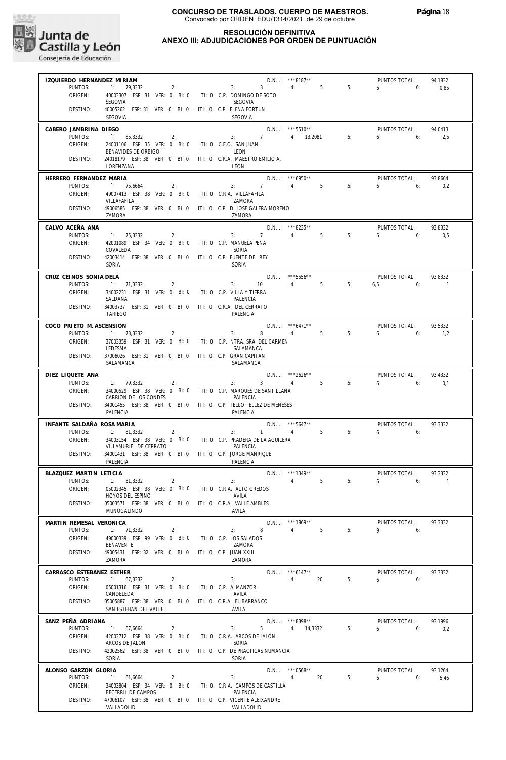# CONCURSO DE TRASLADOS. CUERPO DE MAESTROS.

Convocado por ORDEN EDU/1314/2021, de 29 de octubre

## RESOLUCIÓN DEFINITIVA
## ANEXO III: ADJUDICACIONES POR ORDEN DE PUNTUACIÓN

**IZQUIERDO HERNANDEZ MIRIAM** D.N.I.: ***8187** PUNTOS TOTAL: 94,1832
PUNTOS: 1: 79,3332 2: 3: 3 4: 5 5: 6 6: 0,85
ORIGEN: 40003307 ESP: 31 VER: 0 BI: 0 ITI: 0 C.P. DOMINGO DE SOTO — SEGOVIA, SEGOVIA
DESTINO: 40005262 ESP: 31 VER: 0 BI: 0 ITI: 0 C.P. ELENA FORTUN — SEGOVIA, SEGOVIA

**CABERO JAMBRINA DIEGO** D.N.I.: ***5510** PUNTOS TOTAL: 94,0413
PUNTOS: 1: 65,3332 2: 3: 7 4: 13,2081 5: 6 6: 2,5
ORIGEN: 24001106 ESP: 35 VER: 0 BI: 0 ITI: 0 C.E.O. SAN JUAN — BENAVIDES DE ORBIGO, LEON
DESTINO: 24018179 ESP: 38 VER: 0 BI: 0 ITI: 0 C.R.A. MAESTRO EMILIO A. — LORENZANA, LEON

**HERRERO FERNANDEZ MARIA** D.N.I.: ***6950** PUNTOS TOTAL: 93,8664
PUNTOS: 1: 75,6664 2: 3: 7 4: 5 5: 6 6: 0,2
ORIGEN: 49007413 ESP: 38 VER: 0 BI: 0 ITI: 0 C.R.A. VILLAFAFILA — VILLAFAFILA, ZAMORA
DESTINO: 49006585 ESP: 38 VER: 0 BI: 0 ITI: 0 C.P. D. JOSE GALERA MORENO — ZAMORA, ZAMORA

**CALVO ACEÑA ANA** D.N.I.: ***8235** PUNTOS TOTAL: 93,8332
PUNTOS: 1: 75,3332 2: 3: 7 4: 5 5: 6 6: 0,5
ORIGEN: 42001089 ESP: 34 VER: 0 BI: 0 ITI: 0 C.P. MANUELA PEÑA — COVALEDA, SORIA
DESTINO: 42003414 ESP: 38 VER: 0 BI: 0 ITI: 0 C.P. FUENTE DEL REY — SORIA, SORIA

**CRUZ CEINOS SONIA DELA** D.N.I.: ***5556** PUNTOS TOTAL: 93,8332
PUNTOS: 1: 71,3332 2: 3: 10 4: 5 5: 6,5 6: 1
ORIGEN: 34002231 ESP: 31 VER: 0 BI: 0 ITI: 0 C.P. VILLA Y TIERRA — SALDAÑA, PALENCIA
DESTINO: 34003737 ESP: 31 VER: 0 BI: 0 ITI: 0 C.R.A. DEL CERRATO — TARIEGO, PALENCIA

**COCO PRIETO M. ASCENSION** D.N.I.: ***6471** PUNTOS TOTAL: 93,5332
PUNTOS: 1: 73,3332 2: 3: 8 4: 5 5: 6 6: 1,2
ORIGEN: 37003359 ESP: 31 VER: 0 BI: 0 ITI: 0 C.P. NTRA. SRA. DEL CARMEN — LEDESMA, SALAMANCA
DESTINO: 37006026 ESP: 31 VER: 0 BI: 0 ITI: 0 C.P. GRAN CAPITAN — SALAMANCA, SALAMANCA

**DIEZ LIQUETE ANA** D.N.I.: ***2626** PUNTOS TOTAL: 93,4332
PUNTOS: 1: 79,3332 2: 3: 3 4: 5 5: 6 6: 0,1
ORIGEN: 34000529 ESP: 38 VER: 0 BI: 0 ITI: 0 C.P. MARQUES DE SANTILLANA — CARRION DE LOS CONDES, PALENCIA
DESTINO: 34001455 ESP: 38 VER: 0 BI: 0 ITI: 0 C.P. TELLO TELLEZ DE MENESES — PALENCIA, PALENCIA

**INFANTE SALDAÑA ROSA MARIA** D.N.I.: ***5647** PUNTOS TOTAL: 93,3332
PUNTOS: 1: 81,3332 2: 3: 1 4: 5 5: 6 6:
ORIGEN: 34003154 ESP: 38 VER: 0 BI: 0 ITI: 0 C.P. PRADERA DE LA AGUILERA — VILLAMURIEL DE CERRATO, PALENCIA
DESTINO: 34001431 ESP: 38 VER: 0 BI: 0 ITI: 0 C.P. JORGE MANRIQUE — PALENCIA, PALENCIA

**BLAZQUEZ MARTIN LETICIA** D.N.I.: ***1349** PUNTOS TOTAL: 93,3332
PUNTOS: 1: 81,3332 2: 3: 4: 5 5: 6 6: 1
ORIGEN: 05002345 ESP: 38 VER: 0 BI: 0 ITI: 0 C.R.A. ALTO GREDOS — HOYOS DEL ESPINO, AVILA
DESTINO: 05003571 ESP: 38 VER: 0 BI: 0 ITI: 0 C.R.A. VALLE AMBLES — MUÑOGALINDO, AVILA

**MARTIN REMESAL VERONICA** D.N.I.: ***1869** PUNTOS TOTAL: 93,3332
PUNTOS: 1: 71,3332 2: 3: 8 4: 5 5: 9 6:
ORIGEN: 49000339 ESP: 99 VER: 0 BI: 0 ITI: 0 C.P. LOS SALADOS — BENAVENTE, ZAMORA
DESTINO: 49005431 ESP: 32 VER: 0 BI: 0 ITI: 0 C.P. JUAN XXIII — ZAMORA, ZAMORA

**CARRASCO ESTEBANEZ ESTHER** D.N.I.: ***6147** PUNTOS TOTAL: 93,3332
PUNTOS: 1: 67,3332 2: 3: 4: 20 5: 6 6:
ORIGEN: 05001316 ESP: 31 VER: 0 BI: 0 ITI: 0 C.P. ALMANZOR — CANDELEDA, AVILA
DESTINO: 05005887 ESP: 38 VER: 0 BI: 0 ITI: 0 C.R.A. EL BARRANCO — SAN ESTEBAN DEL VALLE, AVILA

**SANZ PEÑA ADRIANA** D.N.I.: ***8398** PUNTOS TOTAL: 93,1996
PUNTOS: 1: 67,6664 2: 3: 5 4: 14,3332 5: 6 6: 0,2
ORIGEN: 42003712 ESP: 38 VER: 0 BI: 0 ITI: 0 C.R.A. ARCOS DE JALON — ARCOS DE JALON, SORIA
DESTINO: 42002562 ESP: 38 VER: 0 BI: 0 ITI: 0 C.P. DE PRACTICAS NUMANCIA — SORIA, SORIA

**ALONSO GARZON GLORIA** D.N.I.: ***0568** PUNTOS TOTAL: 93,1264
PUNTOS: 1: 61,6664 2: 3: 4: 20 5: 6 6: 5,46
ORIGEN: 34003804 ESP: 34 VER: 0 BI: 0 ITI: 0 C.R.A. CAMPOS DE CASTILLA — BECERRIL DE CAMPOS, PALENCIA
DESTINO: 47006107 ESP: 38 VER: 0 BI: 0 ITI: 0 C.P. VICENTE ALEIXANDRE — VALLADOLID, VALLADOLID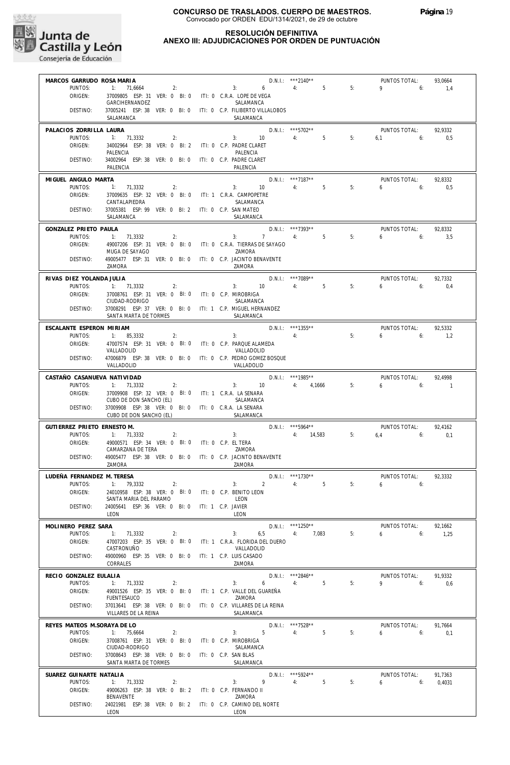**CONCURSO DE TRASLADOS. CUERPO DE MAESTROS.**
Convocado por ORDEN EDU/1314/2021, de 29 de octubre

**RESOLUCIÓN DEFINITIVA**
**ANEXO III: ADJUDICACIONES POR ORDEN DE PUNTUACIÓN**

**MARCOS GARRUDO ROSA MARIA** — D.N.I.: \*\*\*2140\*\* — PUNTOS TOTAL: 93,0664
PUNTOS: 1: 71,6664 2: 3: 6 4: 5 5: 9 6: 1,4
ORIGEN: 37009805 ESP: 31 VER: 0 BI: 0 ITI: 0 C.R.A. LOPE DE VEGA — GARCIHERNANDEZ — SALAMANCA
DESTINO: 37005241 ESP: 38 VER: 0 BI: 0 ITI: 0 C.P. FILIBERTO VILLALOBOS — SALAMANCA — SALAMANCA

**PALACIOS ZORRILLA LAURA** — D.N.I.: \*\*\*5702\*\* — PUNTOS TOTAL: 92,9332
PUNTOS: 1: 71,3332 2: 3: 10 4: 5 5: 6,1 6: 0,5
ORIGEN: 34002964 ESP: 38 VER: 0 BI: 2 ITI: 0 C.P. PADRE CLARET — PALENCIA — PALENCIA
DESTINO: 34002964 ESP: 38 VER: 0 BI: 0 ITI: 0 C.P. PADRE CLARET — PALENCIA — PALENCIA

**MIGUEL ANGULO MARTA** — D.N.I.: \*\*\*7187\*\* — PUNTOS TOTAL: 92,8332
PUNTOS: 1: 71,3332 2: 3: 10 4: 5 5: 6 6: 0,5
ORIGEN: 37009635 ESP: 32 VER: 0 BI: 0 ITI: 1 C.R.A. CAMPOPETRE — CANTALAPIEDRA — SALAMANCA
DESTINO: 37005381 ESP: 99 VER: 0 BI: 2 ITI: 0 C.P. SAN MATEO — SALAMANCA — SALAMANCA

**GONZALEZ PRIETO PAULA** — D.N.I.: \*\*\*7393\*\* — PUNTOS TOTAL: 92,8332
PUNTOS: 1: 71,3332 2: 3: 7 4: 5 5: 6 6: 3,5
ORIGEN: 49007206 ESP: 31 VER: 0 BI: 0 ITI: 0 C.R.A. TIERRAS DE SAYAGO — MUGA DE SAYAGO — ZAMORA
DESTINO: 49005477 ESP: 31 VER: 0 BI: 0 ITI: 0 C.P. JACINTO BENAVENTE — ZAMORA — ZAMORA

**RIVAS DIEZ YOLANDA JULIA** — D.N.I.: \*\*\*7089\*\* — PUNTOS TOTAL: 92,7332
PUNTOS: 1: 71,3332 2: 3: 10 4: 5 5: 6 6: 0,4
ORIGEN: 37008761 ESP: 31 VER: 0 BI: 0 ITI: 0 C.P. MIROBRIGA — CIUDAD-RODRIGO — SALAMANCA
DESTINO: 37008291 ESP: 37 VER: 0 BI: 0 ITI: 1 C.P. MIGUEL HERNANDEZ — SANTA MARTA DE TORMES — SALAMANCA

**ESCALANTE ESPERON MIRIAM** — D.N.I.: \*\*\*1355\*\* — PUNTOS TOTAL: 92,5332
PUNTOS: 1: 85,3332 2: 3: 4: 5: 6 6: 1,2
ORIGEN: 47007574 ESP: 31 VER: 0 BI: 0 ITI: 0 C.P. PARQUE ALAMEDA — VALLADOLID — VALLADOLID
DESTINO: 47006879 ESP: 38 VER: 0 BI: 0 ITI: 0 C.P. PEDRO GOMEZ BOSQUE — VALLADOLID — VALLADOLID

**CASTAÑO CASANUEVA NATIVIDAD** — D.N.I.: \*\*\*1985\*\* — PUNTOS TOTAL: 92,4998
PUNTOS: 1: 71,3332 2: 3: 10 4: 4,1666 5: 6 6: 1
ORIGEN: 37009908 ESP: 32 VER: 0 BI: 0 ITI: 1 C.R.A. LA SENARA — CUBO DE DON SANCHO (EL) — SALAMANCA
DESTINO: 37009908 ESP: 38 VER: 0 BI: 0 ITI: 0 C.R.A. LA SENARA — CUBO DE DON SANCHO (EL) — SALAMANCA

**GUTIERREZ PRIETO ERNESTO M.** — D.N.I.: \*\*\*5964\*\* — PUNTOS TOTAL: 92,4162
PUNTOS: 1: 71,3332 2: 3: 4: 14,583 5: 6,4 6: 0,1
ORIGEN: 49000571 ESP: 34 VER: 0 BI: 0 ITI: 0 C.P. EL TERA — CAMARZANA DE TERA — ZAMORA
DESTINO: 49005477 ESP: 38 VER: 0 BI: 0 ITI: 0 C.P. JACINTO BENAVENTE — ZAMORA — ZAMORA

**LUDEÑA FERNANDEZ M. TERESA** — D.N.I.: \*\*\*1730\*\* — PUNTOS TOTAL: 92,3332
PUNTOS: 1: 79,3332 2: 3: 2 4: 5 5: 6 6:
ORIGEN: 24010958 ESP: 38 VER: 0 BI: 0 ITI: 0 C.P. BENITO LEON — SANTA MARIA DEL PARAMO — LEON
DESTINO: 24005641 ESP: 36 VER: 0 BI: 0 ITI: 1 C.P. JAVIER — LEON — LEON

**MOLINERO PEREZ SARA** — D.N.I.: \*\*\*1250\*\* — PUNTOS TOTAL: 92,1662
PUNTOS: 1: 71,3332 2: 3: 6,5 4: 7,083 5: 6 6: 1,25
ORIGEN: 47007203 ESP: 35 VER: 0 BI: 0 ITI: 1 C.R.A. FLORIDA DEL DUERO — CASTRONUÑO — VALLADOLID
DESTINO: 49000960 ESP: 35 VER: 0 BI: 0 ITI: 1 C.P. LUIS CASADO — CORRALES — ZAMORA

**RECIO GONZALEZ EULALIA** — D.N.I.: \*\*\*2846\*\* — PUNTOS TOTAL: 91,9332
PUNTOS: 1: 71,3332 2: 3: 6 4: 5 5: 9 6: 0,6
ORIGEN: 49001526 ESP: 35 VER: 0 BI: 0 ITI: 1 C.P. VALLE DEL GUAREÑA — FUENTESAUCO — ZAMORA
DESTINO: 37013641 ESP: 38 VER: 0 BI: 0 ITI: 0 C.P. VILLARES DE LA REINA — VILLARES DE LA REINA — SALAMANCA

**REYES MATEOS M.SORAYA DE LO** — D.N.I.: \*\*\*7528\*\* — PUNTOS TOTAL: 91,7664
PUNTOS: 1: 75,6664 2: 3: 5 4: 5 5: 6 6: 0,1
ORIGEN: 37008761 ESP: 31 VER: 0 BI: 0 ITI: 0 C.P. MIROBRIGA — CIUDAD-RODRIGO — SALAMANCA
DESTINO: 37008643 ESP: 38 VER: 0 BI: 0 ITI: 0 C.P. SAN BLAS — SANTA MARTA DE TORMES — SALAMANCA

**SUAREZ GUINARTE NATALIA** — D.N.I.: \*\*\*5924\*\* — PUNTOS TOTAL: 91,7363
PUNTOS: 1: 71,3332 2: 3: 9 4: 5 5: 6 6: 0,4031
ORIGEN: 49006263 ESP: 38 VER: 0 BI: 2 ITI: 0 C.P. FERNANDO II — BENAVENTE — ZAMORA
DESTINO: 24021981 ESP: 38 VER: 0 BI: 2 ITI: 0 C.P. CAMINO DEL NORTE — LEON — LEON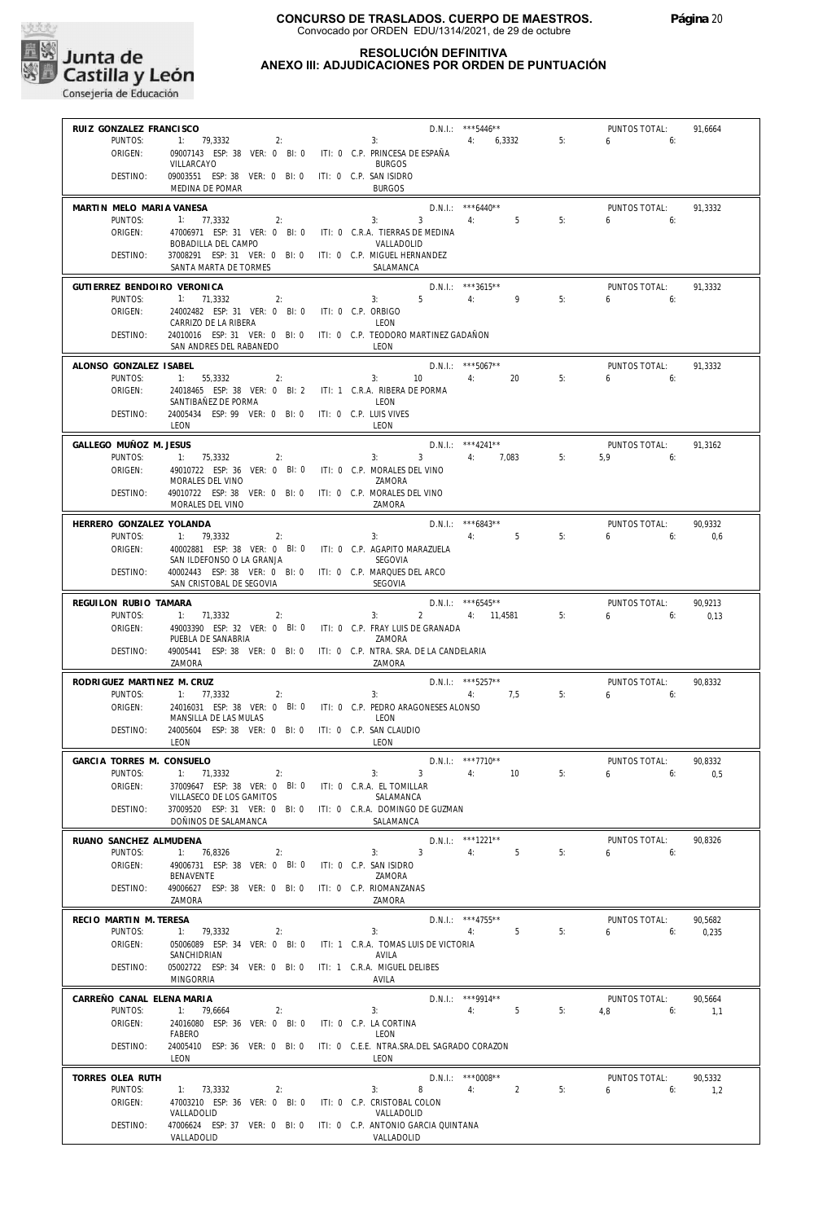**CONCURSO DE TRASLADOS. CUERPO DE MAESTROS.**
Convocado por ORDEN EDU/1314/2021, de 29 de octubre

**RESOLUCIÓN DEFINITIVA**
**ANEXO III: ADJUDICACIONES POR ORDEN DE PUNTUACIÓN**

**RUIZ GONZALEZ FRANCISCO** — D.N.I.: ***5446** — PUNTOS TOTAL: 91,6664
PUNTOS: 1: 79,3332 2: 3: 4: 6,3332 5: 6 6:
ORIGEN: 09007143 ESP: 38 VER: 0 BI: 0 ITI: 0 C.P. PRINCESA DE ESPAÑA — VILLARCAYO — BURGOS
DESTINO: 09003551 ESP: 38 VER: 0 BI: 0 ITI: 0 C.P. SAN ISIDRO — MEDINA DE POMAR — BURGOS

**MARTIN MELO MARIA VANESA** — D.N.I.: ***6440** — PUNTOS TOTAL: 91,3332
PUNTOS: 1: 77,3332 2: 3: 3 4: 5 5: 6 6:
ORIGEN: 47006971 ESP: 31 VER: 0 BI: 0 ITI: 0 C.R.A. TIERRAS DE MEDINA — BOBADILLA DEL CAMPO — VALLADOLID
DESTINO: 37008291 ESP: 31 VER: 0 BI: 0 ITI: 0 C.P. MIGUEL HERNANDEZ — SANTA MARTA DE TORMES — SALAMANCA

**GUTIERREZ BENDOIRO VERONICA** — D.N.I.: ***3615** — PUNTOS TOTAL: 91,3332
PUNTOS: 1: 71,3332 2: 3: 5 4: 9 5: 6 6:
ORIGEN: 24002482 ESP: 31 VER: 0 BI: 0 ITI: 0 C.P. ORBIGO — CARRIZO DE LA RIBERA — LEON
DESTINO: 24010016 ESP: 31 VER: 0 BI: 0 ITI: 0 C.P. TEODORO MARTINEZ GADAÑON — SAN ANDRES DEL RABANEDO — LEON

**ALONSO GONZALEZ ISABEL** — D.N.I.: ***5067** — PUNTOS TOTAL: 91,3332
PUNTOS: 1: 55,3332 2: 3: 10 4: 20 5: 6 6:
ORIGEN: 24018465 ESP: 38 VER: 0 BI: 2 ITI: 1 C.R.A. RIBERA DE PORMA — SANTIBAÑEZ DE PORMA — LEON
DESTINO: 24005434 ESP: 99 VER: 0 BI: 0 ITI: 0 C.P. LUIS VIVES — LEON — LEON

**GALLEGO MUÑOZ M. JESUS** — D.N.I.: ***4241** — PUNTOS TOTAL: 91,3162
PUNTOS: 1: 75,3332 2: 3: 3 4: 7,083 5: 5,9 6:
ORIGEN: 49010722 ESP: 36 VER: 0 BI: 0 ITI: 0 C.P. MORALES DEL VINO — MORALES DEL VINO — ZAMORA
DESTINO: 49010722 ESP: 38 VER: 0 BI: 0 ITI: 0 C.P. MORALES DEL VINO — MORALES DEL VINO — ZAMORA

**HERRERO GONZALEZ YOLANDA** — D.N.I.: ***6843** — PUNTOS TOTAL: 90,9332
PUNTOS: 1: 79,3332 2: 3: 4: 5 5: 6 6: 0,6
ORIGEN: 40002881 ESP: 38 VER: 0 BI: 0 ITI: 0 C.P. AGAPITO MARAZUELA — SAN ILDEFONSO O LA GRANJA — SEGOVIA
DESTINO: 40002443 ESP: 38 VER: 0 BI: 0 ITI: 0 C.P. MARQUES DEL ARCO — SAN CRISTOBAL DE SEGOVIA — SEGOVIA

**REGUILON RUBIO TAMARA** — D.N.I.: ***6545** — PUNTOS TOTAL: 90,9213
PUNTOS: 1: 71,3332 2: 3: 2 4: 11,4581 5: 6 6: 0,13
ORIGEN: 49003390 ESP: 32 VER: 0 BI: 0 ITI: 0 C.P. FRAY LUIS DE GRANADA — PUEBLA DE SANABRIA — ZAMORA
DESTINO: 49005441 ESP: 38 VER: 0 BI: 0 ITI: 0 C.P. NTRA. SRA. DE LA CANDELARIA — ZAMORA — ZAMORA

**RODRIGUEZ MARTINEZ M. CRUZ** — D.N.I.: ***5257** — PUNTOS TOTAL: 90,8332
PUNTOS: 1: 77,3332 2: 3: 4: 7,5 5: 6 6:
ORIGEN: 24016031 ESP: 38 VER: 0 BI: 0 ITI: 0 C.P. PEDRO ARAGONESES ALONSO — MANSILLA DE LAS MULAS — LEON
DESTINO: 24005604 ESP: 38 VER: 0 BI: 0 ITI: 0 C.P. SAN CLAUDIO — LEON — LEON

**GARCIA TORRES M. CONSUELO** — D.N.I.: ***7710** — PUNTOS TOTAL: 90,8332
PUNTOS: 1: 71,3332 2: 3: 3 4: 10 5: 6 6: 0,5
ORIGEN: 37009647 ESP: 38 VER: 0 BI: 0 ITI: 0 C.R.A. EL TOMILLAR — VILLASECO DE LOS GAMITOS — SALAMANCA
DESTINO: 37009520 ESP: 31 VER: 0 BI: 0 ITI: 0 C.R.A. DOMINGO DE GUZMAN — DOÑINOS DE SALAMANCA — SALAMANCA

**RUANO SANCHEZ ALMUDENA** — D.N.I.: ***1221** — PUNTOS TOTAL: 90,8326
PUNTOS: 1: 76,8326 2: 3: 3 4: 5 5: 6 6:
ORIGEN: 49006731 ESP: 38 VER: 0 BI: 0 ITI: 0 C.P. SAN ISIDRO — BENAVENTE — ZAMORA
DESTINO: 49006627 ESP: 38 VER: 0 BI: 0 ITI: 0 C.P. RIOMANZANAS — ZAMORA — ZAMORA

**RECIO MARTIN M. TERESA** — D.N.I.: ***4755** — PUNTOS TOTAL: 90,5682
PUNTOS: 1: 79,3332 2: 3: 4: 5 5: 6 6: 0,235
ORIGEN: 05006089 ESP: 34 VER: 0 BI: 0 ITI: 1 C.R.A. TOMAS LUIS DE VICTORIA — SANCHIDRIAN — AVILA
DESTINO: 05002722 ESP: 34 VER: 0 BI: 0 ITI: 1 C.R.A. MIGUEL DELIBES — MINGORRIA — AVILA

**CARREÑO CANAL ELENA MARIA** — D.N.I.: ***9914** — PUNTOS TOTAL: 90,5664
PUNTOS: 1: 79,6664 2: 3: 4: 5 5: 4,8 6: 1,1
ORIGEN: 24016080 ESP: 36 VER: 0 BI: 0 ITI: 0 C.P. LA CORTINA — FABERO — LEON
DESTINO: 24005410 ESP: 36 VER: 0 BI: 0 ITI: 0 C.E.E. NTRA.SRA.DEL SAGRADO CORAZON — LEON — LEON

**TORRES OLEA RUTH** — D.N.I.: ***0008** — PUNTOS TOTAL: 90,5332
PUNTOS: 1: 73,3332 2: 3: 8 4: 2 5: 6 6: 1,2
ORIGEN: 47003210 ESP: 36 VER: 0 BI: 0 ITI: 0 C.P. CRISTOBAL COLON — VALLADOLID — VALLADOLID
DESTINO: 47006624 ESP: 37 VER: 0 BI: 0 ITI: 0 C.P. ANTONIO GARCIA QUINTANA — VALLADOLID — VALLADOLID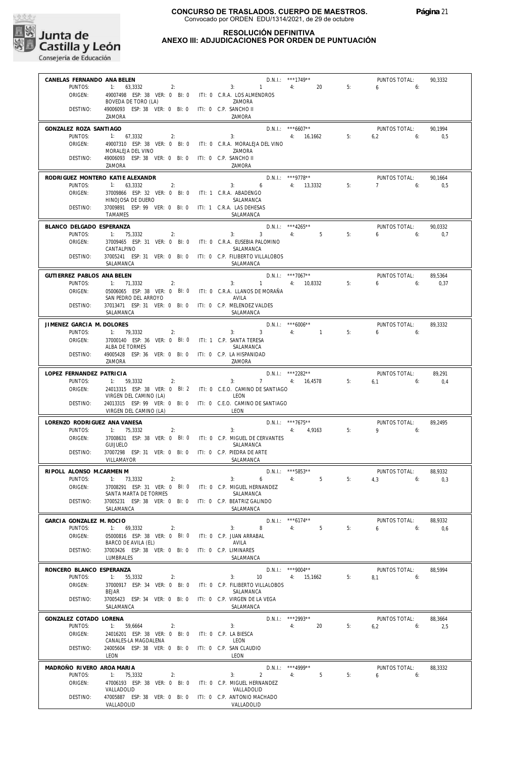**CONCURSO DE TRASLADOS. CUERPO DE MAESTROS.**
Convocado por ORDEN EDU/1314/2021, de 29 de octubre

**RESOLUCIÓN DEFINITIVA**
**ANEXO III: ADJUDICACIONES POR ORDEN DE PUNTUACIÓN**

---

**CANELAS FERNANDO ANA BELEN** — D.N.I.: ***1749** — PUNTOS TOTAL: 90,3332
PUNTOS: 1: 63,3332 2: 3: 1 4: 20 5: 6 6:
ORIGEN: 49007498 ESP: 38 VER: 0 BI: 0 ITI: 0 C.R.A. LOS ALMENDROS — BOVEDA DE TORO (LA) — ZAMORA
DESTINO: 49006093 ESP: 38 VER: 0 BI: 0 ITI: 0 C.P. SANCHO II — ZAMORA — ZAMORA

---

**GONZALEZ ROZA SANTIAGO** — D.N.I.: ***6607** — PUNTOS TOTAL: 90,1994
PUNTOS: 1: 67,3332 2: 3: 4: 16,1662 5: 6,2 6: 0,5
ORIGEN: 49007310 ESP: 38 VER: 0 BI: 0 ITI: 0 C.R.A. MORALEJA DEL VINO — MORALEJA DEL VINO — ZAMORA
DESTINO: 49006093 ESP: 38 VER: 0 BI: 0 ITI: 0 C.P. SANCHO II — ZAMORA — ZAMORA

---

**RODRIGUEZ MONTERO KATIE ALEXANDR** — D.N.I.: ***9778** — PUNTOS TOTAL: 90,1664
PUNTOS: 1: 63,3332 2: 3: 6 4: 13,3332 5: 7 6: 0,5
ORIGEN: 37009866 ESP: 32 VER: 0 BI: 0 ITI: 1 C.R.A. ABADENGO — HINOJOSA DE DUERO — SALAMANCA
DESTINO: 37009891 ESP: 99 VER: 0 BI: 0 ITI: 1 C.R.A. LAS DEHESAS — TAMAMES — SALAMANCA

---

**BLANCO DELGADO ESPERANZA** — D.N.I.: ***4265** — PUNTOS TOTAL: 90,0332
PUNTOS: 1: 75,3332 2: 3: 3 4: 5 5: 6 6: 0,7
ORIGEN: 37009465 ESP: 31 VER: 0 BI: 0 ITI: 0 C.R.A. EUSEBIA PALOMINO — CANTALPINO — SALAMANCA
DESTINO: 37005241 ESP: 31 VER: 0 BI: 0 ITI: 0 C.P. FILIBERTO VILLALOBOS — SALAMANCA — SALAMANCA

---

**GUTIERREZ PABLOS ANA BELEN** — D.N.I.: ***7067** — PUNTOS TOTAL: 89,5364
PUNTOS: 1: 71,3332 2: 3: 1 4: 10,8332 5: 6 6: 0,37
ORIGEN: 05006065 ESP: 38 VER: 0 BI: 0 ITI: 0 C.R.A. LLANOS DE MORAÑA — SAN PEDRO DEL ARROYO — AVILA
DESTINO: 37013471 ESP: 31 VER: 0 BI: 0 ITI: 0 C.P. MELENDEZ VALDES — SALAMANCA — SALAMANCA

---

**JIMENEZ GARCIA M. DOLORES** — D.N.I.: ***6006** — PUNTOS TOTAL: 89,3332
PUNTOS: 1: 79,3332 2: 3: 3 4: 1 5: 6 6:
ORIGEN: 37000140 ESP: 36 VER: 0 BI: 0 ITI: 1 C.P. SANTA TERESA — ALBA DE TORMES — SALAMANCA
DESTINO: 49005428 ESP: 36 VER: 0 BI: 0 ITI: 0 C.P. LA HISPANIDAD — ZAMORA — ZAMORA

---

**LOPEZ FERNANDEZ PATRICIA** — D.N.I.: ***2282** — PUNTOS TOTAL: 89,291
PUNTOS: 1: 59,3332 2: 3: 7 4: 16,4578 5: 6,1 6: 0,4
ORIGEN: 24013315 ESP: 38 VER: 0 BI: 2 ITI: 0 C.E.O. CAMINO DE SANTIAGO — VIRGEN DEL CAMINO (LA) — LEON
DESTINO: 24013315 ESP: 99 VER: 0 BI: 0 ITI: 0 C.E.O. CAMINO DE SANTIAGO — VIRGEN DEL CAMINO (LA) — LEON

---

**LORENZO RODRIGUEZ ANA VANESA** — D.N.I.: ***7675** — PUNTOS TOTAL: 89,2495
PUNTOS: 1: 75,3332 2: 3: 4: 4,9163 5: 9 6:
ORIGEN: 37008631 ESP: 38 VER: 0 BI: 0 ITI: 0 C.P. MIGUEL DE CERVANTES — GUIJUELO — SALAMANCA
DESTINO: 37007298 ESP: 31 VER: 0 BI: 0 ITI: 0 C.P. PIEDRA DE ARTE — VILLAMAYOR — SALAMANCA

---

**RIPOLL ALONSO M.CARMEN M** — D.N.I.: ***5853** — PUNTOS TOTAL: 88,9332
PUNTOS: 1: 73,3332 2: 3: 6 4: 5 5: 4,3 6: 0,3
ORIGEN: 37008291 ESP: 31 VER: 0 BI: 0 ITI: 0 C.P. MIGUEL HERNANDEZ — SANTA MARTA DE TORMES — SALAMANCA
DESTINO: 37005231 ESP: 38 VER: 0 BI: 0 ITI: 0 C.P. BEATRIZ GALINDO — SALAMANCA — SALAMANCA

---

**GARCIA GONZALEZ M. ROCIO** — D.N.I.: ***6174** — PUNTOS TOTAL: 88,9332
PUNTOS: 1: 69,3332 2: 3: 8 4: 5 5: 6 6: 0,6
ORIGEN: 05000816 ESP: 38 VER: 0 BI: 0 ITI: 0 C.P. JUAN ARRABAL — BARCO DE AVILA (EL) — AVILA
DESTINO: 37003426 ESP: 38 VER: 0 BI: 0 ITI: 0 C.P. LIMINARES — LUMBRALES — SALAMANCA

---

**RONCERO BLANCO ESPERANZA** — D.N.I.: ***9004** — PUNTOS TOTAL: 88,5994
PUNTOS: 1: 55,3332 2: 3: 10 4: 15,1662 5: 8,1 6:
ORIGEN: 37000917 ESP: 34 VER: 0 BI: 0 ITI: 0 C.P. FILIBERTO VILLALOBOS — BEJAR — SALAMANCA
DESTINO: 37005423 ESP: 34 VER: 0 BI: 0 ITI: 0 C.P. VIRGEN DE LA VEGA — SALAMANCA — SALAMANCA

---

**GONZALEZ COTADO LORENA** — D.N.I.: ***2993** — PUNTOS TOTAL: 88,3664
PUNTOS: 1: 59,6664 2: 3: 4: 20 5: 6,2 6: 2,5
ORIGEN: 24016201 ESP: 38 VER: 0 BI: 0 ITI: 0 C.P. LA BIESCA — CANALES-LA MAGDALENA — LEON
DESTINO: 24005604 ESP: 38 VER: 0 BI: 0 ITI: 0 C.P. SAN CLAUDIO — LEON — LEON

---

**MADROÑO RIVERO AROA MARIA** — D.N.I.: ***4999** — PUNTOS TOTAL: 88,3332
PUNTOS: 1: 75,3332 2: 3: 2 4: 5 5: 6 6:
ORIGEN: 47006193 ESP: 38 VER: 0 BI: 0 ITI: 0 C.P. MIGUEL HERNANDEZ — VALLADOLID — VALLADOLID
DESTINO: 47005887 ESP: 38 VER: 0 BI: 0 ITI: 0 C.P. ANTONIO MACHADO — VALLADOLID — VALLADOLID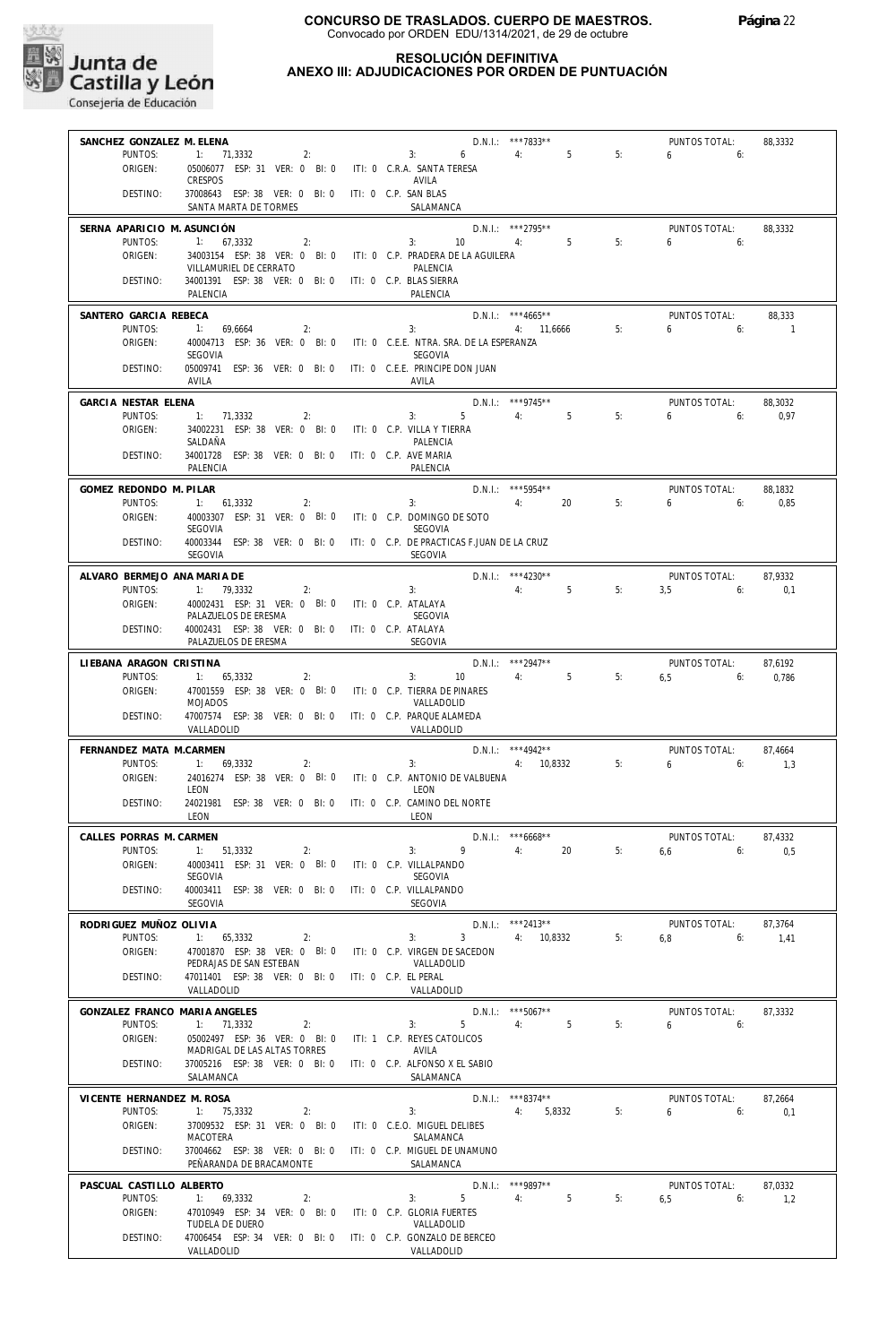**CONCURSO DE TRASLADOS. CUERPO DE MAESTROS.**
Convocado por ORDEN EDU/1314/2021, de 29 de octubre

**RESOLUCIÓN DEFINITIVA**
**ANEXO III: ADJUDICACIONES POR ORDEN DE PUNTUACIÓN**

**SANCHEZ GONZALEZ M. ELENA** — D.N.I.: ***7833** — PUNTOS TOTAL: 88,3332
PUNTOS: 1: 71,3332 2: 3: 6 4: 5 5: 6 6:
ORIGEN: 05006077 ESP: 31 VER: 0 BI: 0 ITI: 0 C.R.A. SANTA TERESA — CRESPOS — AVILA
DESTINO: 37008643 ESP: 38 VER: 0 BI: 0 ITI: 0 C.P. SAN BLAS — SANTA MARTA DE TORMES — SALAMANCA

**SERNA APARICIO M. ASUNCIÓN** — D.N.I.: ***2795** — PUNTOS TOTAL: 88,3332
PUNTOS: 1: 67,3332 2: 3: 10 4: 5 5: 6 6:
ORIGEN: 34003154 ESP: 38 VER: 0 BI: 0 ITI: 0 C.P. PRADERA DE LA AGUILERA — VILLAMURIEL DE CERRATO — PALENCIA
DESTINO: 34001391 ESP: 38 VER: 0 BI: 0 ITI: 0 C.P. BLAS SIERRA — PALENCIA — PALENCIA

**SANTERO GARCIA REBECA** — D.N.I.: ***4665** — PUNTOS TOTAL: 88,333
PUNTOS: 1: 69,6664 2: 3: 4: 11,6666 5: 6 6: 1
ORIGEN: 40004713 ESP: 36 VER: 0 BI: 0 ITI: 0 C.E.E. NTRA. SRA. DE LA ESPERANZA — SEGOVIA — SEGOVIA
DESTINO: 05009741 ESP: 36 VER: 0 BI: 0 ITI: 0 C.E.E. PRINCIPE DON JUAN — AVILA — AVILA

**GARCIA NESTAR ELENA** — D.N.I.: ***9745** — PUNTOS TOTAL: 88,3032
PUNTOS: 1: 71,3332 2: 3: 5 4: 5 5: 6 6: 0,97
ORIGEN: 34002231 ESP: 38 VER: 0 BI: 0 ITI: 0 C.P. VILLA Y TIERRA — SALDAÑA — PALENCIA
DESTINO: 34001728 ESP: 38 VER: 0 BI: 0 ITI: 0 C.P. AVE MARIA — PALENCIA — PALENCIA

**GOMEZ REDONDO M. PILAR** — D.N.I.: ***5954** — PUNTOS TOTAL: 88,1832
PUNTOS: 1: 61,3332 2: 3: 4: 20 5: 6 6: 0,85
ORIGEN: 40003307 ESP: 31 VER: 0 BI: 0 ITI: 0 C.P. DOMINGO DE SOTO — SEGOVIA — SEGOVIA
DESTINO: 40003344 ESP: 38 VER: 0 BI: 0 ITI: 0 C.P. DE PRACTICAS F.JUAN DE LA CRUZ — SEGOVIA — SEGOVIA

**ALVARO BERMEJO ANA MARIA DE** — D.N.I.: ***4230** — PUNTOS TOTAL: 87,9332
PUNTOS: 1: 79,3332 2: 3: 4: 5 5: 3,5 6: 0,1
ORIGEN: 40002431 ESP: 31 VER: 0 BI: 0 ITI: 0 C.P. ATALAYA — PALAZUELOS DE ERESMA — SEGOVIA
DESTINO: 40002431 ESP: 38 VER: 0 BI: 0 ITI: 0 C.P. ATALAYA — PALAZUELOS DE ERESMA — SEGOVIA

**LIEBANA ARAGON CRISTINA** — D.N.I.: ***2947** — PUNTOS TOTAL: 87,6192
PUNTOS: 1: 65,3332 2: 3: 10 4: 5 5: 6,5 6: 0,786
ORIGEN: 47001559 ESP: 38 VER: 0 BI: 0 ITI: 0 C.P. TIERRA DE PINARES — MOJADOS — VALLADOLID
DESTINO: 47007574 ESP: 38 VER: 0 BI: 0 ITI: 0 C.P. PARQUE ALAMEDA — VALLADOLID — VALLADOLID

**FERNANDEZ MATA M.CARMEN** — D.N.I.: ***4942** — PUNTOS TOTAL: 87,4664
PUNTOS: 1: 69,3332 2: 3: 4: 10,8332 5: 6 6: 1,3
ORIGEN: 24016274 ESP: 38 VER: 0 BI: 0 ITI: 0 C.P. ANTONIO DE VALBUENA — LEON — LEON
DESTINO: 24021981 ESP: 38 VER: 0 BI: 0 ITI: 0 C.P. CAMINO DEL NORTE — LEON — LEON

**CALLES PORRAS M. CARMEN** — D.N.I.: ***6668** — PUNTOS TOTAL: 87,4332
PUNTOS: 1: 51,3332 2: 3: 9 4: 20 5: 6,6 6: 0,5
ORIGEN: 40003411 ESP: 31 VER: 0 BI: 0 ITI: 0 C.P. VILLALPANDO — SEGOVIA — SEGOVIA
DESTINO: 40003411 ESP: 38 VER: 0 BI: 0 ITI: 0 C.P. VILLALPANDO — SEGOVIA — SEGOVIA

**RODRIGUEZ MUÑOZ OLIVIA** — D.N.I.: ***2413** — PUNTOS TOTAL: 87,3764
PUNTOS: 1: 65,3332 2: 3: 3 4: 10,8332 5: 6,8 6: 1,41
ORIGEN: 47001870 ESP: 38 VER: 0 BI: 0 ITI: 0 C.P. VIRGEN DE SACEDON — PEDRAJAS DE SAN ESTEBAN — VALLADOLID
DESTINO: 47011401 ESP: 38 VER: 0 BI: 0 ITI: 0 C.P. EL PERAL — VALLADOLID — VALLADOLID

**GONZALEZ FRANCO MARIA ANGELES** — D.N.I.: ***5067** — PUNTOS TOTAL: 87,3332
PUNTOS: 1: 71,3332 2: 3: 5 4: 5 5: 6 6:
ORIGEN: 05002497 ESP: 36 VER: 0 BI: 0 ITI: 1 C.P. REYES CATOLICOS — MADRIGAL DE LAS ALTAS TORRES — AVILA
DESTINO: 37005216 ESP: 38 VER: 0 BI: 0 ITI: 0 C.P. ALFONSO X EL SABIO — SALAMANCA — SALAMANCA

**VICENTE HERNANDEZ M. ROSA** — D.N.I.: ***8374** — PUNTOS TOTAL: 87,2664
PUNTOS: 1: 75,3332 2: 3: 4: 5,8332 5: 6 6: 0,1
ORIGEN: 37009532 ESP: 31 VER: 0 BI: 0 ITI: 0 C.E.O. MIGUEL DELIBES — MACOTERA — SALAMANCA
DESTINO: 37004662 ESP: 38 VER: 0 BI: 0 ITI: 0 C.P. MIGUEL DE UNAMUNO — PEÑARANDA DE BRACAMONTE — SALAMANCA

**PASCUAL CASTILLO ALBERTO** — D.N.I.: ***9897** — PUNTOS TOTAL: 87,0332
PUNTOS: 1: 69,3332 2: 3: 5 4: 5 5: 6,5 6: 1,2
ORIGEN: 47010949 ESP: 34 VER: 0 BI: 0 ITI: 0 C.P. GLORIA FUERTES — TUDELA DE DUERO — VALLADOLID
DESTINO: 47006454 ESP: 34 VER: 0 BI: 0 ITI: 0 C.P. GONZALO DE BERCEO — VALLADOLID — VALLADOLID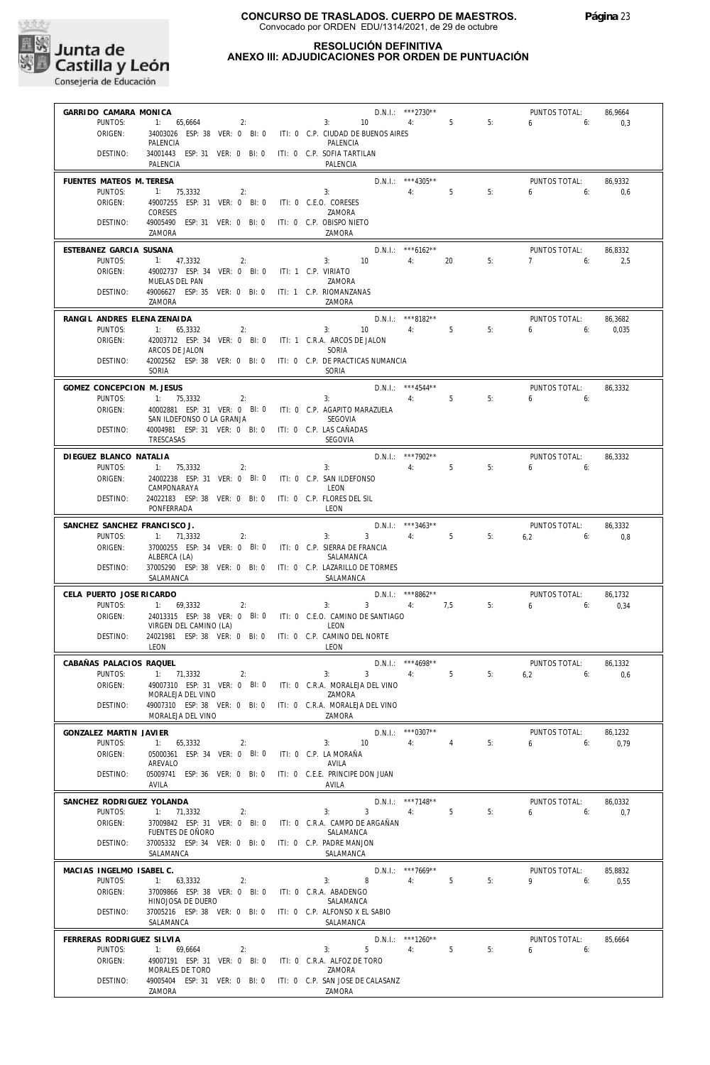**CONCURSO DE TRASLADOS. CUERPO DE MAESTROS.**
Convocado por ORDEN EDU/1314/2021, de 29 de octubre

**RESOLUCIÓN DEFINITIVA**
**ANEXO III: ADJUDICACIONES POR ORDEN DE PUNTUACIÓN**

**GARRIDO CAMARA MONICA** — D.N.I.: ***2730** — PUNTOS TOTAL: 86,9664
PUNTOS: 1: 65,6664 2: 3: 10 4: 5 5: 6 6: 0,3
ORIGEN: 34003026 ESP: 38 VER: 0 BI: 0 ITI: 0 C.P. CIUDAD DE BUENOS AIRES — PALENCIA — PALENCIA
DESTINO: 34001443 ESP: 31 VER: 0 BI: 0 ITI: 0 C.P. SOFIA TARTILAN — PALENCIA — PALENCIA

**FUENTES MATEOS M. TERESA** — D.N.I.: ***4305** — PUNTOS TOTAL: 86,9332
PUNTOS: 1: 75,3332 2: 3: 4: 5 5: 6 6: 0,6
ORIGEN: 49007255 ESP: 31 VER: 0 BI: 0 ITI: 0 C.E.O. CORESES — CORESES — ZAMORA
DESTINO: 49005490 ESP: 31 VER: 0 BI: 0 ITI: 0 C.P. OBISPO NIETO — ZAMORA — ZAMORA

**ESTEBANEZ GARCIA SUSANA** — D.N.I.: ***6162** — PUNTOS TOTAL: 86,8332
PUNTOS: 1: 47,3332 2: 3: 10 4: 20 5: 7 6: 2,5
ORIGEN: 49002737 ESP: 34 VER: 0 BI: 0 ITI: 1 C.P. VIRIATO — MUELAS DEL PAN — ZAMORA
DESTINO: 49006627 ESP: 35 VER: 0 BI: 0 ITI: 1 C.P. RIOMANZANAS — ZAMORA — ZAMORA

**RANGIL ANDRES ELENA ZENAIDA** — D.N.I.: ***8182** — PUNTOS TOTAL: 86,3682
PUNTOS: 1: 65,3332 2: 3: 10 4: 5 5: 6 6: 0,035
ORIGEN: 42003712 ESP: 34 VER: 0 BI: 0 ITI: 1 C.R.A. ARCOS DE JALON — ARCOS DE JALON — SORIA
DESTINO: 42002562 ESP: 38 VER: 0 BI: 0 ITI: 0 C.P. DE PRACTICAS NUMANCIA — SORIA — SORIA

**GOMEZ CONCEPCION M. JESUS** — D.N.I.: ***4544** — PUNTOS TOTAL: 86,3332
PUNTOS: 1: 75,3332 2: 3: 4: 5 5: 6 6:
ORIGEN: 40002881 ESP: 31 VER: 0 BI: 0 ITI: 0 C.P. AGAPITO MARAZUELA — SAN ILDEFONSO O LA GRANJA — SEGOVIA
DESTINO: 40004981 ESP: 31 VER: 0 BI: 0 ITI: 0 C.P. LAS CAÑADAS — TRESCASAS — SEGOVIA

**DIEGUEZ BLANCO NATALIA** — D.N.I.: ***7902** — PUNTOS TOTAL: 86,3332
PUNTOS: 1: 75,3332 2: 3: 4: 5 5: 6 6:
ORIGEN: 24002238 ESP: 31 VER: 0 BI: 0 ITI: 0 C.P. SAN ILDEFONSO — CAMPONARAYA — LEON
DESTINO: 24022183 ESP: 38 VER: 0 BI: 0 ITI: 0 C.P. FLORES DEL SIL — PONFERRADA — LEON

**SANCHEZ SANCHEZ FRANCISCO J.** — D.N.I.: ***3463** — PUNTOS TOTAL: 86,3332
PUNTOS: 1: 71,3332 2: 3: 3 4: 5 5: 6,2 6: 0,8
ORIGEN: 37000255 ESP: 34 VER: 0 BI: 0 ITI: 0 C.P. SIERRA DE FRANCIA — ALBERCA (LA) — SALAMANCA
DESTINO: 37005290 ESP: 38 VER: 0 BI: 0 ITI: 0 C.P. LAZARILLO DE TORMES — SALAMANCA — SALAMANCA

**CELA PUERTO JOSE RICARDO** — D.N.I.: ***8862** — PUNTOS TOTAL: 86,1732
PUNTOS: 1: 69,3332 2: 3: 3 4: 7,5 5: 6 6: 0,34
ORIGEN: 24013315 ESP: 38 VER: 0 BI: 0 ITI: 0 C.E.O. CAMINO DE SANTIAGO — VIRGEN DEL CAMINO (LA) — LEON
DESTINO: 24021981 ESP: 38 VER: 0 BI: 0 ITI: 0 C.P. CAMINO DEL NORTE — LEON — LEON

**CABAÑAS PALACIOS RAQUEL** — D.N.I.: ***4698** — PUNTOS TOTAL: 86,1332
PUNTOS: 1: 71,3332 2: 3: 3 4: 5 5: 6,2 6: 0,6
ORIGEN: 49007310 ESP: 31 VER: 0 BI: 0 ITI: 0 C.R.A. MORALEJA DEL VINO — MORALEJA DEL VINO — ZAMORA
DESTINO: 49007310 ESP: 38 VER: 0 BI: 0 ITI: 0 C.R.A. MORALEJA DEL VINO — MORALEJA DEL VINO — ZAMORA

**GONZALEZ MARTIN JAVIER** — D.N.I.: ***0307** — PUNTOS TOTAL: 86,1232
PUNTOS: 1: 65,3332 2: 3: 10 4: 4 5: 6 6: 0,79
ORIGEN: 05000361 ESP: 34 VER: 0 BI: 0 ITI: 0 C.P. LA MORAÑA — AREVALO — AVILA
DESTINO: 05009741 ESP: 36 VER: 0 BI: 0 ITI: 0 C.E.E. PRINCIPE DON JUAN — AVILA — AVILA

**SANCHEZ RODRIGUEZ YOLANDA** — D.N.I.: ***7148** — PUNTOS TOTAL: 86,0332
PUNTOS: 1: 71,3332 2: 3: 3 4: 5 5: 6 6: 0,7
ORIGEN: 37009842 ESP: 31 VER: 0 BI: 0 ITI: 0 C.R.A. CAMPO DE ARGAÑAN — FUENTES DE OÑORO — SALAMANCA
DESTINO: 37005332 ESP: 34 VER: 0 BI: 0 ITI: 0 C.P. PADRE MANJON — SALAMANCA — SALAMANCA

**MACIAS INGELMO ISABEL C.** — D.N.I.: ***7669** — PUNTOS TOTAL: 85,8832
PUNTOS: 1: 63,3332 2: 3: 8 4: 5 5: 9 6: 0,55
ORIGEN: 37009866 ESP: 38 VER: 0 BI: 0 ITI: 0 C.R.A. ABADENGO — HINOJOSA DE DUERO — SALAMANCA
DESTINO: 37005216 ESP: 38 VER: 0 BI: 0 ITI: 0 C.P. ALFONSO X EL SABIO — SALAMANCA — SALAMANCA

**FERRERAS RODRIGUEZ SILVIA** — D.N.I.: ***1260** — PUNTOS TOTAL: 85,6664
PUNTOS: 1: 69,6664 2: 3: 5 4: 5 5: 6 6:
ORIGEN: 49007191 ESP: 31 VER: 0 BI: 0 ITI: 0 C.R.A. ALFOZ DE TORO — MORALES DE TORO — ZAMORA
DESTINO: 49005404 ESP: 31 VER: 0 BI: 0 ITI: 0 C.P. SAN JOSE DE CALASANZ — ZAMORA — ZAMORA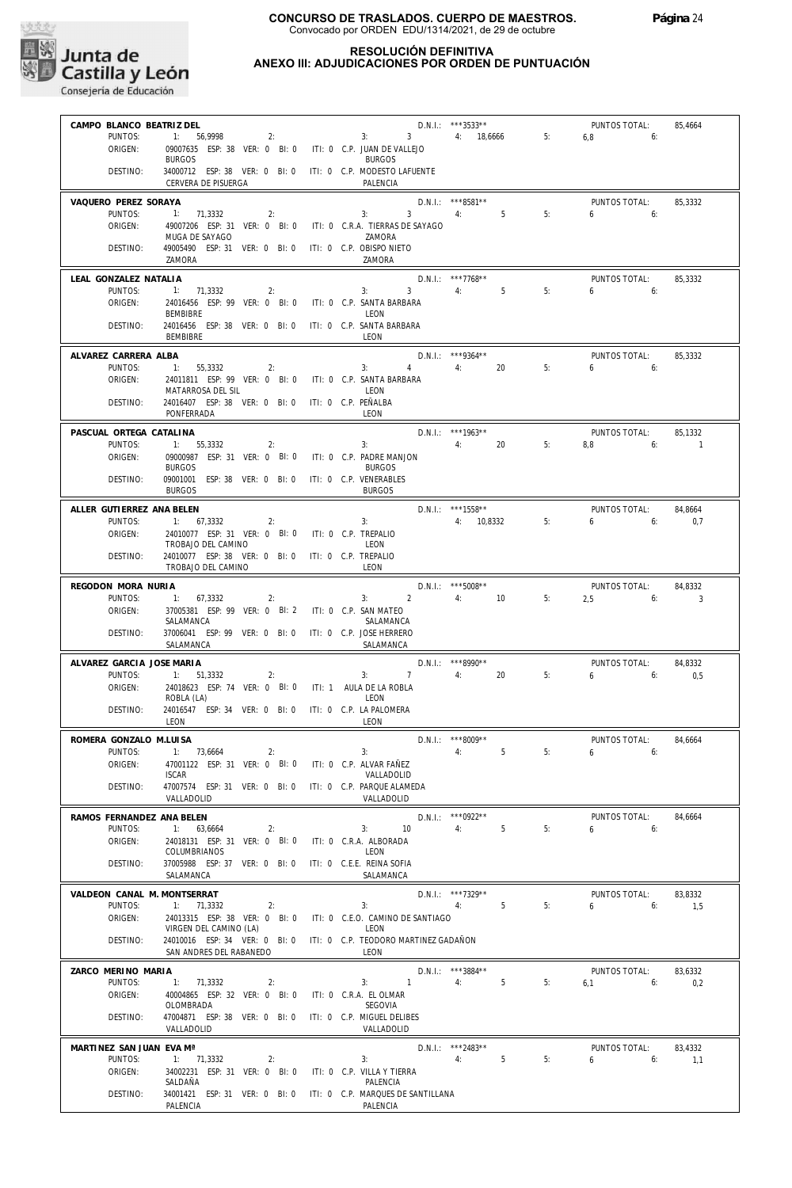**CONCURSO DE TRASLADOS. CUERPO DE MAESTROS.**
Convocado por ORDEN EDU/1314/2021, de 29 de octubre

**RESOLUCIÓN DEFINITIVA**
**ANEXO III: ADJUDICACIONES POR ORDEN DE PUNTUACIÓN**

**CAMPO BLANCO BEATRIZ DEL** — D.N.I.: \*\*\*3533\*\* — PUNTOS TOTAL: 85,4664
PUNTOS: 1: 56,9998 2: 3: 3 4: 18,6666 5: 6,8 6:
ORIGEN: 09007635 ESP: 38 VER: 0 BI: 0 ITI: 0 C.P. JUAN DE VALLEJO — BURGOS — BURGOS
DESTINO: 34000712 ESP: 38 VER: 0 BI: 0 ITI: 0 C.P. MODESTO LAFUENTE — CERVERA DE PISUERGA — PALENCIA

**VAQUERO PEREZ SORAYA** — D.N.I.: \*\*\*8581\*\* — PUNTOS TOTAL: 85,3332
PUNTOS: 1: 71,3332 2: 3: 3 4: 5 5: 6 6:
ORIGEN: 49007206 ESP: 31 VER: 0 BI: 0 ITI: 0 C.R.A. TIERRAS DE SAYAGO — MUGA DE SAYAGO — ZAMORA
DESTINO: 49005490 ESP: 31 VER: 0 BI: 0 ITI: 0 C.P. OBISPO NIETO — ZAMORA — ZAMORA

**LEAL GONZALEZ NATALIA** — D.N.I.: \*\*\*7768\*\* — PUNTOS TOTAL: 85,3332
PUNTOS: 1: 71,3332 2: 3: 3 4: 5 5: 6 6:
ORIGEN: 24016456 ESP: 99 VER: 0 BI: 0 ITI: 0 C.P. SANTA BARBARA — BEMBIBRE — LEON
DESTINO: 24016456 ESP: 38 VER: 0 BI: 0 ITI: 0 C.P. SANTA BARBARA — BEMBIBRE — LEON

**ALVAREZ CARRERA ALBA** — D.N.I.: \*\*\*9364\*\* — PUNTOS TOTAL: 85,3332
PUNTOS: 1: 55,3332 2: 3: 4 4: 20 5: 6 6:
ORIGEN: 24011811 ESP: 99 VER: 0 BI: 0 ITI: 0 C.P. SANTA BARBARA — MATARROSA DEL SIL — LEON
DESTINO: 24016407 ESP: 38 VER: 0 BI: 0 ITI: 0 C.P. PEÑALBA — PONFERRADA — LEON

**PASCUAL ORTEGA CATALINA** — D.N.I.: \*\*\*1963\*\* — PUNTOS TOTAL: 85,1332
PUNTOS: 1: 55,3332 2: 3: 4: 20 5: 8,8 6: 1
ORIGEN: 09000987 ESP: 31 VER: 0 BI: 0 ITI: 0 C.P. PADRE MANJON — BURGOS — BURGOS
DESTINO: 09001001 ESP: 38 VER: 0 BI: 0 ITI: 0 C.P. VENERABLES — BURGOS — BURGOS

**ALLER GUTIERREZ ANA BELEN** — D.N.I.: \*\*\*1558\*\* — PUNTOS TOTAL: 84,8664
PUNTOS: 1: 67,3332 2: 3: 4: 10,8332 5: 6 6: 0,7
ORIGEN: 24010077 ESP: 31 VER: 0 BI: 0 ITI: 0 C.P. TREPALIO — TROBAJO DEL CAMINO — LEON
DESTINO: 24010077 ESP: 38 VER: 0 BI: 0 ITI: 0 C.P. TREPALIO — TROBAJO DEL CAMINO — LEON

**REGODON MORA NURIA** — D.N.I.: \*\*\*5008\*\* — PUNTOS TOTAL: 84,8332
PUNTOS: 1: 67,3332 2: 3: 2 4: 10 5: 2,5 6: 3
ORIGEN: 37005381 ESP: 99 VER: 0 BI: 2 ITI: 0 C.P. SAN MATEO — SALAMANCA — SALAMANCA
DESTINO: 37006041 ESP: 99 VER: 0 BI: 0 ITI: 0 C.P. JOSE HERRERO — SALAMANCA — SALAMANCA

**ALVAREZ GARCIA JOSE MARIA** — D.N.I.: \*\*\*8990\*\* — PUNTOS TOTAL: 84,8332
PUNTOS: 1: 51,3332 2: 3: 7 4: 20 5: 6 6: 0,5
ORIGEN: 24018623 ESP: 74 VER: 0 BI: 0 ITI: 1 AULA DE LA ROBLA — ROBLA (LA) — LEON
DESTINO: 24016547 ESP: 34 VER: 0 BI: 0 ITI: 0 C.P. LA PALOMERA — LEON — LEON

**ROMERA GONZALO M.LUISA** — D.N.I.: \*\*\*8009\*\* — PUNTOS TOTAL: 84,6664
PUNTOS: 1: 73,6664 2: 3: 4: 5 5: 6 6:
ORIGEN: 47001122 ESP: 31 VER: 0 BI: 0 ITI: 0 C.P. ALVAR FAÑEZ — ISCAR — VALLADOLID
DESTINO: 47007574 ESP: 31 VER: 0 BI: 0 ITI: 0 C.P. PARQUE ALAMEDA — VALLADOLID — VALLADOLID

**RAMOS FERNANDEZ ANA BELEN** — D.N.I.: \*\*\*0922\*\* — PUNTOS TOTAL: 84,6664
PUNTOS: 1: 63,6664 2: 3: 10 4: 5 5: 6 6:
ORIGEN: 24018131 ESP: 31 VER: 0 BI: 0 ITI: 0 C.R.A. ALBORADA — COLUMBRIANOS — LEON
DESTINO: 37005988 ESP: 37 VER: 0 BI: 0 ITI: 0 C.E.E. REINA SOFIA — SALAMANCA — SALAMANCA

**VALDEON CANAL M. MONTSERRAT** — D.N.I.: \*\*\*7329\*\* — PUNTOS TOTAL: 83,8332
PUNTOS: 1: 71,3332 2: 3: 4: 5 5: 6 6: 1,5
ORIGEN: 24013315 ESP: 38 VER: 0 BI: 0 ITI: 0 C.E.O. CAMINO DE SANTIAGO — VIRGEN DEL CAMINO (LA) — LEON
DESTINO: 24010016 ESP: 34 VER: 0 BI: 0 ITI: 0 C.P. TEODORO MARTINEZ GADAÑON — SAN ANDRES DEL RABANEDO — LEON

**ZARCO MERINO MARIA** — D.N.I.: \*\*\*3884\*\* — PUNTOS TOTAL: 83,6332
PUNTOS: 1: 71,3332 2: 3: 1 4: 5 5: 6,1 6: 0,2
ORIGEN: 40004865 ESP: 32 VER: 0 BI: 0 ITI: 0 C.R.A. EL OLMAR — OLOMBRADA — SEGOVIA
DESTINO: 47004871 ESP: 38 VER: 0 BI: 0 ITI: 0 C.P. MIGUEL DELIBES — VALLADOLID — VALLADOLID

**MARTINEZ SAN JUAN EVA Mª** — D.N.I.: \*\*\*2483\*\* — PUNTOS TOTAL: 83,4332
PUNTOS: 1: 71,3332 2: 3: 4: 5 5: 6 6: 1,1
ORIGEN: 34002231 ESP: 31 VER: 0 BI: 0 ITI: 0 C.P. VILLA Y TIERRA — SALDAÑA — PALENCIA
DESTINO: 34001421 ESP: 31 VER: 0 BI: 0 ITI: 0 C.P. MARQUES DE SANTILLANA — PALENCIA — PALENCIA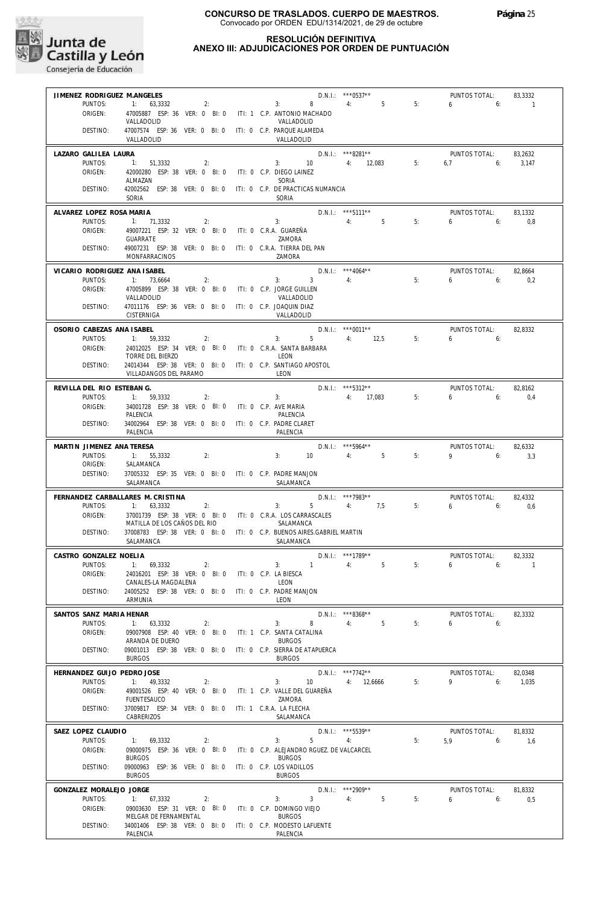**CONCURSO DE TRASLADOS. CUERPO DE MAESTROS.**
Convocado por ORDEN EDU/1314/2021, de 29 de octubre

**RESOLUCIÓN DEFINITIVA**
**ANEXO III: ADJUDICACIONES POR ORDEN DE PUNTUACIÓN**

---

**JIMENEZ RODRIGUEZ M.ANGELES** D.N.I.: ***0537** PUNTOS TOTAL: 83,3332
PUNTOS: 1: 63,3332 2: 3: 8 4: 5 5: 6 6: 1
ORIGEN: 47005887 ESP: 36 VER: 0 BI: 0 ITI: 1 C.P. ANTONIO MACHADO
VALLADOLID VALLADOLID
DESTINO: 47007574 ESP: 36 VER: 0 BI: 0 ITI: 0 C.P. PARQUE ALAMEDA
VALLADOLID VALLADOLID

---

**LAZARO GALILEA LAURA** D.N.I.: ***8281** PUNTOS TOTAL: 83,2632
PUNTOS: 1: 51,3332 2: 3: 10 4: 12,083 5: 6,7 6: 3,147
ORIGEN: 42000280 ESP: 38 VER: 0 BI: 0 ITI: 0 C.P. DIEGO LAINEZ
ALMAZAN SORIA
DESTINO: 42002562 ESP: 38 VER: 0 BI: 0 ITI: 0 C.P. DE PRACTICAS NUMANCIA
SORIA SORIA

---

**ALVAREZ LOPEZ ROSA MARIA** D.N.I.: ***5111** PUNTOS TOTAL: 83,1332
PUNTOS: 1: 71,3332 2: 3: 4: 5 5: 6 6: 0,8
ORIGEN: 49007221 ESP: 32 VER: 0 BI: 0 ITI: 0 C.R.A. GUAREÑA
GUARRATE ZAMORA
DESTINO: 49007231 ESP: 38 VER: 0 BI: 0 ITI: 0 C.R.A. TIERRA DEL PAN
MONFARRACINOS ZAMORA

---

**VICARIO RODRIGUEZ ANA ISABEL** D.N.I.: ***4064** PUNTOS TOTAL: 82,8664
PUNTOS: 1: 73,6664 2: 3: 3 4: 5: 6 6: 0,2
ORIGEN: 47005899 ESP: 38 VER: 0 BI: 0 ITI: 0 C.P. JORGE GUILLEN
VALLADOLID VALLADOLID
DESTINO: 47011176 ESP: 36 VER: 0 BI: 0 ITI: 0 C.P. JOAQUIN DIAZ
CISTERNIGA VALLADOLID

---

**OSORIO CABEZAS ANA ISABEL** D.N.I.: ***0011** PUNTOS TOTAL: 82,8332
PUNTOS: 1: 59,3332 2: 3: 5 4: 12,5 5: 6 6:
ORIGEN: 24012025 ESP: 34 VER: 0 BI: 0 ITI: 0 C.R.A. SANTA BARBARA
TORRE DEL BIERZO LEON
DESTINO: 24014344 ESP: 38 VER: 0 BI: 0 ITI: 0 C.P. SANTIAGO APOSTOL
VILLADANGOS DEL PARAMO LEON

---

**REVILLA DEL RIO ESTEBAN G.** D.N.I.: ***5312** PUNTOS TOTAL: 82,8162
PUNTOS: 1: 59,3332 2: 3: 4: 17,083 5: 6 6: 0,4
ORIGEN: 34001728 ESP: 38 VER: 0 BI: 0 ITI: 0 C.P. AVE MARIA
PALENCIA PALENCIA
DESTINO: 34002964 ESP: 38 VER: 0 BI: 0 ITI: 0 C.P. PADRE CLARET
PALENCIA PALENCIA

---

**MARTIN JIMENEZ ANA TERESA** D.N.I.: ***5964** PUNTOS TOTAL: 82,6332
PUNTOS: 1: 55,3332 2: 3: 10 4: 5 5: 9 6: 3,3
ORIGEN: SALAMANCA
DESTINO: 37005332 ESP: 35 VER: 0 BI: 0 ITI: 0 C.P. PADRE MANJON
SALAMANCA SALAMANCA

---

**FERNANDEZ CARBALLARES M. CRISTINA** D.N.I.: ***7983** PUNTOS TOTAL: 82,4332
PUNTOS: 1: 63,3332 2: 3: 5 4: 7,5 5: 6 6: 0,6
ORIGEN: 37001739 ESP: 38 VER: 0 BI: 0 ITI: 0 C.R.A. LOS CARRASCALES
MATILLA DE LOS CAÑOS DEL RIO SALAMANCA
DESTINO: 37008783 ESP: 38 VER: 0 BI: 0 ITI: 0 C.P. BUENOS AIRES.GABRIEL MARTIN
SALAMANCA SALAMANCA

---

**CASTRO GONZALEZ NOELIA** D.N.I.: ***1789** PUNTOS TOTAL: 82,3332
PUNTOS: 1: 69,3332 2: 3: 1 4: 5 5: 6 6: 1
ORIGEN: 24016201 ESP: 38 VER: 0 BI: 0 ITI: 0 C.P. LA BIESCA
CANALES-LA MAGDALENA LEON
DESTINO: 24005252 ESP: 38 VER: 0 BI: 0 ITI: 0 C.P. PADRE MANJON
ARMUNIA LEON

---

**SANTOS SANZ MARIA HENAR** D.N.I.: ***8368** PUNTOS TOTAL: 82,3332
PUNTOS: 1: 63,3332 2: 3: 8 4: 5 5: 6 6:
ORIGEN: 09007908 ESP: 40 VER: 0 BI: 0 ITI: 1 C.P. SANTA CATALINA
ARANDA DE DUERO BURGOS
DESTINO: 09001013 ESP: 38 VER: 0 BI: 0 ITI: 0 C.P. SIERRA DE ATAPUERCA
BURGOS BURGOS

---

**HERNANDEZ GUIJO PEDRO JOSE** D.N.I.: ***7742** PUNTOS TOTAL: 82,0348
PUNTOS: 1: 49,3332 2: 3: 10 4: 12,6666 5: 9 6: 1,035
ORIGEN: 49001526 ESP: 40 VER: 0 BI: 0 ITI: 1 C.P. VALLE DEL GUAREÑA
FUENTESAUCO ZAMORA
DESTINO: 37009817 ESP: 34 VER: 0 BI: 0 ITI: 1 C.R.A. LA FLECHA
CABRERIZOS SALAMANCA

---

**SAEZ LOPEZ CLAUDIO** D.N.I.: ***5539** PUNTOS TOTAL: 81,8332
PUNTOS: 1: 69,3332 2: 3: 5 4: 5: 5,9 6: 1,6
ORIGEN: 09000975 ESP: 36 VER: 0 BI: 0 ITI: 0 C.P. ALEJANDRO RGUEZ. DE VALCARCEL
BURGOS BURGOS
DESTINO: 09000963 ESP: 36 VER: 0 BI: 0 ITI: 0 C.P. LOS VADILLOS
BURGOS BURGOS

---

**GONZALEZ MORALEJO JORGE** D.N.I.: ***2909** PUNTOS TOTAL: 81,8332
PUNTOS: 1: 67,3332 2: 3: 3 4: 5 5: 6 6: 0,5
ORIGEN: 09003630 ESP: 31 VER: 0 BI: 0 ITI: 0 C.P. DOMINGO VIEJO
MELGAR DE FERNAMENTAL BURGOS
DESTINO: 34001406 ESP: 38 VER: 0 BI: 0 ITI: 0 C.P. MODESTO LAFUENTE
PALENCIA PALENCIA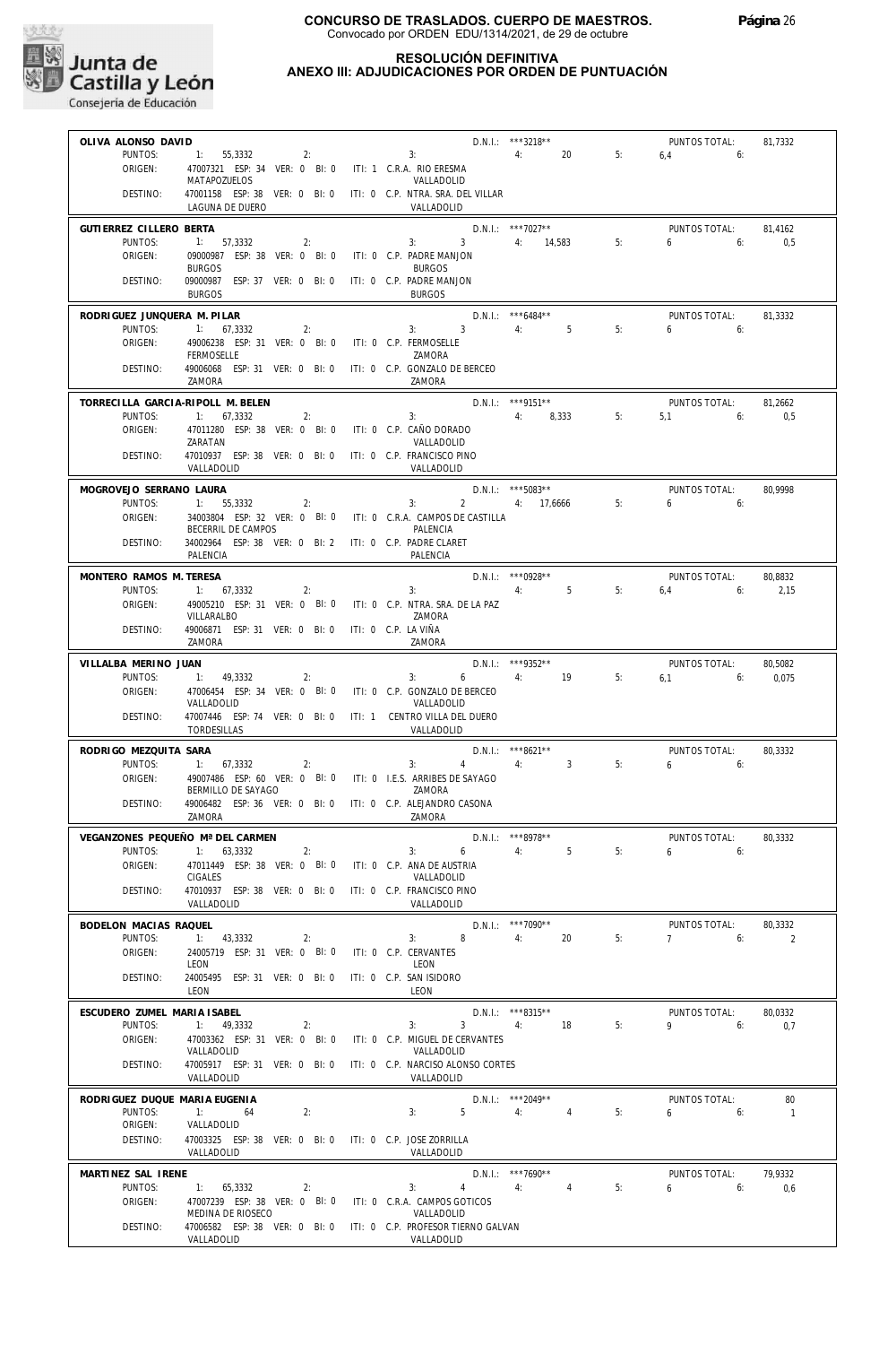**CONCURSO DE TRASLADOS. CUERPO DE MAESTROS.**
Convocado por ORDEN EDU/1314/2021, de 29 de octubre

**RESOLUCIÓN DEFINITIVA**
**ANEXO III: ADJUDICACIONES POR ORDEN DE PUNTUACIÓN**

**OLIVA ALONSO DAVID** — D.N.I.: \*\*\*3218\*\* — PUNTOS TOTAL: 81,7332
PUNTOS: 1: 55,3332 2: 3: 4: 20 5: 6,4 6:
ORIGEN: 47007321 ESP: 34 VER: 0 BI: 0 ITI: 1 C.R.A. RIO ERESMA — MATAPOZUELOS — VALLADOLID
DESTINO: 47001158 ESP: 38 VER: 0 BI: 0 ITI: 0 C.P. NTRA. SRA. DEL VILLAR — LAGUNA DE DUERO — VALLADOLID

**GUTIERREZ CILLERO BERTA** — D.N.I.: \*\*\*7027\*\* — PUNTOS TOTAL: 81,4162
PUNTOS: 1: 57,3332 2: 3: 3 4: 14,583 5: 6 6: 0,5
ORIGEN: 09000987 ESP: 38 VER: 0 BI: 0 ITI: 0 C.P. PADRE MANJON — BURGOS — BURGOS
DESTINO: 09000987 ESP: 37 VER: 0 BI: 0 ITI: 0 C.P. PADRE MANJON — BURGOS — BURGOS

**RODRIGUEZ JUNQUERA M. PILAR** — D.N.I.: \*\*\*6484\*\* — PUNTOS TOTAL: 81,3332
PUNTOS: 1: 67,3332 2: 3: 3 4: 5 5: 6 6:
ORIGEN: 49006238 ESP: 31 VER: 0 BI: 0 ITI: 0 C.P. FERMOSELLE — FERMOSELLE — ZAMORA
DESTINO: 49006068 ESP: 31 VER: 0 BI: 0 ITI: 0 C.P. GONZALO DE BERCEO — ZAMORA — ZAMORA

**TORRECILLA GARCIA-RIPOLL M. BELEN** — D.N.I.: \*\*\*9151\*\* — PUNTOS TOTAL: 81,2662
PUNTOS: 1: 67,3332 2: 3: 4: 8,333 5: 5,1 6: 0,5
ORIGEN: 47011280 ESP: 38 VER: 0 BI: 0 ITI: 0 C.P. CAÑO DORADO — ZARATAN — VALLADOLID
DESTINO: 47010937 ESP: 38 VER: 0 BI: 0 ITI: 0 C.P. FRANCISCO PINO — VALLADOLID — VALLADOLID

**MOGROVEJO SERRANO LAURA** — D.N.I.: \*\*\*5083\*\* — PUNTOS TOTAL: 80,9998
PUNTOS: 1: 55,3332 2: 3: 2 4: 17,6666 5: 6 6:
ORIGEN: 34003804 ESP: 32 VER: 0 BI: 0 ITI: 0 C.R.A. CAMPOS DE CASTILLA — BECERRIL DE CAMPOS — PALENCIA
DESTINO: 34002964 ESP: 38 VER: 0 BI: 2 ITI: 0 C.P. PADRE CLARET — PALENCIA — PALENCIA

**MONTERO RAMOS M. TERESA** — D.N.I.: \*\*\*0928\*\* — PUNTOS TOTAL: 80,8832
PUNTOS: 1: 67,3332 2: 3: 4: 5 5: 6,4 6: 2,15
ORIGEN: 49005210 ESP: 31 VER: 0 BI: 0 ITI: 0 C.P. NTRA. SRA. DE LA PAZ — VILLARALBO — ZAMORA
DESTINO: 49006871 ESP: 31 VER: 0 BI: 0 ITI: 0 C.P. LA VIÑA — ZAMORA — ZAMORA

**VILLALBA MERINO JUAN** — D.N.I.: \*\*\*9352\*\* — PUNTOS TOTAL: 80,5082
PUNTOS: 1: 49,3332 2: 3: 6 4: 19 5: 6,1 6: 0,075
ORIGEN: 47006454 ESP: 34 VER: 0 BI: 0 ITI: 0 C.P. GONZALO DE BERCEO — VALLADOLID — VALLADOLID
DESTINO: 47007446 ESP: 74 VER: 0 BI: 0 ITI: 1 CENTRO VILLA DEL DUERO — TORDESILLAS — VALLADOLID

**RODRIGO MEZQUITA SARA** — D.N.I.: \*\*\*8621\*\* — PUNTOS TOTAL: 80,3332
PUNTOS: 1: 67,3332 2: 3: 4 4: 3 5: 6 6:
ORIGEN: 49007486 ESP: 60 VER: 0 BI: 0 ITI: 0 I.E.S. ARRIBES DE SAYAGO — BERMILLO DE SAYAGO — ZAMORA
DESTINO: 49006482 ESP: 36 VER: 0 BI: 0 ITI: 0 C.P. ALEJANDRO CASONA — ZAMORA — ZAMORA

**VEGANZONES PEQUEÑO Mª DEL CARMEN** — D.N.I.: \*\*\*8978\*\* — PUNTOS TOTAL: 80,3332
PUNTOS: 1: 63,3332 2: 3: 6 4: 5 5: 6 6:
ORIGEN: 47011449 ESP: 38 VER: 0 BI: 0 ITI: 0 C.P. ANA DE AUSTRIA — CIGALES — VALLADOLID
DESTINO: 47010937 ESP: 38 VER: 0 BI: 0 ITI: 0 C.P. FRANCISCO PINO — VALLADOLID — VALLADOLID

**BODELON MACIAS RAQUEL** — D.N.I.: \*\*\*7090\*\* — PUNTOS TOTAL: 80,3332
PUNTOS: 1: 43,3332 2: 3: 8 4: 20 5: 7 6: 2
ORIGEN: 24005719 ESP: 31 VER: 0 BI: 0 ITI: 0 C.P. CERVANTES — LEON — LEON
DESTINO: 24005495 ESP: 31 VER: 0 BI: 0 ITI: 0 C.P. SAN ISIDORO — LEON — LEON

**ESCUDERO ZUMEL MARIA ISABEL** — D.N.I.: \*\*\*8315\*\* — PUNTOS TOTAL: 80,0332
PUNTOS: 1: 49,3332 2: 3: 3 4: 18 5: 9 6: 0,7
ORIGEN: 47003362 ESP: 31 VER: 0 BI: 0 ITI: 0 C.P. MIGUEL DE CERVANTES — VALLADOLID — VALLADOLID
DESTINO: 47005917 ESP: 31 VER: 0 BI: 0 ITI: 0 C.P. NARCISO ALONSO CORTES — VALLADOLID — VALLADOLID

**RODRIGUEZ DUQUE MARIA EUGENIA** — D.N.I.: \*\*\*2049\*\* — PUNTOS TOTAL: 80
PUNTOS: 1: 64 2: 3: 5 4: 4 5: 6 6: 1
ORIGEN: VALLADOLID
DESTINO: 47003325 ESP: 38 VER: 0 BI: 0 ITI: 0 C.P. JOSE ZORRILLA — VALLADOLID — VALLADOLID

**MARTINEZ SAL IRENE** — D.N.I.: \*\*\*7690\*\* — PUNTOS TOTAL: 79,9332
PUNTOS: 1: 65,3332 2: 3: 4 4: 4 5: 6 6: 0,6
ORIGEN: 47007239 ESP: 38 VER: 0 BI: 0 ITI: 0 C.R.A. CAMPOS GOTICOS — MEDINA DE RIOSECO — VALLADOLID
DESTINO: 47006582 ESP: 38 VER: 0 BI: 0 ITI: 0 C.P. PROFESOR TIERNO GALVAN — VALLADOLID — VALLADOLID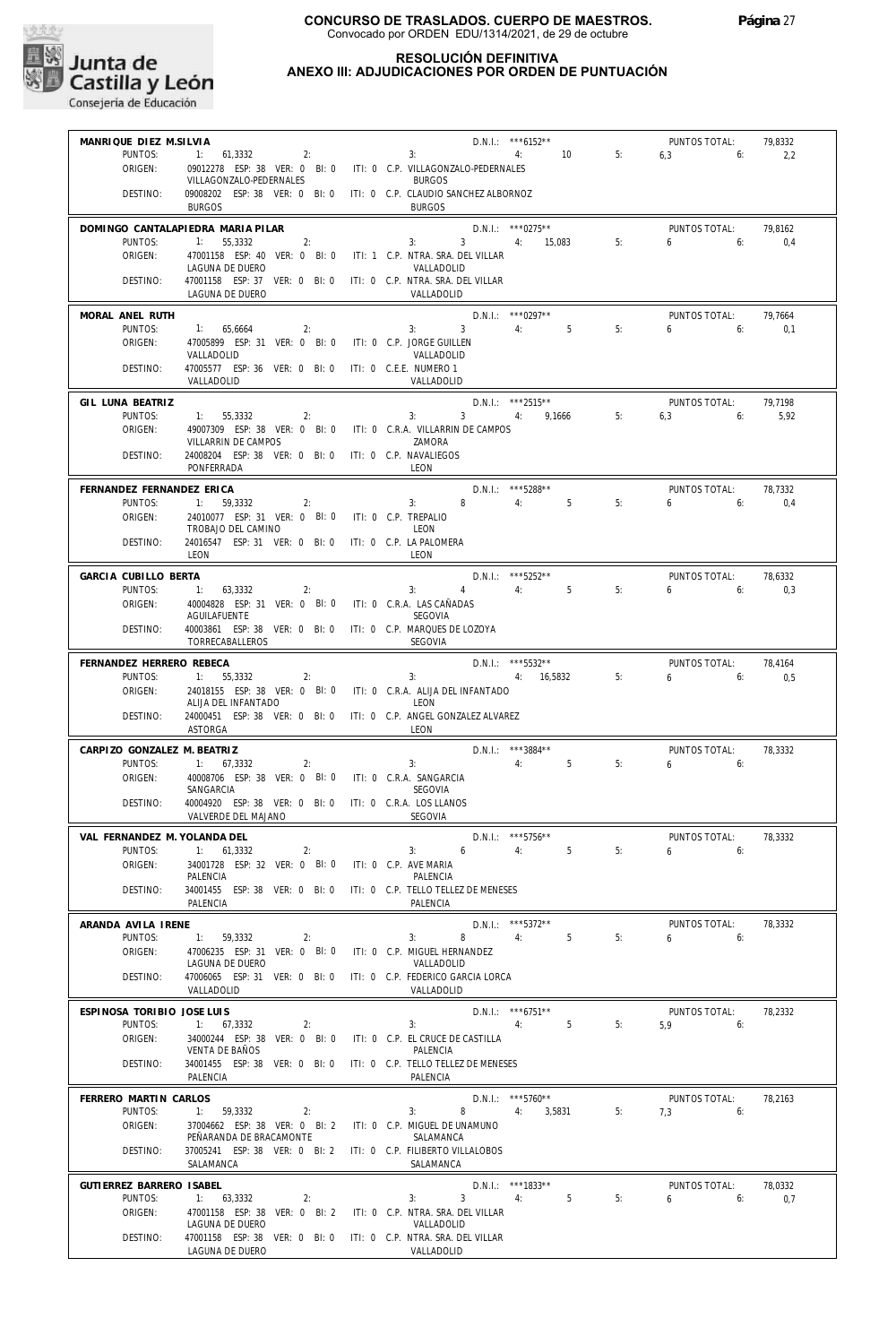**CONCURSO DE TRASLADOS. CUERPO DE MAESTROS.**
Convocado por ORDEN EDU/1314/2021, de 29 de octubre

**RESOLUCIÓN DEFINITIVA**
**ANEXO III: ADJUDICACIONES POR ORDEN DE PUNTUACIÓN**

**MANRIQUE DIEZ M.SILVIA** — D.N.I.: ***6152** — PUNTOS TOTAL: 79,8332
PUNTOS: 1: 61,3332 2: 3: 4: 10 5: 6,3 6: 2,2
ORIGEN: 09012278 ESP: 38 VER: 0 BI: 0 ITI: 0 C.P. VILLAGONZALO-PEDERNALES — VILLAGONZALO-PEDERNALES — BURGOS
DESTINO: 09008202 ESP: 38 VER: 0 BI: 0 ITI: 0 C.P. CLAUDIO SANCHEZ ALBORNOZ — BURGOS — BURGOS

**DOMINGO CANTALAPIEDRA MARIA PILAR** — D.N.I.: ***0275** — PUNTOS TOTAL: 79,8162
PUNTOS: 1: 55,3332 2: 3: 3 4: 15,083 5: 6 6: 0,4
ORIGEN: 47001158 ESP: 40 VER: 0 BI: 0 ITI: 1 C.P. NTRA. SRA. DEL VILLAR — LAGUNA DE DUERO — VALLADOLID
DESTINO: 47001158 ESP: 37 VER: 0 BI: 0 ITI: 0 C.P. NTRA. SRA. DEL VILLAR — LAGUNA DE DUERO — VALLADOLID

**MORAL ANEL RUTH** — D.N.I.: ***0297** — PUNTOS TOTAL: 79,7664
PUNTOS: 1: 65,6664 2: 3: 3 4: 5 5: 6 6: 0,1
ORIGEN: 47005899 ESP: 31 VER: 0 BI: 0 ITI: 0 C.P. JORGE GUILLEN — VALLADOLID — VALLADOLID
DESTINO: 47005577 ESP: 36 VER: 0 BI: 0 ITI: 0 C.E.E. NUMERO 1 — VALLADOLID — VALLADOLID

**GIL LUNA BEATRIZ** — D.N.I.: ***2515** — PUNTOS TOTAL: 79,7198
PUNTOS: 1: 55,3332 2: 3: 3 4: 9,1666 5: 6,3 6: 5,92
ORIGEN: 49007309 ESP: 38 VER: 0 BI: 0 ITI: 0 C.R.A. VILLARRIN DE CAMPOS — VILLARRIN DE CAMPOS — ZAMORA
DESTINO: 24008204 ESP: 38 VER: 0 BI: 0 ITI: 0 C.P. NAVALIEGOS — PONFERRADA — LEON

**FERNANDEZ FERNANDEZ ERICA** — D.N.I.: ***5288** — PUNTOS TOTAL: 78,7332
PUNTOS: 1: 59,3332 2: 3: 8 4: 5 5: 6 6: 0,4
ORIGEN: 24010077 ESP: 31 VER: 0 BI: 0 ITI: 0 C.P. TREPALIO — TROBAJO DEL CAMINO — LEON
DESTINO: 24016547 ESP: 31 VER: 0 BI: 0 ITI: 0 C.P. LA PALOMERA — LEON — LEON

**GARCIA CUBILLO BERTA** — D.N.I.: ***5252** — PUNTOS TOTAL: 78,6332
PUNTOS: 1: 63,3332 2: 3: 4 4: 5 5: 6 6: 0,3
ORIGEN: 40004828 ESP: 31 VER: 0 BI: 0 ITI: 0 C.R.A. LAS CAÑADAS — AGUILAFUENTE — SEGOVIA
DESTINO: 40003861 ESP: 38 VER: 0 BI: 0 ITI: 0 C.P. MARQUES DE LOZOYA — TORRECABALLEROS — SEGOVIA

**FERNANDEZ HERRERO REBECA** — D.N.I.: ***5532** — PUNTOS TOTAL: 78,4164
PUNTOS: 1: 55,3332 2: 3: 4: 16,5832 5: 6 6: 0,5
ORIGEN: 24018155 ESP: 38 VER: 0 BI: 0 ITI: 0 C.R.A. ALIJA DEL INFANTADO — ALIJA DEL INFANTADO — LEON
DESTINO: 24000451 ESP: 38 VER: 0 BI: 0 ITI: 0 C.P. ANGEL GONZALEZ ALVAREZ — ASTORGA — LEON

**CARPIZO GONZALEZ M. BEATRIZ** — D.N.I.: ***3884** — PUNTOS TOTAL: 78,3332
PUNTOS: 1: 67,3332 2: 3: 4: 5 5: 6 6:
ORIGEN: 40008706 ESP: 38 VER: 0 BI: 0 ITI: 0 C.R.A. SANGARCIA — SANGARCIA — SEGOVIA
DESTINO: 40004920 ESP: 38 VER: 0 BI: 0 ITI: 0 C.R.A. LOS LLANOS — VALVERDE DEL MAJANO — SEGOVIA

**VAL FERNANDEZ M. YOLANDA DEL** — D.N.I.: ***5756** — PUNTOS TOTAL: 78,3332
PUNTOS: 1: 61,3332 2: 3: 6 4: 5 5: 6 6:
ORIGEN: 34001728 ESP: 32 VER: 0 BI: 0 ITI: 0 C.P. AVE MARIA — PALENCIA — PALENCIA
DESTINO: 34001455 ESP: 38 VER: 0 BI: 0 ITI: 0 C.P. TELLO TELLEZ DE MENESES — PALENCIA — PALENCIA

**ARANDA AVILA IRENE** — D.N.I.: ***5372** — PUNTOS TOTAL: 78,3332
PUNTOS: 1: 59,3332 2: 3: 8 4: 5 5: 6 6:
ORIGEN: 47006235 ESP: 31 VER: 0 BI: 0 ITI: 0 C.P. MIGUEL HERNANDEZ — LAGUNA DE DUERO — VALLADOLID
DESTINO: 47006065 ESP: 31 VER: 0 BI: 0 ITI: 0 C.P. FEDERICO GARCIA LORCA — VALLADOLID — VALLADOLID

**ESPINOSA TORIBIO JOSE LUIS** — D.N.I.: ***6751** — PUNTOS TOTAL: 78,2332
PUNTOS: 1: 67,3332 2: 3: 4: 5 5: 5,9 6:
ORIGEN: 34000244 ESP: 38 VER: 0 BI: 0 ITI: 0 C.P. EL CRUCE DE CASTILLA — VENTA DE BAÑOS — PALENCIA
DESTINO: 34001455 ESP: 38 VER: 0 BI: 0 ITI: 0 C.P. TELLO TELLEZ DE MENESES — PALENCIA — PALENCIA

**FERRERO MARTIN CARLOS** — D.N.I.: ***5760** — PUNTOS TOTAL: 78,2163
PUNTOS: 1: 59,3332 2: 3: 8 4: 3,5831 5: 7,3 6:
ORIGEN: 37004662 ESP: 38 VER: 0 BI: 2 ITI: 0 C.P. MIGUEL DE UNAMUNO — PEÑARANDA DE BRACAMONTE — SALAMANCA
DESTINO: 37005241 ESP: 38 VER: 0 BI: 2 ITI: 0 C.P. FILIBERTO VILLALOBOS — SALAMANCA — SALAMANCA

**GUTIERREZ BARRERO ISABEL** — D.N.I.: ***1833** — PUNTOS TOTAL: 78,0332
PUNTOS: 1: 63,3332 2: 3: 3 4: 5 5: 6 6: 0,7
ORIGEN: 47001158 ESP: 38 VER: 0 BI: 2 ITI: 0 C.P. NTRA. SRA. DEL VILLAR — LAGUNA DE DUERO — VALLADOLID
DESTINO: 47001158 ESP: 38 VER: 0 BI: 0 ITI: 0 C.P. NTRA. SRA. DEL VILLAR — LAGUNA DE DUERO — VALLADOLID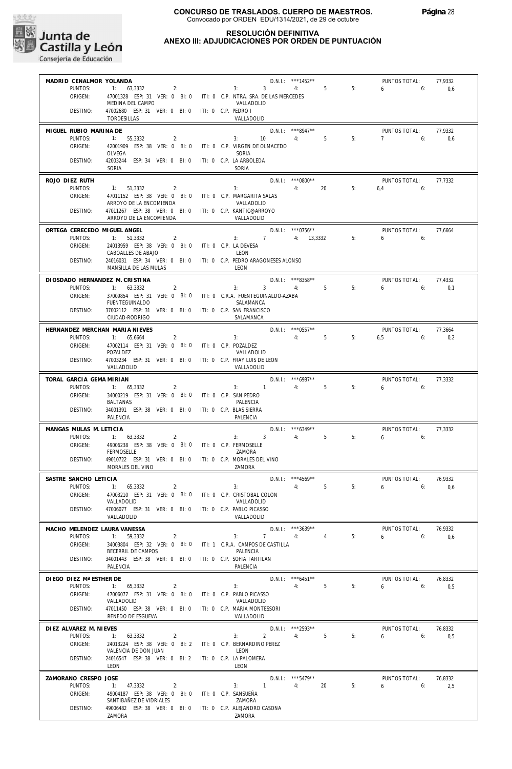**CONCURSO DE TRASLADOS. CUERPO DE MAESTROS.**
Convocado por ORDEN EDU/1314/2021, de 29 de octubre

Junta de Castilla y León
Consejería de Educación

## RESOLUCIÓN DEFINITIVA
## ANEXO III: ADJUDICACIONES POR ORDEN DE PUNTUACIÓN

**MADRID CENALMOR YOLANDA** — D.N.I.: ***1452** — PUNTOS TOTAL: 77,9332
PUNTOS: 1: 63,3332 2: 3: 3 4: 5 5: 6 6: 0,6
ORIGEN: 47001328 ESP: 31 VER: 0 BI: 0 ITI: 0 C.P. NTRA. SRA. DE LAS MERCEDES — MEDINA DEL CAMPO — VALLADOLID
DESTINO: 47002680 ESP: 31 VER: 0 BI: 0 ITI: 0 C.P. PEDRO I — TORDESILLAS — VALLADOLID

**MIGUEL RUBIO MARINA DE** — D.N.I.: ***8947** — PUNTOS TOTAL: 77,9332
PUNTOS: 1: 55,3332 2: 3: 10 4: 5 5: 7 6: 0,6
ORIGEN: 42001909 ESP: 38 VER: 0 BI: 0 ITI: 0 C.P. VIRGEN DE OLMACEDO — OLVEGA — SORIA
DESTINO: 42003244 ESP: 34 VER: 0 BI: 0 ITI: 0 C.P. LA ARBOLEDA — SORIA — SORIA

**ROJO DIEZ RUTH** — D.N.I.: ***0800** — PUNTOS TOTAL: 77,7332
PUNTOS: 1: 51,3332 2: 3: 4: 20 5: 6,4 6:
ORIGEN: 47011152 ESP: 38 VER: 0 BI: 0 ITI: 0 C.P. MARGARITA SALAS — ARROYO DE LA ENCOMIENDA — VALLADOLID
DESTINO: 47011267 ESP: 38 VER: 0 BI: 0 ITI: 0 C.P. KANTIC@ARROYO — ARROYO DE LA ENCOMIENDA — VALLADOLID

**ORTEGA CERECEDO MIGUEL ANGEL** — D.N.I.: ***0756** — PUNTOS TOTAL: 77,6664
PUNTOS: 1: 51,3332 2: 3: 7 4: 13,3332 5: 6 6:
ORIGEN: 24013959 ESP: 38 VER: 0 BI: 0 ITI: 0 C.P. LA DEVESA — CABOALLES DE ABAJO — LEON
DESTINO: 24016031 ESP: 34 VER: 0 BI: 0 ITI: 0 C.P. PEDRO ARAGONESES ALONSO — MANSILLA DE LAS MULAS — LEON

**DIOSDADO HERNANDEZ M. CRISTINA** — D.N.I.: ***8358** — PUNTOS TOTAL: 77,4332
PUNTOS: 1: 63,3332 2: 3: 3 4: 5 5: 6 6: 0,1
ORIGEN: 37009854 ESP: 31 VER: 0 BI: 0 ITI: 0 C.R.A. FUENTEGUINALDO-AZABA — FUENTEGUINALDO — SALAMANCA
DESTINO: 37002112 ESP: 31 VER: 0 BI: 0 ITI: 0 C.P. SAN FRANCISCO — CIUDAD-RODRIGO — SALAMANCA

**HERNANDEZ MERCHAN MARIA NIEVES** — D.N.I.: ***0557** — PUNTOS TOTAL: 77,3664
PUNTOS: 1: 65,6664 2: 3: 4: 5 5: 6,5 6: 0,2
ORIGEN: 47002114 ESP: 31 VER: 0 BI: 0 ITI: 0 C.P. POZALDEZ — POZALDEZ — VALLADOLID
DESTINO: 47003234 ESP: 31 VER: 0 BI: 0 ITI: 0 C.P. FRAY LUIS DE LEON — VALLADOLID — VALLADOLID

**TORAL GARCIA GEMA MIRIAN** — D.N.I.: ***6987** — PUNTOS TOTAL: 77,3332
PUNTOS: 1: 65,3332 2: 3: 1 4: 5 5: 6 6:
ORIGEN: 34000219 ESP: 31 VER: 0 BI: 0 ITI: 0 C.P. SAN PEDRO — BALTANAS — PALENCIA
DESTINO: 34001391 ESP: 38 VER: 0 BI: 0 ITI: 0 C.P. BLAS SIERRA — PALENCIA — PALENCIA

**MANGAS MULAS M. LETICIA** — D.N.I.: ***6349** — PUNTOS TOTAL: 77,3332
PUNTOS: 1: 63,3332 2: 3: 3 4: 5 5: 6 6:
ORIGEN: 49006238 ESP: 38 VER: 0 BI: 0 ITI: 0 C.P. FERMOSELLE — FERMOSELLE — ZAMORA
DESTINO: 49010722 ESP: 31 VER: 0 BI: 0 ITI: 0 C.P. MORALES DEL VINO — MORALES DEL VINO — ZAMORA

**SASTRE SANCHO LETICIA** — D.N.I.: ***4569** — PUNTOS TOTAL: 76,9332
PUNTOS: 1: 65,3332 2: 3: 4: 5 5: 6 6: 0,6
ORIGEN: 47003210 ESP: 31 VER: 0 BI: 0 ITI: 0 C.P. CRISTOBAL COLON — VALLADOLID — VALLADOLID
DESTINO: 47006077 ESP: 31 VER: 0 BI: 0 ITI: 0 C.P. PABLO PICASSO — VALLADOLID — VALLADOLID

**MACHO MELENDEZ LAURA VANESSA** — D.N.I.: ***3639** — PUNTOS TOTAL: 76,9332
PUNTOS: 1: 59,3332 2: 3: 7 4: 4 5: 6 6: 0,6
ORIGEN: 34003804 ESP: 32 VER: 0 BI: 0 ITI: 1 C.R.A. CAMPOS DE CASTILLA — BECERRIL DE CAMPOS — PALENCIA
DESTINO: 34001443 ESP: 38 VER: 0 BI: 0 ITI: 0 C.P. SOFIA TARTILAN — PALENCIA — PALENCIA

**DIEGO DIEZ Mª ESTHER DE** — D.N.I.: ***6451** — PUNTOS TOTAL: 76,8332
PUNTOS: 1: 65,3332 2: 3: 4: 5 5: 6 6: 0,5
ORIGEN: 47006077 ESP: 31 VER: 0 BI: 0 ITI: 0 C.P. PABLO PICASSO — VALLADOLID — VALLADOLID
DESTINO: 47011450 ESP: 38 VER: 0 BI: 0 ITI: 0 C.P. MARIA MONTESSORI — RENEDO DE ESGUEVA — VALLADOLID

**DIEZ ALVAREZ M. NIEVES** — D.N.I.: ***2593** — PUNTOS TOTAL: 76,8332
PUNTOS: 1: 63,3332 2: 3: 2 4: 5 5: 6 6: 0,5
ORIGEN: 24013224 ESP: 38 VER: 0 BI: 2 ITI: 0 C.P. BERNARDINO PEREZ — VALENCIA DE DON JUAN — LEON
DESTINO: 24016547 ESP: 38 VER: 0 BI: 2 ITI: 0 C.P. LA PALOMERA — LEON — LEON

**ZAMORANO CRESPO JOSE** — D.N.I.: ***5479** — PUNTOS TOTAL: 76,8332
PUNTOS: 1: 47,3332 2: 3: 1 4: 20 5: 6 6: 2,5
ORIGEN: 49004187 ESP: 38 VER: 0 BI: 0 ITI: 0 C.P. SANSUEÑA — SANTIBAÑEZ DE VIDRIALES — ZAMORA
DESTINO: 49006482 ESP: 38 VER: 0 BI: 0 ITI: 0 C.P. ALEJANDRO CASONA — ZAMORA — ZAMORA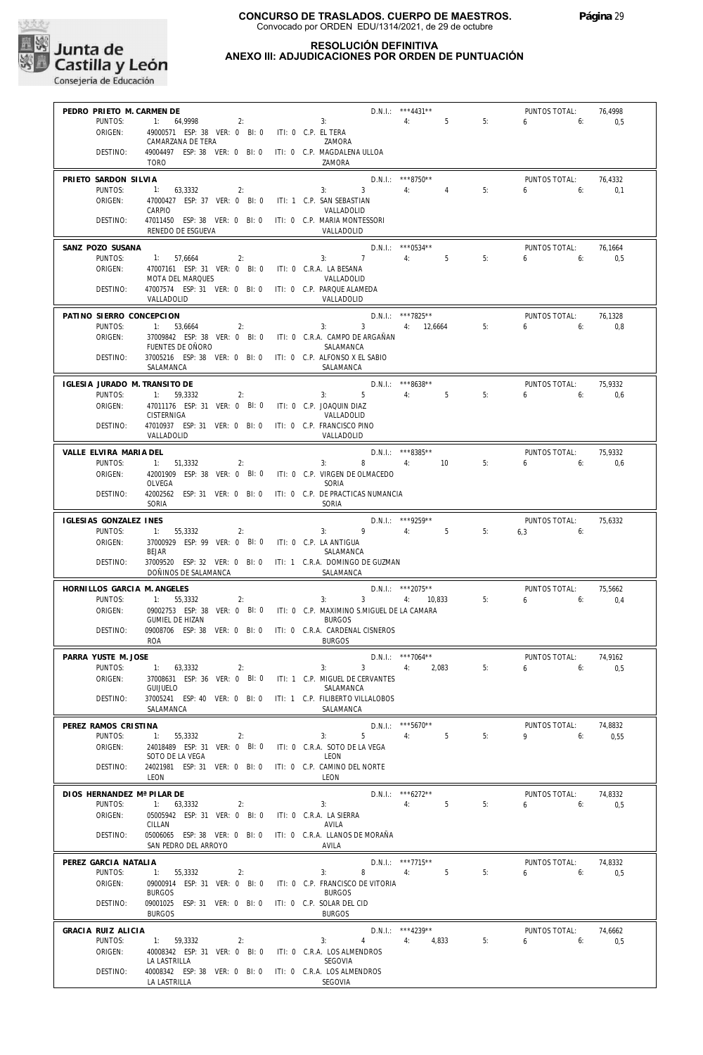**CONCURSO DE TRASLADOS. CUERPO DE MAESTROS.**
Convocado por ORDEN EDU/1314/2021, de 29 de octubre

**RESOLUCIÓN DEFINITIVA**
**ANEXO III: ADJUDICACIONES POR ORDEN DE PUNTUACIÓN**

**PEDRO PRIETO M. CARMEN DE** — D.N.I.: ***4431** — PUNTOS TOTAL: 76,4998
PUNTOS: 1: 64,9998 2: 3: 4: 5 5: 6 6: 0,5
ORIGEN: 49000571 ESP: 38 VER: 0 BI: 0 ITI: 0 C.P. EL TERA — CAMARZANA DE TERA — ZAMORA
DESTINO: 49004497 ESP: 38 VER: 0 BI: 0 ITI: 0 C.P. MAGDALENA ULLOA — TORO — ZAMORA

**PRIETO SARDON SILVIA** — D.N.I.: ***8750** — PUNTOS TOTAL: 76,4332
PUNTOS: 1: 63,3332 2: 3: 3 4: 4 5: 6 6: 0,1
ORIGEN: 47000427 ESP: 37 VER: 0 BI: 0 ITI: 1 C.P. SAN SEBASTIAN — CARPIO — VALLADOLID
DESTINO: 47011450 ESP: 38 VER: 0 BI: 0 ITI: 0 C.P. MARIA MONTESSORI — RENEDO DE ESGUEVA — VALLADOLID

**SANZ POZO SUSANA** — D.N.I.: ***0534** — PUNTOS TOTAL: 76,1664
PUNTOS: 1: 57,6664 2: 3: 7 4: 5 5: 6 6: 0,5
ORIGEN: 47007161 ESP: 31 VER: 0 BI: 0 ITI: 0 C.R.A. LA BESANA — MOTA DEL MARQUES — VALLADOLID
DESTINO: 47007574 ESP: 31 VER: 0 BI: 0 ITI: 0 C.P. PARQUE ALAMEDA — VALLADOLID — VALLADOLID

**PATINO SIERRO CONCEPCION** — D.N.I.: ***7825** — PUNTOS TOTAL: 76,1328
PUNTOS: 1: 53,6664 2: 3: 3 4: 12,6664 5: 6 6: 0,8
ORIGEN: 37009842 ESP: 38 VER: 0 BI: 0 ITI: 0 C.R.A. CAMPO DE ARGAÑAN — FUENTES DE OÑORO — SALAMANCA
DESTINO: 37005216 ESP: 38 VER: 0 BI: 0 ITI: 0 C.P. ALFONSO X EL SABIO — SALAMANCA — SALAMANCA

**IGLESIA JURADO M. TRANSITO DE** — D.N.I.: ***8638** — PUNTOS TOTAL: 75,9332
PUNTOS: 1: 59,3332 2: 3: 5 4: 5 5: 6 6: 0,6
ORIGEN: 47011176 ESP: 31 VER: 0 BI: 0 ITI: 0 C.P. JOAQUIN DIAZ — CISTERNIGA — VALLADOLID
DESTINO: 47010937 ESP: 31 VER: 0 BI: 0 ITI: 0 C.P. FRANCISCO PINO — VALLADOLID — VALLADOLID

**VALLE ELVIRA MARIA DEL** — D.N.I.: ***8385** — PUNTOS TOTAL: 75,9332
PUNTOS: 1: 51,3332 2: 3: 8 4: 10 5: 6 6: 0,6
ORIGEN: 42001909 ESP: 38 VER: 0 BI: 0 ITI: 0 C.P. VIRGEN DE OLMACEDO — OLVEGA — SORIA
DESTINO: 42002562 ESP: 31 VER: 0 BI: 0 ITI: 0 C.P. DE PRACTICAS NUMANCIA — SORIA — SORIA

**IGLESIAS GONZALEZ INES** — D.N.I.: ***9259** — PUNTOS TOTAL: 75,6332
PUNTOS: 1: 55,3332 2: 3: 9 4: 5 5: 6,3 6:
ORIGEN: 37000929 ESP: 99 VER: 0 BI: 0 ITI: 0 C.P. LA ANTIGUA — BEJAR — SALAMANCA
DESTINO: 37009520 ESP: 32 VER: 0 BI: 0 ITI: 1 C.R.A. DOMINGO DE GUZMAN — DOÑINOS DE SALAMANCA — SALAMANCA

**HORNILLOS GARCIA M. ANGELES** — D.N.I.: ***2075** — PUNTOS TOTAL: 75,5662
PUNTOS: 1: 55,3332 2: 3: 3 4: 10,833 5: 6 6: 0,4
ORIGEN: 09002753 ESP: 38 VER: 0 BI: 0 ITI: 0 C.P. MAXIMINO S.MIGUEL DE LA CAMARA — GUMIEL DE HIZAN — BURGOS
DESTINO: 09008706 ESP: 38 VER: 0 BI: 0 ITI: 0 C.R.A. CARDENAL CISNEROS — ROA — BURGOS

**PARRA YUSTE M. JOSE** — D.N.I.: ***7064** — PUNTOS TOTAL: 74,9162
PUNTOS: 1: 63,3332 2: 3: 3 4: 2,083 5: 6 6: 0,5
ORIGEN: 37008631 ESP: 36 VER: 0 BI: 0 ITI: 1 C.P. MIGUEL DE CERVANTES — GUIJUELO — SALAMANCA
DESTINO: 37005241 ESP: 40 VER: 0 BI: 0 ITI: 1 C.P. FILIBERTO VILLALOBOS — SALAMANCA — SALAMANCA

**PEREZ RAMOS CRISTINA** — D.N.I.: ***5670** — PUNTOS TOTAL: 74,8832
PUNTOS: 1: 55,3332 2: 3: 5 4: 5 5: 9 6: 0,55
ORIGEN: 24018489 ESP: 31 VER: 0 BI: 0 ITI: 0 C.R.A. SOTO DE LA VEGA — SOTO DE LA VEGA — LEON
DESTINO: 24021981 ESP: 31 VER: 0 BI: 0 ITI: 0 C.P. CAMINO DEL NORTE — LEON — LEON

**DIOS HERNANDEZ Mª PILAR DE** — D.N.I.: ***6272** — PUNTOS TOTAL: 74,8332
PUNTOS: 1: 63,3332 2: 3: 4: 5 5: 6 6: 0,5
ORIGEN: 05005942 ESP: 31 VER: 0 BI: 0 ITI: 0 C.R.A. LA SIERRA — CILLAN — AVILA
DESTINO: 05006065 ESP: 38 VER: 0 BI: 0 ITI: 0 C.R.A. LLANOS DE MORAÑA — SAN PEDRO DEL ARROYO — AVILA

**PEREZ GARCIA NATALIA** — D.N.I.: ***7715** — PUNTOS TOTAL: 74,8332
PUNTOS: 1: 55,3332 2: 3: 8 4: 5 5: 6 6: 0,5
ORIGEN: 09000914 ESP: 31 VER: 0 BI: 0 ITI: 0 C.P. FRANCISCO DE VITORIA — BURGOS — BURGOS
DESTINO: 09001025 ESP: 31 VER: 0 BI: 0 ITI: 0 C.P. SOLAR DEL CID — BURGOS — BURGOS

**GRACIA RUIZ ALICIA** — D.N.I.: ***4239** — PUNTOS TOTAL: 74,6662
PUNTOS: 1: 59,3332 2: 3: 4 4: 4,833 5: 6 6: 0,5
ORIGEN: 40008342 ESP: 31 VER: 0 BI: 0 ITI: 0 C.R.A. LOS ALMENDROS — LA LASTRILLA — SEGOVIA
DESTINO: 40008342 ESP: 38 VER: 0 BI: 0 ITI: 0 C.R.A. LOS ALMENDROS — LA LASTRILLA — SEGOVIA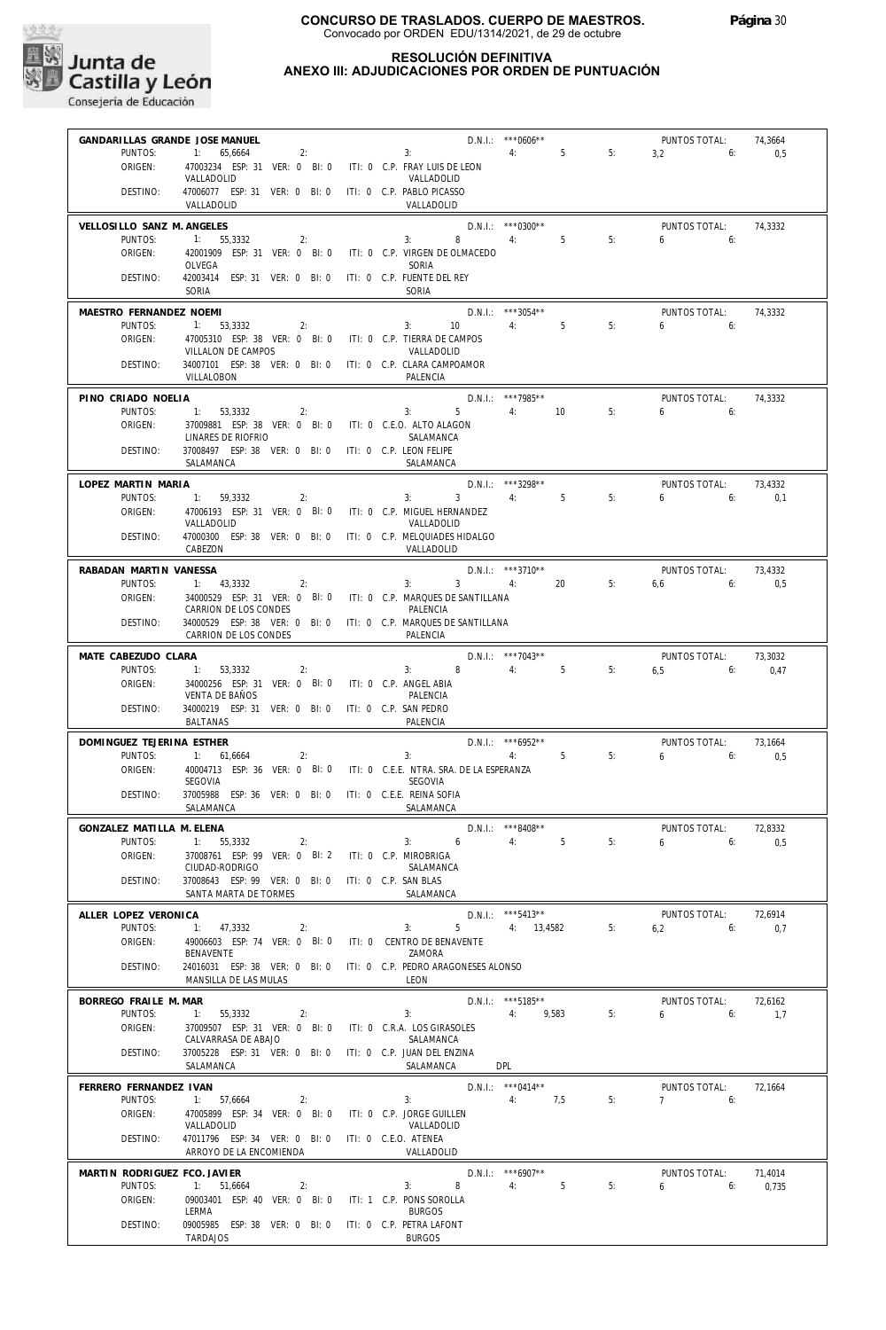**CONCURSO DE TRASLADOS. CUERPO DE MAESTROS.**
Convocado por ORDEN EDU/1314/2021, de 29 de octubre

**RESOLUCIÓN DEFINITIVA**
**ANEXO III: ADJUDICACIONES POR ORDEN DE PUNTUACIÓN**

**GANDARILLAS GRANDE JOSE MANUEL** — D.N.I.: \*\*\*0606\*\* — PUNTOS TOTAL: 74,3664
PUNTOS: 1: 65,6664 2: 3: 4: 5 5: 3,2 6: 0,5
ORIGEN: 47003234 ESP: 31 VER: 0 BI: 0 ITI: 0 C.P. FRAY LUIS DE LEON — VALLADOLID — VALLADOLID
DESTINO: 47006077 ESP: 31 VER: 0 BI: 0 ITI: 0 C.P. PABLO PICASSO — VALLADOLID — VALLADOLID

**VELLOSILLO SANZ M. ANGELES** — D.N.I.: \*\*\*0300\*\* — PUNTOS TOTAL: 74,3332
PUNTOS: 1: 55,3332 2: 3: 8 4: 5 5: 6 6:
ORIGEN: 42001909 ESP: 31 VER: 0 BI: 0 ITI: 0 C.P. VIRGEN DE OLMACEDO — OLVEGA — SORIA
DESTINO: 42003414 ESP: 31 VER: 0 BI: 0 ITI: 0 C.P. FUENTE DEL REY — SORIA — SORIA

**MAESTRO FERNANDEZ NOEMI** — D.N.I.: \*\*\*3054\*\* — PUNTOS TOTAL: 74,3332
PUNTOS: 1: 53,3332 2: 3: 10 4: 5 5: 6 6:
ORIGEN: 47005310 ESP: 38 VER: 0 BI: 0 ITI: 0 C.P. TIERRA DE CAMPOS — VILLALON DE CAMPOS — VALLADOLID
DESTINO: 34007101 ESP: 38 VER: 0 BI: 0 ITI: 0 C.P. CLARA CAMPOAMOR — VILLALOBON — PALENCIA

**PINO CRIADO NOELIA** — D.N.I.: \*\*\*7985\*\* — PUNTOS TOTAL: 74,3332
PUNTOS: 1: 53,3332 2: 3: 5 4: 10 5: 6 6:
ORIGEN: 37009881 ESP: 38 VER: 0 BI: 0 ITI: 0 C.E.O. ALTO ALAGON — LINARES DE RIOFRIO — SALAMANCA
DESTINO: 37008497 ESP: 38 VER: 0 BI: 0 ITI: 0 C.P. LEON FELIPE — SALAMANCA — SALAMANCA

**LOPEZ MARTIN MARIA** — D.N.I.: \*\*\*3298\*\* — PUNTOS TOTAL: 73,4332
PUNTOS: 1: 59,3332 2: 3: 3 4: 5 5: 6 6: 0,1
ORIGEN: 47006193 ESP: 31 VER: 0 BI: 0 ITI: 0 C.P. MIGUEL HERNANDEZ — VALLADOLID — VALLADOLID
DESTINO: 47000300 ESP: 38 VER: 0 BI: 0 ITI: 0 C.P. MELQUIADES HIDALGO — CABEZON — VALLADOLID

**RABADAN MARTIN VANESSA** — D.N.I.: \*\*\*3710\*\* — PUNTOS TOTAL: 73,4332
PUNTOS: 1: 43,3332 2: 3: 3 4: 20 5: 6,6 6: 0,5
ORIGEN: 34000529 ESP: 31 VER: 0 BI: 0 ITI: 0 C.P. MARQUES DE SANTILLANA — CARRION DE LOS CONDES — PALENCIA
DESTINO: 34000529 ESP: 38 VER: 0 BI: 0 ITI: 0 C.P. MARQUES DE SANTILLANA — CARRION DE LOS CONDES — PALENCIA

**MATE CABEZUDO CLARA** — D.N.I.: \*\*\*7043\*\* — PUNTOS TOTAL: 73,3032
PUNTOS: 1: 53,3332 2: 3: 8 4: 5 5: 6,5 6: 0,47
ORIGEN: 34000256 ESP: 31 VER: 0 BI: 0 ITI: 0 C.P. ANGEL ABIA — VENTA DE BAÑOS — PALENCIA
DESTINO: 34000219 ESP: 31 VER: 0 BI: 0 ITI: 0 C.P. SAN PEDRO — BALTANAS — PALENCIA

**DOMINGUEZ TEJERINA ESTHER** — D.N.I.: \*\*\*6952\*\* — PUNTOS TOTAL: 73,1664
PUNTOS: 1: 61,6664 2: 3: 4: 5 5: 6 6: 0,5
ORIGEN: 40004713 ESP: 36 VER: 0 BI: 0 ITI: 0 C.E.E. NTRA. SRA. DE LA ESPERANZA — SEGOVIA — SEGOVIA
DESTINO: 37005988 ESP: 36 VER: 0 BI: 0 ITI: 0 C.E.E. REINA SOFIA — SALAMANCA — SALAMANCA

**GONZALEZ MATILLA M. ELENA** — D.N.I.: \*\*\*8408\*\* — PUNTOS TOTAL: 72,8332
PUNTOS: 1: 55,3332 2: 3: 6 4: 5 5: 6 6: 0,5
ORIGEN: 37008761 ESP: 99 VER: 0 BI: 2 ITI: 0 C.P. MIROBRIGA — CIUDAD-RODRIGO — SALAMANCA
DESTINO: 37008643 ESP: 99 VER: 0 BI: 0 ITI: 0 C.P. SAN BLAS — SANTA MARTA DE TORMES — SALAMANCA

**ALLER LOPEZ VERONICA** — D.N.I.: \*\*\*5413\*\* — PUNTOS TOTAL: 72,6914
PUNTOS: 1: 47,3332 2: 3: 5 4: 13,4582 5: 6,2 6: 0,7
ORIGEN: 49006603 ESP: 74 VER: 0 BI: 0 ITI: 0 CENTRO DE BENAVENTE — BENAVENTE — ZAMORA
DESTINO: 24016031 ESP: 38 VER: 0 BI: 0 ITI: 0 C.P. PEDRO ARAGONESES ALONSO — MANSILLA DE LAS MULAS — LEON

**BORREGO FRAILE M. MAR** — D.N.I.: \*\*\*5185\*\* — PUNTOS TOTAL: 72,6162
PUNTOS: 1: 55,3332 2: 3: 4: 9,583 5: 6 6: 1,7
ORIGEN: 37009507 ESP: 31 VER: 0 BI: 0 ITI: 0 C.R.A. LOS GIRASOLES — CALVARRASA DE ABAJO — SALAMANCA
DESTINO: 37005228 ESP: 31 VER: 0 BI: 0 ITI: 0 C.P. JUAN DEL ENZINA — SALAMANCA — SALAMANCA DPL

**FERRERO FERNANDEZ IVAN** — D.N.I.: \*\*\*0414\*\* — PUNTOS TOTAL: 72,1664
PUNTOS: 1: 57,6664 2: 3: 4: 7,5 5: 7 6:
ORIGEN: 47005899 ESP: 34 VER: 0 BI: 0 ITI: 0 C.P. JORGE GUILLEN — VALLADOLID — VALLADOLID
DESTINO: 47011796 ESP: 34 VER: 0 BI: 0 ITI: 0 C.E.O. ATENEA — ARROYO DE LA ENCOMIENDA — VALLADOLID

**MARTIN RODRIGUEZ FCO. JAVIER** — D.N.I.: \*\*\*6907\*\* — PUNTOS TOTAL: 71,4014
PUNTOS: 1: 51,6664 2: 3: 8 4: 5 5: 6 6: 0,735
ORIGEN: 09003401 ESP: 40 VER: 0 BI: 0 ITI: 1 C.P. PONS SOROLLA — LERMA — BURGOS
DESTINO: 09005985 ESP: 38 VER: 0 BI: 0 ITI: 0 C.P. PETRA LAFONT — TARDAJOS — BURGOS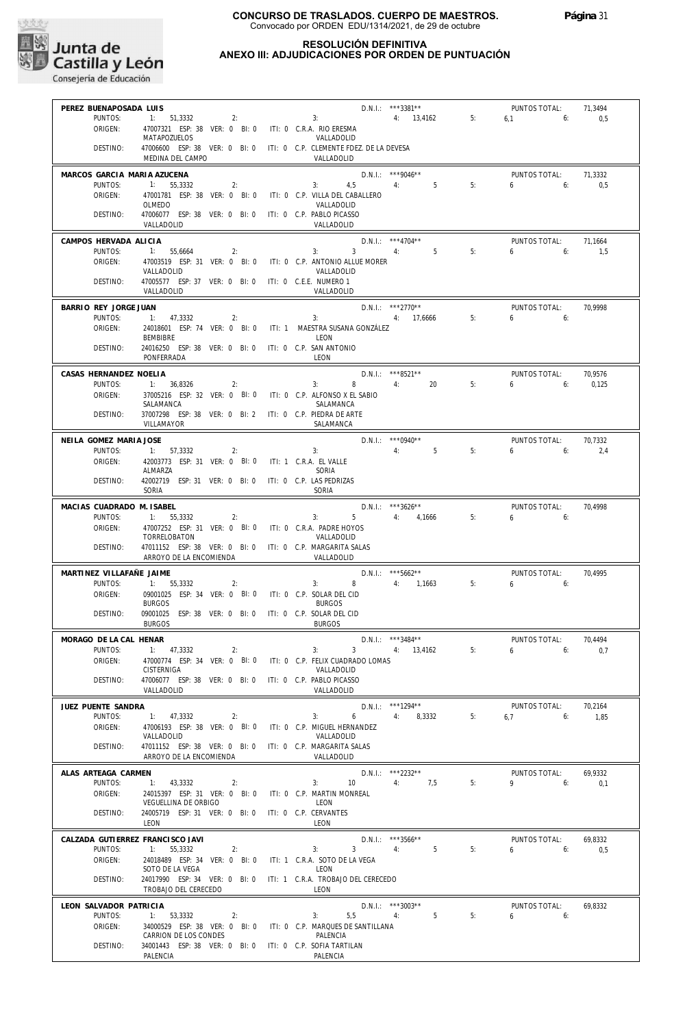**CONCURSO DE TRASLADOS. CUERPO DE MAESTROS.**
Convocado por ORDEN EDU/1314/2021, de 29 de octubre

**RESOLUCIÓN DEFINITIVA**
**ANEXO III: ADJUDICACIONES POR ORDEN DE PUNTUACIÓN**

**PEREZ BUENAPOSADA LUIS** — D.N.I.: ***3381** — PUNTOS TOTAL: 71,3494
PUNTOS: 1: 51,3332 2: 3: 4: 13,4162 5: 6,1 6: 0,5
ORIGEN: 47007321 ESP: 38 VER: 0 BI: 0 ITI: 0 C.R.A. RIO ERESMA — MATAPOZUELOS — VALLADOLID
DESTINO: 47006600 ESP: 38 VER: 0 BI: 0 ITI: 0 C.P. CLEMENTE FDEZ. DE LA DEVESA — MEDINA DEL CAMPO — VALLADOLID

**MARCOS GARCIA MARIA AZUCENA** — D.N.I.: ***9046** — PUNTOS TOTAL: 71,3332
PUNTOS: 1: 55,3332 2: 3: 4,5 4: 5 5: 6 6: 0,5
ORIGEN: 47001781 ESP: 38 VER: 0 BI: 0 ITI: 0 C.P. VILLA DEL CABALLERO — OLMEDO — VALLADOLID
DESTINO: 47006077 ESP: 38 VER: 0 BI: 0 ITI: 0 C.P. PABLO PICASSO — VALLADOLID — VALLADOLID

**CAMPOS HERVADA ALICIA** — D.N.I.: ***4704** — PUNTOS TOTAL: 71,1664
PUNTOS: 1: 55,6664 2: 3: 3 4: 5 5: 6 6: 1,5
ORIGEN: 47003519 ESP: 31 VER: 0 BI: 0 ITI: 0 C.P. ANTONIO ALLUE MORER — VALLADOLID — VALLADOLID
DESTINO: 47005577 ESP: 37 VER: 0 BI: 0 ITI: 0 C.E.E. NUMERO 1 — VALLADOLID — VALLADOLID

**BARRIO REY JORGE JUAN** — D.N.I.: ***2770** — PUNTOS TOTAL: 70,9998
PUNTOS: 1: 47,3332 2: 3: 4: 17,6666 5: 6 6:
ORIGEN: 24018601 ESP: 74 VER: 0 BI: 0 ITI: 1 MAESTRA SUSANA GONZÁLEZ — BEMBIBRE — LEON
DESTINO: 24016250 ESP: 38 VER: 0 BI: 0 ITI: 0 C.P. SAN ANTONIO — PONFERRADA — LEON

**CASAS HERNANDEZ NOELIA** — D.N.I.: ***8521** — PUNTOS TOTAL: 70,9576
PUNTOS: 1: 36,8326 2: 3: 8 4: 20 5: 6 6: 0,125
ORIGEN: 37005216 ESP: 32 VER: 0 BI: 0 ITI: 0 C.P. ALFONSO X EL SABIO — SALAMANCA — SALAMANCA
DESTINO: 37007298 ESP: 38 VER: 0 BI: 2 ITI: 0 C.P. PIEDRA DE ARTE — VILLAMAYOR — SALAMANCA

**NEILA GOMEZ MARIA JOSE** — D.N.I.: ***0940** — PUNTOS TOTAL: 70,7332
PUNTOS: 1: 57,3332 2: 3: 4: 5 5: 6 6: 2,4
ORIGEN: 42003773 ESP: 31 VER: 0 BI: 0 ITI: 1 C.R.A. EL VALLE — ALMARZA — SORIA
DESTINO: 42002719 ESP: 31 VER: 0 BI: 0 ITI: 0 C.P. LAS PEDRIZAS — SORIA — SORIA

**MACIAS CUADRADO M. ISABEL** — D.N.I.: ***3626** — PUNTOS TOTAL: 70,4998
PUNTOS: 1: 55,3332 2: 3: 5 4: 4,1666 5: 6 6:
ORIGEN: 47007252 ESP: 31 VER: 0 BI: 0 ITI: 0 C.R.A. PADRE HOYOS — TORRELOBATON — VALLADOLID
DESTINO: 47011152 ESP: 38 VER: 0 BI: 0 ITI: 0 C.P. MARGARITA SALAS — ARROYO DE LA ENCOMIENDA — VALLADOLID

**MARTINEZ VILLAFAÑE JAIME** — D.N.I.: ***5662** — PUNTOS TOTAL: 70,4995
PUNTOS: 1: 55,3332 2: 3: 8 4: 1,1663 5: 6 6:
ORIGEN: 09001025 ESP: 34 VER: 0 BI: 0 ITI: 0 C.P. SOLAR DEL CID — BURGOS — BURGOS
DESTINO: 09001025 ESP: 38 VER: 0 BI: 0 ITI: 0 C.P. SOLAR DEL CID — BURGOS — BURGOS

**MORAGO DE LA CAL HENAR** — D.N.I.: ***3484** — PUNTOS TOTAL: 70,4494
PUNTOS: 1: 47,3332 2: 3: 3 4: 13,4162 5: 6 6: 0,7
ORIGEN: 47000774 ESP: 34 VER: 0 BI: 0 ITI: 0 C.P. FELIX CUADRADO LOMAS — CISTERNIGA — VALLADOLID
DESTINO: 47006077 ESP: 38 VER: 0 BI: 0 ITI: 0 C.P. PABLO PICASSO — VALLADOLID — VALLADOLID

**JUEZ PUENTE SANDRA** — D.N.I.: ***1294** — PUNTOS TOTAL: 70,2164
PUNTOS: 1: 47,3332 2: 3: 6 4: 8,3332 5: 6,7 6: 1,85
ORIGEN: 47006193 ESP: 38 VER: 0 BI: 0 ITI: 0 C.P. MIGUEL HERNANDEZ — VALLADOLID — VALLADOLID
DESTINO: 47011152 ESP: 38 VER: 0 BI: 0 ITI: 0 C.P. MARGARITA SALAS — ARROYO DE LA ENCOMIENDA — VALLADOLID

**ALAS ARTEAGA CARMEN** — D.N.I.: ***2232** — PUNTOS TOTAL: 69,9332
PUNTOS: 1: 43,3332 2: 3: 10 4: 7,5 5: 9 6: 0,1
ORIGEN: 24015397 ESP: 31 VER: 0 BI: 0 ITI: 0 C.P. MARTIN MONREAL — VEGUELLINA DE ORBIGO — LEON
DESTINO: 24005719 ESP: 31 VER: 0 BI: 0 ITI: 0 C.P. CERVANTES — LEON — LEON

**CALZADA GUTIERREZ FRANCISCO JAVI** — D.N.I.: ***3566** — PUNTOS TOTAL: 69,8332
PUNTOS: 1: 55,3332 2: 3: 3 4: 5 5: 6 6: 0,5
ORIGEN: 24018489 ESP: 34 VER: 0 BI: 0 ITI: 1 C.R.A. SOTO DE LA VEGA — SOTO DE LA VEGA — LEON
DESTINO: 24017990 ESP: 34 VER: 0 BI: 0 ITI: 1 C.R.A. TROBAJO DEL CERECEDO — TROBAJO DEL CERECEDO — LEON

**LEON SALVADOR PATRICIA** — D.N.I.: ***3003** — PUNTOS TOTAL: 69,8332
PUNTOS: 1: 53,3332 2: 3: 5,5 4: 5 5: 6 6:
ORIGEN: 34000529 ESP: 38 VER: 0 BI: 0 ITI: 0 C.P. MARQUES DE SANTILLANA — CARRION DE LOS CONDES — PALENCIA
DESTINO: 34001443 ESP: 38 VER: 0 BI: 0 ITI: 0 C.P. SOFIA TARTILAN — PALENCIA — PALENCIA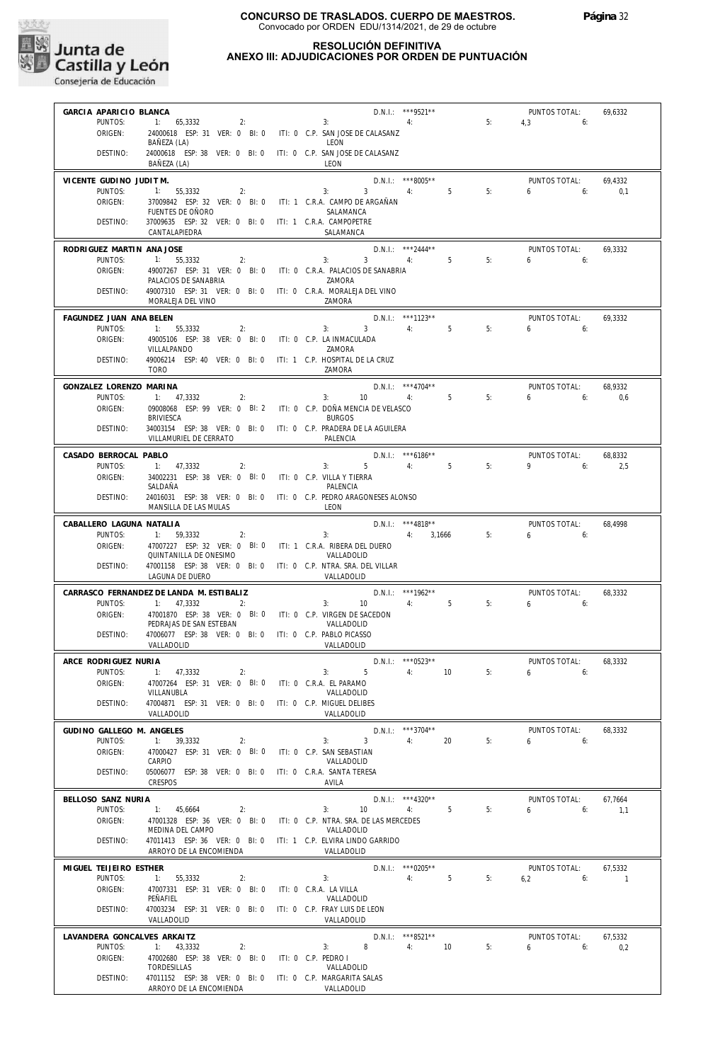**CONCURSO DE TRASLADOS. CUERPO DE MAESTROS.**
Convocado por ORDEN EDU/1314/2021, de 29 de octubre

**RESOLUCIÓN DEFINITIVA**
**ANEXO III: ADJUDICACIONES POR ORDEN DE PUNTUACIÓN**

Junta de Castilla y León
Consejería de Educación

---

**GARCIA APARICIO BLANCA** — D.N.I.: \*\*\*9521\*\* — PUNTOS TOTAL: 69,6332
PUNTOS: 1: 65,3332 2: 3: 4: 5: 4,3 6:
ORIGEN: 24000618 ESP: 31 VER: 0 BI: 0 ITI: 0 C.P. SAN JOSE DE CALASANZ — BAÑEZA (LA) — LEON
DESTINO: 24000618 ESP: 38 VER: 0 BI: 0 ITI: 0 C.P. SAN JOSE DE CALASANZ — BAÑEZA (LA) — LEON

---

**VICENTE GUDINO JUDIT M.** — D.N.I.: \*\*\*8005\*\* — PUNTOS TOTAL: 69,4332
PUNTOS: 1: 55,3332 2: 3: 3 4: 5 5: 6 6: 0,1
ORIGEN: 37009842 ESP: 32 VER: 0 BI: 0 ITI: 1 C.R.A. CAMPO DE ARGAÑAN — FUENTES DE OÑORO — SALAMANCA
DESTINO: 37009635 ESP: 32 VER: 0 BI: 0 ITI: 1 C.R.A. CAMPOPETRE — CANTALAPIEDRA — SALAMANCA

---

**RODRIGUEZ MARTIN ANA JOSE** — D.N.I.: \*\*\*2444\*\* — PUNTOS TOTAL: 69,3332
PUNTOS: 1: 55,3332 2: 3: 3 4: 5 5: 6 6:
ORIGEN: 49007267 ESP: 31 VER: 0 BI: 0 ITI: 0 C.R.A. PALACIOS DE SANABRIA — PALACIOS DE SANABRIA — ZAMORA
DESTINO: 49007310 ESP: 31 VER: 0 BI: 0 ITI: 0 C.R.A. MORALEJA DEL VINO — MORALEJA DEL VINO — ZAMORA

---

**FAGUNDEZ JUAN ANA BELEN** — D.N.I.: \*\*\*1123\*\* — PUNTOS TOTAL: 69,3332
PUNTOS: 1: 55,3332 2: 3: 3 4: 5 5: 6 6:
ORIGEN: 49005106 ESP: 38 VER: 0 BI: 0 ITI: 0 C.P. LA INMACULADA — VILLALPANDO — ZAMORA
DESTINO: 49006214 ESP: 40 VER: 0 BI: 0 ITI: 1 C.P. HOSPITAL DE LA CRUZ — TORO — ZAMORA

---

**GONZALEZ LORENZO MARINA** — D.N.I.: \*\*\*4704\*\* — PUNTOS TOTAL: 68,9332
PUNTOS: 1: 47,3332 2: 3: 10 4: 5 5: 6 6: 0,6
ORIGEN: 09008068 ESP: 99 VER: 0 BI: 2 ITI: 0 C.P. DOÑA MENCIA DE VELASCO — BRIVIESCA — BURGOS
DESTINO: 34003154 ESP: 38 VER: 0 BI: 0 ITI: 0 C.P. PRADERA DE LA AGUILERA — VILLAMURIEL DE CERRATO — PALENCIA

---

**CASADO BERROCAL PABLO** — D.N.I.: \*\*\*6186\*\* — PUNTOS TOTAL: 68,8332
PUNTOS: 1: 47,3332 2: 3: 5 4: 5 5: 9 6: 2,5
ORIGEN: 34002231 ESP: 38 VER: 0 BI: 0 ITI: 0 C.P. VILLA Y TIERRA — SALDAÑA — PALENCIA
DESTINO: 24016031 ESP: 38 VER: 0 BI: 0 ITI: 0 C.P. PEDRO ARAGONESES ALONSO — MANSILLA DE LAS MULAS — LEON

---

**CABALLERO LAGUNA NATALIA** — D.N.I.: \*\*\*4818\*\* — PUNTOS TOTAL: 68,4998
PUNTOS: 1: 59,3332 2: 3: 4: 3,1666 5: 6 6:
ORIGEN: 47007227 ESP: 32 VER: 0 BI: 0 ITI: 1 C.R.A. RIBERA DEL DUERO — QUINTANILLA DE ONESIMO — VALLADOLID
DESTINO: 47001158 ESP: 38 VER: 0 BI: 0 ITI: 0 C.P. NTRA. SRA. DEL VILLAR — LAGUNA DE DUERO — VALLADOLID

---

**CARRASCO FERNANDEZ DE LANDA M. ESTIBALIZ** — D.N.I.: \*\*\*1962\*\* — PUNTOS TOTAL: 68,3332
PUNTOS: 1: 47,3332 2: 3: 10 4: 5 5: 6 6:
ORIGEN: 47001870 ESP: 38 VER: 0 BI: 0 ITI: 0 C.P. VIRGEN DE SACEDON — PEDRAJAS DE SAN ESTEBAN — VALLADOLID
DESTINO: 47006077 ESP: 38 VER: 0 BI: 0 ITI: 0 C.P. PABLO PICASSO — VALLADOLID — VALLADOLID

---

**ARCE RODRIGUEZ NURIA** — D.N.I.: \*\*\*0523\*\* — PUNTOS TOTAL: 68,3332
PUNTOS: 1: 47,3332 2: 3: 5 4: 10 5: 6 6:
ORIGEN: 47007264 ESP: 31 VER: 0 BI: 0 ITI: 0 C.R.A. EL PARAMO — VILLANUBLA — VALLADOLID
DESTINO: 47004871 ESP: 31 VER: 0 BI: 0 ITI: 0 C.P. MIGUEL DELIBES — VALLADOLID — VALLADOLID

---

**GUDINO GALLEGO M. ANGELES** — D.N.I.: \*\*\*3704\*\* — PUNTOS TOTAL: 68,3332
PUNTOS: 1: 39,3332 2: 3: 3 4: 20 5: 6 6:
ORIGEN: 47000427 ESP: 31 VER: 0 BI: 0 ITI: 0 C.P. SAN SEBASTIAN — CARPIO — VALLADOLID
DESTINO: 05006077 ESP: 38 VER: 0 BI: 0 ITI: 0 C.R.A. SANTA TERESA — CRESPOS — AVILA

---

**BELLOSO SANZ NURIA** — D.N.I.: \*\*\*4320\*\* — PUNTOS TOTAL: 67,7664
PUNTOS: 1: 45,6664 2: 3: 10 4: 5 5: 6 6: 1,1
ORIGEN: 47001328 ESP: 36 VER: 0 BI: 0 ITI: 0 C.P. NTRA. SRA. DE LAS MERCEDES — MEDINA DEL CAMPO — VALLADOLID
DESTINO: 47011413 ESP: 36 VER: 0 BI: 0 ITI: 1 C.P. ELVIRA LINDO GARRIDO — ARROYO DE LA ENCOMIENDA — VALLADOLID

---

**MIGUEL TEIJEIRO ESTHER** — D.N.I.: \*\*\*0205\*\* — PUNTOS TOTAL: 67,5332
PUNTOS: 1: 55,3332 2: 3: 4: 5 5: 6,2 6: 1
ORIGEN: 47007331 ESP: 31 VER: 0 BI: 0 ITI: 0 C.R.A. LA VILLA — PEÑAFIEL — VALLADOLID
DESTINO: 47003234 ESP: 31 VER: 0 BI: 0 ITI: 0 C.P. FRAY LUIS DE LEON — VALLADOLID — VALLADOLID

---

**LAVANDERA GONCALVES ARKAITZ** — D.N.I.: \*\*\*8521\*\* — PUNTOS TOTAL: 67,5332
PUNTOS: 1: 43,3332 2: 3: 8 4: 10 5: 6 6: 0,2
ORIGEN: 47002680 ESP: 38 VER: 0 BI: 0 ITI: 0 C.P. PEDRO I — TORDESILLAS — VALLADOLID
DESTINO: 47011152 ESP: 38 VER: 0 BI: 0 ITI: 0 C.P. MARGARITA SALAS — ARROYO DE LA ENCOMIENDA — VALLADOLID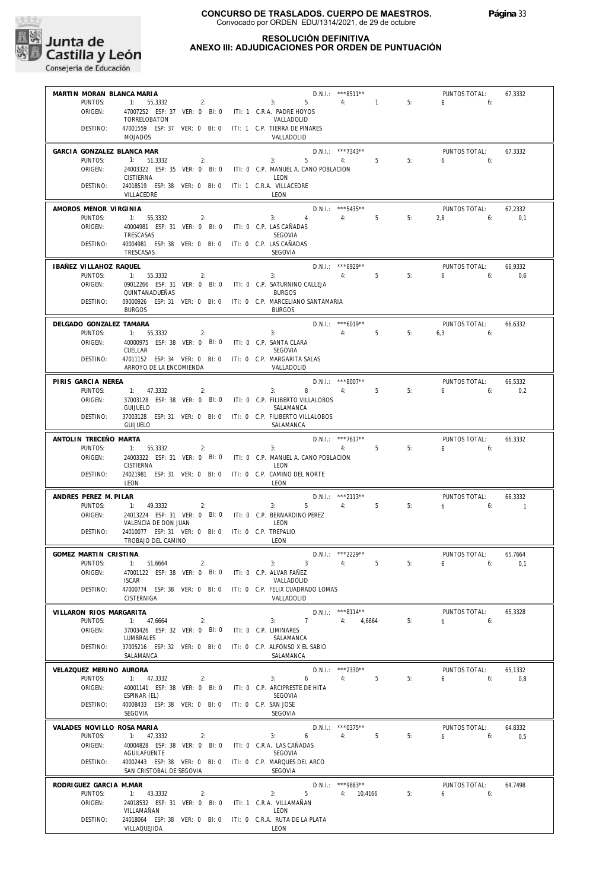**CONCURSO DE TRASLADOS. CUERPO DE MAESTROS.**
Convocado por ORDEN EDU/1314/2021, de 29 de octubre

**RESOLUCIÓN DEFINITIVA**
**ANEXO III: ADJUDICACIONES POR ORDEN DE PUNTUACIÓN**

**MARTIN MORAN BLANCA MARIA** — D.N.I.: ***8511** — PUNTOS TOTAL: 67,3332
PUNTOS: 1: 55,3332 2: 3: 5 4: 1 5: 6 6:
ORIGEN: 47007252 ESP: 37 VER: 0 BI: 0 ITI: 1 C.R.A. PADRE HOYOS — TORRELOBATON — VALLADOLID
DESTINO: 47001559 ESP: 37 VER: 0 BI: 0 ITI: 1 C.P. TIERRA DE PINARES — MOJADOS — VALLADOLID

**GARCIA GONZALEZ BLANCA MAR** — D.N.I.: ***7343** — PUNTOS TOTAL: 67,3332
PUNTOS: 1: 51,3332 2: 3: 5 4: 5 5: 6 6:
ORIGEN: 24003322 ESP: 35 VER: 0 BI: 0 ITI: 0 C.P. MANUEL A. CANO POBLACION — CISTIERNA — LEON
DESTINO: 24018519 ESP: 38 VER: 0 BI: 0 ITI: 1 C.R.A. VILLACEDRE — VILLACEDRE — LEON

**AMOROS MENOR VIRGINIA** — D.N.I.: ***5435** — PUNTOS TOTAL: 67,2332
PUNTOS: 1: 55,3332 2: 3: 4 4: 5 5: 2,8 6: 0,1
ORIGEN: 40004981 ESP: 31 VER: 0 BI: 0 ITI: 0 C.P. LAS CAÑADAS — TRESCASAS — SEGOVIA
DESTINO: 40004981 ESP: 38 VER: 0 BI: 0 ITI: 0 C.P. LAS CAÑADAS — TRESCASAS — SEGOVIA

**IBAÑEZ VILLAHOZ RAQUEL** — D.N.I.: ***6929** — PUNTOS TOTAL: 66,9332
PUNTOS: 1: 55,3332 2: 3: 4: 5 5: 6 6: 0,6
ORIGEN: 09012266 ESP: 31 VER: 0 BI: 0 ITI: 0 C.P. SATURNINO CALLEJA — QUINTANADUEÑAS — BURGOS
DESTINO: 09000926 ESP: 31 VER: 0 BI: 0 ITI: 0 C.P. MARCELIANO SANTAMARIA — BURGOS — BURGOS

**DELGADO GONZALEZ TAMARA** — D.N.I.: ***6019** — PUNTOS TOTAL: 66,6332
PUNTOS: 1: 55,3332 2: 3: 4: 5 5: 6,3 6:
ORIGEN: 40000975 ESP: 38 VER: 0 BI: 0 ITI: 0 C.P. SANTA CLARA — CUELLAR — SEGOVIA
DESTINO: 47011152 ESP: 34 VER: 0 BI: 0 ITI: 0 C.P. MARGARITA SALAS — ARROYO DE LA ENCOMIENDA — VALLADOLID

**PIRIS GARCIA NEREA** — D.N.I.: ***8007** — PUNTOS TOTAL: 66,5332
PUNTOS: 1: 47,3332 2: 3: 8 4: 5 5: 6 6: 0,2
ORIGEN: 37003128 ESP: 38 VER: 0 BI: 0 ITI: 0 C.P. FILIBERTO VILLALOBOS — GUIJUELO — SALAMANCA
DESTINO: 37003128 ESP: 31 VER: 0 BI: 0 ITI: 0 C.P. FILIBERTO VILLALOBOS — GUIJUELO — SALAMANCA

**ANTOLIN TRECEÑO MARTA** — D.N.I.: ***7617** — PUNTOS TOTAL: 66,3332
PUNTOS: 1: 55,3332 2: 3: 4: 5 5: 6 6:
ORIGEN: 24003322 ESP: 31 VER: 0 BI: 0 ITI: 0 C.P. MANUEL A. CANO POBLACION — CISTIERNA — LEON
DESTINO: 24021981 ESP: 31 VER: 0 BI: 0 ITI: 0 C.P. CAMINO DEL NORTE — LEON — LEON

**ANDRES PEREZ M. PILAR** — D.N.I.: ***2113** — PUNTOS TOTAL: 66,3332
PUNTOS: 1: 49,3332 2: 3: 5 4: 5 5: 6 6: 1
ORIGEN: 24013224 ESP: 31 VER: 0 BI: 0 ITI: 0 C.P. BERNARDINO PEREZ — VALENCIA DE DON JUAN — LEON
DESTINO: 24010077 ESP: 31 VER: 0 BI: 0 ITI: 0 C.P. TREPALIO — TROBAJO DEL CAMINO — LEON

**GOMEZ MARTIN CRISTINA** — D.N.I.: ***2229** — PUNTOS TOTAL: 65,7664
PUNTOS: 1: 51,6664 2: 3: 3 4: 5 5: 6 6: 0,1
ORIGEN: 47001122 ESP: 38 VER: 0 BI: 0 ITI: 0 C.P. ALVAR FAÑEZ — ISCAR — VALLADOLID
DESTINO: 47000774 ESP: 38 VER: 0 BI: 0 ITI: 0 C.P. FELIX CUADRADO LOMAS — CISTERNIGA — VALLADOLID

**VILLARON RIOS MARGARITA** — D.N.I.: ***8114** — PUNTOS TOTAL: 65,3328
PUNTOS: 1: 47,6664 2: 3: 7 4: 4,6664 5: 6 6:
ORIGEN: 37003426 ESP: 32 VER: 0 BI: 0 ITI: 0 C.P. LIMINARES — LUMBRALES — SALAMANCA
DESTINO: 37005216 ESP: 32 VER: 0 BI: 0 ITI: 0 C.P. ALFONSO X EL SABIO — SALAMANCA — SALAMANCA

**VELAZQUEZ MERINO AURORA** — D.N.I.: ***2330** — PUNTOS TOTAL: 65,1332
PUNTOS: 1: 47,3332 2: 3: 6 4: 5 5: 6 6: 0,8
ORIGEN: 40001141 ESP: 38 VER: 0 BI: 0 ITI: 0 C.P. ARCIPRESTE DE HITA — ESPINAR (EL) — SEGOVIA
DESTINO: 40008433 ESP: 38 VER: 0 BI: 0 ITI: 0 C.P. SAN JOSE — SEGOVIA — SEGOVIA

**VALADES NOVILLO ROSA MARIA** — D.N.I.: ***0375** — PUNTOS TOTAL: 64,8332
PUNTOS: 1: 47,3332 2: 3: 6 4: 5 5: 6 6: 0,5
ORIGEN: 40004828 ESP: 38 VER: 0 BI: 0 ITI: 0 C.R.A. LAS CAÑADAS — AGUILAFUENTE — SEGOVIA
DESTINO: 40002443 ESP: 38 VER: 0 BI: 0 ITI: 0 C.P. MARQUES DEL ARCO — SAN CRISTOBAL DE SEGOVIA — SEGOVIA

**RODRIGUEZ GARCIA M.MAR** — D.N.I.: ***9883** — PUNTOS TOTAL: 64,7498
PUNTOS: 1: 43,3332 2: 3: 5 4: 10,4166 5: 6 6:
ORIGEN: 24018532 ESP: 31 VER: 0 BI: 0 ITI: 1 C.R.A. VILLAMAÑAN — VILLAMAÑAN — LEON
DESTINO: 24018064 ESP: 38 VER: 0 BI: 0 ITI: 0 C.R.A. RUTA DE LA PLATA — VILLAQUEJIDA — LEON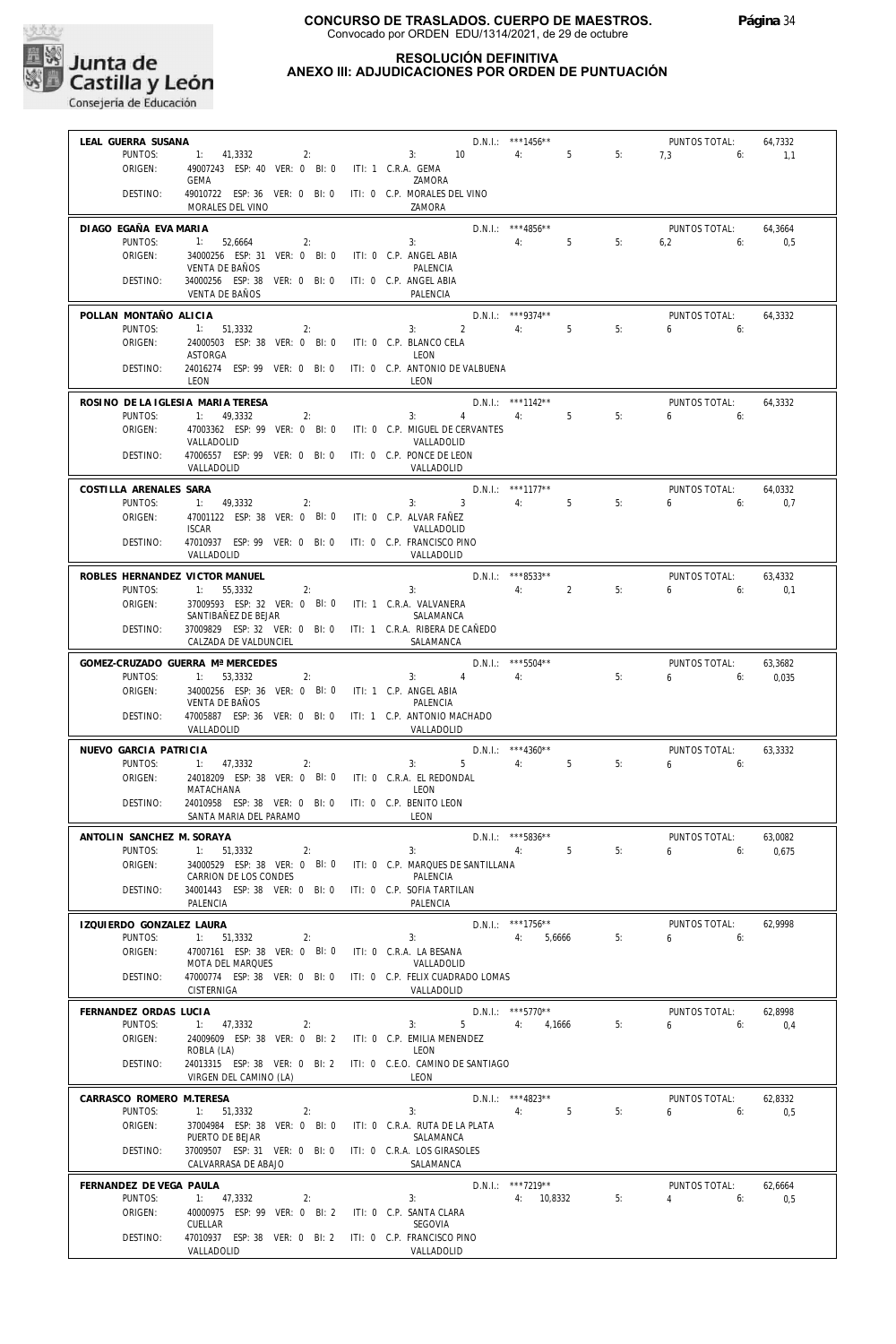**CONCURSO DE TRASLADOS. CUERPO DE MAESTROS.**
Convocado por ORDEN EDU/1314/2021, de 29 de octubre

Junta de Castilla y León
Consejería de Educación

## RESOLUCIÓN DEFINITIVA
## ANEXO III: ADJUDICACIONES POR ORDEN DE PUNTUACIÓN

**LEAL GUERRA SUSANA** D.N.I.: ***1456** PUNTOS TOTAL: 64,7332
PUNTOS: 1: 41,3332 2: 3: 10 4: 5 5: 7,3 6: 1,1
ORIGEN: 49007243 ESP: 40 VER: 0 BI: 0 ITI: 1 C.R.A. GEMA — GEMA, ZAMORA
DESTINO: 49010722 ESP: 36 VER: 0 BI: 0 ITI: 0 C.P. MORALES DEL VINO — MORALES DEL VINO, ZAMORA

**DIAGO EGAÑA EVA MARIA** D.N.I.: ***4856** PUNTOS TOTAL: 64,3664
PUNTOS: 1: 52,6664 2: 3: 4: 5 5: 6,2 6: 0,5
ORIGEN: 34000256 ESP: 31 VER: 0 BI: 0 ITI: 0 C.P. ANGEL ABIA — VENTA DE BAÑOS, PALENCIA
DESTINO: 34000256 ESP: 38 VER: 0 BI: 0 ITI: 0 C.P. ANGEL ABIA — VENTA DE BAÑOS, PALENCIA

**POLLAN MONTAÑO ALICIA** D.N.I.: ***9374** PUNTOS TOTAL: 64,3332
PUNTOS: 1: 51,3332 2: 3: 2 4: 5 5: 6 6:
ORIGEN: 24000503 ESP: 38 VER: 0 BI: 0 ITI: 0 C.P. BLANCO CELA — ASTORGA, LEON
DESTINO: 24016274 ESP: 99 VER: 0 BI: 0 ITI: 0 C.P. ANTONIO DE VALBUENA — LEON, LEON

**ROSINO DE LA IGLESIA MARIA TERESA** D.N.I.: ***1142** PUNTOS TOTAL: 64,3332
PUNTOS: 1: 49,3332 2: 3: 4 4: 5 5: 6 6:
ORIGEN: 47003362 ESP: 99 VER: 0 BI: 0 ITI: 0 C.P. MIGUEL DE CERVANTES — VALLADOLID, VALLADOLID
DESTINO: 47006557 ESP: 99 VER: 0 BI: 0 ITI: 0 C.P. PONCE DE LEON — VALLADOLID, VALLADOLID

**COSTILLA ARENALES SARA** D.N.I.: ***1177** PUNTOS TOTAL: 64,0332
PUNTOS: 1: 49,3332 2: 3: 3 4: 5 5: 6 6: 0,7
ORIGEN: 47001122 ESP: 38 VER: 0 BI: 0 ITI: 0 C.P. ALVAR FAÑEZ — ISCAR, VALLADOLID
DESTINO: 47010937 ESP: 99 VER: 0 BI: 0 ITI: 0 C.P. FRANCISCO PINO — VALLADOLID, VALLADOLID

**ROBLES HERNANDEZ VICTOR MANUEL** D.N.I.: ***8533** PUNTOS TOTAL: 63,4332
PUNTOS: 1: 55,3332 2: 3: 4: 2 5: 6 6: 0,1
ORIGEN: 37009593 ESP: 32 VER: 0 BI: 0 ITI: 1 C.R.A. VALVANERA — SANTIBAÑEZ DE BEJAR, SALAMANCA
DESTINO: 37009829 ESP: 32 VER: 0 BI: 0 ITI: 1 C.R.A. RIBERA DE CAÑEDO — CALZADA DE VALDUNCIEL, SALAMANCA

**GOMEZ-CRUZADO GUERRA Mª MERCEDES** D.N.I.: ***5504** PUNTOS TOTAL: 63,3682
PUNTOS: 1: 53,3332 2: 3: 4 4: 5: 6 6: 0,035
ORIGEN: 34000256 ESP: 36 VER: 0 BI: 0 ITI: 1 C.P. ANGEL ABIA — VENTA DE BAÑOS, PALENCIA
DESTINO: 47005887 ESP: 36 VER: 0 BI: 0 ITI: 1 C.P. ANTONIO MACHADO — VALLADOLID, VALLADOLID

**NUEVO GARCIA PATRICIA** D.N.I.: ***4360** PUNTOS TOTAL: 63,3332
PUNTOS: 1: 47,3332 2: 3: 5 4: 5 5: 6 6:
ORIGEN: 24018209 ESP: 38 VER: 0 BI: 0 ITI: 0 C.R.A. EL REDONDAL — MATACHANA, LEON
DESTINO: 24010958 ESP: 38 VER: 0 BI: 0 ITI: 0 C.P. BENITO LEON — SANTA MARIA DEL PARAMO, LEON

**ANTOLIN SANCHEZ M. SORAYA** D.N.I.: ***5836** PUNTOS TOTAL: 63,0082
PUNTOS: 1: 51,3332 2: 3: 4: 5 5: 6 6: 0,675
ORIGEN: 34000529 ESP: 38 VER: 0 BI: 0 ITI: 0 C.P. MARQUES DE SANTILLANA — CARRION DE LOS CONDES, PALENCIA
DESTINO: 34001443 ESP: 38 VER: 0 BI: 0 ITI: 0 C.P. SOFIA TARTILAN — PALENCIA, PALENCIA

**IZQUIERDO GONZALEZ LAURA** D.N.I.: ***1756** PUNTOS TOTAL: 62,9998
PUNTOS: 1: 51,3332 2: 3: 4: 5,6666 5: 6 6:
ORIGEN: 47007161 ESP: 38 VER: 0 BI: 0 ITI: 0 C.R.A. LA BESANA — MOTA DEL MARQUES, VALLADOLID
DESTINO: 47000774 ESP: 38 VER: 0 BI: 0 ITI: 0 C.P. FELIX CUADRADO LOMAS — CISTERNIGA, VALLADOLID

**FERNANDEZ ORDAS LUCIA** D.N.I.: ***5770** PUNTOS TOTAL: 62,8998
PUNTOS: 1: 47,3332 2: 3: 5 4: 4,1666 5: 6 6: 0,4
ORIGEN: 24009609 ESP: 38 VER: 0 BI: 2 ITI: 0 C.P. EMILIA MENENDEZ — ROBLA (LA), LEON
DESTINO: 24013315 ESP: 38 VER: 0 BI: 2 ITI: 0 C.E.O. CAMINO DE SANTIAGO — VIRGEN DEL CAMINO (LA), LEON

**CARRASCO ROMERO M.TERESA** D.N.I.: ***4823** PUNTOS TOTAL: 62,8332
PUNTOS: 1: 51,3332 2: 3: 4: 5 5: 6 6: 0,5
ORIGEN: 37004984 ESP: 38 VER: 0 BI: 0 ITI: 0 C.R.A. RUTA DE LA PLATA — PUERTO DE BEJAR, SALAMANCA
DESTINO: 37009507 ESP: 31 VER: 0 BI: 0 ITI: 0 C.R.A. LOS GIRASOLES — CALVARRASA DE ABAJO, SALAMANCA

**FERNANDEZ DE VEGA PAULA** D.N.I.: ***7219** PUNTOS TOTAL: 62,6664
PUNTOS: 1: 47,3332 2: 3: 4: 10,8332 5: 4 6: 0,5
ORIGEN: 40000975 ESP: 99 VER: 0 BI: 2 ITI: 0 C.P. SANTA CLARA — CUELLAR, SEGOVIA
DESTINO: 47010937 ESP: 38 VER: 0 BI: 2 ITI: 0 C.P. FRANCISCO PINO — VALLADOLID, VALLADOLID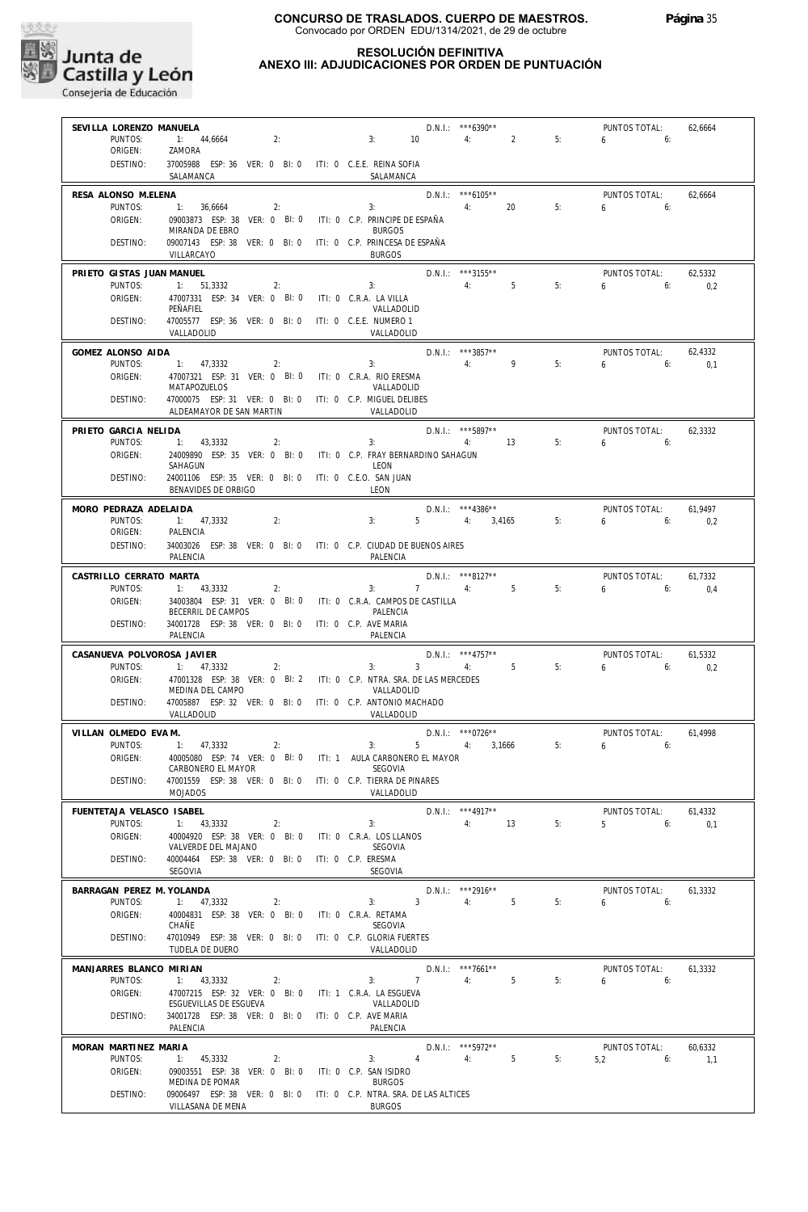**CONCURSO DE TRASLADOS. CUERPO DE MAESTROS.**
Convocado por ORDEN EDU/1314/2021, de 29 de octubre

**RESOLUCIÓN DEFINITIVA**
**ANEXO III: ADJUDICACIONES POR ORDEN DE PUNTUACIÓN**

**SEVILLA LORENZO MANUELA** — D.N.I.: ***6390** — PUNTOS TOTAL: 62,6664
PUNTOS: 1: 44,6664 2: 3: 10 4: 2 5: 6 6:
ORIGEN: ZAMORA
DESTINO: 37005988 ESP: 36 VER: 0 BI: 0 ITI: 0 C.E.E. REINA SOFIA — SALAMANCA — SALAMANCA

**RESA ALONSO M.ELENA** — D.N.I.: ***6105** — PUNTOS TOTAL: 62,6664
PUNTOS: 1: 36,6664 2: 3: 4: 20 5: 6 6:
ORIGEN: 09003873 ESP: 38 VER: 0 BI: 0 ITI: 0 C.P. PRINCIPE DE ESPAÑA — MIRANDA DE EBRO — BURGOS
DESTINO: 09007143 ESP: 38 VER: 0 BI: 0 ITI: 0 C.P. PRINCESA DE ESPAÑA — VILLARCAYO — BURGOS

**PRIETO GISTAS JUAN MANUEL** — D.N.I.: ***3155** — PUNTOS TOTAL: 62,5332
PUNTOS: 1: 51,3332 2: 3: 4: 5 5: 6 6: 0,2
ORIGEN: 47007331 ESP: 34 VER: 0 BI: 0 ITI: 0 C.R.A. LA VILLA — PEÑAFIEL — VALLADOLID
DESTINO: 47005577 ESP: 36 VER: 0 BI: 0 ITI: 0 C.E.E. NUMERO 1 — VALLADOLID — VALLADOLID

**GOMEZ ALONSO AIDA** — D.N.I.: ***3857** — PUNTOS TOTAL: 62,4332
PUNTOS: 1: 47,3332 2: 3: 4: 9 5: 6 6: 0,1
ORIGEN: 47007321 ESP: 31 VER: 0 BI: 0 ITI: 0 C.R.A. RIO ERESMA — MATAPOZUELOS — VALLADOLID
DESTINO: 47000075 ESP: 31 VER: 0 BI: 0 ITI: 0 C.P. MIGUEL DELIBES — ALDEAMAYOR DE SAN MARTIN — VALLADOLID

**PRIETO GARCIA NELIDA** — D.N.I.: ***5897** — PUNTOS TOTAL: 62,3332
PUNTOS: 1: 43,3332 2: 3: 4: 13 5: 6 6:
ORIGEN: 24009890 ESP: 35 VER: 0 BI: 0 ITI: 0 C.P. FRAY BERNARDINO SAHAGUN — SAHAGUN — LEON
DESTINO: 24001106 ESP: 35 VER: 0 BI: 0 ITI: 0 C.E.O. SAN JUAN — BENAVIDES DE ORBIGO — LEON

**MORO PEDRAZA ADELAIDA** — D.N.I.: ***4386** — PUNTOS TOTAL: 61,9497
PUNTOS: 1: 47,3332 2: 3: 5 4: 3,4165 5: 6 6: 0,2
ORIGEN: PALENCIA
DESTINO: 34003026 ESP: 38 VER: 0 BI: 0 ITI: 0 C.P. CIUDAD DE BUENOS AIRES — PALENCIA — PALENCIA

**CASTRILLO CERRATO MARTA** — D.N.I.: ***8127** — PUNTOS TOTAL: 61,7332
PUNTOS: 1: 43,3332 2: 3: 7 4: 5 5: 6 6: 0,4
ORIGEN: 34003804 ESP: 31 VER: 0 BI: 0 ITI: 0 C.R.A. CAMPOS DE CASTILLA — BECERRIL DE CAMPOS — PALENCIA
DESTINO: 34001728 ESP: 38 VER: 0 BI: 0 ITI: 0 C.P. AVE MARIA — PALENCIA — PALENCIA

**CASANUEVA POLVOROSA JAVIER** — D.N.I.: ***4757** — PUNTOS TOTAL: 61,5332
PUNTOS: 1: 47,3332 2: 3: 3 4: 5 5: 6 6: 0,2
ORIGEN: 47001328 ESP: 38 VER: 0 BI: 2 ITI: 0 C.P. NTRA. SRA. DE LAS MERCEDES — MEDINA DEL CAMPO — VALLADOLID
DESTINO: 47005887 ESP: 32 VER: 0 BI: 0 ITI: 0 C.P. ANTONIO MACHADO — VALLADOLID — VALLADOLID

**VILLAN OLMEDO EVA M.** — D.N.I.: ***0726** — PUNTOS TOTAL: 61,4998
PUNTOS: 1: 47,3332 2: 3: 5 4: 3,1666 5: 6 6:
ORIGEN: 40005080 ESP: 74 VER: 0 BI: 0 ITI: 1 AULA CARBONERO EL MAYOR — CARBONERO EL MAYOR — SEGOVIA
DESTINO: 47001559 ESP: 38 VER: 0 BI: 0 ITI: 0 C.P. TIERRA DE PINARES — MOJADOS — VALLADOLID

**FUENTETAJA VELASCO ISABEL** — D.N.I.: ***4917** — PUNTOS TOTAL: 61,4332
PUNTOS: 1: 43,3332 2: 3: 4: 13 5: 5 6: 0,1
ORIGEN: 40004920 ESP: 38 VER: 0 BI: 0 ITI: 0 C.R.A. LOS LLANOS — VALVERDE DEL MAJANO — SEGOVIA
DESTINO: 40004464 ESP: 38 VER: 0 BI: 0 ITI: 0 C.P. ERESMA — SEGOVIA — SEGOVIA

**BARRAGAN PEREZ M. YOLANDA** — D.N.I.: ***2916** — PUNTOS TOTAL: 61,3332
PUNTOS: 1: 47,3332 2: 3: 3 4: 5 5: 6 6:
ORIGEN: 40004831 ESP: 38 VER: 0 BI: 0 ITI: 0 C.R.A. RETAMA — CHAÑE — SEGOVIA
DESTINO: 47010949 ESP: 38 VER: 0 BI: 0 ITI: 0 C.P. GLORIA FUERTES — TUDELA DE DUERO — VALLADOLID

**MANJARRES BLANCO MIRIAN** — D.N.I.: ***7661** — PUNTOS TOTAL: 61,3332
PUNTOS: 1: 43,3332 2: 3: 7 4: 5 5: 6 6:
ORIGEN: 47007215 ESP: 32 VER: 0 BI: 0 ITI: 1 C.R.A. LA ESGUEVA — ESGUEVILLAS DE ESGUEVA — VALLADOLID
DESTINO: 34001728 ESP: 38 VER: 0 BI: 0 ITI: 0 C.P. AVE MARIA — PALENCIA — PALENCIA

**MORAN MARTINEZ MARIA** — D.N.I.: ***5972** — PUNTOS TOTAL: 60,6332
PUNTOS: 1: 45,3332 2: 3: 4 4: 5 5: 5,2 6: 1,1
ORIGEN: 09003551 ESP: 38 VER: 0 BI: 0 ITI: 0 C.P. SAN ISIDRO — MEDINA DE POMAR — BURGOS
DESTINO: 09006497 ESP: 38 VER: 0 BI: 0 ITI: 0 C.P. NTRA. SRA. DE LAS ALTICES — VILLASANA DE MENA — BURGOS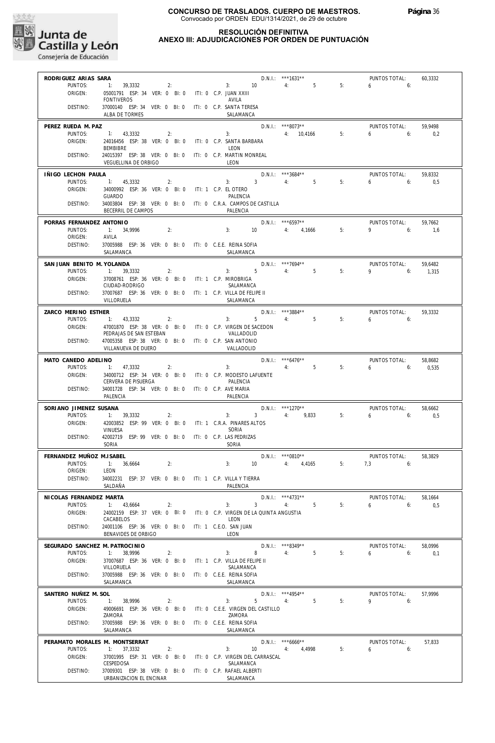**CONCURSO DE TRASLADOS. CUERPO DE MAESTROS.**
Convocado por ORDEN EDU/1314/2021, de 29 de octubre

**RESOLUCIÓN DEFINITIVA**
**ANEXO III: ADJUDICACIONES POR ORDEN DE PUNTUACIÓN**

---

**RODRIGUEZ ARIAS SARA** — D.N.I.: \*\*\*1631\*\* — PUNTOS TOTAL: 60,3332
PUNTOS: 1: 39,3332 2: 3: 10 4: 5 5: 6 6:
ORIGEN: 05001791 ESP: 34 VER: 0 BI: 0 ITI: 0 C.P. JUAN XXIII — FONTIVEROS — AVILA
DESTINO: 37000140 ESP: 34 VER: 0 BI: 0 ITI: 0 C.P. SANTA TERESA — ALBA DE TORMES — SALAMANCA

---

**PEREZ RUEDA M. PAZ** — D.N.I.: \*\*\*8073\*\* — PUNTOS TOTAL: 59,9498
PUNTOS: 1: 43,3332 2: 3: 4: 10,4166 5: 6 6: 0,2
ORIGEN: 24016456 ESP: 38 VER: 0 BI: 0 ITI: 0 C.P. SANTA BARBARA — BEMBIBRE — LEON
DESTINO: 24015397 ESP: 38 VER: 0 BI: 0 ITI: 0 C.P. MARTIN MONREAL — VEGUELLINA DE ORBIGO — LEON

---

**IÑIGO LECHON PAULA** — D.N.I.: \*\*\*3684\*\* — PUNTOS TOTAL: 59,8332
PUNTOS: 1: 45,3332 2: 3: 3 4: 5 5: 6 6: 0,5
ORIGEN: 34000992 ESP: 36 VER: 0 BI: 0 ITI: 1 C.P. EL OTERO — GUARDO — PALENCIA
DESTINO: 34003804 ESP: 38 VER: 0 BI: 0 ITI: 0 C.R.A. CAMPOS DE CASTILLA — BECERRIL DE CAMPOS — PALENCIA

---

**PORRAS FERNANDEZ ANTONIO** — D.N.I.: \*\*\*6597\*\* — PUNTOS TOTAL: 59,7662
PUNTOS: 1: 34,9996 2: 3: 10 4: 4,1666 5: 9 6: 1,6
ORIGEN: AVILA
DESTINO: 37005988 ESP: 36 VER: 0 BI: 0 ITI: 0 C.E.E. REINA SOFIA — SALAMANCA — SALAMANCA

---

**SAN JUAN BENITO M. YOLANDA** — D.N.I.: \*\*\*7694\*\* — PUNTOS TOTAL: 59,6482
PUNTOS: 1: 39,3332 2: 3: 5 4: 5 5: 9 6: 1,315
ORIGEN: 37008761 ESP: 36 VER: 0 BI: 0 ITI: 1 C.P. MIROBRIGA — CIUDAD-RODRIGO — SALAMANCA
DESTINO: 37007687 ESP: 36 VER: 0 BI: 0 ITI: 1 C.P. VILLA DE FELIPE II — VILLORUELA — SALAMANCA

---

**ZARCO MERINO ESTHER** — D.N.I.: \*\*\*3884\*\* — PUNTOS TOTAL: 59,3332
PUNTOS: 1: 43,3332 2: 3: 5 4: 5 5: 6 6:
ORIGEN: 47001870 ESP: 38 VER: 0 BI: 0 ITI: 0 C.P. VIRGEN DE SACEDON — PEDRAJAS DE SAN ESTEBAN — VALLADOLID
DESTINO: 47005358 ESP: 38 VER: 0 BI: 0 ITI: 0 C.P. SAN ANTONIO — VILLANUEVA DE DUERO — VALLADOLID

---

**MATO CANEDO ADELINO** — D.N.I.: \*\*\*6476\*\* — PUNTOS TOTAL: 58,8682
PUNTOS: 1: 47,3332 2: 3: 4: 5 5: 6 6: 0,535
ORIGEN: 34000712 ESP: 34 VER: 0 BI: 0 ITI: 0 C.P. MODESTO LAFUENTE — CERVERA DE PISUERGA — PALENCIA
DESTINO: 34001728 ESP: 34 VER: 0 BI: 0 ITI: 0 C.P. AVE MARIA — PALENCIA — PALENCIA

---

**SORIANO JIMENEZ SUSANA** — D.N.I.: \*\*\*1270\*\* — PUNTOS TOTAL: 58,6662
PUNTOS: 1: 39,3332 2: 3: 3 4: 9,833 5: 6 6: 0,5
ORIGEN: 42003852 ESP: 99 VER: 0 BI: 0 ITI: 1 C.R.A. PINARES ALTOS — VINUESA — SORIA
DESTINO: 42002719 ESP: 99 VER: 0 BI: 0 ITI: 0 C.P. LAS PEDRIZAS — SORIA — SORIA

---

**FERNANDEZ MUÑOZ M.ISABEL** — D.N.I.: \*\*\*0810\*\* — PUNTOS TOTAL: 58,3829
PUNTOS: 1: 36,6664 2: 3: 10 4: 4,4165 5: 7,3 6:
ORIGEN: LEON
DESTINO: 34002231 ESP: 37 VER: 0 BI: 0 ITI: 1 C.P. VILLA Y TIERRA — SALDAÑA — PALENCIA

---

**NICOLAS FERNANDEZ MARTA** — D.N.I.: \*\*\*4731\*\* — PUNTOS TOTAL: 58,1664
PUNTOS: 1: 43,6664 2: 3: 3 4: 5 5: 6 6: 0,5
ORIGEN: 24002159 ESP: 37 VER: 0 BI: 0 ITI: 0 C.P. VIRGEN DE LA QUINTA ANGUSTIA — CACABELOS — LEON
DESTINO: 24001106 ESP: 36 VER: 0 BI: 0 ITI: 1 C.E.O. SAN JUAN — BENAVIDES DE ORBIGO — LEON

---

**SEGURADO SANCHEZ M. PATROCINIO** — D.N.I.: \*\*\*8349\*\* — PUNTOS TOTAL: 58,0996
PUNTOS: 1: 38,9996 2: 3: 8 4: 5 5: 6 6: 0,1
ORIGEN: 37007687 ESP: 36 VER: 0 BI: 0 ITI: 1 C.P. VILLA DE FELIPE II — VILLORUELA — SALAMANCA
DESTINO: 37005988 ESP: 36 VER: 0 BI: 0 ITI: 0 C.E.E. REINA SOFIA — SALAMANCA — SALAMANCA

---

**SANTERO NUÑEZ M. SOL** — D.N.I.: \*\*\*4954\*\* — PUNTOS TOTAL: 57,9996
PUNTOS: 1: 38,9996 2: 3: 5 4: 5 5: 9 6:
ORIGEN: 49006691 ESP: 36 VER: 0 BI: 0 ITI: 0 C.E.E. VIRGEN DEL CASTILLO — ZAMORA — ZAMORA
DESTINO: 37005988 ESP: 36 VER: 0 BI: 0 ITI: 0 C.E.E. REINA SOFIA — SALAMANCA — SALAMANCA

---

**PERAMATO MORALES M. MONTSERRAT** — D.N.I.: \*\*\*6666\*\* — PUNTOS TOTAL: 57,833
PUNTOS: 1: 37,3332 2: 3: 10 4: 4,4998 5: 6 6:
ORIGEN: 37001995 ESP: 31 VER: 0 BI: 0 ITI: 0 C.P. VIRGEN DEL CARRASCAL — CESPEDOSA — SALAMANCA
DESTINO: 37009301 ESP: 38 VER: 0 BI: 0 ITI: 0 C.P. RAFAEL ALBERTI — URBANIZACION EL ENCINAR — SALAMANCA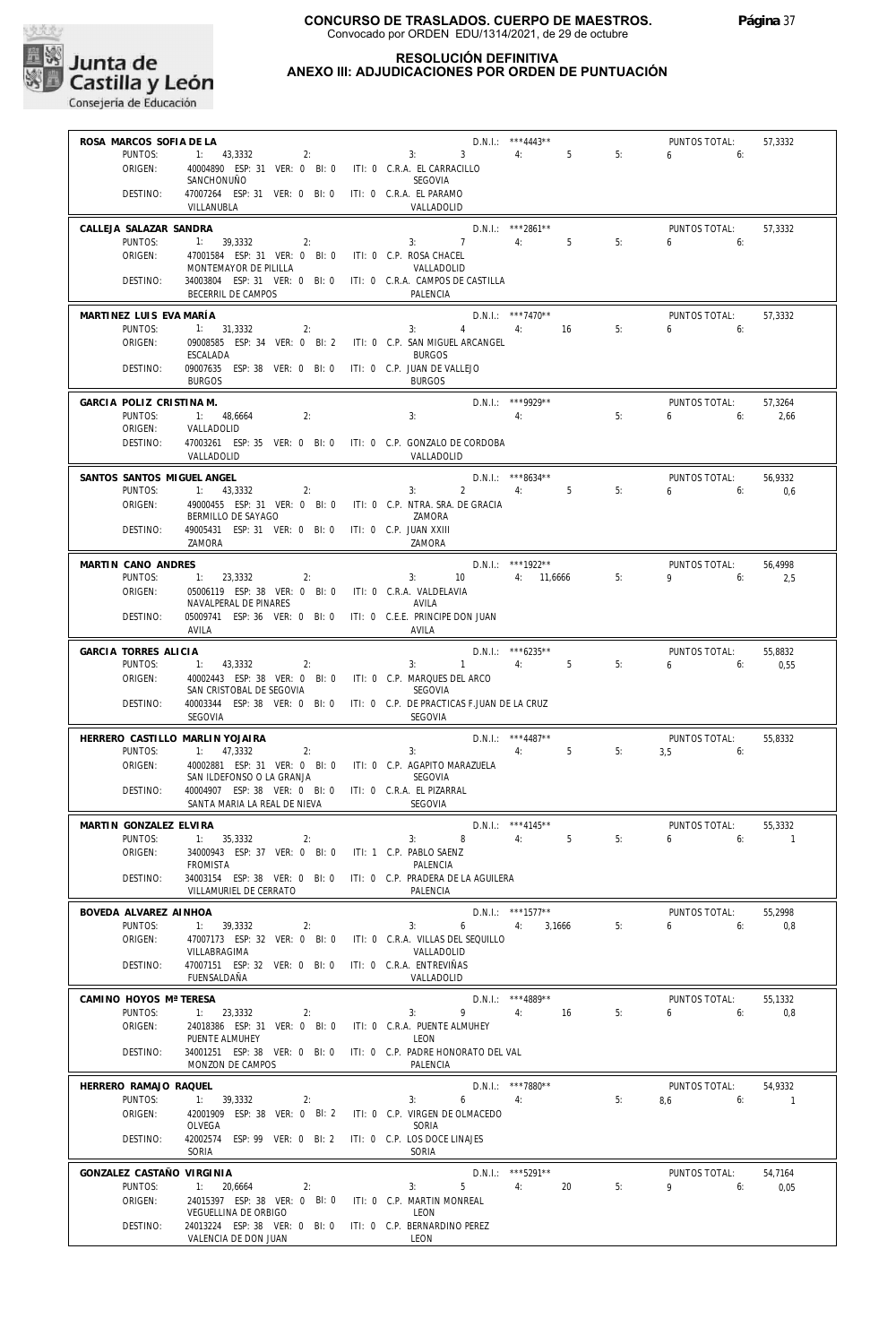**CONCURSO DE TRASLADOS. CUERPO DE MAESTROS.**
Convocado por ORDEN EDU/1314/2021, de 29 de octubre

**RESOLUCIÓN DEFINITIVA**
**ANEXO III: ADJUDICACIONES POR ORDEN DE PUNTUACIÓN**

**ROSA MARCOS SOFIA DE LA** — D.N.I.: ***4443** — PUNTOS TOTAL: 57,3332
PUNTOS: 1: 43,3332 2: 3: 3 4: 5 5: 6 6:
ORIGEN: 40004890 ESP: 31 VER: 0 BI: 0 ITI: 0 C.R.A. EL CARRACILLO — SANCHONUÑO — SEGOVIA
DESTINO: 47007264 ESP: 31 VER: 0 BI: 0 ITI: 0 C.R.A. EL PARAMO — VILLANUBLA — VALLADOLID

**CALLEJA SALAZAR SANDRA** — D.N.I.: ***2861** — PUNTOS TOTAL: 57,3332
PUNTOS: 1: 39,3332 2: 3: 7 4: 5 5: 6 6:
ORIGEN: 47001584 ESP: 31 VER: 0 BI: 0 ITI: 0 C.P. ROSA CHACEL — MONTEMAYOR DE PILILLA — VALLADOLID
DESTINO: 34003804 ESP: 31 VER: 0 BI: 0 ITI: 0 C.R.A. CAMPOS DE CASTILLA — BECERRIL DE CAMPOS — PALENCIA

**MARTINEZ LUIS EVA MARÍA** — D.N.I.: ***7470** — PUNTOS TOTAL: 57,3332
PUNTOS: 1: 31,3332 2: 3: 4 4: 16 5: 6 6:
ORIGEN: 09008585 ESP: 34 VER: 0 BI: 2 ITI: 0 C.P. SAN MIGUEL ARCANGEL — ESCALADA — BURGOS
DESTINO: 09007635 ESP: 38 VER: 0 BI: 0 ITI: 0 C.P. JUAN DE VALLEJO — BURGOS — BURGOS

**GARCIA POLIZ CRISTINA M.** — D.N.I.: ***9929** — PUNTOS TOTAL: 57,3264
PUNTOS: 1: 48,6664 2: 3: 4: 5: 6 6: 2,66
ORIGEN: VALLADOLID
DESTINO: 47003261 ESP: 35 VER: 0 BI: 0 ITI: 0 C.P. GONZALO DE CORDOBA — VALLADOLID — VALLADOLID

**SANTOS SANTOS MIGUEL ANGEL** — D.N.I.: ***8634** — PUNTOS TOTAL: 56,9332
PUNTOS: 1: 43,3332 2: 3: 2 4: 5 5: 6 6: 0,6
ORIGEN: 49000455 ESP: 31 VER: 0 BI: 0 ITI: 0 C.P. NTRA. SRA. DE GRACIA — BERMILLO DE SAYAGO — ZAMORA
DESTINO: 49005431 ESP: 31 VER: 0 BI: 0 ITI: 0 C.P. JUAN XXIII — ZAMORA — ZAMORA

**MARTIN CANO ANDRES** — D.N.I.: ***1922** — PUNTOS TOTAL: 56,4998
PUNTOS: 1: 23,3332 2: 3: 10 4: 11,6666 5: 9 6: 2,5
ORIGEN: 05006119 ESP: 38 VER: 0 BI: 0 ITI: 0 C.R.A. VALDELAVIA — NAVALPERAL DE PINARES — AVILA
DESTINO: 05009741 ESP: 36 VER: 0 BI: 0 ITI: 0 C.E.E. PRINCIPE DON JUAN — AVILA — AVILA

**GARCIA TORRES ALICIA** — D.N.I.: ***6235** — PUNTOS TOTAL: 55,8832
PUNTOS: 1: 43,3332 2: 3: 1 4: 5 5: 6 6: 0,55
ORIGEN: 40002443 ESP: 38 VER: 0 BI: 0 ITI: 0 C.P. MARQUES DEL ARCO — SAN CRISTOBAL DE SEGOVIA — SEGOVIA
DESTINO: 40003344 ESP: 38 VER: 0 BI: 0 ITI: 0 C.P. DE PRACTICAS F.JUAN DE LA CRUZ — SEGOVIA — SEGOVIA

**HERRERO CASTILLO MARLIN YOJAIRA** — D.N.I.: ***4487** — PUNTOS TOTAL: 55,8332
PUNTOS: 1: 47,3332 2: 3: 4: 5 5: 3,5 6:
ORIGEN: 40002881 ESP: 31 VER: 0 BI: 0 ITI: 0 C.P. AGAPITO MARAZUELA — SAN ILDEFONSO O LA GRANJA — SEGOVIA
DESTINO: 40004907 ESP: 38 VER: 0 BI: 0 ITI: 0 C.R.A. EL PIZARRAL — SANTA MARIA LA REAL DE NIEVA — SEGOVIA

**MARTIN GONZALEZ ELVIRA** — D.N.I.: ***4145** — PUNTOS TOTAL: 55,3332
PUNTOS: 1: 35,3332 2: 3: 8 4: 5 5: 6 6: 1
ORIGEN: 34000943 ESP: 37 VER: 0 BI: 0 ITI: 1 C.P. PABLO SAENZ — FROMISTA — PALENCIA
DESTINO: 34003154 ESP: 38 VER: 0 BI: 0 ITI: 0 C.P. PRADERA DE LA AGUILERA — VILLAMURIEL DE CERRATO — PALENCIA

**BOVEDA ALVAREZ AINHOA** — D.N.I.: ***1577** — PUNTOS TOTAL: 55,2998
PUNTOS: 1: 39,3332 2: 3: 6 4: 3,1666 5: 6 6: 0,8
ORIGEN: 47007173 ESP: 32 VER: 0 BI: 0 ITI: 0 C.R.A. VILLAS DEL SEQUILLO — VILLABRAGIMA — VALLADOLID
DESTINO: 47007151 ESP: 32 VER: 0 BI: 0 ITI: 0 C.R.A. ENTREVIÑAS — FUENSALDAÑA — VALLADOLID

**CAMINO HOYOS Mª TERESA** — D.N.I.: ***4889** — PUNTOS TOTAL: 55,1332
PUNTOS: 1: 23,3332 2: 3: 9 4: 16 5: 6 6: 0,8
ORIGEN: 24018386 ESP: 31 VER: 0 BI: 0 ITI: 0 C.R.A. PUENTE ALMUHEY — PUENTE ALMUHEY — LEON
DESTINO: 34001251 ESP: 38 VER: 0 BI: 0 ITI: 0 C.P. PADRE HONORATO DEL VAL — MONZON DE CAMPOS — PALENCIA

**HERRERO RAMAJO RAQUEL** — D.N.I.: ***7880** — PUNTOS TOTAL: 54,9332
PUNTOS: 1: 39,3332 2: 3: 6 4: 5: 8,6 6: 1
ORIGEN: 42001909 ESP: 38 VER: 0 BI: 2 ITI: 0 C.P. VIRGEN DE OLMACEDO — OLVEGA — SORIA
DESTINO: 42002574 ESP: 99 VER: 0 BI: 2 ITI: 0 C.P. LOS DOCE LINAJES — SORIA — SORIA

**GONZALEZ CASTAÑO VIRGINIA** — D.N.I.: ***5291** — PUNTOS TOTAL: 54,7164
PUNTOS: 1: 20,6664 2: 3: 5 4: 20 5: 9 6: 0,05
ORIGEN: 24015397 ESP: 38 VER: 0 BI: 0 ITI: 0 C.P. MARTIN MONREAL — VEGUELLINA DE ORBIGO — LEON
DESTINO: 24013224 ESP: 38 VER: 0 BI: 0 ITI: 0 C.P. BERNARDINO PEREZ — VALENCIA DE DON JUAN — LEON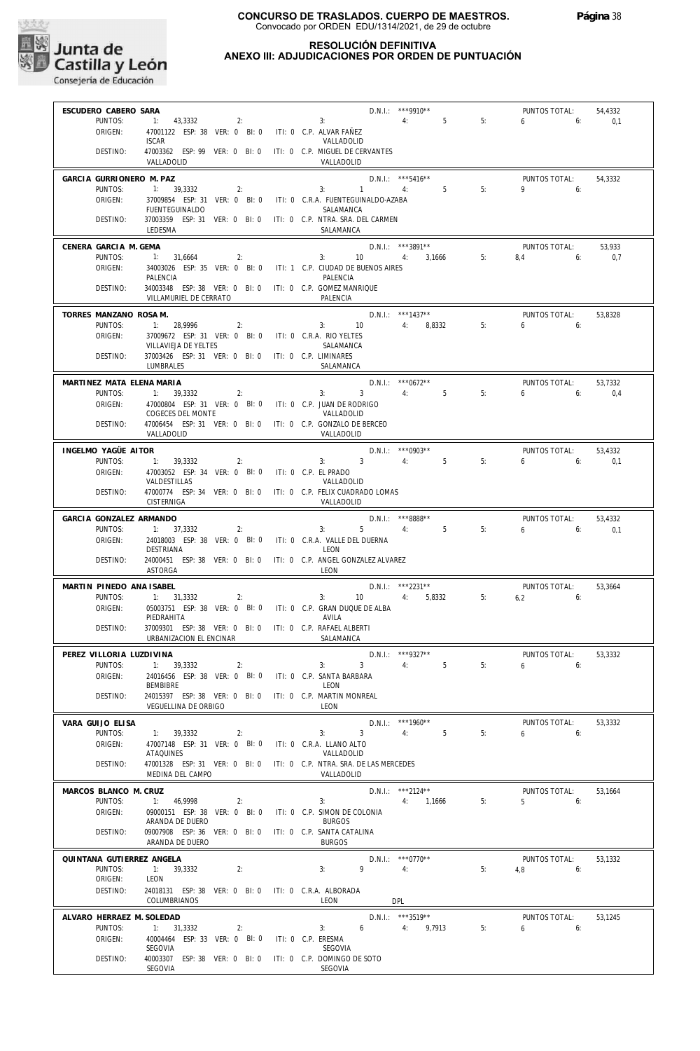**CONCURSO DE TRASLADOS. CUERPO DE MAESTROS.**
Convocado por ORDEN EDU/1314/2021, de 29 de octubre

**RESOLUCIÓN DEFINITIVA**
**ANEXO III: ADJUDICACIONES POR ORDEN DE PUNTUACIÓN**

**ESCUDERO CABERO SARA** — D.N.I.: ***9910** — PUNTOS TOTAL: 54,4332
PUNTOS: 1: 43,3332 2: 3: 4: 5 5: 6 6: 0,1
ORIGEN: 47001122 ESP: 38 VER: 0 BI: 0 ITI: 0 C.P. ALVAR FAÑEZ — ISCAR — VALLADOLID
DESTINO: 47003362 ESP: 99 VER: 0 BI: 0 ITI: 0 C.P. MIGUEL DE CERVANTES — VALLADOLID — VALLADOLID

**GARCIA GURRIONERO M. PAZ** — D.N.I.: ***5416** — PUNTOS TOTAL: 54,3332
PUNTOS: 1: 39,3332 2: 3: 1 4: 5 5: 9 6:
ORIGEN: 37009854 ESP: 31 VER: 0 BI: 0 ITI: 0 C.R.A. FUENTEGUINALDO-AZABA — FUENTEGUINALDO — SALAMANCA
DESTINO: 37003359 ESP: 31 VER: 0 BI: 0 ITI: 0 C.P. NTRA. SRA. DEL CARMEN — LEDESMA — SALAMANCA

**CENERA GARCIA M. GEMA** — D.N.I.: ***3891** — PUNTOS TOTAL: 53,933
PUNTOS: 1: 31,6664 2: 3: 10 4: 3,1666 5: 8,4 6: 0,7
ORIGEN: 34003026 ESP: 35 VER: 0 BI: 0 ITI: 1 C.P. CIUDAD DE BUENOS AIRES — PALENCIA — PALENCIA
DESTINO: 34003348 ESP: 38 VER: 0 BI: 0 ITI: 0 C.P. GOMEZ MANRIQUE — VILLAMURIEL DE CERRATO — PALENCIA

**TORRES MANZANO ROSA M.** — D.N.I.: ***1437** — PUNTOS TOTAL: 53,8328
PUNTOS: 1: 28,9996 2: 3: 10 4: 8,8332 5: 6 6:
ORIGEN: 37009672 ESP: 31 VER: 0 BI: 0 ITI: 0 C.R.A. RIO YELTES — VILLAVIEJA DE YELTES — SALAMANCA
DESTINO: 37003426 ESP: 31 VER: 0 BI: 0 ITI: 0 C.P. LIMINARES — LUMBRALES — SALAMANCA

**MARTINEZ MATA ELENA MARIA** — D.N.I.: ***0672** — PUNTOS TOTAL: 53,7332
PUNTOS: 1: 39,3332 2: 3: 3 4: 5 5: 6 6: 0,4
ORIGEN: 47000804 ESP: 31 VER: 0 BI: 0 ITI: 0 C.P. JUAN DE RODRIGO — COGECES DEL MONTE — VALLADOLID
DESTINO: 47006454 ESP: 31 VER: 0 BI: 0 ITI: 0 C.P. GONZALO DE BERCEO — VALLADOLID — VALLADOLID

**INGELMO YAGÜE AITOR** — D.N.I.: ***0903** — PUNTOS TOTAL: 53,4332
PUNTOS: 1: 39,3332 2: 3: 3 4: 5 5: 6 6: 0,1
ORIGEN: 47003052 ESP: 34 VER: 0 BI: 0 ITI: 0 C.P. EL PRADO — VALDESTILLAS — VALLADOLID
DESTINO: 47000774 ESP: 34 VER: 0 BI: 0 ITI: 0 C.P. FELIX CUADRADO LOMAS — CISTERNIGA — VALLADOLID

**GARCIA GONZALEZ ARMANDO** — D.N.I.: ***8888** — PUNTOS TOTAL: 53,4332
PUNTOS: 1: 37,3332 2: 3: 5 4: 5 5: 6 6: 0,1
ORIGEN: 24018003 ESP: 38 VER: 0 BI: 0 ITI: 0 C.R.A. VALLE DEL DUERNA — DESTRIANA — LEON
DESTINO: 24000451 ESP: 38 VER: 0 BI: 0 ITI: 0 C.P. ANGEL GONZALEZ ALVAREZ — ASTORGA — LEON

**MARTIN PINEDO ANA ISABEL** — D.N.I.: ***2231** — PUNTOS TOTAL: 53,3664
PUNTOS: 1: 31,3332 2: 3: 10 4: 5,8332 5: 6,2 6:
ORIGEN: 05003751 ESP: 38 VER: 0 BI: 0 ITI: 0 C.P. GRAN DUQUE DE ALBA — PIEDRAHITA — AVILA
DESTINO: 37009301 ESP: 38 VER: 0 BI: 0 ITI: 0 C.P. RAFAEL ALBERTI — URBANIZACION EL ENCINAR — SALAMANCA

**PEREZ VILLORIA LUZDIVINA** — D.N.I.: ***9327** — PUNTOS TOTAL: 53,3332
PUNTOS: 1: 39,3332 2: 3: 3 4: 5 5: 6 6:
ORIGEN: 24016456 ESP: 38 VER: 0 BI: 0 ITI: 0 C.P. SANTA BARBARA — BEMBIBRE — LEON
DESTINO: 24015397 ESP: 38 VER: 0 BI: 0 ITI: 0 C.P. MARTIN MONREAL — VEGUELLINA DE ORBIGO — LEON

**VARA GUIJO ELISA** — D.N.I.: ***1960** — PUNTOS TOTAL: 53,3332
PUNTOS: 1: 39,3332 2: 3: 3 4: 5 5: 6 6:
ORIGEN: 47007148 ESP: 31 VER: 0 BI: 0 ITI: 0 C.R.A. LLANO ALTO — ATAQUINES — VALLADOLID
DESTINO: 47001328 ESP: 31 VER: 0 BI: 0 ITI: 0 C.P. NTRA. SRA. DE LAS MERCEDES — MEDINA DEL CAMPO — VALLADOLID

**MARCOS BLANCO M. CRUZ** — D.N.I.: ***2124** — PUNTOS TOTAL: 53,1664
PUNTOS: 1: 46,9998 2: 3: 4: 1,1666 5: 5 6:
ORIGEN: 09000151 ESP: 38 VER: 0 BI: 0 ITI: 0 C.P. SIMON DE COLONIA — ARANDA DE DUERO — BURGOS
DESTINO: 09007908 ESP: 36 VER: 0 BI: 0 ITI: 0 C.P. SANTA CATALINA — ARANDA DE DUERO — BURGOS

**QUINTANA GUTIERREZ ANGELA** — D.N.I.: ***0770** — PUNTOS TOTAL: 53,1332
PUNTOS: 1: 39,3332 2: 3: 9 4: 5: 4,8 6:
ORIGEN: LEON
DESTINO: 24018131 ESP: 38 VER: 0 BI: 0 ITI: 0 C.R.A. ALBORADA — COLUMBRIANOS — LEON — DPL

**ALVARO HERRAEZ M. SOLEDAD** — D.N.I.: ***3519** — PUNTOS TOTAL: 53,1245
PUNTOS: 1: 31,3332 2: 3: 6 4: 9,7913 5: 6 6:
ORIGEN: 40004464 ESP: 33 VER: 0 BI: 0 ITI: 0 C.P. ERESMA — SEGOVIA — SEGOVIA
DESTINO: 40003307 ESP: 38 VER: 0 BI: 0 ITI: 0 C.P. DOMINGO DE SOTO — SEGOVIA — SEGOVIA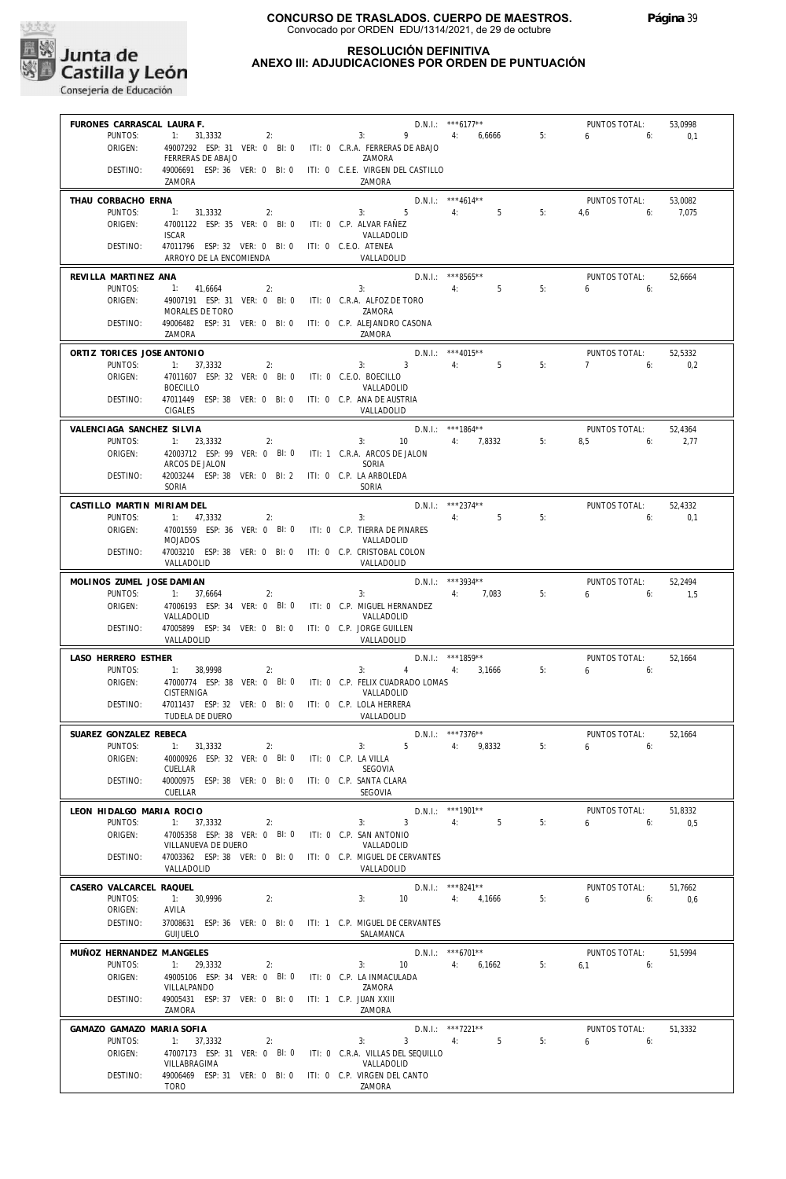**CONCURSO DE TRASLADOS. CUERPO DE MAESTROS.**
Convocado por ORDEN EDU/1314/2021, de 29 de octubre

**RESOLUCIÓN DEFINITIVA**
**ANEXO III: ADJUDICACIONES POR ORDEN DE PUNTUACIÓN**

**FURONES CARRASCAL LAURA F.** — D.N.I.: ***6177** — PUNTOS TOTAL: 53,0998
PUNTOS: 1: 31,3332 2: 3: 9 4: 6,6666 5: 6 6: 0,1
ORIGEN: 49007292 ESP: 31 VER: 0 BI: 0 ITI: 0 C.R.A. FERRERAS DE ABAJO — FERRERAS DE ABAJO — ZAMORA
DESTINO: 49006691 ESP: 36 VER: 0 BI: 0 ITI: 0 C.E.E. VIRGEN DEL CASTILLO — ZAMORA — ZAMORA

**THAU CORBACHO ERNA** — D.N.I.: ***4614** — PUNTOS TOTAL: 53,0082
PUNTOS: 1: 31,3332 2: 3: 5 4: 5 5: 4,6 6: 7,075
ORIGEN: 47001122 ESP: 35 VER: 0 BI: 0 ITI: 0 C.P. ALVAR FAÑEZ — ISCAR — VALLADOLID
DESTINO: 47011796 ESP: 32 VER: 0 BI: 0 ITI: 0 C.E.O. ATENEA — ARROYO DE LA ENCOMIENDA — VALLADOLID

**REVILLA MARTINEZ ANA** — D.N.I.: ***8565** — PUNTOS TOTAL: 52,6664
PUNTOS: 1: 41,6664 2: 3: 4: 5 5: 6 6:
ORIGEN: 49007191 ESP: 31 VER: 0 BI: 0 ITI: 0 C.R.A. ALFOZ DE TORO — MORALES DE TORO — ZAMORA
DESTINO: 49006482 ESP: 31 VER: 0 BI: 0 ITI: 0 C.P. ALEJANDRO CASONA — ZAMORA — ZAMORA

**ORTIZ TORICES JOSE ANTONIO** — D.N.I.: ***4015** — PUNTOS TOTAL: 52,5332
PUNTOS: 1: 37,3332 2: 3: 3 4: 5 5: 7 6: 0,2
ORIGEN: 47011607 ESP: 32 VER: 0 BI: 0 ITI: 0 C.E.O. BOECILLO — BOECILLO — VALLADOLID
DESTINO: 47011449 ESP: 38 VER: 0 BI: 0 ITI: 0 C.P. ANA DE AUSTRIA — CIGALES — VALLADOLID

**VALENCIAGA SANCHEZ SILVIA** — D.N.I.: ***1864** — PUNTOS TOTAL: 52,4364
PUNTOS: 1: 23,3332 2: 3: 10 4: 7,8332 5: 8,5 6: 2,77
ORIGEN: 42003712 ESP: 99 VER: 0 BI: 0 ITI: 1 C.R.A. ARCOS DE JALON — ARCOS DE JALON — SORIA
DESTINO: 42003244 ESP: 38 VER: 0 BI: 2 ITI: 0 C.P. LA ARBOLEDA — SORIA — SORIA

**CASTILLO MARTIN MIRIAM DEL** — D.N.I.: ***2374** — PUNTOS TOTAL: 52,4332
PUNTOS: 1: 47,3332 2: 3: 4: 5 5: 6: 0,1
ORIGEN: 47001559 ESP: 36 VER: 0 BI: 0 ITI: 0 C.P. TIERRA DE PINARES — MOJADOS — VALLADOLID
DESTINO: 47003210 ESP: 38 VER: 0 BI: 0 ITI: 0 C.P. CRISTOBAL COLON — VALLADOLID — VALLADOLID

**MOLINOS ZUMEL JOSE DAMIAN** — D.N.I.: ***3934** — PUNTOS TOTAL: 52,2494
PUNTOS: 1: 37,6664 2: 3: 4: 7,083 5: 6 6: 1,5
ORIGEN: 47006193 ESP: 34 VER: 0 BI: 0 ITI: 0 C.P. MIGUEL HERNANDEZ — VALLADOLID — VALLADOLID
DESTINO: 47005899 ESP: 34 VER: 0 BI: 0 ITI: 0 C.P. JORGE GUILLEN — VALLADOLID — VALLADOLID

**LASO HERRERO ESTHER** — D.N.I.: ***1859** — PUNTOS TOTAL: 52,1664
PUNTOS: 1: 38,9998 2: 3: 4 4: 3,1666 5: 6 6:
ORIGEN: 47000774 ESP: 38 VER: 0 BI: 0 ITI: 0 C.P. FELIX CUADRADO LOMAS — CISTERNIGA — VALLADOLID
DESTINO: 47011437 ESP: 32 VER: 0 BI: 0 ITI: 0 C.P. LOLA HERRERA — TUDELA DE DUERO — VALLADOLID

**SUAREZ GONZALEZ REBECA** — D.N.I.: ***7376** — PUNTOS TOTAL: 52,1664
PUNTOS: 1: 31,3332 2: 3: 5 4: 9,8332 5: 6 6:
ORIGEN: 40000926 ESP: 32 VER: 0 BI: 0 ITI: 0 C.P. LA VILLA — CUELLAR — SEGOVIA
DESTINO: 40000975 ESP: 38 VER: 0 BI: 0 ITI: 0 C.P. SANTA CLARA — CUELLAR — SEGOVIA

**LEON HIDALGO MARIA ROCIO** — D.N.I.: ***1901** — PUNTOS TOTAL: 51,8332
PUNTOS: 1: 37,3332 2: 3: 3 4: 5 5: 6 6: 0,5
ORIGEN: 47005358 ESP: 38 VER: 0 BI: 0 ITI: 0 C.P. SAN ANTONIO — VILLANUEVA DE DUERO — VALLADOLID
DESTINO: 47003362 ESP: 38 VER: 0 BI: 0 ITI: 0 C.P. MIGUEL DE CERVANTES — VALLADOLID — VALLADOLID

**CASERO VALCARCEL RAQUEL** — D.N.I.: ***8241** — PUNTOS TOTAL: 51,7662
PUNTOS: 1: 30,9996 2: 3: 10 4: 4,1666 5: 6 6: 0,6
ORIGEN: AVILA
DESTINO: 37008631 ESP: 36 VER: 0 BI: 0 ITI: 1 C.P. MIGUEL DE CERVANTES — GUIJUELO — SALAMANCA

**MUÑOZ HERNANDEZ M.ANGELES** — D.N.I.: ***6701** — PUNTOS TOTAL: 51,5994
PUNTOS: 1: 29,3332 2: 3: 10 4: 6,1662 5: 6,1 6:
ORIGEN: 49005106 ESP: 34 VER: 0 BI: 0 ITI: 0 C.P. LA INMACULADA — VILLALPANDO — ZAMORA
DESTINO: 49005431 ESP: 37 VER: 0 BI: 0 ITI: 1 C.P. JUAN XXIII — ZAMORA — ZAMORA

**GAMAZO GAMAZO MARIA SOFIA** — D.N.I.: ***7221** — PUNTOS TOTAL: 51,3332
PUNTOS: 1: 37,3332 2: 3: 3 4: 5 5: 6 6:
ORIGEN: 47007173 ESP: 31 VER: 0 BI: 0 ITI: 0 C.R.A. VILLAS DEL SEQUILLO — VILLABRAGIMA — VALLADOLID
DESTINO: 49006469 ESP: 31 VER: 0 BI: 0 ITI: 0 C.P. VIRGEN DEL CANTO — TORO — ZAMORA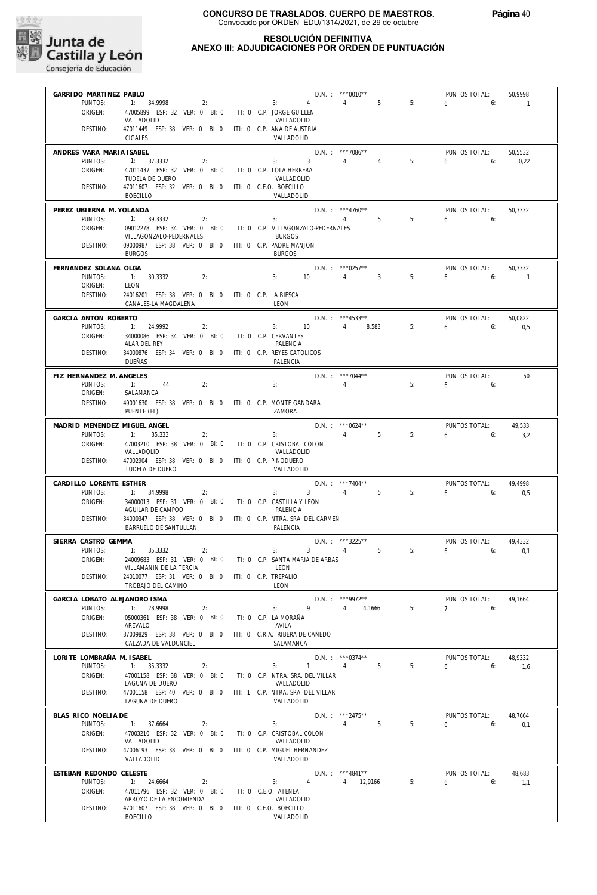**CONCURSO DE TRASLADOS. CUERPO DE MAESTROS.**
Convocado por ORDEN EDU/1314/2021, de 29 de octubre

**RESOLUCIÓN DEFINITIVA**
**ANEXO III: ADJUDICACIONES POR ORDEN DE PUNTUACIÓN**

**GARRIDO MARTINEZ PABLO** — D.N.I.: ***0010** — PUNTOS TOTAL: 50,9998
PUNTOS: 1: 34,9998 2: 3: 4 4: 5 5: 6 6: 1
ORIGEN: 47005899 ESP: 32 VER: 0 BI: 0 ITI: 0 C.P. JORGE GUILLEN — VALLADOLID — VALLADOLID
DESTINO: 47011449 ESP: 38 VER: 0 BI: 0 ITI: 0 C.P. ANA DE AUSTRIA — CIGALES — VALLADOLID

**ANDRES VARA MARIA ISABEL** — D.N.I.: ***7086** — PUNTOS TOTAL: 50,5532
PUNTOS: 1: 37,3332 2: 3: 3 4: 4 5: 6 6: 0,22
ORIGEN: 47011437 ESP: 32 VER: 0 BI: 0 ITI: 0 C.P. LOLA HERRERA — TUDELA DE DUERO — VALLADOLID
DESTINO: 47011607 ESP: 32 VER: 0 BI: 0 ITI: 0 C.E.O. BOECILLO — BOECILLO — VALLADOLID

**PEREZ UBIERNA M. YOLANDA** — D.N.I.: ***4760** — PUNTOS TOTAL: 50,3332
PUNTOS: 1: 39,3332 2: 3: 4: 5 5: 6 6:
ORIGEN: 09012278 ESP: 34 VER: 0 BI: 0 ITI: 0 C.P. VILLAGONZALO-PEDERNALES — VILLAGONZALO-PEDERNALES — BURGOS
DESTINO: 09000987 ESP: 38 VER: 0 BI: 0 ITI: 0 C.P. PADRE MANJON — BURGOS — BURGOS

**FERNANDEZ SOLANA OLGA** — D.N.I.: ***0257** — PUNTOS TOTAL: 50,3332
PUNTOS: 1: 30,3332 2: 3: 10 4: 3 5: 6 6: 1
ORIGEN: LEON
DESTINO: 24016201 ESP: 38 VER: 0 BI: 0 ITI: 0 C.P. LA BIESCA — CANALES-LA MAGDALENA — LEON

**GARCIA ANTON ROBERTO** — D.N.I.: ***4533** — PUNTOS TOTAL: 50,0822
PUNTOS: 1: 24,9992 2: 3: 10 4: 8,583 5: 6 6: 0,5
ORIGEN: 34000086 ESP: 34 VER: 0 BI: 0 ITI: 0 C.P. CERVANTES — ALAR DEL REY — PALENCIA
DESTINO: 34000876 ESP: 34 VER: 0 BI: 0 ITI: 0 C.P. REYES CATOLICOS — DUEÑAS — PALENCIA

**FIZ HERNANDEZ M. ANGELES** — D.N.I.: ***7044** — PUNTOS TOTAL: 50
PUNTOS: 1: 44 2: 3: 4: 5: 6 6:
ORIGEN: SALAMANCA
DESTINO: 49001630 ESP: 38 VER: 0 BI: 0 ITI: 0 C.P. MONTE GANDARA — PUENTE (EL) — ZAMORA

**MADRID MENENDEZ MIGUEL ANGEL** — D.N.I.: ***0624** — PUNTOS TOTAL: 49,533
PUNTOS: 1: 35,333 2: 3: 4: 5 5: 6 6: 3,2
ORIGEN: 47003210 ESP: 38 VER: 0 BI: 0 ITI: 0 C.P. CRISTOBAL COLON — VALLADOLID — VALLADOLID
DESTINO: 47002904 ESP: 38 VER: 0 BI: 0 ITI: 0 C.P. PINODUERO — TUDELA DE DUERO — VALLADOLID

**CARDILLO LORENTE ESTHER** — D.N.I.: ***7404** — PUNTOS TOTAL: 49,4998
PUNTOS: 1: 34,9998 2: 3: 3 4: 5 5: 6 6: 0,5
ORIGEN: 34000013 ESP: 31 VER: 0 BI: 0 ITI: 0 C.P. CASTILLA Y LEON — AGUILAR DE CAMPOO — PALENCIA
DESTINO: 34000347 ESP: 38 VER: 0 BI: 0 ITI: 0 C.P. NTRA. SRA. DEL CARMEN — BARRUELO DE SANTULLAN — PALENCIA

**SIERRA CASTRO GEMMA** — D.N.I.: ***3225** — PUNTOS TOTAL: 49,4332
PUNTOS: 1: 35,3332 2: 3: 3 4: 5 5: 6 6: 0,1
ORIGEN: 24009683 ESP: 31 VER: 0 BI: 0 ITI: 0 C.P. SANTA MARIA DE ARBAS — VILLAMANIN DE LA TERCIA — LEON
DESTINO: 24010077 ESP: 31 VER: 0 BI: 0 ITI: 0 C.P. TREPALIO — TROBAJO DEL CAMINO — LEON

**GARCIA LOBATO ALEJANDRO ISMA** — D.N.I.: ***9972** — PUNTOS TOTAL: 49,1664
PUNTOS: 1: 28,9998 2: 3: 9 4: 4,1666 5: 7 6:
ORIGEN: 05000361 ESP: 38 VER: 0 BI: 0 ITI: 0 C.P. LA MORAÑA — AREVALO — AVILA
DESTINO: 37009829 ESP: 38 VER: 0 BI: 0 ITI: 0 C.R.A. RIBERA DE CAÑEDO — CALZADA DE VALDUNCIEL — SALAMANCA

**LORITE LOMBRAÑA M. ISABEL** — D.N.I.: ***0374** — PUNTOS TOTAL: 48,9332
PUNTOS: 1: 35,3332 2: 3: 1 4: 5 5: 6 6: 1,6
ORIGEN: 47001158 ESP: 38 VER: 0 BI: 0 ITI: 0 C.P. NTRA. SRA. DEL VILLAR — LAGUNA DE DUERO — VALLADOLID
DESTINO: 47001158 ESP: 40 VER: 0 BI: 0 ITI: 1 C.P. NTRA. SRA. DEL VILLAR — LAGUNA DE DUERO — VALLADOLID

**BLAS RICO NOELIA DE** — D.N.I.: ***2475** — PUNTOS TOTAL: 48,7664
PUNTOS: 1: 37,6664 2: 3: 4: 5 5: 6 6: 0,1
ORIGEN: 47003210 ESP: 32 VER: 0 BI: 0 ITI: 0 C.P. CRISTOBAL COLON — VALLADOLID — VALLADOLID
DESTINO: 47006193 ESP: 38 VER: 0 BI: 0 ITI: 0 C.P. MIGUEL HERNANDEZ — VALLADOLID — VALLADOLID

**ESTEBAN REDONDO CELESTE** — D.N.I.: ***4841** — PUNTOS TOTAL: 48,683
PUNTOS: 1: 24,6664 2: 3: 4 4: 12,9166 5: 6 6: 1,1
ORIGEN: 47011796 ESP: 32 VER: 0 BI: 0 ITI: 0 C.E.O. ATENEA — ARROYO DE LA ENCOMIENDA — VALLADOLID
DESTINO: 47011607 ESP: 38 VER: 0 BI: 0 ITI: 0 C.E.O. BOECILLO — BOECILLO — VALLADOLID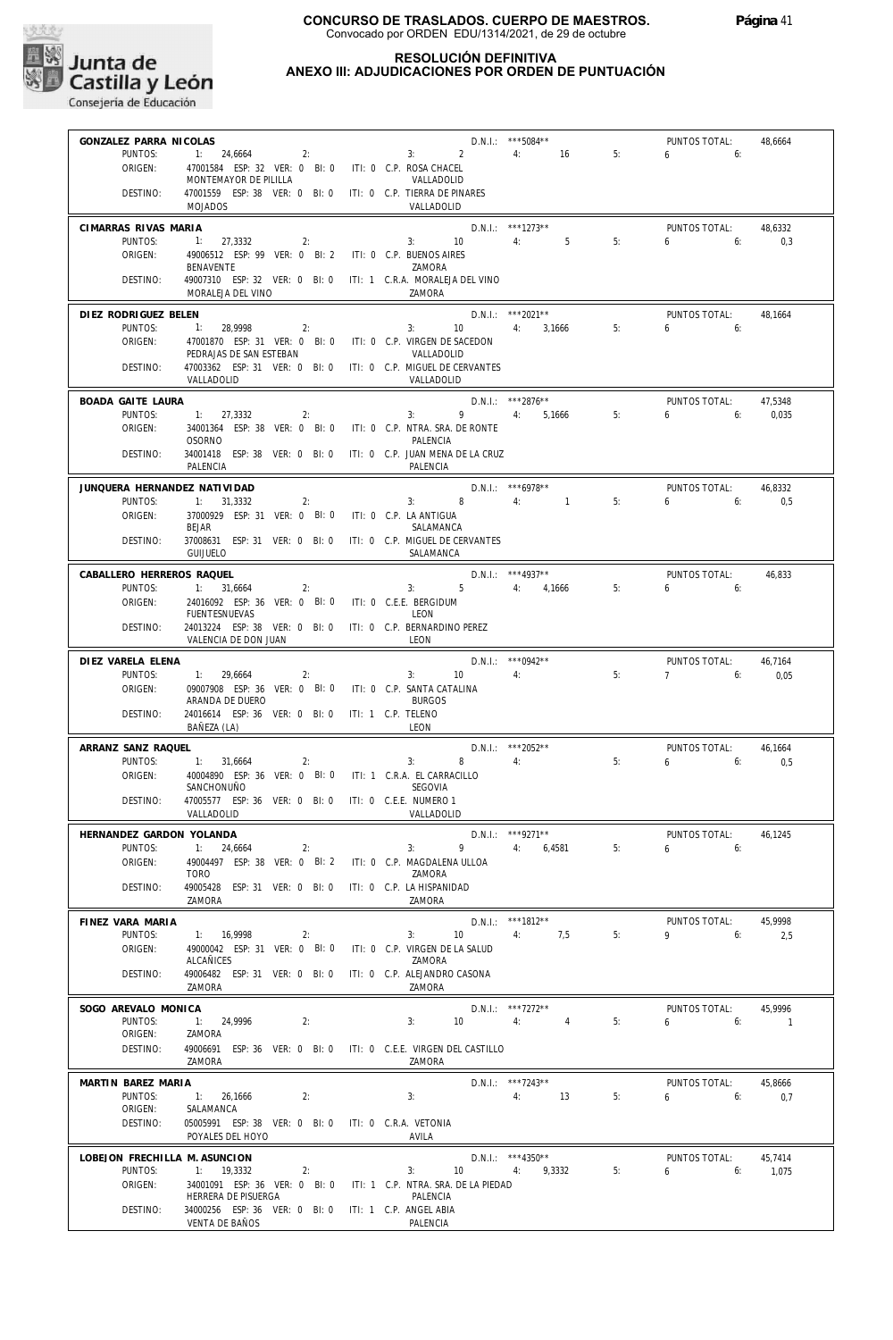**CONCURSO DE TRASLADOS. CUERPO DE MAESTROS.**
Convocado por ORDEN EDU/1314/2021, de 29 de octubre

**RESOLUCIÓN DEFINITIVA**
**ANEXO III: ADJUDICACIONES POR ORDEN DE PUNTUACIÓN**

---

**GONZALEZ PARRA NICOLAS** — D.N.I.: ***5084** — PUNTOS TOTAL: 48,6664

PUNTOS: 1: 24,6664 2: 3: 2 4: 16 5: 6 6:

ORIGEN: 47001584 ESP: 32 VER: 0 BI: 0 ITI: 0 C.P. ROSA CHACEL — MONTEMAYOR DE PILILLA — VALLADOLID

DESTINO: 47001559 ESP: 38 VER: 0 BI: 0 ITI: 0 C.P. TIERRA DE PINARES — MOJADOS — VALLADOLID

---

**CIMARRAS RIVAS MARIA** — D.N.I.: ***1273** — PUNTOS TOTAL: 48,6332

PUNTOS: 1: 27,3332 2: 3: 10 4: 5 5: 6 6: 0,3

ORIGEN: 49006512 ESP: 99 VER: 0 BI: 2 ITI: 0 C.P. BUENOS AIRES — BENAVENTE — ZAMORA

DESTINO: 49007310 ESP: 32 VER: 0 BI: 0 ITI: 1 C.R.A. MORALEJA DEL VINO — MORALEJA DEL VINO — ZAMORA

---

**DIEZ RODRIGUEZ BELEN** — D.N.I.: ***2021** — PUNTOS TOTAL: 48,1664

PUNTOS: 1: 28,9998 2: 3: 10 4: 3,1666 5: 6 6:

ORIGEN: 47001870 ESP: 31 VER: 0 BI: 0 ITI: 0 C.P. VIRGEN DE SACEDON — PEDRAJAS DE SAN ESTEBAN — VALLADOLID

DESTINO: 47003362 ESP: 31 VER: 0 BI: 0 ITI: 0 C.P. MIGUEL DE CERVANTES — VALLADOLID — VALLADOLID

---

**BOADA GAITE LAURA** — D.N.I.: ***2876** — PUNTOS TOTAL: 47,5348

PUNTOS: 1: 27,3332 2: 3: 9 4: 5,1666 5: 6 6: 0,035

ORIGEN: 34001364 ESP: 38 VER: 0 BI: 0 ITI: 0 C.P. NTRA. SRA. DE RONTE — OSORNO — PALENCIA

DESTINO: 34001418 ESP: 38 VER: 0 BI: 0 ITI: 0 C.P. JUAN MENA DE LA CRUZ — PALENCIA — PALENCIA

---

**JUNQUERA HERNANDEZ NATIVIDAD** — D.N.I.: ***6978** — PUNTOS TOTAL: 46,8332

PUNTOS: 1: 31,3332 2: 3: 8 4: 1 5: 6 6: 0,5

ORIGEN: 37000929 ESP: 31 VER: 0 BI: 0 ITI: 0 C.P. LA ANTIGUA — BEJAR — SALAMANCA

DESTINO: 37008631 ESP: 31 VER: 0 BI: 0 ITI: 0 C.P. MIGUEL DE CERVANTES — GUIJUELO — SALAMANCA

---

**CABALLERO HERREROS RAQUEL** — D.N.I.: ***4937** — PUNTOS TOTAL: 46,833

PUNTOS: 1: 31,6664 2: 3: 5 4: 4,1666 5: 6 6:

ORIGEN: 24016092 ESP: 36 VER: 0 BI: 0 ITI: 0 C.E.E. BERGIDUM — FUENTESNUEVAS — LEON

DESTINO: 24013224 ESP: 38 VER: 0 BI: 0 ITI: 0 C.P. BERNARDINO PEREZ — VALENCIA DE DON JUAN — LEON

---

**DIEZ VARELA ELENA** — D.N.I.: ***0942** — PUNTOS TOTAL: 46,7164

PUNTOS: 1: 29,6664 2: 3: 10 4: 5: 7 6: 0,05

ORIGEN: 09007908 ESP: 36 VER: 0 BI: 0 ITI: 0 C.P. SANTA CATALINA — ARANDA DE DUERO — BURGOS

DESTINO: 24016614 ESP: 36 VER: 0 BI: 0 ITI: 1 C.P. TELENO — BAÑEZA (LA) — LEON

---

**ARRANZ SANZ RAQUEL** — D.N.I.: ***2052** — PUNTOS TOTAL: 46,1664

PUNTOS: 1: 31,6664 2: 3: 8 4: 5: 6 6: 0,5

ORIGEN: 40004890 ESP: 36 VER: 0 BI: 0 ITI: 1 C.R.A. EL CARRACILLO — SANCHONUÑO — SEGOVIA

DESTINO: 47005577 ESP: 36 VER: 0 BI: 0 ITI: 0 C.E.E. NUMERO 1 — VALLADOLID — VALLADOLID

---

**HERNANDEZ GARDON YOLANDA** — D.N.I.: ***9271** — PUNTOS TOTAL: 46,1245

PUNTOS: 1: 24,6664 2: 3: 9 4: 6,4581 5: 6 6:

ORIGEN: 49004497 ESP: 38 VER: 0 BI: 2 ITI: 0 C.P. MAGDALENA ULLOA — TORO — ZAMORA

DESTINO: 49005428 ESP: 31 VER: 0 BI: 0 ITI: 0 C.P. LA HISPANIDAD — ZAMORA — ZAMORA

---

**FINEZ VARA MARIA** — D.N.I.: ***1812** — PUNTOS TOTAL: 45,9998

PUNTOS: 1: 16,9998 2: 3: 10 4: 7,5 5: 9 6: 2,5

ORIGEN: 49000042 ESP: 31 VER: 0 BI: 0 ITI: 0 C.P. VIRGEN DE LA SALUD — ALCAÑICES — ZAMORA

DESTINO: 49006482 ESP: 31 VER: 0 BI: 0 ITI: 0 C.P. ALEJANDRO CASONA — ZAMORA — ZAMORA

---

**SOGO AREVALO MONICA** — D.N.I.: ***7272** — PUNTOS TOTAL: 45,9996

PUNTOS: 1: 24,9996 2: 3: 10 4: 4 5: 6 6: 1

ORIGEN: ZAMORA

DESTINO: 49006691 ESP: 36 VER: 0 BI: 0 ITI: 0 C.E.E. VIRGEN DEL CASTILLO — ZAMORA — ZAMORA

---

**MARTIN BAREZ MARIA** — D.N.I.: ***7243** — PUNTOS TOTAL: 45,8666

PUNTOS: 1: 26,1666 2: 3: 4: 13 5: 6 6: 0,7

ORIGEN: SALAMANCA

DESTINO: 05005991 ESP: 38 VER: 0 BI: 0 ITI: 0 C.R.A. VETONIA — POYALES DEL HOYO — AVILA

---

**LOBEJON FRECHILLA M. ASUNCION** — D.N.I.: ***4350** — PUNTOS TOTAL: 45,7414

PUNTOS: 1: 19,3332 2: 3: 10 4: 9,3332 5: 6 6: 1,075

ORIGEN: 34001091 ESP: 36 VER: 0 BI: 0 ITI: 1 C.P. NTRA. SRA. DE LA PIEDAD — HERRERA DE PISUERGA — PALENCIA

DESTINO: 34000256 ESP: 36 VER: 0 BI: 0 ITI: 1 C.P. ANGEL ABIA — VENTA DE BAÑOS — PALENCIA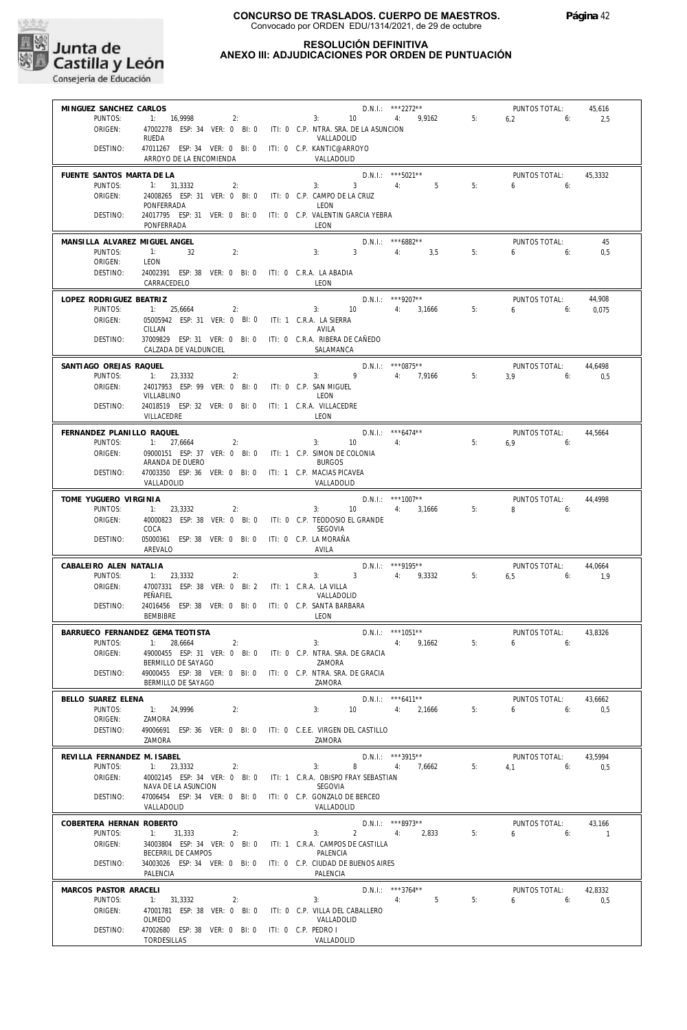# CONCURSO DE TRASLADOS. CUERPO DE MAESTROS.
Convocado por ORDEN EDU/1314/2021, de 29 de octubre

## RESOLUCIÓN DEFINITIVA
## ANEXO III: ADJUDICACIONES POR ORDEN DE PUNTUACIÓN

**MINGUEZ SANCHEZ CARLOS** — D.N.I.: \*\*\*2272\*\* — PUNTOS TOTAL: 45,616
PUNTOS: 1: 16,9998 2: 3: 10 4: 9,9162 5: 6,2 6: 2,5
ORIGEN: 47002278 ESP: 34 VER: 0 BI: 0 ITI: 0 C.P. NTRA. SRA. DE LA ASUNCION — RUEDA — VALLADOLID
DESTINO: 47011267 ESP: 34 VER: 0 BI: 0 ITI: 0 C.P. KANTIC@ARROYO — ARROYO DE LA ENCOMIENDA — VALLADOLID

**FUENTE SANTOS MARTA DE LA** — D.N.I.: \*\*\*5021\*\* — PUNTOS TOTAL: 45,3332
PUNTOS: 1: 31,3332 2: 3: 3 4: 5 5: 6 6:
ORIGEN: 24008265 ESP: 31 VER: 0 BI: 0 ITI: 0 C.P. CAMPO DE LA CRUZ — PONFERRADA — LEON
DESTINO: 24017795 ESP: 31 VER: 0 BI: 0 ITI: 0 C.P. VALENTIN GARCIA YEBRA — PONFERRADA — LEON

**MANSILLA ALVAREZ MIGUEL ANGEL** — D.N.I.: \*\*\*6882\*\* — PUNTOS TOTAL: 45
PUNTOS: 1: 32 2: 3: 3 4: 3,5 5: 6 6: 0,5
ORIGEN: LEON
DESTINO: 24002391 ESP: 38 VER: 0 BI: 0 ITI: 0 C.R.A. LA ABADIA — CARRACEDELO — LEON

**LOPEZ RODRIGUEZ BEATRIZ** — D.N.I.: \*\*\*9207\*\* — PUNTOS TOTAL: 44,908
PUNTOS: 1: 25,6664 2: 3: 10 4: 3,1666 5: 6 6: 0,075
ORIGEN: 05005942 ESP: 31 VER: 0 BI: 0 ITI: 1 C.R.A. LA SIERRA — CILLAN — AVILA
DESTINO: 37009829 ESP: 31 VER: 0 BI: 0 ITI: 0 C.R.A. RIBERA DE CAÑEDO — CALZADA DE VALDUNCIEL — SALAMANCA

**SANTIAGO OREJAS RAQUEL** — D.N.I.: \*\*\*0875\*\* — PUNTOS TOTAL: 44,6498
PUNTOS: 1: 23,3332 2: 3: 9 4: 7,9166 5: 3,9 6: 0,5
ORIGEN: 24017953 ESP: 99 VER: 0 BI: 0 ITI: 0 C.P. SAN MIGUEL — VILLABLINO — LEON
DESTINO: 24018519 ESP: 32 VER: 0 BI: 0 ITI: 1 C.R.A. VILLACEDRE — VILLACEDRE — LEON

**FERNANDEZ PLANILLO RAQUEL** — D.N.I.: \*\*\*6474\*\* — PUNTOS TOTAL: 44,5664
PUNTOS: 1: 27,6664 2: 3: 10 4: 5: 6,9 6:
ORIGEN: 09000151 ESP: 37 VER: 0 BI: 0 ITI: 1 C.P. SIMON DE COLONIA — ARANDA DE DUERO — BURGOS
DESTINO: 47003350 ESP: 36 VER: 0 BI: 0 ITI: 1 C.P. MACIAS PICAVEA — VALLADOLID — VALLADOLID

**TOME YUGUERO VIRGINIA** — D.N.I.: \*\*\*1007\*\* — PUNTOS TOTAL: 44,4998
PUNTOS: 1: 23,3332 2: 3: 10 4: 3,1666 5: 8 6:
ORIGEN: 40000823 ESP: 38 VER: 0 BI: 0 ITI: 0 C.P. TEODOSIO EL GRANDE — COCA — SEGOVIA
DESTINO: 05000361 ESP: 38 VER: 0 BI: 0 ITI: 0 C.P. LA MORAÑA — AREVALO — AVILA

**CABALEIRO ALEN NATALIA** — D.N.I.: \*\*\*9195\*\* — PUNTOS TOTAL: 44,0664
PUNTOS: 1: 23,3332 2: 3: 3 4: 9,3332 5: 6,5 6: 1,9
ORIGEN: 47007331 ESP: 38 VER: 0 BI: 2 ITI: 1 C.R.A. LA VILLA — PEÑAFIEL — VALLADOLID
DESTINO: 24016456 ESP: 38 VER: 0 BI: 0 ITI: 0 C.P. SANTA BARBARA — BEMBIBRE — LEON

**BARRUECO FERNANDEZ GEMA TEOTISTA** — D.N.I.: \*\*\*1051\*\* — PUNTOS TOTAL: 43,8326
PUNTOS: 1: 28,6664 2: 3: 4: 9,1662 5: 6 6:
ORIGEN: 49000455 ESP: 31 VER: 0 BI: 0 ITI: 0 C.P. NTRA. SRA. DE GRACIA — BERMILLO DE SAYAGO — ZAMORA
DESTINO: 49000455 ESP: 38 VER: 0 BI: 0 ITI: 0 C.P. NTRA. SRA. DE GRACIA — BERMILLO DE SAYAGO — ZAMORA

**BELLO SUAREZ ELENA** — D.N.I.: \*\*\*6411\*\* — PUNTOS TOTAL: 43,6662
PUNTOS: 1: 24,9996 2: 3: 10 4: 2,1666 5: 6 6: 0,5
ORIGEN: ZAMORA
DESTINO: 49006691 ESP: 36 VER: 0 BI: 0 ITI: 0 C.E.E. VIRGEN DEL CASTILLO — ZAMORA — ZAMORA

**REVILLA FERNANDEZ M. ISABEL** — D.N.I.: \*\*\*3915\*\* — PUNTOS TOTAL: 43,5994
PUNTOS: 1: 23,3332 2: 3: 8 4: 7,6662 5: 4,1 6: 0,5
ORIGEN: 40002145 ESP: 34 VER: 0 BI: 0 ITI: 1 C.R.A. OBISPO FRAY SEBASTIAN — NAVA DE LA ASUNCION — SEGOVIA
DESTINO: 47006454 ESP: 34 VER: 0 BI: 0 ITI: 0 C.P. GONZALO DE BERCEO — VALLADOLID — VALLADOLID

**COBERTERA HERNAN ROBERTO** — D.N.I.: \*\*\*8973\*\* — PUNTOS TOTAL: 43,166
PUNTOS: 1: 31,333 2: 3: 2 4: 2,833 5: 6 6: 1
ORIGEN: 34003804 ESP: 34 VER: 0 BI: 0 ITI: 1 C.R.A. CAMPOS DE CASTILLA — BECERRIL DE CAMPOS — PALENCIA
DESTINO: 34003026 ESP: 34 VER: 0 BI: 0 ITI: 0 C.P. CIUDAD DE BUENOS AIRES — PALENCIA — PALENCIA

**MARCOS PASTOR ARACELI** — D.N.I.: \*\*\*3764\*\* — PUNTOS TOTAL: 42,8332
PUNTOS: 1: 31,3332 2: 3: 4: 5 5: 6 6: 0,5
ORIGEN: 47001781 ESP: 38 VER: 0 BI: 0 ITI: 0 C.P. VILLA DEL CABALLERO — OLMEDO — VALLADOLID
DESTINO: 47002680 ESP: 38 VER: 0 BI: 0 ITI: 0 C.P. PEDRO I — TORDESILLAS — VALLADOLID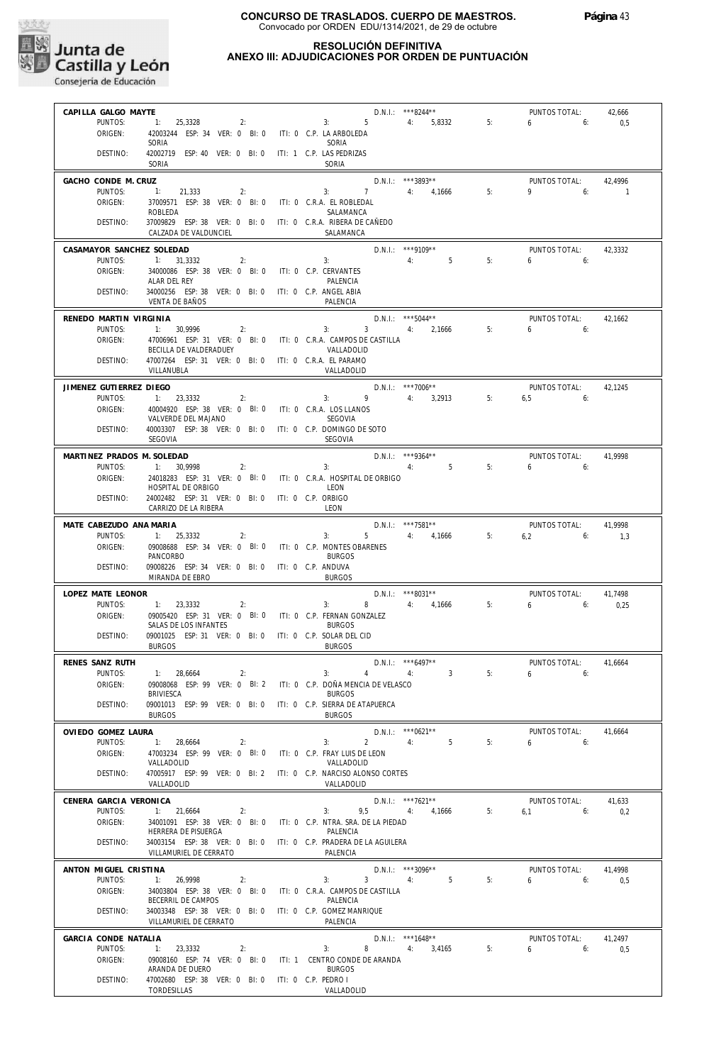# CONCURSO DE TRASLADOS. CUERPO DE MAESTROS.

Convocado por ORDEN EDU/1314/2021, de 29 de octubre

## RESOLUCIÓN DEFINITIVA
## ANEXO III: ADJUDICACIONES POR ORDEN DE PUNTUACIÓN

**CAPILLA GALGO MAYTE** — D.N.I.: ***8244** — PUNTOS TOTAL: 42,666
PUNTOS: 1: 25,3328 2: 3: 5 4: 5,8332 5: 6 6: 0,5
ORIGEN: 42003244 ESP: 34 VER: 0 BI: 0 ITI: 0 C.P. LA ARBOLEDA — SORIA — SORIA
DESTINO: 42002719 ESP: 40 VER: 0 BI: 0 ITI: 1 C.P. LAS PEDRIZAS — SORIA — SORIA

**GACHO CONDE M. CRUZ** — D.N.I.: ***3893** — PUNTOS TOTAL: 42,4996
PUNTOS: 1: 21,333 2: 3: 7 4: 4,1666 5: 9 6: 1
ORIGEN: 37009571 ESP: 38 VER: 0 BI: 0 ITI: 0 C.R.A. EL ROBLEDAL — ROBLEDA — SALAMANCA
DESTINO: 37009829 ESP: 38 VER: 0 BI: 0 ITI: 0 C.R.A. RIBERA DE CAÑEDO — CALZADA DE VALDUNCIEL — SALAMANCA

**CASAMAYOR SANCHEZ SOLEDAD** — D.N.I.: ***9109** — PUNTOS TOTAL: 42,3332
PUNTOS: 1: 31,3332 2: 3: 4: 5 5: 6 6:
ORIGEN: 34000086 ESP: 38 VER: 0 BI: 0 ITI: 0 C.P. CERVANTES — ALAR DEL REY — PALENCIA
DESTINO: 34000256 ESP: 38 VER: 0 BI: 0 ITI: 0 C.P. ANGEL ABIA — VENTA DE BAÑOS — PALENCIA

**RENEDO MARTIN VIRGINIA** — D.N.I.: ***5044** — PUNTOS TOTAL: 42,1662
PUNTOS: 1: 30,9996 2: 3: 3 4: 2,1666 5: 6 6:
ORIGEN: 47006961 ESP: 31 VER: 0 BI: 0 ITI: 0 C.R.A. CAMPOS DE CASTILLA — BECILLA DE VALDERADUEY — VALLADOLID
DESTINO: 47007264 ESP: 31 VER: 0 BI: 0 ITI: 0 C.R.A. EL PARAMO — VILLANUBLA — VALLADOLID

**JIMENEZ GUTIERREZ DIEGO** — D.N.I.: ***7006** — PUNTOS TOTAL: 42,1245
PUNTOS: 1: 23,3332 2: 3: 9 4: 3,2913 5: 6,5 6:
ORIGEN: 40004920 ESP: 38 VER: 0 BI: 0 ITI: 0 C.R.A. LOS LLANOS — VALVERDE DEL MAJANO — SEGOVIA
DESTINO: 40003307 ESP: 38 VER: 0 BI: 0 ITI: 0 C.P. DOMINGO DE SOTO — SEGOVIA — SEGOVIA

**MARTINEZ PRADOS M. SOLEDAD** — D.N.I.: ***9364** — PUNTOS TOTAL: 41,9998
PUNTOS: 1: 30,9998 2: 3: 4: 5 5: 6 6:
ORIGEN: 24018283 ESP: 31 VER: 0 BI: 0 ITI: 0 C.R.A. HOSPITAL DE ORBIGO — HOSPITAL DE ORBIGO — LEON
DESTINO: 24002482 ESP: 31 VER: 0 BI: 0 ITI: 0 C.P. ORBIGO — CARRIZO DE LA RIBERA — LEON

**MATE CABEZUDO ANA MARIA** — D.N.I.: ***7581** — PUNTOS TOTAL: 41,9998
PUNTOS: 1: 25,3332 2: 3: 5 4: 4,1666 5: 6,2 6: 1,3
ORIGEN: 09008688 ESP: 34 VER: 0 BI: 0 ITI: 0 C.P. MONTES OBARENES — PANCORBO — BURGOS
DESTINO: 09008226 ESP: 34 VER: 0 BI: 0 ITI: 0 C.P. ANDUVA — MIRANDA DE EBRO — BURGOS

**LOPEZ MATE LEONOR** — D.N.I.: ***8031** — PUNTOS TOTAL: 41,7498
PUNTOS: 1: 23,3332 2: 3: 8 4: 4,1666 5: 6 6: 0,25
ORIGEN: 09005420 ESP: 31 VER: 0 BI: 0 ITI: 0 C.P. FERNAN GONZALEZ — SALAS DE LOS INFANTES — BURGOS
DESTINO: 09001025 ESP: 31 VER: 0 BI: 0 ITI: 0 C.P. SOLAR DEL CID — BURGOS — BURGOS

**RENES SANZ RUTH** — D.N.I.: ***6497** — PUNTOS TOTAL: 41,6664
PUNTOS: 1: 28,6664 2: 3: 4 4: 3 5: 6 6:
ORIGEN: 09008068 ESP: 99 VER: 0 BI: 2 ITI: 0 C.P. DOÑA MENCIA DE VELASCO — BRIVIESCA — BURGOS
DESTINO: 09001013 ESP: 99 VER: 0 BI: 0 ITI: 0 C.P. SIERRA DE ATAPUERCA — BURGOS — BURGOS

**OVIEDO GOMEZ LAURA** — D.N.I.: ***0621** — PUNTOS TOTAL: 41,6664
PUNTOS: 1: 28,6664 2: 3: 2 4: 5 5: 6 6:
ORIGEN: 47003234 ESP: 99 VER: 0 BI: 0 ITI: 0 C.P. FRAY LUIS DE LEON — VALLADOLID — VALLADOLID
DESTINO: 47005917 ESP: 99 VER: 0 BI: 2 ITI: 0 C.P. NARCISO ALONSO CORTES — VALLADOLID — VALLADOLID

**CENERA GARCIA VERONICA** — D.N.I.: ***7621** — PUNTOS TOTAL: 41,633
PUNTOS: 1: 21,6664 2: 3: 9,5 4: 4,1666 5: 6,1 6: 0,2
ORIGEN: 34001091 ESP: 38 VER: 0 BI: 0 ITI: 0 C.P. NTRA. SRA. DE LA PIEDAD — HERRERA DE PISUERGA — PALENCIA
DESTINO: 34003154 ESP: 38 VER: 0 BI: 0 ITI: 0 C.P. PRADERA DE LA AGUILERA — VILLAMURIEL DE CERRATO — PALENCIA

**ANTON MIGUEL CRISTINA** — D.N.I.: ***3096** — PUNTOS TOTAL: 41,4998
PUNTOS: 1: 26,9998 2: 3: 3 4: 5 5: 6 6: 0,5
ORIGEN: 34003804 ESP: 38 VER: 0 BI: 0 ITI: 0 C.R.A. CAMPOS DE CASTILLA — BECERRIL DE CAMPOS — PALENCIA
DESTINO: 34003348 ESP: 38 VER: 0 BI: 0 ITI: 0 C.P. GOMEZ MANRIQUE — VILLAMURIEL DE CERRATO — PALENCIA

**GARCIA CONDE NATALIA** — D.N.I.: ***1648** — PUNTOS TOTAL: 41,2497
PUNTOS: 1: 23,3332 2: 3: 8 4: 3,4165 5: 6 6: 0,5
ORIGEN: 09008160 ESP: 74 VER: 0 BI: 0 ITI: 1 CENTRO CONDE DE ARANDA — ARANDA DE DUERO — BURGOS
DESTINO: 47002680 ESP: 38 VER: 0 BI: 0 ITI: 0 C.P. PEDRO I — TORDESILLAS — VALLADOLID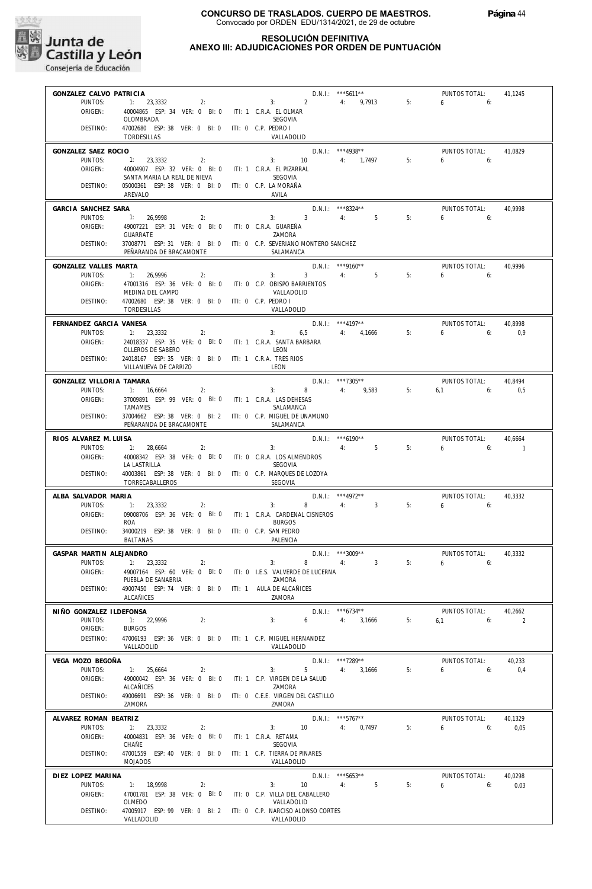**CONCURSO DE TRASLADOS. CUERPO DE MAESTROS.**
Convocado por ORDEN EDU/1314/2021, de 29 de octubre

**RESOLUCIÓN DEFINITIVA**
**ANEXO III: ADJUDICACIONES POR ORDEN DE PUNTUACIÓN**

**GONZALEZ CALVO PATRICIA** — D.N.I.: ***5611** — PUNTOS TOTAL: 41,1245
PUNTOS: 1: 23,3332 2: 3: 2 4: 9,7913 5: 6 6:
ORIGEN: 40004865 ESP: 34 VER: 0 BI: 0 ITI: 1 C.R.A. EL OLMAR — OLOMBRADA — SEGOVIA
DESTINO: 47002680 ESP: 38 VER: 0 BI: 0 ITI: 0 C.P. PEDRO I — TORDESILLAS — VALLADOLID

**GONZALEZ SAEZ ROCIO** — D.N.I.: ***4938** — PUNTOS TOTAL: 41,0829
PUNTOS: 1: 23,3332 2: 3: 10 4: 1,7497 5: 6 6:
ORIGEN: 40004907 ESP: 32 VER: 0 BI: 0 ITI: 1 C.R.A. EL PIZARRAL — SANTA MARIA LA REAL DE NIEVA — SEGOVIA
DESTINO: 05000361 ESP: 38 VER: 0 BI: 0 ITI: 0 C.P. LA MORAÑA — AREVALO — AVILA

**GARCIA SANCHEZ SARA** — D.N.I.: ***8324** — PUNTOS TOTAL: 40,9998
PUNTOS: 1: 26,9998 2: 3: 3 4: 5 5: 6 6:
ORIGEN: 49007221 ESP: 31 VER: 0 BI: 0 ITI: 0 C.R.A. GUAREÑA — GUARRATE — ZAMORA
DESTINO: 37008771 ESP: 31 VER: 0 BI: 0 ITI: 0 C.P. SEVERIANO MONTERO SANCHEZ — PEÑARANDA DE BRACAMONTE — SALAMANCA

**GONZALEZ VALLES MARTA** — D.N.I.: ***9160** — PUNTOS TOTAL: 40,9996
PUNTOS: 1: 26,9996 2: 3: 3 4: 5 5: 6 6:
ORIGEN: 47001316 ESP: 36 VER: 0 BI: 0 ITI: 0 C.P. OBISPO BARRIENTOS — MEDINA DEL CAMPO — VALLADOLID
DESTINO: 47002680 ESP: 38 VER: 0 BI: 0 ITI: 0 C.P. PEDRO I — TORDESILLAS — VALLADOLID

**FERNANDEZ GARCIA VANESA** — D.N.I.: ***4197** — PUNTOS TOTAL: 40,8998
PUNTOS: 1: 23,3332 2: 3: 6,5 4: 4,1666 5: 6 6: 0,9
ORIGEN: 24018337 ESP: 35 VER: 0 BI: 0 ITI: 1 C.R.A. SANTA BARBARA — OLLEROS DE SABERO — LEON
DESTINO: 24018167 ESP: 35 VER: 0 BI: 0 ITI: 1 C.R.A. TRES RIOS — VILLANUEVA DE CARRIZO — LEON

**GONZALEZ VILLORIA TAMARA** — D.N.I.: ***7305** — PUNTOS TOTAL: 40,8494
PUNTOS: 1: 16,6664 2: 3: 8 4: 9,583 5: 6,1 6: 0,5
ORIGEN: 37009891 ESP: 99 VER: 0 BI: 0 ITI: 1 C.R.A. LAS DEHESAS — TAMAMES — SALAMANCA
DESTINO: 37004662 ESP: 38 VER: 0 BI: 2 ITI: 0 C.P. MIGUEL DE UNAMUNO — PEÑARANDA DE BRACAMONTE — SALAMANCA

**RIOS ALVAREZ M. LUISA** — D.N.I.: ***6190** — PUNTOS TOTAL: 40,6664
PUNTOS: 1: 28,6664 2: 3: 4: 5 5: 6 6: 1
ORIGEN: 40008342 ESP: 38 VER: 0 BI: 0 ITI: 0 C.R.A. LOS ALMENDROS — LA LASTRILLA — SEGOVIA
DESTINO: 40003861 ESP: 38 VER: 0 BI: 0 ITI: 0 C.P. MARQUES DE LOZOYA — TORRECABALLEROS — SEGOVIA

**ALBA SALVADOR MARIA** — D.N.I.: ***4972** — PUNTOS TOTAL: 40,3332
PUNTOS: 1: 23,3332 2: 3: 8 4: 3 5: 6 6:
ORIGEN: 09008706 ESP: 36 VER: 0 BI: 0 ITI: 1 C.R.A. CARDENAL CISNEROS — ROA — BURGOS
DESTINO: 34000219 ESP: 38 VER: 0 BI: 0 ITI: 0 C.P. SAN PEDRO — BALTANAS — PALENCIA

**GASPAR MARTIN ALEJANDRO** — D.N.I.: ***3009** — PUNTOS TOTAL: 40,3332
PUNTOS: 1: 23,3332 2: 3: 8 4: 3 5: 6 6:
ORIGEN: 49007164 ESP: 60 VER: 0 BI: 0 ITI: 0 I.E.S. VALVERDE DE LUCERNA — PUEBLA DE SANABRIA — ZAMORA
DESTINO: 49007450 ESP: 74 VER: 0 BI: 0 ITI: 1 AULA DE ALCAÑICES — ALCAÑICES — ZAMORA

**NIÑO GONZALEZ ILDEFONSA** — D.N.I.: ***6734** — PUNTOS TOTAL: 40,2662
PUNTOS: 1: 22,9996 2: 3: 6 4: 3,1666 5: 6,1 6: 2
ORIGEN: BURGOS
DESTINO: 47006193 ESP: 36 VER: 0 BI: 0 ITI: 1 C.P. MIGUEL HERNANDEZ — VALLADOLID — VALLADOLID

**VEGA MOZO BEGOÑA** — D.N.I.: ***7289** — PUNTOS TOTAL: 40,233
PUNTOS: 1: 25,6664 2: 3: 5 4: 3,1666 5: 6 6: 0,4
ORIGEN: 49000042 ESP: 36 VER: 0 BI: 0 ITI: 1 C.P. VIRGEN DE LA SALUD — ALCAÑICES — ZAMORA
DESTINO: 49006691 ESP: 36 VER: 0 BI: 0 ITI: 0 C.E.E. VIRGEN DEL CASTILLO — ZAMORA — ZAMORA

**ALVAREZ ROMAN BEATRIZ** — D.N.I.: ***5767** — PUNTOS TOTAL: 40,1329
PUNTOS: 1: 23,3332 2: 3: 10 4: 0,7497 5: 6 6: 0,05
ORIGEN: 40004831 ESP: 36 VER: 0 BI: 0 ITI: 1 C.R.A. RETAMA — CHAÑE — SEGOVIA
DESTINO: 47001559 ESP: 40 VER: 0 BI: 0 ITI: 1 C.P. TIERRA DE PINARES — MOJADOS — VALLADOLID

**DIEZ LOPEZ MARINA** — D.N.I.: ***5653** — PUNTOS TOTAL: 40,0298
PUNTOS: 1: 18,9998 2: 3: 10 4: 5 5: 6 6: 0,03
ORIGEN: 47001781 ESP: 38 VER: 0 BI: 0 ITI: 0 C.P. VILLA DEL CABALLERO — OLMEDO — VALLADOLID
DESTINO: 47005917 ESP: 99 VER: 0 BI: 2 ITI: 0 C.P. NARCISO ALONSO CORTES — VALLADOLID — VALLADOLID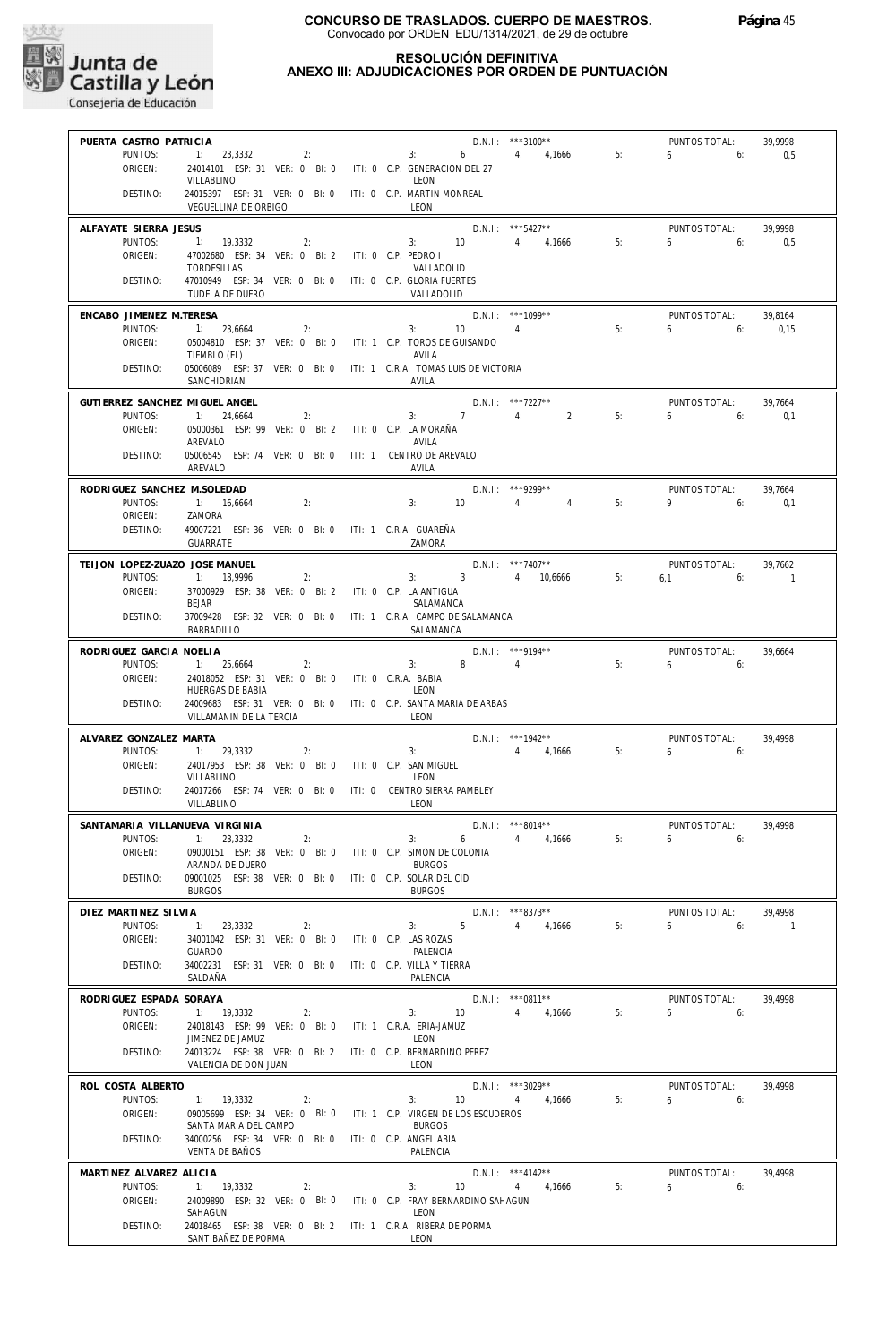**CONCURSO DE TRASLADOS. CUERPO DE MAESTROS.**
Convocado por ORDEN EDU/1314/2021, de 29 de octubre

**RESOLUCIÓN DEFINITIVA**
**ANEXO III: ADJUDICACIONES POR ORDEN DE PUNTUACIÓN**

**PUERTA CASTRO PATRICIA** — D.N.I.: ***3100** — PUNTOS TOTAL: 39,9998
PUNTOS: 1: 23,3332 2: 3: 6 4: 4,1666 5: 6 6: 0,5
ORIGEN: 24014101 ESP: 31 VER: 0 BI: 0 ITI: 0 C.P. GENERACION DEL 27 — VILLABLINO — LEON
DESTINO: 24015397 ESP: 31 VER: 0 BI: 0 ITI: 0 C.P. MARTIN MONREAL — VEGUELLINA DE ORBIGO — LEON

**ALFAYATE SIERRA JESUS** — D.N.I.: ***5427** — PUNTOS TOTAL: 39,9998
PUNTOS: 1: 19,3332 2: 3: 10 4: 4,1666 5: 6 6: 0,5
ORIGEN: 47002680 ESP: 34 VER: 0 BI: 2 ITI: 0 C.P. PEDRO I — TORDESILLAS — VALLADOLID
DESTINO: 47010949 ESP: 34 VER: 0 BI: 0 ITI: 0 C.P. GLORIA FUERTES — TUDELA DE DUERO — VALLADOLID

**ENCABO JIMENEZ M.TERESA** — D.N.I.: ***1099** — PUNTOS TOTAL: 39,8164
PUNTOS: 1: 23,6664 2: 3: 10 4: 5: 6 6: 0,15
ORIGEN: 05004810 ESP: 37 VER: 0 BI: 0 ITI: 1 C.P. TOROS DE GUISANDO — TIEMBLO (EL) — AVILA
DESTINO: 05006089 ESP: 37 VER: 0 BI: 0 ITI: 1 C.R.A. TOMAS LUIS DE VICTORIA — SANCHIDRIAN — AVILA

**GUTIERREZ SANCHEZ MIGUEL ANGEL** — D.N.I.: ***7227** — PUNTOS TOTAL: 39,7664
PUNTOS: 1: 24,6664 2: 3: 7 4: 2 5: 6 6: 0,1
ORIGEN: 05000361 ESP: 99 VER: 0 BI: 2 ITI: 0 C.P. LA MORAÑA — AREVALO — AVILA
DESTINO: 05006545 ESP: 74 VER: 0 BI: 0 ITI: 1 CENTRO DE AREVALO — AREVALO — AVILA

**RODRIGUEZ SANCHEZ M.SOLEDAD** — D.N.I.: ***9299** — PUNTOS TOTAL: 39,7664
PUNTOS: 1: 16,6664 2: 3: 10 4: 4 5: 9 6: 0,1
ORIGEN: ZAMORA
DESTINO: 49007221 ESP: 36 VER: 0 BI: 0 ITI: 1 C.R.A. GUAREÑA — GUARRATE — ZAMORA

**TEIJON LOPEZ-ZUAZO JOSE MANUEL** — D.N.I.: ***7407** — PUNTOS TOTAL: 39,7662
PUNTOS: 1: 18,9996 2: 3: 3 4: 10,6666 5: 6,1 6: 1
ORIGEN: 37000929 ESP: 38 VER: 0 BI: 2 ITI: 0 C.P. LA ANTIGUA — BEJAR — SALAMANCA
DESTINO: 37009428 ESP: 32 VER: 0 BI: 0 ITI: 1 C.R.A. CAMPO DE SALAMANCA — BARBADILLO — SALAMANCA

**RODRIGUEZ GARCIA NOELIA** — D.N.I.: ***9194** — PUNTOS TOTAL: 39,6664
PUNTOS: 1: 25,6664 2: 3: 8 4: 5: 6 6:
ORIGEN: 24018052 ESP: 31 VER: 0 BI: 0 ITI: 0 C.R.A. BABIA — HUERGAS DE BABIA — LEON
DESTINO: 24009683 ESP: 31 VER: 0 BI: 0 ITI: 0 C.P. SANTA MARIA DE ARBAS — VILLAMANIN DE LA TERCIA — LEON

**ALVAREZ GONZALEZ MARTA** — D.N.I.: ***1942** — PUNTOS TOTAL: 39,4998
PUNTOS: 1: 29,3332 2: 3: 4: 4,1666 5: 6 6:
ORIGEN: 24017953 ESP: 38 VER: 0 BI: 0 ITI: 0 C.P. SAN MIGUEL — VILLABLINO — LEON
DESTINO: 24017266 ESP: 74 VER: 0 BI: 0 ITI: 0 CENTRO SIERRA PAMBLEY — VILLABLINO — LEON

**SANTAMARIA VILLANUEVA VIRGINIA** — D.N.I.: ***8014** — PUNTOS TOTAL: 39,4998
PUNTOS: 1: 23,3332 2: 3: 6 4: 4,1666 5: 6 6:
ORIGEN: 09000151 ESP: 38 VER: 0 BI: 0 ITI: 0 C.P. SIMON DE COLONIA — ARANDA DE DUERO — BURGOS
DESTINO: 09001025 ESP: 38 VER: 0 BI: 0 ITI: 0 C.P. SOLAR DEL CID — BURGOS — BURGOS

**DIEZ MARTINEZ SILVIA** — D.N.I.: ***8373** — PUNTOS TOTAL: 39,4998
PUNTOS: 1: 23,3332 2: 3: 5 4: 4,1666 5: 6 6: 1
ORIGEN: 34001042 ESP: 31 VER: 0 BI: 0 ITI: 0 C.P. LAS ROZAS — GUARDO — PALENCIA
DESTINO: 34002231 ESP: 31 VER: 0 BI: 0 ITI: 0 C.P. VILLA Y TIERRA — SALDAÑA — PALENCIA

**RODRIGUEZ ESPADA SORAYA** — D.N.I.: ***0811** — PUNTOS TOTAL: 39,4998
PUNTOS: 1: 19,3332 2: 3: 10 4: 4,1666 5: 6 6:
ORIGEN: 24018143 ESP: 99 VER: 0 BI: 0 ITI: 1 C.R.A. ERIA-JAMUZ — JIMENEZ DE JAMUZ — LEON
DESTINO: 24013224 ESP: 38 VER: 0 BI: 2 ITI: 0 C.P. BERNARDINO PEREZ — VALENCIA DE DON JUAN — LEON

**ROL COSTA ALBERTO** — D.N.I.: ***3029** — PUNTOS TOTAL: 39,4998
PUNTOS: 1: 19,3332 2: 3: 10 4: 4,1666 5: 6 6:
ORIGEN: 09005699 ESP: 34 VER: 0 BI: 0 ITI: 1 C.P. VIRGEN DE LOS ESCUDEROS — SANTA MARIA DEL CAMPO — BURGOS
DESTINO: 34000256 ESP: 34 VER: 0 BI: 0 ITI: 0 C.P. ANGEL ABIA — VENTA DE BAÑOS — PALENCIA

**MARTINEZ ALVAREZ ALICIA** — D.N.I.: ***4142** — PUNTOS TOTAL: 39,4998
PUNTOS: 1: 19,3332 2: 3: 10 4: 4,1666 5: 6 6:
ORIGEN: 24009890 ESP: 32 VER: 0 BI: 0 ITI: 0 C.P. FRAY BERNARDINO SAHAGUN — SAHAGUN — LEON
DESTINO: 24018465 ESP: 38 VER: 0 BI: 2 ITI: 1 C.R.A. RIBERA DE PORMA — SANTIBAÑEZ DE PORMA — LEON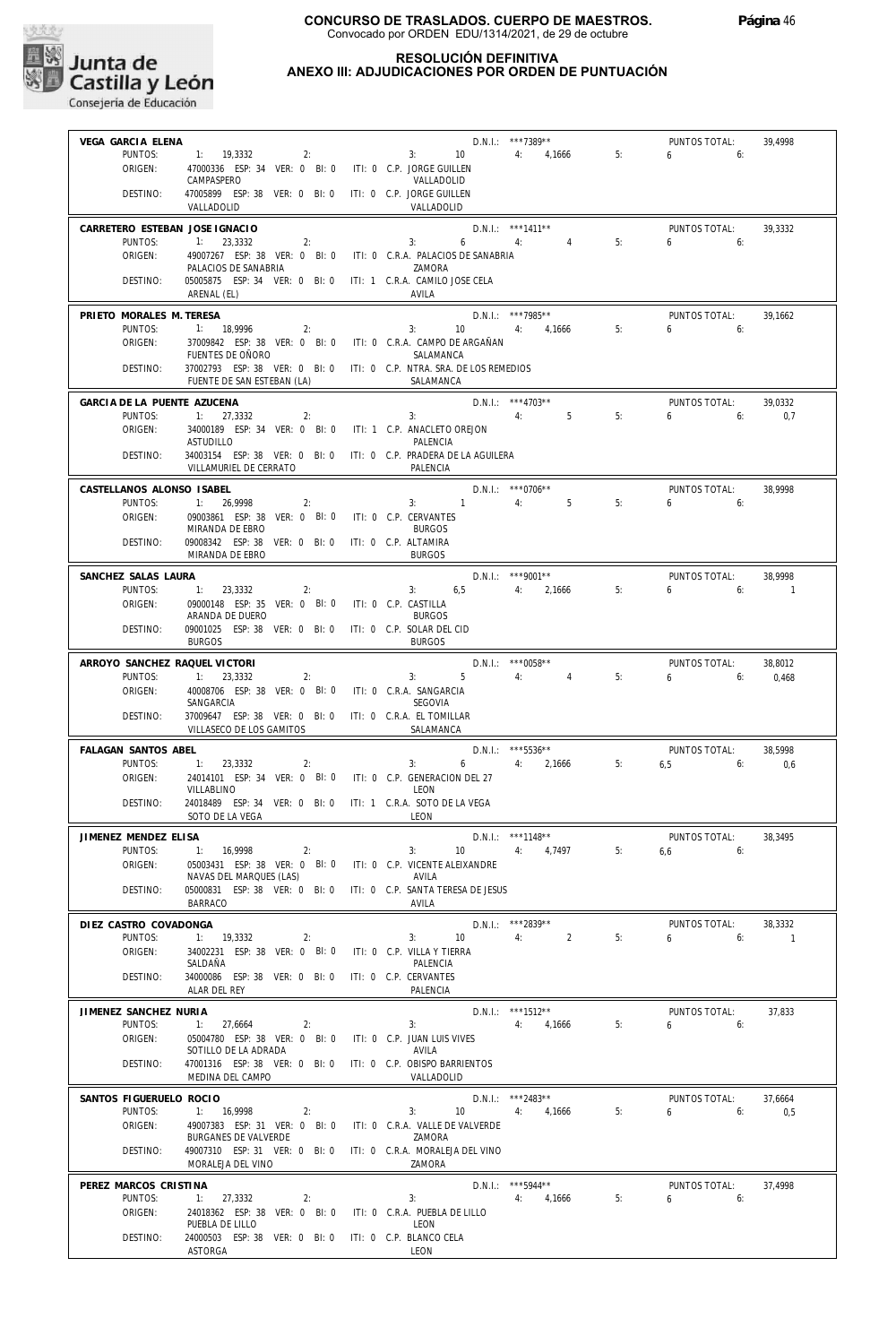**CONCURSO DE TRASLADOS. CUERPO DE MAESTROS.**
Convocado por ORDEN EDU/1314/2021, de 29 de octubre

**RESOLUCIÓN DEFINITIVA**
**ANEXO III: ADJUDICACIONES POR ORDEN DE PUNTUACIÓN**

**VEGA GARCIA ELENA** — D.N.I.: ***7389** — PUNTOS TOTAL: 39,4998
PUNTOS: 1: 19,3332 2: 3: 10 4: 4,1666 5: 6 6:
ORIGEN: 47000336 ESP: 34 VER: 0 BI: 0 ITI: 0 C.P. JORGE GUILLEN — CAMPASPERO — VALLADOLID
DESTINO: 47005899 ESP: 38 VER: 0 BI: 0 ITI: 0 C.P. JORGE GUILLEN — VALLADOLID — VALLADOLID

**CARRETERO ESTEBAN JOSE IGNACIO** — D.N.I.: ***1411** — PUNTOS TOTAL: 39,3332
PUNTOS: 1: 23,3332 2: 3: 6 4: 4 5: 6 6:
ORIGEN: 49007267 ESP: 38 VER: 0 BI: 0 ITI: 0 C.R.A. PALACIOS DE SANABRIA — PALACIOS DE SANABRIA — ZAMORA
DESTINO: 05005875 ESP: 34 VER: 0 BI: 0 ITI: 1 C.R.A. CAMILO JOSE CELA — ARENAL (EL) — AVILA

**PRIETO MORALES M. TERESA** — D.N.I.: ***7985** — PUNTOS TOTAL: 39,1662
PUNTOS: 1: 18,9996 2: 3: 10 4: 4,1666 5: 6 6:
ORIGEN: 37009842 ESP: 38 VER: 0 BI: 0 ITI: 0 C.R.A. CAMPO DE ARGAÑAN — FUENTES DE OÑORO — SALAMANCA
DESTINO: 37002793 ESP: 38 VER: 0 BI: 0 ITI: 0 C.P. NTRA. SRA. DE LOS REMEDIOS — FUENTE DE SAN ESTEBAN (LA) — SALAMANCA

**GARCIA DE LA PUENTE AZUCENA** — D.N.I.: ***4703** — PUNTOS TOTAL: 39,0332
PUNTOS: 1: 27,3332 2: 3: 4: 5 5: 6 6: 0,7
ORIGEN: 34000189 ESP: 38 VER: 0 BI: 0 ITI: 1 C.P. ANACLETO OREJON — ASTUDILLO — PALENCIA
DESTINO: 34003154 ESP: 38 VER: 0 BI: 0 ITI: 0 C.P. PRADERA DE LA AGUILERA — VILLAMURIEL DE CERRATO — PALENCIA

**CASTELLANOS ALONSO ISABEL** — D.N.I.: ***0706** — PUNTOS TOTAL: 38,9998
PUNTOS: 1: 26,9998 2: 3: 1 4: 5 5: 6 6:
ORIGEN: 09003861 ESP: 38 VER: 0 BI: 0 ITI: 0 C.P. CERVANTES — MIRANDA DE EBRO — BURGOS
DESTINO: 09008342 ESP: 38 VER: 0 BI: 0 ITI: 0 C.P. ALTAMIRA — MIRANDA DE EBRO — BURGOS

**SANCHEZ SALAS LAURA** — D.N.I.: ***9001** — PUNTOS TOTAL: 38,9998
PUNTOS: 1: 23,3332 2: 3: 6,5 4: 2,1666 5: 6 6: 1
ORIGEN: 09000148 ESP: 35 VER: 0 BI: 0 ITI: 0 C.P. CASTILLA — ARANDA DE DUERO — BURGOS
DESTINO: 09001025 ESP: 38 VER: 0 BI: 0 ITI: 0 C.P. SOLAR DEL CID — BURGOS — BURGOS

**ARROYO SANCHEZ RAQUEL VICTORI** — D.N.I.: ***0058** — PUNTOS TOTAL: 38,8012
PUNTOS: 1: 23,3332 2: 3: 5 4: 4 5: 6 6: 0,468
ORIGEN: 40008706 ESP: 38 VER: 0 BI: 0 ITI: 0 C.R.A. SANGARCIA — SANGARCIA — SEGOVIA
DESTINO: 37009647 ESP: 38 VER: 0 BI: 0 ITI: 0 C.R.A. EL TOMILLAR — VILLASECO DE LOS GAMITOS — SALAMANCA

**FALAGAN SANTOS ABEL** — D.N.I.: ***5536** — PUNTOS TOTAL: 38,5998
PUNTOS: 1: 23,3332 2: 3: 6 4: 2,1666 5: 6,5 6: 0,6
ORIGEN: 24014101 ESP: 34 VER: 0 BI: 0 ITI: 0 C.P. GENERACION DEL 27 — VILLABLINO — LEON
DESTINO: 24018489 ESP: 34 VER: 0 BI: 0 ITI: 1 C.R.A. SOTO DE LA VEGA — SOTO DE LA VEGA — LEON

**JIMENEZ MENDEZ ELISA** — D.N.I.: ***1148** — PUNTOS TOTAL: 38,3495
PUNTOS: 1: 16,9998 2: 3: 10 4: 4,7497 5: 6,6 6:
ORIGEN: 05003431 ESP: 38 VER: 0 BI: 0 ITI: 0 C.P. VICENTE ALEIXANDRE — NAVAS DEL MARQUES (LAS) — AVILA
DESTINO: 05000831 ESP: 38 VER: 0 BI: 0 ITI: 0 C.P. SANTA TERESA DE JESUS — BARRACO — AVILA

**DIEZ CASTRO COVADONGA** — D.N.I.: ***2839** — PUNTOS TOTAL: 38,3332
PUNTOS: 1: 19,3332 2: 3: 10 4: 2 5: 6 6: 1
ORIGEN: 34002231 ESP: 38 VER: 0 BI: 0 ITI: 0 C.P. VILLA Y TIERRA — SALDAÑA — PALENCIA
DESTINO: 34000086 ESP: 38 VER: 0 BI: 0 ITI: 0 C.P. CERVANTES — ALAR DEL REY — PALENCIA

**JIMENEZ SANCHEZ NURIA** — D.N.I.: ***1512** — PUNTOS TOTAL: 37,833
PUNTOS: 1: 27,6664 2: 3: 4: 4,1666 5: 6 6:
ORIGEN: 05004780 ESP: 38 VER: 0 BI: 0 ITI: 0 C.P. JUAN LUIS VIVES — SOTILLO DE LA ADRADA — AVILA
DESTINO: 47001316 ESP: 38 VER: 0 BI: 0 ITI: 0 C.P. OBISPO BARRIENTOS — MEDINA DEL CAMPO — VALLADOLID

**SANTOS FIGUERUELO ROCIO** — D.N.I.: ***2483** — PUNTOS TOTAL: 37,6664
PUNTOS: 1: 16,9998 2: 3: 10 4: 4,1666 5: 6 6: 0,5
ORIGEN: 49007383 ESP: 31 VER: 0 BI: 0 ITI: 0 C.R.A. VALLE DE VALVERDE — BURGANES DE VALVERDE — ZAMORA
DESTINO: 49007310 ESP: 31 VER: 0 BI: 0 ITI: 0 C.R.A. MORALEJA DEL VINO — MORALEJA DEL VINO — ZAMORA

**PEREZ MARCOS CRISTINA** — D.N.I.: ***5944** — PUNTOS TOTAL: 37,4998
PUNTOS: 1: 27,3332 2: 3: 4: 4,1666 5: 6 6:
ORIGEN: 24018362 ESP: 38 VER: 0 BI: 0 ITI: 0 C.R.A. PUEBLA DE LILLO — PUEBLA DE LILLO — LEON
DESTINO: 24000503 ESP: 38 VER: 0 BI: 0 ITI: 0 C.P. BLANCO CELA — ASTORGA — LEON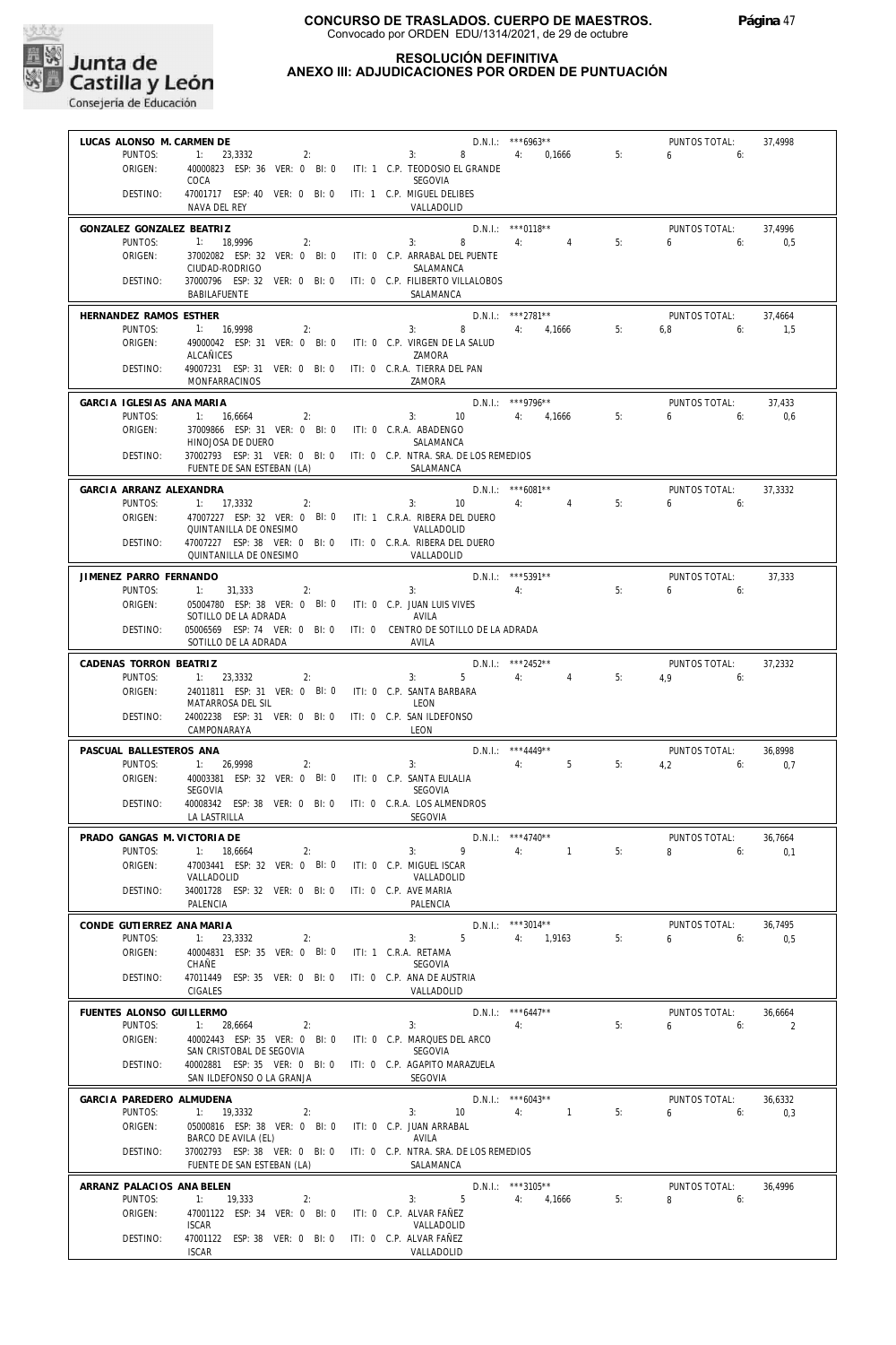# CONCURSO DE TRASLADOS. CUERPO DE MAESTROS.

Convocado por ORDEN EDU/1314/2021, de 29 de octubre

## RESOLUCIÓN DEFINITIVA
## ANEXO III: ADJUDICACIONES POR ORDEN DE PUNTUACIÓN

**LUCAS ALONSO M. CARMEN DE** — D.N.I.: ***6963** — PUNTOS TOTAL: 37,4998
PUNTOS: 1: 23,3332 2: 3: 8 4: 0,1666 5: 6 6:
ORIGEN: 40000823 ESP: 36 VER: 0 BI: 0 ITI: 1 C.P. TEODOSIO EL GRANDE — COCA — SEGOVIA
DESTINO: 47001717 ESP: 40 VER: 0 BI: 0 ITI: 1 C.P. MIGUEL DELIBES — NAVA DEL REY — VALLADOLID

**GONZALEZ GONZALEZ BEATRIZ** — D.N.I.: ***0118** — PUNTOS TOTAL: 37,4996
PUNTOS: 1: 18,9996 2: 3: 8 4: 4 5: 6 6: 0,5
ORIGEN: 37002082 ESP: 32 VER: 0 BI: 0 ITI: 0 C.P. ARRABAL DEL PUENTE — CIUDAD-RODRIGO — SALAMANCA
DESTINO: 37000796 ESP: 32 VER: 0 BI: 0 ITI: 0 C.P. FILIBERTO VILLALOBOS — BABILAFUENTE — SALAMANCA

**HERNANDEZ RAMOS ESTHER** — D.N.I.: ***2781** — PUNTOS TOTAL: 37,4664
PUNTOS: 1: 16,9998 2: 3: 8 4: 4,1666 5: 6,8 6: 1,5
ORIGEN: 49000042 ESP: 31 VER: 0 BI: 0 ITI: 0 C.P. VIRGEN DE LA SALUD — ALCAÑICES — ZAMORA
DESTINO: 49007231 ESP: 31 VER: 0 BI: 0 ITI: 0 C.R.A. TIERRA DEL PAN — MONFARRACINOS — ZAMORA

**GARCIA IGLESIAS ANA MARIA** — D.N.I.: ***9796** — PUNTOS TOTAL: 37,433
PUNTOS: 1: 16,6664 2: 3: 10 4: 4,1666 5: 6 6: 0,6
ORIGEN: 37009866 ESP: 31 VER: 0 BI: 0 ITI: 0 C.R.A. ABADENGO — HINOJOSA DE DUERO — SALAMANCA
DESTINO: 37002793 ESP: 31 VER: 0 BI: 0 ITI: 0 C.P. NTRA. SRA. DE LOS REMEDIOS — FUENTE DE SAN ESTEBAN (LA) — SALAMANCA

**GARCIA ARRANZ ALEXANDRA** — D.N.I.: ***6081** — PUNTOS TOTAL: 37,3332
PUNTOS: 1: 17,3332 2: 3: 10 4: 4 5: 6 6:
ORIGEN: 47007227 ESP: 32 VER: 0 BI: 0 ITI: 1 C.R.A. RIBERA DEL DUERO — QUINTANILLA DE ONESIMO — VALLADOLID
DESTINO: 47007227 ESP: 38 VER: 0 BI: 0 ITI: 0 C.R.A. RIBERA DEL DUERO — QUINTANILLA DE ONESIMO — VALLADOLID

**JIMENEZ PARRO FERNANDO** — D.N.I.: ***5391** — PUNTOS TOTAL: 37,333
PUNTOS: 1: 31,333 2: 3: 4: 5: 6 6:
ORIGEN: 05004780 ESP: 38 VER: 0 BI: 0 ITI: 0 C.P. JUAN LUIS VIVES — SOTILLO DE LA ADRADA — AVILA
DESTINO: 05006569 ESP: 74 VER: 0 BI: 0 ITI: 0 CENTRO DE SOTILLO DE LA ADRADA — SOTILLO DE LA ADRADA — AVILA

**CADENAS TORRON BEATRIZ** — D.N.I.: ***2452** — PUNTOS TOTAL: 37,2332
PUNTOS: 1: 23,3332 2: 3: 5 4: 4 5: 4,9 6:
ORIGEN: 24011811 ESP: 31 VER: 0 BI: 0 ITI: 0 C.P. SANTA BARBARA — MATARROSA DEL SIL — LEON
DESTINO: 24002238 ESP: 31 VER: 0 BI: 0 ITI: 0 C.P. SAN ILDEFONSO — CAMPONARAYA — LEON

**PASCUAL BALLESTEROS ANA** — D.N.I.: ***4449** — PUNTOS TOTAL: 36,8998
PUNTOS: 1: 26,9998 2: 3: 4: 5 5: 4,2 6: 0,7
ORIGEN: 40003381 ESP: 32 VER: 0 BI: 0 ITI: 0 C.P. SANTA EULALIA — SEGOVIA — SEGOVIA
DESTINO: 40008342 ESP: 38 VER: 0 BI: 0 ITI: 0 C.R.A. LOS ALMENDROS — LA LASTRILLA — SEGOVIA

**PRADO GANGAS M. VICTORIA DE** — D.N.I.: ***4740** — PUNTOS TOTAL: 36,7664
PUNTOS: 1: 18,6664 2: 3: 9 4: 1 5: 8 6: 0,1
ORIGEN: 47003441 ESP: 32 VER: 0 BI: 0 ITI: 0 C.P. MIGUEL ISCAR — VALLADOLID — VALLADOLID
DESTINO: 34001728 ESP: 32 VER: 0 BI: 0 ITI: 0 C.P. AVE MARIA — PALENCIA — PALENCIA

**CONDE GUTIERREZ ANA MARIA** — D.N.I.: ***3014** — PUNTOS TOTAL: 36,7495
PUNTOS: 1: 23,3332 2: 3: 5 4: 1,9163 5: 6 6: 0,5
ORIGEN: 40004831 ESP: 35 VER: 0 BI: 0 ITI: 1 C.R.A. RETAMA — CHAÑE — SEGOVIA
DESTINO: 47011449 ESP: 35 VER: 0 BI: 0 ITI: 0 C.P. ANA DE AUSTRIA — CIGALES — VALLADOLID

**FUENTES ALONSO GUILLERMO** — D.N.I.: ***6447** — PUNTOS TOTAL: 36,6664
PUNTOS: 1: 28,6664 2: 3: 4: 5: 6 6: 2
ORIGEN: 40002443 ESP: 35 VER: 0 BI: 0 ITI: 0 C.P. MARQUES DEL ARCO — SAN CRISTOBAL DE SEGOVIA — SEGOVIA
DESTINO: 40002881 ESP: 35 VER: 0 BI: 0 ITI: 0 C.P. AGAPITO MARAZUELA — SAN ILDEFONSO O LA GRANJA — SEGOVIA

**GARCIA PAREDERO ALMUDENA** — D.N.I.: ***6043** — PUNTOS TOTAL: 36,6332
PUNTOS: 1: 19,3332 2: 3: 10 4: 1 5: 6 6: 0,3
ORIGEN: 05000816 ESP: 38 VER: 0 BI: 0 ITI: 0 C.P. JUAN ARRABAL — BARCO DE AVILA (EL) — AVILA
DESTINO: 37002793 ESP: 38 VER: 0 BI: 0 ITI: 0 C.P. NTRA. SRA. DE LOS REMEDIOS — FUENTE DE SAN ESTEBAN (LA) — SALAMANCA

**ARRANZ PALACIOS ANA BELEN** — D.N.I.: ***3105** — PUNTOS TOTAL: 36,4996
PUNTOS: 1: 19,333 2: 3: 5 4: 4,1666 5: 8 6:
ORIGEN: 47001122 ESP: 34 VER: 0 BI: 0 ITI: 0 C.P. ALVAR FAÑEZ — ISCAR — VALLADOLID
DESTINO: 47001122 ESP: 38 VER: 0 BI: 0 ITI: 0 C.P. ALVAR FAÑEZ — ISCAR — VALLADOLID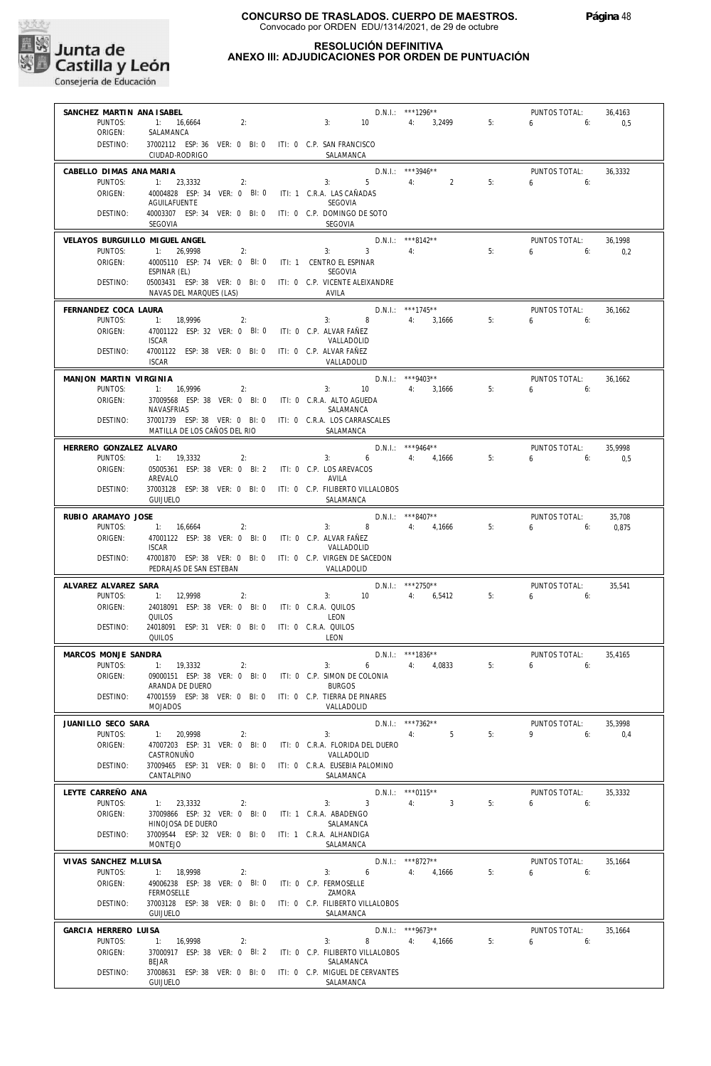**CONCURSO DE TRASLADOS. CUERPO DE MAESTROS.**
Convocado por ORDEN EDU/1314/2021, de 29 de octubre

**RESOLUCIÓN DEFINITIVA**
**ANEXO III: ADJUDICACIONES POR ORDEN DE PUNTUACIÓN**

---

**SANCHEZ MARTIN ANA ISABEL** — D.N.I.: \*\*\*1296\*\* — PUNTOS TOTAL: 36,4163
PUNTOS: 1: 16,6664 2: 3: 10 4: 3,2499 5: 6 6: 0,5
ORIGEN: SALAMANCA
DESTINO: 37002112 ESP: 36 VER: 0 BI: 0 ITI: 0 C.P. SAN FRANCISCO — CIUDAD-RODRIGO — SALAMANCA

---

**CABELLO DIMAS ANA MARIA** — D.N.I.: \*\*\*3946\*\* — PUNTOS TOTAL: 36,3332
PUNTOS: 1: 23,3332 2: 3: 5 4: 2 5: 6 6:
ORIGEN: 40004828 ESP: 34 VER: 0 BI: 0 ITI: 1 C.R.A. LAS CAÑADAS — AGUILAFUENTE — SEGOVIA
DESTINO: 40003307 ESP: 34 VER: 0 BI: 0 ITI: 0 C.P. DOMINGO DE SOTO — SEGOVIA — SEGOVIA

---

**VELAYOS BURGUILLO MIGUEL ANGEL** — D.N.I.: \*\*\*8142\*\* — PUNTOS TOTAL: 36,1998
PUNTOS: 1: 26,9998 2: 3: 3 4: 5: 6 6: 0,2
ORIGEN: 40005110 ESP: 74 VER: 0 BI: 0 ITI: 1 CENTRO EL ESPINAR — ESPINAR (EL) — SEGOVIA
DESTINO: 05003431 ESP: 38 VER: 0 BI: 0 ITI: 0 C.P. VICENTE ALEIXANDRE — NAVAS DEL MARQUES (LAS) — AVILA

---

**FERNANDEZ COCA LAURA** — D.N.I.: \*\*\*1745\*\* — PUNTOS TOTAL: 36,1662
PUNTOS: 1: 18,9996 2: 3: 8 4: 3,1666 5: 6 6:
ORIGEN: 47001122 ESP: 32 VER: 0 BI: 0 ITI: 0 C.P. ALVAR FAÑEZ — ISCAR — VALLADOLID
DESTINO: 47001122 ESP: 38 VER: 0 BI: 0 ITI: 0 C.P. ALVAR FAÑEZ — ISCAR — VALLADOLID

---

**MANJON MARTIN VIRGINIA** — D.N.I.: \*\*\*9403\*\* — PUNTOS TOTAL: 36,1662
PUNTOS: 1: 16,9996 2: 3: 10 4: 3,1666 5: 6 6:
ORIGEN: 37009568 ESP: 38 VER: 0 BI: 0 ITI: 0 C.R.A. ALTO AGUEDA — NAVASFRIAS — SALAMANCA
DESTINO: 37001739 ESP: 38 VER: 0 BI: 0 ITI: 0 C.R.A. LOS CARRASCALES — MATILLA DE LOS CAÑOS DEL RIO — SALAMANCA

---

**HERRERO GONZALEZ ALVARO** — D.N.I.: \*\*\*9464\*\* — PUNTOS TOTAL: 35,9998
PUNTOS: 1: 19,3332 2: 3: 6 4: 4,1666 5: 6 6: 0,5
ORIGEN: 05005361 ESP: 38 VER: 0 BI: 2 ITI: 0 C.P. LOS AREVACOS — AREVALO — AVILA
DESTINO: 37003128 ESP: 38 VER: 0 BI: 0 ITI: 0 C.P. FILIBERTO VILLALOBOS — GUIJUELO — SALAMANCA

---

**RUBIO ARAMAYO JOSE** — D.N.I.: \*\*\*8407\*\* — PUNTOS TOTAL: 35,708
PUNTOS: 1: 16,6664 2: 3: 8 4: 4,1666 5: 6 6: 0,875
ORIGEN: 47001122 ESP: 38 VER: 0 BI: 0 ITI: 0 C.P. ALVAR FAÑEZ — ISCAR — VALLADOLID
DESTINO: 47001870 ESP: 38 VER: 0 BI: 0 ITI: 0 C.P. VIRGEN DE SACEDON — PEDRAJAS DE SAN ESTEBAN — VALLADOLID

---

**ALVAREZ ALVAREZ SARA** — D.N.I.: \*\*\*2750\*\* — PUNTOS TOTAL: 35,541
PUNTOS: 1: 12,9998 2: 3: 10 4: 6,5412 5: 6 6:
ORIGEN: 24018091 ESP: 38 VER: 0 BI: 0 ITI: 0 C.R.A. QUILOS — QUILOS — LEON
DESTINO: 24018091 ESP: 31 VER: 0 BI: 0 ITI: 0 C.R.A. QUILOS — QUILOS — LEON

---

**MARCOS MONJE SANDRA** — D.N.I.: \*\*\*1836\*\* — PUNTOS TOTAL: 35,4165
PUNTOS: 1: 19,3332 2: 3: 6 4: 4,0833 5: 6 6:
ORIGEN: 09000151 ESP: 38 VER: 0 BI: 0 ITI: 0 C.P. SIMON DE COLONIA — ARANDA DE DUERO — BURGOS
DESTINO: 47001559 ESP: 38 VER: 0 BI: 0 ITI: 0 C.P. TIERRA DE PINARES — MOJADOS — VALLADOLID

---

**JUANILLO SECO SARA** — D.N.I.: \*\*\*7362\*\* — PUNTOS TOTAL: 35,3998
PUNTOS: 1: 20,9998 2: 3: 4: 5 5: 9 6: 0,4
ORIGEN: 47007203 ESP: 31 VER: 0 BI: 0 ITI: 0 C.R.A. FLORIDA DEL DUERO — CASTRONUÑO — VALLADOLID
DESTINO: 37009465 ESP: 31 VER: 0 BI: 0 ITI: 0 C.R.A. EUSEBIA PALOMINO — CANTALPINO — SALAMANCA

---

**LEYTE CARREÑO ANA** — D.N.I.: \*\*\*0115\*\* — PUNTOS TOTAL: 35,3332
PUNTOS: 1: 23,3332 2: 3: 3 4: 3 5: 6 6:
ORIGEN: 37009866 ESP: 32 VER: 0 BI: 0 ITI: 1 C.R.A. ABADENGO — HINOJOSA DE DUERO — SALAMANCA
DESTINO: 37009544 ESP: 32 VER: 0 BI: 0 ITI: 1 C.R.A. ALHANDIGA — MONTEJO — SALAMANCA

---

**VIVAS SANCHEZ M.LUISA** — D.N.I.: \*\*\*8727\*\* — PUNTOS TOTAL: 35,1664
PUNTOS: 1: 18,9998 2: 3: 6 4: 4,1666 5: 6 6:
ORIGEN: 49006238 ESP: 38 VER: 0 BI: 0 ITI: 0 C.P. FERMOSELLE — FERMOSELLE — ZAMORA
DESTINO: 37003128 ESP: 38 VER: 0 BI: 0 ITI: 0 C.P. FILIBERTO VILLALOBOS — GUIJUELO — SALAMANCA

---

**GARCIA HERRERO LUISA** — D.N.I.: \*\*\*9673\*\* — PUNTOS TOTAL: 35,1664
PUNTOS: 1: 16,9998 2: 3: 8 4: 4,1666 5: 6 6:
ORIGEN: 37000917 ESP: 38 VER: 0 BI: 2 ITI: 0 C.P. FILIBERTO VILLALOBOS — BEJAR — SALAMANCA
DESTINO: 37008631 ESP: 38 VER: 0 BI: 0 ITI: 0 C.P. MIGUEL DE CERVANTES — GUIJUELO — SALAMANCA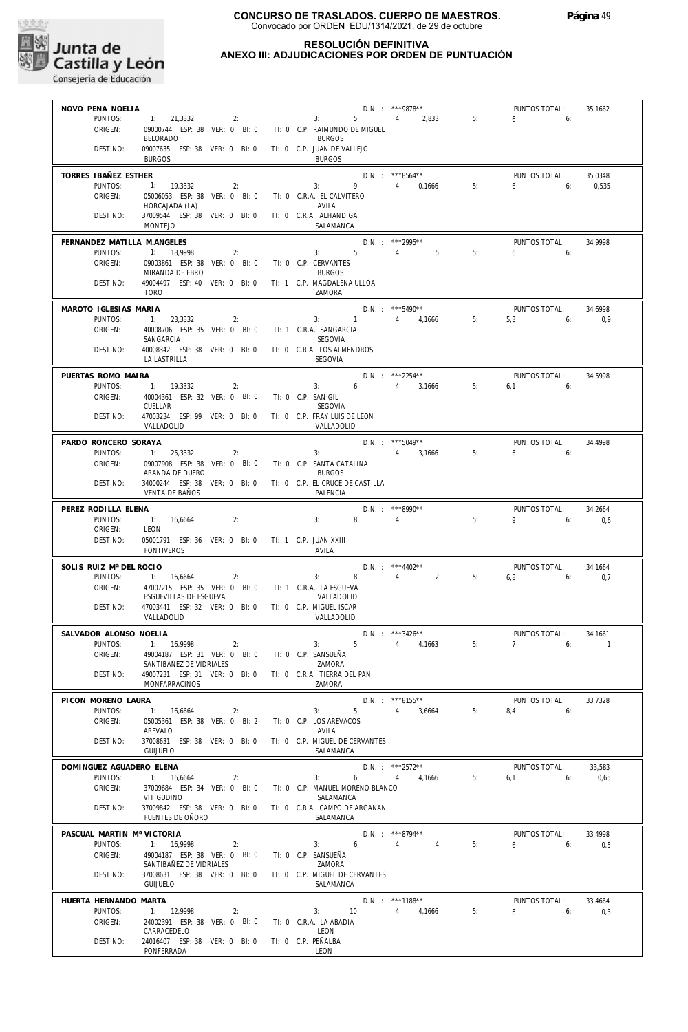**CONCURSO DE TRASLADOS. CUERPO DE MAESTROS.**
Convocado por ORDEN EDU/1314/2021, de 29 de octubre

**RESOLUCIÓN DEFINITIVA**
**ANEXO III: ADJUDICACIONES POR ORDEN DE PUNTUACIÓN**

**NOVO PENA NOELIA** — D.N.I.: \*\*\*9878\*\* — PUNTOS TOTAL: 35,1662
PUNTOS: 1: 21,3332 2: 3: 5 4: 2,833 5: 6 6:
ORIGEN: 09000744 ESP: 38 VER: 0 BI: 0 ITI: 0 C.P. RAIMUNDO DE MIGUEL — BELORADO — BURGOS
DESTINO: 09007635 ESP: 38 VER: 0 BI: 0 ITI: 0 C.P. JUAN DE VALLEJO — BURGOS — BURGOS

**TORRES IBAÑEZ ESTHER** — D.N.I.: \*\*\*8564\*\* — PUNTOS TOTAL: 35,0348
PUNTOS: 1: 19,3332 2: 3: 9 4: 0,1666 5: 6 6: 0,535
ORIGEN: 05006053 ESP: 38 VER: 0 BI: 0 ITI: 0 C.R.A. EL CALVITERO — HORCAJADA (LA) — AVILA
DESTINO: 37009544 ESP: 38 VER: 0 BI: 0 ITI: 0 C.R.A. ALHANDIGA — MONTEJO — SALAMANCA

**FERNANDEZ MATILLA M.ANGELES** — D.N.I.: \*\*\*2995\*\* — PUNTOS TOTAL: 34,9998
PUNTOS: 1: 18,9998 2: 3: 5 4: 5 5: 6 6:
ORIGEN: 09003861 ESP: 38 VER: 0 BI: 0 ITI: 0 C.P. CERVANTES — MIRANDA DE EBRO — BURGOS
DESTINO: 49004497 ESP: 40 VER: 0 BI: 0 ITI: 1 C.P. MAGDALENA ULLOA — TORO — ZAMORA

**MAROTO IGLESIAS MARIA** — D.N.I.: \*\*\*5490\*\* — PUNTOS TOTAL: 34,6998
PUNTOS: 1: 23,3332 2: 3: 1 4: 4,1666 5: 5,3 6: 0,9
ORIGEN: 40008706 ESP: 35 VER: 0 BI: 0 ITI: 1 C.R.A. SANGARCIA — SANGARCIA — SEGOVIA
DESTINO: 40008342 ESP: 38 VER: 0 BI: 0 ITI: 0 C.R.A. LOS ALMENDROS — LA LASTRILLA — SEGOVIA

**PUERTAS ROMO MAIRA** — D.N.I.: \*\*\*2254\*\* — PUNTOS TOTAL: 34,5998
PUNTOS: 1: 19,3332 2: 3: 6 4: 3,1666 5: 6,1 6:
ORIGEN: 40004361 ESP: 32 VER: 0 BI: 0 ITI: 0 C.P. SAN GIL — CUELLAR — SEGOVIA
DESTINO: 47003234 ESP: 99 VER: 0 BI: 0 ITI: 0 C.P. FRAY LUIS DE LEON — VALLADOLID — VALLADOLID

**PARDO RONCERO SORAYA** — D.N.I.: \*\*\*5049\*\* — PUNTOS TOTAL: 34,4998
PUNTOS: 1: 25,3332 2: 3: 4: 3,1666 5: 6 6:
ORIGEN: 09007908 ESP: 38 VER: 0 BI: 0 ITI: 0 C.P. SANTA CATALINA — ARANDA DE DUERO — BURGOS
DESTINO: 34000244 ESP: 38 VER: 0 BI: 0 ITI: 0 C.P. EL CRUCE DE CASTILLA — VENTA DE BAÑOS — PALENCIA

**PEREZ RODILLA ELENA** — D.N.I.: \*\*\*8990\*\* — PUNTOS TOTAL: 34,2664
PUNTOS: 1: 16,6664 2: 3: 8 4: 5: 9 6: 0,6
ORIGEN: LEON
DESTINO: 05001791 ESP: 36 VER: 0 BI: 0 ITI: 1 C.P. JUAN XXIII — FONTIVEROS — AVILA

**SOLIS RUIZ Mª DEL ROCIO** — D.N.I.: \*\*\*4402\*\* — PUNTOS TOTAL: 34,1664
PUNTOS: 1: 16,6664 2: 3: 8 4: 2 5: 6,8 6: 0,7
ORIGEN: 47007215 ESP: 35 VER: 0 BI: 0 ITI: 1 C.R.A. LA ESGUEVA — ESGUEVILLAS DE ESGUEVA — VALLADOLID
DESTINO: 47003441 ESP: 32 VER: 0 BI: 0 ITI: 0 C.P. MIGUEL ISCAR — VALLADOLID — VALLADOLID

**SALVADOR ALONSO NOELIA** — D.N.I.: \*\*\*3426\*\* — PUNTOS TOTAL: 34,1661
PUNTOS: 1: 16,9998 2: 3: 5 4: 4,1663 5: 7 6: 1
ORIGEN: 49004187 ESP: 31 VER: 0 BI: 0 ITI: 0 C.P. SANSUEÑA — SANTIBAÑEZ DE VIDRIALES — ZAMORA
DESTINO: 49007231 ESP: 31 VER: 0 BI: 0 ITI: 0 C.R.A. TIERRA DEL PAN — MONFARRACINOS — ZAMORA

**PICON MORENO LAURA** — D.N.I.: \*\*\*8155\*\* — PUNTOS TOTAL: 33,7328
PUNTOS: 1: 16,6664 2: 3: 5 4: 3,6664 5: 8,4 6:
ORIGEN: 05005361 ESP: 38 VER: 0 BI: 2 ITI: 0 C.P. LOS AREVACOS — AREVALO — AVILA
DESTINO: 37008631 ESP: 38 VER: 0 BI: 0 ITI: 0 C.P. MIGUEL DE CERVANTES — GUIJUELO — SALAMANCA

**DOMINGUEZ AGUADERO ELENA** — D.N.I.: \*\*\*2572\*\* — PUNTOS TOTAL: 33,583
PUNTOS: 1: 16,6664 2: 3: 6 4: 4,1666 5: 6,1 6: 0,65
ORIGEN: 37009684 ESP: 34 VER: 0 BI: 0 ITI: 0 C.P. MANUEL MORENO BLANCO — VITIGUDINO — SALAMANCA
DESTINO: 37009842 ESP: 38 VER: 0 BI: 0 ITI: 0 C.R.A. CAMPO DE ARGAÑAN — FUENTES DE OÑORO — SALAMANCA

**PASCUAL MARTIN Mª VICTORIA** — D.N.I.: \*\*\*8794\*\* — PUNTOS TOTAL: 33,4998
PUNTOS: 1: 16,9998 2: 3: 6 4: 4 5: 6 6: 0,5
ORIGEN: 49004187 ESP: 38 VER: 0 BI: 0 ITI: 0 C.P. SANSUEÑA — SANTIBAÑEZ DE VIDRIALES — ZAMORA
DESTINO: 37008631 ESP: 38 VER: 0 BI: 0 ITI: 0 C.P. MIGUEL DE CERVANTES — GUIJUELO — SALAMANCA

**HUERTA HERNANDO MARTA** — D.N.I.: \*\*\*1188\*\* — PUNTOS TOTAL: 33,4664
PUNTOS: 1: 12,9998 2: 3: 10 4: 4,1666 5: 6 6: 0,3
ORIGEN: 24002391 ESP: 38 VER: 0 BI: 0 ITI: 0 C.R.A. LA ABADIA — CARRACEDELO — LEON
DESTINO: 24016407 ESP: 38 VER: 0 BI: 0 ITI: 0 C.P. PEÑALBA — PONFERRADA — LEON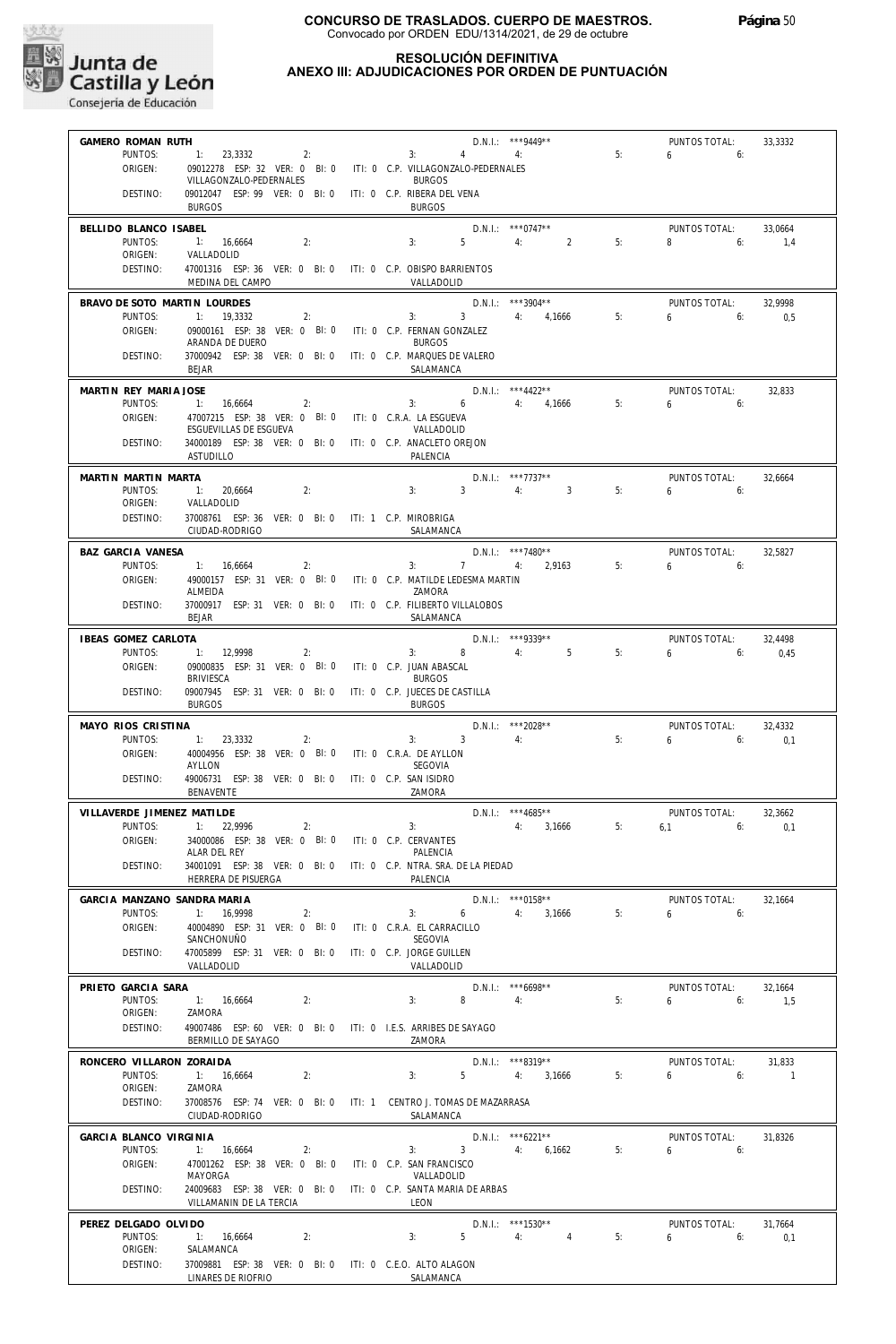**CONCURSO DE TRASLADOS. CUERPO DE MAESTROS.**
Convocado por ORDEN EDU/1314/2021, de 29 de octubre

**RESOLUCIÓN DEFINITIVA**
**ANEXO III: ADJUDICACIONES POR ORDEN DE PUNTUACIÓN**

**GAMERO ROMAN RUTH** — D.N.I.: ***9449** — PUNTOS TOTAL: 33,3332
PUNTOS: 1: 23,3332 2: 3: 4 4: 5: 6 6:
ORIGEN: 09012278 ESP: 32 VER: 0 BI: 0 ITI: 0 C.P. VILLAGONZALO-PEDERNALES — VILLAGONZALO-PEDERNALES — BURGOS
DESTINO: 09012047 ESP: 99 VER: 0 BI: 0 ITI: 0 C.P. RIBERA DEL VENA — BURGOS — BURGOS

**BELLIDO BLANCO ISABEL** — D.N.I.: ***0747** — PUNTOS TOTAL: 33,0664
PUNTOS: 1: 16,6664 2: 3: 5 4: 2 5: 8 6: 1,4
ORIGEN: VALLADOLID
DESTINO: 47001316 ESP: 36 VER: 0 BI: 0 ITI: 0 C.P. OBISPO BARRIENTOS — MEDINA DEL CAMPO — VALLADOLID

**BRAVO DE SOTO MARTIN LOURDES** — D.N.I.: ***3904** — PUNTOS TOTAL: 32,9998
PUNTOS: 1: 19,3332 2: 3: 3 4: 4,1666 5: 6 6: 0,5
ORIGEN: 09000161 ESP: 38 VER: 0 BI: 0 ITI: 0 C.P. FERNAN GONZALEZ — ARANDA DE DUERO — BURGOS
DESTINO: 37000942 ESP: 38 VER: 0 BI: 0 ITI: 0 C.P. MARQUES DE VALERO — BEJAR — SALAMANCA

**MARTIN REY MARIA JOSE** — D.N.I.: ***4422** — PUNTOS TOTAL: 32,833
PUNTOS: 1: 16,6664 2: 3: 6 4: 4,1666 5: 6 6:
ORIGEN: 47007215 ESP: 38 VER: 0 BI: 0 ITI: 0 C.R.A. LA ESGUEVA — ESGUEVILLAS DE ESGUEVA — VALLADOLID
DESTINO: 34000189 ESP: 38 VER: 0 BI: 0 ITI: 0 C.P. ANACLETO OREJON — ASTUDILLO — PALENCIA

**MARTIN MARTIN MARTA** — D.N.I.: ***7737** — PUNTOS TOTAL: 32,6664
PUNTOS: 1: 20,6664 2: 3: 3 4: 3 5: 6 6:
ORIGEN: VALLADOLID
DESTINO: 37008761 ESP: 36 VER: 0 BI: 0 ITI: 1 C.P. MIROBRIGA — CIUDAD-RODRIGO — SALAMANCA

**BAZ GARCIA VANESA** — D.N.I.: ***7480** — PUNTOS TOTAL: 32,5827
PUNTOS: 1: 16,6664 2: 3: 7 4: 2,9163 5: 6 6:
ORIGEN: 49000157 ESP: 31 VER: 0 BI: 0 ITI: 0 C.P. MATILDE LEDESMA MARTIN — ALMEIDA — ZAMORA
DESTINO: 37000917 ESP: 31 VER: 0 BI: 0 ITI: 0 C.P. FILIBERTO VILLALOBOS — BEJAR — SALAMANCA

**IBEAS GOMEZ CARLOTA** — D.N.I.: ***9339** — PUNTOS TOTAL: 32,4498
PUNTOS: 1: 12,9998 2: 3: 8 4: 5 5: 6 6: 0,45
ORIGEN: 09000835 ESP: 31 VER: 0 BI: 0 ITI: 0 C.P. JUAN ABASCAL — BRIVIESCA — BURGOS
DESTINO: 09007945 ESP: 31 VER: 0 BI: 0 ITI: 0 C.P. JUECES DE CASTILLA — BURGOS — BURGOS

**MAYO RIOS CRISTINA** — D.N.I.: ***2028** — PUNTOS TOTAL: 32,4332
PUNTOS: 1: 23,3332 2: 3: 3 4: 5: 6 6: 0,1
ORIGEN: 40004956 ESP: 38 VER: 0 BI: 0 ITI: 0 C.R.A. DE AYLLON — AYLLON — SEGOVIA
DESTINO: 49006731 ESP: 38 VER: 0 BI: 0 ITI: 0 C.P. SAN ISIDRO — BENAVENTE — ZAMORA

**VILLAVERDE JIMENEZ MATILDE** — D.N.I.: ***4685** — PUNTOS TOTAL: 32,3662
PUNTOS: 1: 22,9996 2: 3: 4: 3,1666 5: 6,1 6: 0,1
ORIGEN: 34000086 ESP: 38 VER: 0 BI: 0 ITI: 0 C.P. CERVANTES — ALAR DEL REY — PALENCIA
DESTINO: 34001091 ESP: 38 VER: 0 BI: 0 ITI: 0 C.P. NTRA. SRA. DE LA PIEDAD — HERRERA DE PISUERGA — PALENCIA

**GARCIA MANZANO SANDRA MARIA** — D.N.I.: ***0158** — PUNTOS TOTAL: 32,1664
PUNTOS: 1: 16,9998 2: 3: 6 4: 3,1666 5: 6 6:
ORIGEN: 40004890 ESP: 31 VER: 0 BI: 0 ITI: 0 C.R.A. EL CARRACILLO — SANCHONUÑO — SEGOVIA
DESTINO: 47005899 ESP: 31 VER: 0 BI: 0 ITI: 0 C.P. JORGE GUILLEN — VALLADOLID — VALLADOLID

**PRIETO GARCIA SARA** — D.N.I.: ***6698** — PUNTOS TOTAL: 32,1664
PUNTOS: 1: 16,6664 2: 3: 8 4: 5: 6 6: 1,5
ORIGEN: ZAMORA
DESTINO: 49007486 ESP: 60 VER: 0 BI: 0 ITI: 0 I.E.S. ARRIBES DE SAYAGO — BERMILLO DE SAYAGO — ZAMORA

**RONCERO VILLARON ZORAIDA** — D.N.I.: ***8319** — PUNTOS TOTAL: 31,833
PUNTOS: 1: 16,6664 2: 3: 5 4: 3,1666 5: 6 6: 1
ORIGEN: ZAMORA
DESTINO: 37008576 ESP: 74 VER: 0 BI: 0 ITI: 1 CENTRO J. TOMAS DE MAZARRASA — CIUDAD-RODRIGO — SALAMANCA

**GARCIA BLANCO VIRGINIA** — D.N.I.: ***6221** — PUNTOS TOTAL: 31,8326
PUNTOS: 1: 16,6664 2: 3: 3 4: 6,1662 5: 6 6:
ORIGEN: 47001262 ESP: 38 VER: 0 BI: 0 ITI: 0 C.P. SAN FRANCISCO — MAYORGA — VALLADOLID
DESTINO: 24009683 ESP: 38 VER: 0 BI: 0 ITI: 0 C.P. SANTA MARIA DE ARBAS — VILLAMANIN DE LA TERCIA — LEON

**PEREZ DELGADO OLVIDO** — D.N.I.: ***1530** — PUNTOS TOTAL: 31,7664
PUNTOS: 1: 16,6664 2: 3: 5 4: 4 5: 6 6: 0,1
ORIGEN: SALAMANCA
DESTINO: 37009881 ESP: 38 VER: 0 BI: 0 ITI: 0 C.E.O. ALTO ALAGON — LINARES DE RIOFRIO — SALAMANCA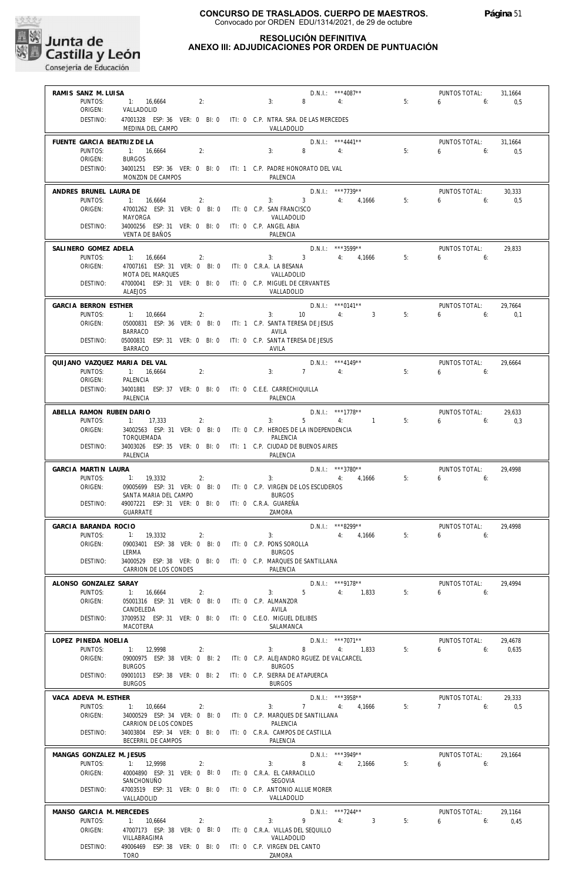**CONCURSO DE TRASLADOS. CUERPO DE MAESTROS.**
Convocado por ORDEN EDU/1314/2021, de 29 de octubre

**RESOLUCIÓN DEFINITIVA**
**ANEXO III: ADJUDICACIONES POR ORDEN DE PUNTUACIÓN**

---

**RAMIS SANZ M. LUISA** — D.N.I.: \*\*\*4087\*\* — PUNTOS TOTAL: 31,1664
PUNTOS: 1: 16,6664 2: 3: 8 4: 5: 6 6: 0,5
ORIGEN: VALLADOLID
DESTINO: 47001328 ESP: 36 VER: 0 BI: 0 ITI: 0 C.P. NTRA. SRA. DE LAS MERCEDES — MEDINA DEL CAMPO — VALLADOLID

---

**FUENTE GARCIA BEATRIZ DE LA** — D.N.I.: \*\*\*4441\*\* — PUNTOS TOTAL: 31,1664
PUNTOS: 1: 16,6664 2: 3: 8 4: 5: 6 6: 0,5
ORIGEN: BURGOS
DESTINO: 34001251 ESP: 36 VER: 0 BI: 0 ITI: 1 C.P. PADRE HONORATO DEL VAL — MONZON DE CAMPOS — PALENCIA

---

**ANDRES BRUNEL LAURA DE** — D.N.I.: \*\*\*7739\*\* — PUNTOS TOTAL: 30,333
PUNTOS: 1: 16,6664 2: 3: 3 4: 4,1666 5: 6 6: 0,5
ORIGEN: 47001262 ESP: 31 VER: 0 BI: 0 ITI: 0 C.P. SAN FRANCISCO — MAYORGA — VALLADOLID
DESTINO: 34000256 ESP: 31 VER: 0 BI: 0 ITI: 0 C.P. ANGEL ABIA — VENTA DE BAÑOS — PALENCIA

---

**SALINERO GOMEZ ADELA** — D.N.I.: \*\*\*3599\*\* — PUNTOS TOTAL: 29,833
PUNTOS: 1: 16,6664 2: 3: 3 4: 4,1666 5: 6 6:
ORIGEN: 47007161 ESP: 31 VER: 0 BI: 0 ITI: 0 C.R.A. LA BESANA — MOTA DEL MARQUES — VALLADOLID
DESTINO: 47000041 ESP: 31 VER: 0 BI: 0 ITI: 0 C.P. MIGUEL DE CERVANTES — ALAEJOS — VALLADOLID

---

**GARCIA BERRON ESTHER** — D.N.I.: \*\*\*0141\*\* — PUNTOS TOTAL: 29,7664
PUNTOS: 1: 10,6664 2: 3: 10 4: 3 5: 6 6: 0,1
ORIGEN: 05000831 ESP: 36 VER: 0 BI: 0 ITI: 1 C.P. SANTA TERESA DE JESUS — BARRACO — AVILA
DESTINO: 05000831 ESP: 31 VER: 0 BI: 0 ITI: 0 C.P. SANTA TERESA DE JESUS — BARRACO — AVILA

---

**QUIJANO VAZQUEZ MARIA DEL VAL** — D.N.I.: \*\*\*4149\*\* — PUNTOS TOTAL: 29,6664
PUNTOS: 1: 16,6664 2: 3: 7 4: 5: 6 6:
ORIGEN: PALENCIA
DESTINO: 34001881 ESP: 37 VER: 0 BI: 0 ITI: 0 C.E.E. CARRECHIQUILLA — PALENCIA — PALENCIA

---

**ABELLA RAMON RUBEN DARIO** — D.N.I.: \*\*\*1778\*\* — PUNTOS TOTAL: 29,633
PUNTOS: 1: 17,333 2: 3: 5 4: 1 5: 6 6: 0,3
ORIGEN: 34002563 ESP: 31 VER: 0 BI: 0 ITI: 0 C.P. HEROES DE LA INDEPENDENCIA — TORQUEMADA — PALENCIA
DESTINO: 34003026 ESP: 35 VER: 0 BI: 0 ITI: 1 C.P. CIUDAD DE BUENOS AIRES — PALENCIA — PALENCIA

---

**GARCIA MARTIN LAURA** — D.N.I.: \*\*\*3780\*\* — PUNTOS TOTAL: 29,4998
PUNTOS: 1: 19,3332 2: 3: 4: 4,1666 5: 6 6:
ORIGEN: 09005699 ESP: 31 VER: 0 BI: 0 ITI: 0 C.P. VIRGEN DE LOS ESCUDEROS — SANTA MARIA DEL CAMPO — BURGOS
DESTINO: 49007221 ESP: 31 VER: 0 BI: 0 ITI: 0 C.R.A. GUAREÑA — GUARRATE — ZAMORA

---

**GARCIA BARANDA ROCIO** — D.N.I.: \*\*\*8299\*\* — PUNTOS TOTAL: 29,4998
PUNTOS: 1: 19,3332 2: 3: 4: 4,1666 5: 6 6:
ORIGEN: 09003401 ESP: 38 VER: 0 BI: 0 ITI: 0 C.P. PONS SOROLLA — LERMA — BURGOS
DESTINO: 34000529 ESP: 38 VER: 0 BI: 0 ITI: 0 C.P. MARQUES DE SANTILLANA — CARRION DE LOS CONDES — PALENCIA

---

**ALONSO GONZALEZ SARAY** — D.N.I.: \*\*\*9178\*\* — PUNTOS TOTAL: 29,4994
PUNTOS: 1: 16,6664 2: 3: 5 4: 1,833 5: 6 6:
ORIGEN: 05001316 ESP: 31 VER: 0 BI: 0 ITI: 0 C.P. ALMANZOR — CANDELEDA — AVILA
DESTINO: 37009532 ESP: 31 VER: 0 BI: 0 ITI: 0 C.E.O. MIGUEL DELIBES — MACOTERA — SALAMANCA

---

**LOPEZ PINEDA NOELIA** — D.N.I.: \*\*\*7071\*\* — PUNTOS TOTAL: 29,4678
PUNTOS: 1: 12,9998 2: 3: 8 4: 1,833 5: 6 6: 0,635
ORIGEN: 09000975 ESP: 38 VER: 0 BI: 2 ITI: 0 C.P. ALEJANDRO RGUEZ. DE VALCARCEL — BURGOS — BURGOS
DESTINO: 09001013 ESP: 38 VER: 0 BI: 2 ITI: 0 C.P. SIERRA DE ATAPUERCA — BURGOS — BURGOS

---

**VACA ADEVA M. ESTHER** — D.N.I.: \*\*\*3958\*\* — PUNTOS TOTAL: 29,333
PUNTOS: 1: 10,6664 2: 3: 7 4: 4,1666 5: 7 6: 0,5
ORIGEN: 34000529 ESP: 34 VER: 0 BI: 0 ITI: 0 C.P. MARQUES DE SANTILLANA — CARRION DE LOS CONDES — PALENCIA
DESTINO: 34003804 ESP: 34 VER: 0 BI: 0 ITI: 0 C.R.A. CAMPOS DE CASTILLA — BECERRIL DE CAMPOS — PALENCIA

---

**MANGAS GONZALEZ M. JESUS** — D.N.I.: \*\*\*3949\*\* — PUNTOS TOTAL: 29,1664
PUNTOS: 1: 12,9998 2: 3: 8 4: 2,1666 5: 6 6:
ORIGEN: 40004890 ESP: 31 VER: 0 BI: 0 ITI: 0 C.R.A. EL CARRACILLO — SANCHONUÑO — SEGOVIA
DESTINO: 47003519 ESP: 31 VER: 0 BI: 0 ITI: 0 C.P. ANTONIO ALLUE MORER — VALLADOLID — VALLADOLID

---

**MANSO GARCIA M. MERCEDES** — D.N.I.: \*\*\*7244\*\* — PUNTOS TOTAL: 29,1164
PUNTOS: 1: 10,6664 2: 3: 9 4: 3 5: 6 6: 0,45
ORIGEN: 47007173 ESP: 38 VER: 0 BI: 0 ITI: 0 C.R.A. VILLAS DEL SEQUILLO — VILLABRAGIMA — VALLADOLID
DESTINO: 49006469 ESP: 38 VER: 0 BI: 0 ITI: 0 C.P. VIRGEN DEL CANTO — TORO — ZAMORA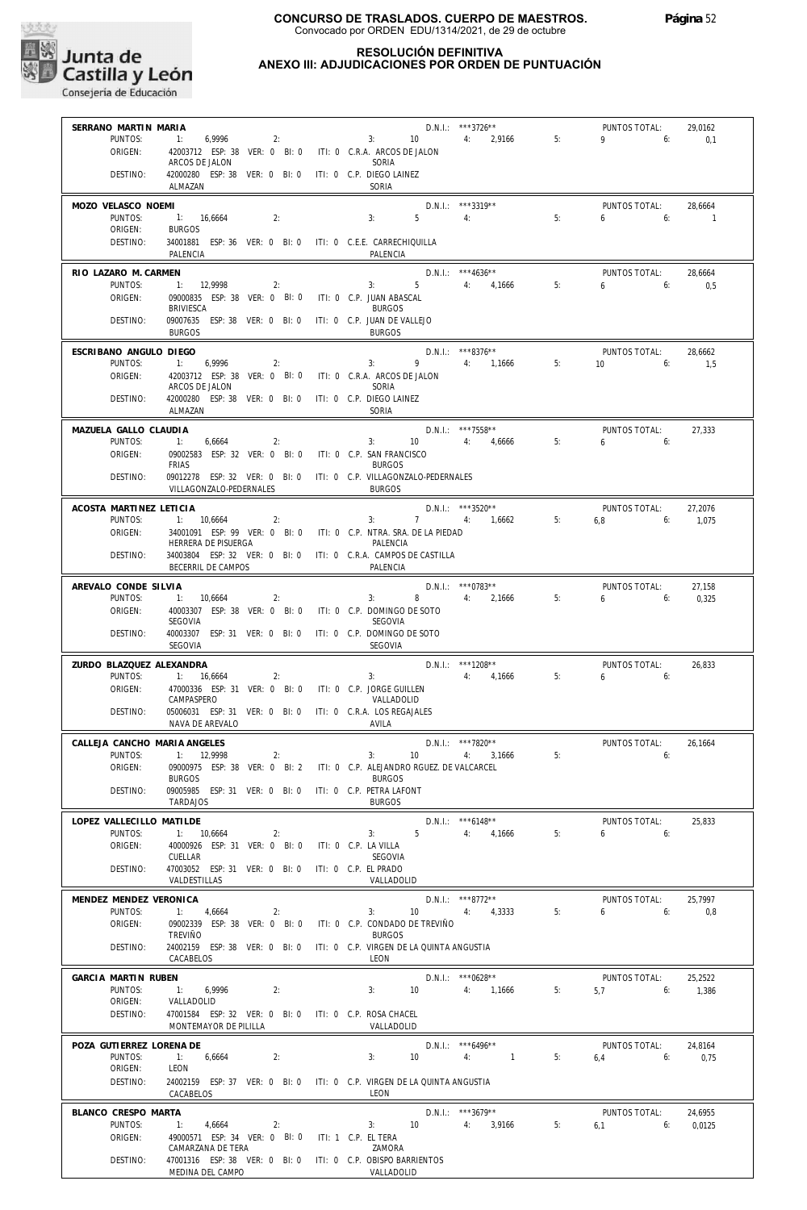**CONCURSO DE TRASLADOS. CUERPO DE MAESTROS.**
Convocado por ORDEN EDU/1314/2021, de 29 de octubre

**RESOLUCIÓN DEFINITIVA**
**ANEXO III: ADJUDICACIONES POR ORDEN DE PUNTUACIÓN**

**SERRANO MARTIN MARIA** — D.N.I.: \*\*\*3726\*\* — PUNTOS TOTAL: 29,0162
PUNTOS: 1: 6,9996 2: 3: 10 4: 2,9166 5: 9 6: 0,1
ORIGEN: 42003712 ESP: 38 VER: 0 BI: 0 ITI: 0 C.R.A. ARCOS DE JALON — ARCOS DE JALON — SORIA
DESTINO: 42000280 ESP: 38 VER: 0 BI: 0 ITI: 0 C.P. DIEGO LAINEZ — ALMAZAN — SORIA

**MOZO VELASCO NOEMI** — D.N.I.: \*\*\*3319\*\* — PUNTOS TOTAL: 28,6664
PUNTOS: 1: 16,6664 2: 3: 5 4: 5: 6 6: 1
ORIGEN: BURGOS
DESTINO: 34001881 ESP: 36 VER: 0 BI: 0 ITI: 0 C.E.E. CARRECHIQUILLA — PALENCIA — PALENCIA

**RIO LAZARO M. CARMEN** — D.N.I.: \*\*\*4636\*\* — PUNTOS TOTAL: 28,6664
PUNTOS: 1: 12,9998 2: 3: 5 4: 4,1666 5: 6 6: 0,5
ORIGEN: 09000835 ESP: 38 VER: 0 BI: 0 ITI: 0 C.P. JUAN ABASCAL — BRIVIESCA — BURGOS
DESTINO: 09007635 ESP: 38 VER: 0 BI: 0 ITI: 0 C.P. JUAN DE VALLEJO — BURGOS — BURGOS

**ESCRIBANO ANGULO DIEGO** — D.N.I.: \*\*\*8376\*\* — PUNTOS TOTAL: 28,6662
PUNTOS: 1: 6,9996 2: 3: 9 4: 1,1666 5: 10 6: 1,5
ORIGEN: 42003712 ESP: 38 VER: 0 BI: 0 ITI: 0 C.R.A. ARCOS DE JALON — ARCOS DE JALON — SORIA
DESTINO: 42000280 ESP: 38 VER: 0 BI: 0 ITI: 0 C.P. DIEGO LAINEZ — ALMAZAN — SORIA

**MAZUELA GALLO CLAUDIA** — D.N.I.: \*\*\*7558\*\* — PUNTOS TOTAL: 27,333
PUNTOS: 1: 6,6664 2: 3: 10 4: 4,6666 5: 6 6:
ORIGEN: 09002583 ESP: 32 VER: 0 BI: 0 ITI: 0 C.P. SAN FRANCISCO — FRIAS — BURGOS
DESTINO: 09012278 ESP: 32 VER: 0 BI: 0 ITI: 0 C.P. VILLAGONZALO-PEDERNALES — VILLAGONZALO-PEDERNALES — BURGOS

**ACOSTA MARTINEZ LETICIA** — D.N.I.: \*\*\*3520\*\* — PUNTOS TOTAL: 27,2076
PUNTOS: 1: 10,6664 2: 3: 7 4: 1,6662 5: 6,8 6: 1,075
ORIGEN: 34001091 ESP: 99 VER: 0 BI: 0 ITI: 0 C.P. NTRA. SRA. DE LA PIEDAD — HERRERA DE PISUERGA — PALENCIA
DESTINO: 34003804 ESP: 32 VER: 0 BI: 0 ITI: 0 C.R.A. CAMPOS DE CASTILLA — BECERRIL DE CAMPOS — PALENCIA

**AREVALO CONDE SILVIA** — D.N.I.: \*\*\*0783\*\* — PUNTOS TOTAL: 27,158
PUNTOS: 1: 10,6664 2: 3: 8 4: 2,1666 5: 6 6: 0,325
ORIGEN: 40003307 ESP: 38 VER: 0 BI: 0 ITI: 0 C.P. DOMINGO DE SOTO — SEGOVIA — SEGOVIA
DESTINO: 40003307 ESP: 31 VER: 0 BI: 0 ITI: 0 C.P. DOMINGO DE SOTO — SEGOVIA — SEGOVIA

**ZURDO BLAZQUEZ ALEXANDRA** — D.N.I.: \*\*\*1208\*\* — PUNTOS TOTAL: 26,833
PUNTOS: 1: 16,6664 2: 3: 4: 4,1666 5: 6 6:
ORIGEN: 47000336 ESP: 31 VER: 0 BI: 0 ITI: 0 C.P. JORGE GUILLEN — CAMPASPERO — VALLADOLID
DESTINO: 05006031 ESP: 31 VER: 0 BI: 0 ITI: 0 C.R.A. LOS REGAJALES — NAVA DE AREVALO — AVILA

**CALLEJA CANCHO MARIA ANGELES** — D.N.I.: \*\*\*7820\*\* — PUNTOS TOTAL: 26,1664
PUNTOS: 1: 12,9998 2: 3: 10 4: 3,1666 5: 6:
ORIGEN: 09000975 ESP: 38 VER: 0 BI: 2 ITI: 0 C.P. ALEJANDRO RGUEZ. DE VALCARCEL — BURGOS — BURGOS
DESTINO: 09005985 ESP: 31 VER: 0 BI: 0 ITI: 0 C.P. PETRA LAFONT — TARDAJOS — BURGOS

**LOPEZ VALLECILLO MATILDE** — D.N.I.: \*\*\*6148\*\* — PUNTOS TOTAL: 25,833
PUNTOS: 1: 10,6664 2: 3: 5 4: 4,1666 5: 6 6:
ORIGEN: 40000926 ESP: 31 VER: 0 BI: 0 ITI: 0 C.P. LA VILLA — CUELLAR — SEGOVIA
DESTINO: 47003052 ESP: 31 VER: 0 BI: 0 ITI: 0 C.P. EL PRADO — VALDESTILLAS — VALLADOLID

**MENDEZ MENDEZ VERONICA** — D.N.I.: \*\*\*8772\*\* — PUNTOS TOTAL: 25,7997
PUNTOS: 1: 4,6664 2: 3: 10 4: 4,3333 5: 6 6: 0,8
ORIGEN: 09002339 ESP: 38 VER: 0 BI: 0 ITI: 0 C.P. CONDADO DE TREVIÑO — TREVIÑO — BURGOS
DESTINO: 24002159 ESP: 38 VER: 0 BI: 0 ITI: 0 C.P. VIRGEN DE LA QUINTA ANGUSTIA — CACABELOS — LEON

**GARCIA MARTIN RUBEN** — D.N.I.: \*\*\*0628\*\* — PUNTOS TOTAL: 25,2522
PUNTOS: 1: 6,9996 2: 3: 10 4: 1,1666 5: 5,7 6: 1,386
ORIGEN: VALLADOLID
DESTINO: 47001584 ESP: 32 VER: 0 BI: 0 ITI: 0 C.P. ROSA CHACEL — MONTEMAYOR DE PILILLA — VALLADOLID

**POZA GUTIERREZ LORENA DE** — D.N.I.: \*\*\*6496\*\* — PUNTOS TOTAL: 24,8164
PUNTOS: 1: 6,6664 2: 3: 10 4: 1 5: 6,4 6: 0,75
ORIGEN: LEON
DESTINO: 24002159 ESP: 37 VER: 0 BI: 0 ITI: 0 C.P. VIRGEN DE LA QUINTA ANGUSTIA — CACABELOS — LEON

**BLANCO CRESPO MARTA** — D.N.I.: \*\*\*3679\*\* — PUNTOS TOTAL: 24,6955
PUNTOS: 1: 4,6664 2: 3: 10 4: 3,9166 5: 6,1 6: 0,0125
ORIGEN: 49000571 ESP: 34 VER: 0 BI: 0 ITI: 1 C.P. EL TERA — CAMARZANA DE TERA — ZAMORA
DESTINO: 47001316 ESP: 38 VER: 0 BI: 0 ITI: 0 C.P. OBISPO BARRIENTOS — MEDINA DEL CAMPO — VALLADOLID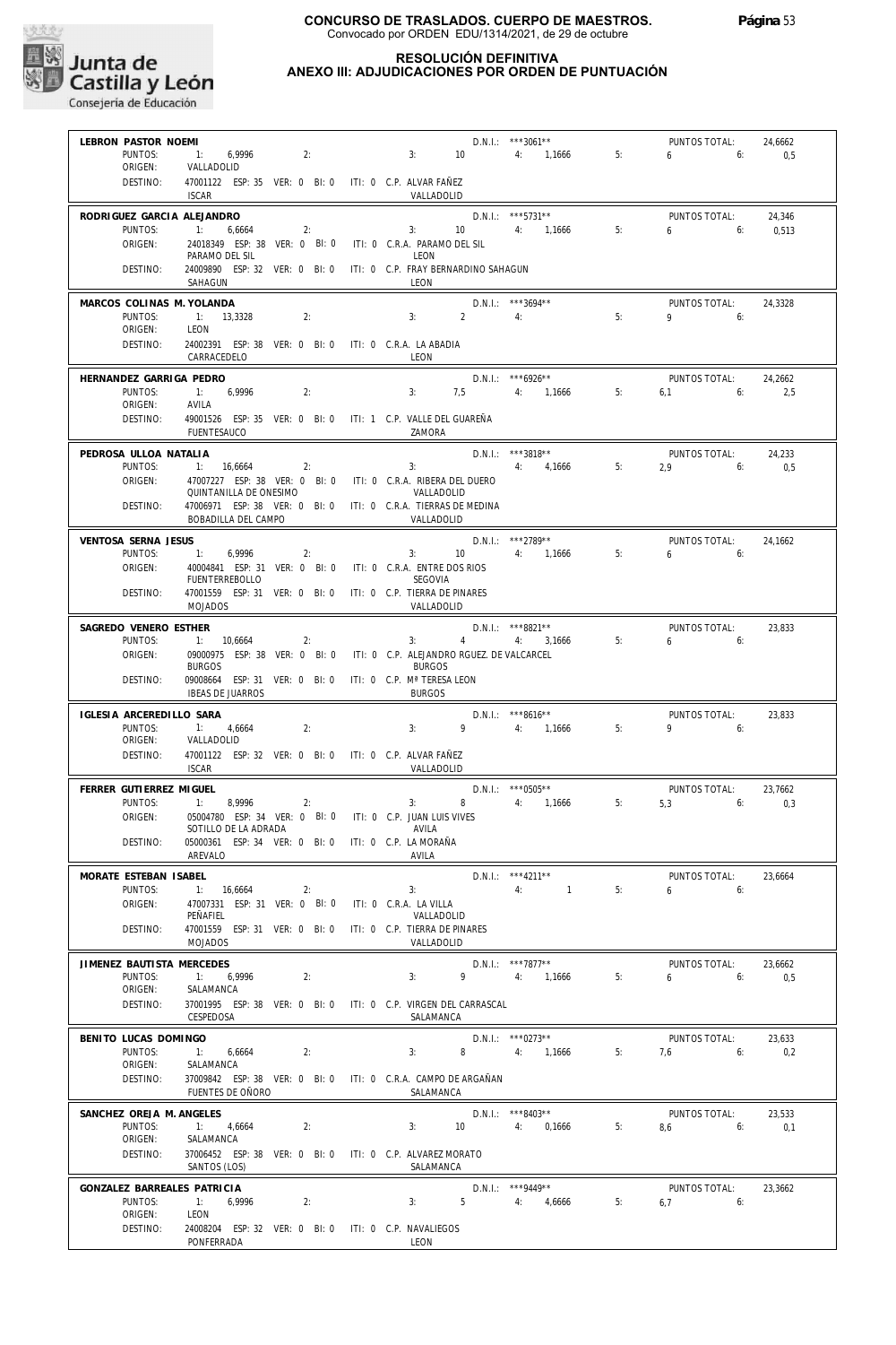**CONCURSO DE TRASLADOS. CUERPO DE MAESTROS.**
Convocado por ORDEN EDU/1314/2021, de 29 de octubre

**RESOLUCIÓN DEFINITIVA**
**ANEXO III: ADJUDICACIONES POR ORDEN DE PUNTUACIÓN**

**LEBRON PASTOR NOEMI** — D.N.I.: ***3061** — PUNTOS TOTAL: 24,6662
PUNTOS: 1: 6,9996 2: 3: 10 4: 1,1666 5: 6 6: 0,5
ORIGEN: VALLADOLID
DESTINO: 47001122 ESP: 35 VER: 0 BI: 0 ITI: 0 C.P. ALVAR FAÑEZ — ISCAR — VALLADOLID

**RODRIGUEZ GARCIA ALEJANDRO** — D.N.I.: ***5731** — PUNTOS TOTAL: 24,346
PUNTOS: 1: 6,6664 2: 3: 10 4: 1,1666 5: 6 6: 0,513
ORIGEN: 24018349 ESP: 38 VER: 0 BI: 0 ITI: 0 C.R.A. PARAMO DEL SIL — PARAMO DEL SIL — LEON
DESTINO: 24009890 ESP: 32 VER: 0 BI: 0 ITI: 0 C.P. FRAY BERNARDINO SAHAGUN — SAHAGUN — LEON

**MARCOS COLINAS M. YOLANDA** — D.N.I.: ***3694** — PUNTOS TOTAL: 24,3328
PUNTOS: 1: 13,3328 2: 3: 2 4: 5: 9 6:
ORIGEN: LEON
DESTINO: 24002391 ESP: 38 VER: 0 BI: 0 ITI: 0 C.R.A. LA ABADIA — CARRACEDELO — LEON

**HERNANDEZ GARRIGA PEDRO** — D.N.I.: ***6926** — PUNTOS TOTAL: 24,2662
PUNTOS: 1: 6,9996 2: 3: 7,5 4: 1,1666 5: 6,1 6: 2,5
ORIGEN: AVILA
DESTINO: 49001526 ESP: 35 VER: 0 BI: 0 ITI: 1 C.P. VALLE DEL GUAREÑA — FUENTESAUCO — ZAMORA

**PEDROSA ULLOA NATALIA** — D.N.I.: ***3818** — PUNTOS TOTAL: 24,233
PUNTOS: 1: 16,6664 2: 3: 4: 4,1666 5: 2,9 6: 0,5
ORIGEN: 47007227 ESP: 38 VER: 0 BI: 0 ITI: 0 C.R.A. RIBERA DEL DUERO — QUINTANILLA DE ONESIMO — VALLADOLID
DESTINO: 47006971 ESP: 38 VER: 0 BI: 0 ITI: 0 C.R.A. TIERRAS DE MEDINA — BOBADILLA DEL CAMPO — VALLADOLID

**VENTOSA SERNA JESUS** — D.N.I.: ***2789** — PUNTOS TOTAL: 24,1662
PUNTOS: 1: 6,9996 2: 3: 10 4: 1,1666 5: 6 6:
ORIGEN: 40004841 ESP: 31 VER: 0 BI: 0 ITI: 0 C.R.A. ENTRE DOS RIOS — FUENTERREBOLLO — SEGOVIA
DESTINO: 47001559 ESP: 31 VER: 0 BI: 0 ITI: 0 C.P. TIERRA DE PINARES — MOJADOS — VALLADOLID

**SAGREDO VENERO ESTHER** — D.N.I.: ***8821** — PUNTOS TOTAL: 23,833
PUNTOS: 1: 10,6664 2: 3: 4 4: 3,1666 5: 6 6:
ORIGEN: 09000975 ESP: 38 VER: 0 BI: 0 ITI: 0 C.P. ALEJANDRO RGUEZ. DE VALCARCEL — BURGOS — BURGOS
DESTINO: 09008664 ESP: 31 VER: 0 BI: 0 ITI: 0 C.P. Mª TERESA LEON — IBEAS DE JUARROS — BURGOS

**IGLESIA ARCEREDILLO SARA** — D.N.I.: ***8616** — PUNTOS TOTAL: 23,833
PUNTOS: 1: 4,6664 2: 3: 9 4: 1,1666 5: 9 6:
ORIGEN: VALLADOLID
DESTINO: 47001122 ESP: 32 VER: 0 BI: 0 ITI: 0 C.P. ALVAR FAÑEZ — ISCAR — VALLADOLID

**FERRER GUTIERREZ MIGUEL** — D.N.I.: ***0505** — PUNTOS TOTAL: 23,7662
PUNTOS: 1: 8,9996 2: 3: 8 4: 1,1666 5: 5,3 6: 0,3
ORIGEN: 05004780 ESP: 34 VER: 0 BI: 0 ITI: 0 C.P. JUAN LUIS VIVES — SOTILLO DE LA ADRADA — AVILA
DESTINO: 05000361 ESP: 34 VER: 0 BI: 0 ITI: 0 C.P. LA MORAÑA — AREVALO — AVILA

**MORATE ESTEBAN ISABEL** — D.N.I.: ***4211** — PUNTOS TOTAL: 23,6664
PUNTOS: 1: 16,6664 2: 3: 4: 1 5: 6 6:
ORIGEN: 47007331 ESP: 31 VER: 0 BI: 0 ITI: 0 C.R.A. LA VILLA — PEÑAFIEL — VALLADOLID
DESTINO: 47001559 ESP: 31 VER: 0 BI: 0 ITI: 0 C.P. TIERRA DE PINARES — MOJADOS — VALLADOLID

**JIMENEZ BAUTISTA MERCEDES** — D.N.I.: ***7877** — PUNTOS TOTAL: 23,6662
PUNTOS: 1: 6,9996 2: 3: 9 4: 1,1666 5: 6 6: 0,5
ORIGEN: SALAMANCA
DESTINO: 37001995 ESP: 38 VER: 0 BI: 0 ITI: 0 C.P. VIRGEN DEL CARRASCAL — CESPEDOSA — SALAMANCA

**BENITO LUCAS DOMINGO** — D.N.I.: ***0273** — PUNTOS TOTAL: 23,633
PUNTOS: 1: 6,6664 2: 3: 8 4: 1,1666 5: 7,6 6: 0,2
ORIGEN: SALAMANCA
DESTINO: 37009842 ESP: 38 VER: 0 BI: 0 ITI: 0 C.R.A. CAMPO DE ARGAÑAN — FUENTES DE OÑORO — SALAMANCA

**SANCHEZ OREJA M. ANGELES** — D.N.I.: ***8403** — PUNTOS TOTAL: 23,533
PUNTOS: 1: 4,6664 2: 3: 10 4: 0,1666 5: 8,6 6: 0,1
ORIGEN: SALAMANCA
DESTINO: 37006452 ESP: 38 VER: 0 BI: 0 ITI: 0 C.P. ALVAREZ MORATO — SANTOS (LOS) — SALAMANCA

**GONZALEZ BARREALES PATRICIA** — D.N.I.: ***9449** — PUNTOS TOTAL: 23,3662
PUNTOS: 1: 6,9996 2: 3: 5 4: 4,6666 5: 6,7 6:
ORIGEN: LEON
DESTINO: 24008204 ESP: 32 VER: 0 BI: 0 ITI: 0 C.P. NAVALIEGOS — PONFERRADA — LEON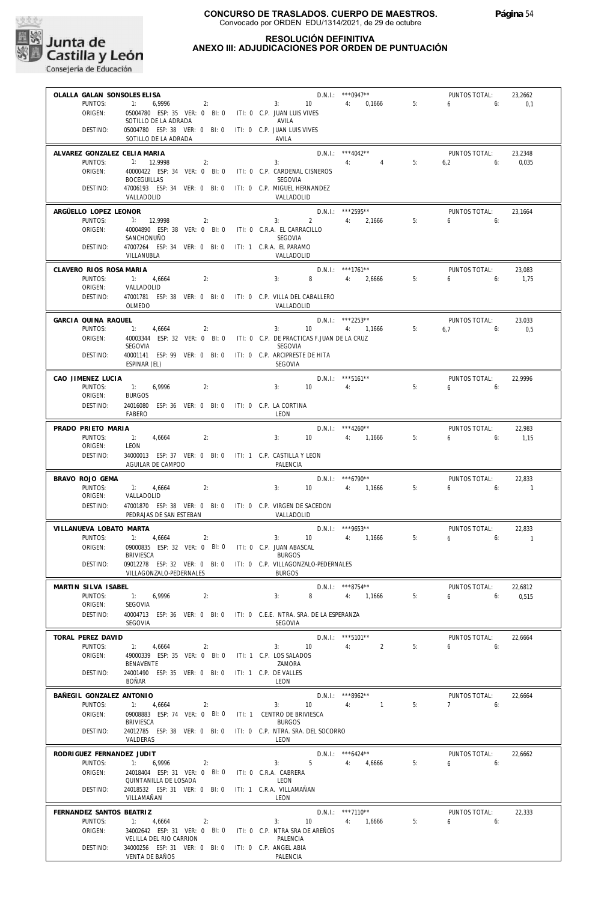# CONCURSO DE TRASLADOS. CUERPO DE MAESTROS.

Convocado por ORDEN EDU/1314/2021, de 29 de octubre

## RESOLUCIÓN DEFINITIVA
## ANEXO III: ADJUDICACIONES POR ORDEN DE PUNTUACIÓN

**OLALLA GALAN SONSOLES ELISA** — D.N.I.: ***0947** — PUNTOS TOTAL: 23,2662
PUNTOS: 1: 6,9996 2: 3: 10 4: 0,1666 5: 6 6: 0,1
ORIGEN: 05004780 ESP: 35 VER: 0 BI: 0 ITI: 0 C.P. JUAN LUIS VIVES — SOTILLO DE LA ADRADA — AVILA
DESTINO: 05004780 ESP: 38 VER: 0 BI: 0 ITI: 0 C.P. JUAN LUIS VIVES — SOTILLO DE LA ADRADA — AVILA

**ALVAREZ GONZALEZ CELIA MARIA** — D.N.I.: ***4042** — PUNTOS TOTAL: 23,2348
PUNTOS: 1: 12,9998 2: 3: 4: 4 5: 6,2 6: 0,035
ORIGEN: 40000422 ESP: 34 VER: 0 BI: 0 ITI: 0 C.P. CARDENAL CISNEROS — BOCEGUILLAS — SEGOVIA
DESTINO: 47006193 ESP: 34 VER: 0 BI: 0 ITI: 0 C.P. MIGUEL HERNANDEZ — VALLADOLID — VALLADOLID

**ARGÜELLO LOPEZ LEONOR** — D.N.I.: ***2595** — PUNTOS TOTAL: 23,1664
PUNTOS: 1: 12,9998 2: 3: 2 4: 2,1666 5: 6 6:
ORIGEN: 40004890 ESP: 38 VER: 0 BI: 0 ITI: 0 C.R.A. EL CARRACILLO — SANCHONUÑO — SEGOVIA
DESTINO: 47007264 ESP: 34 VER: 0 BI: 0 ITI: 1 C.R.A. EL PARAMO — VILLANUBLA — VALLADOLID

**CLAVERO RIOS ROSA MARIA** — D.N.I.: ***1761** — PUNTOS TOTAL: 23,083
PUNTOS: 1: 4,6664 2: 3: 8 4: 2,6666 5: 6 6: 1,75
ORIGEN: VALLADOLID
DESTINO: 47001781 ESP: 38 VER: 0 BI: 0 ITI: 0 C.P. VILLA DEL CABALLERO — OLMEDO — VALLADOLID

**GARCIA QUINA RAQUEL** — D.N.I.: ***2253** — PUNTOS TOTAL: 23,033
PUNTOS: 1: 4,6664 2: 3: 10 4: 1,1666 5: 6,7 6: 0,5
ORIGEN: 40003344 ESP: 32 VER: 0 BI: 0 ITI: 0 C.P. DE PRACTICAS F.JUAN DE LA CRUZ — SEGOVIA — SEGOVIA
DESTINO: 40001141 ESP: 99 VER: 0 BI: 0 ITI: 0 C.P. ARCIPRESTE DE HITA — ESPINAR (EL) — SEGOVIA

**CAO JIMENEZ LUCIA** — D.N.I.: ***5161** — PUNTOS TOTAL: 22,9996
PUNTOS: 1: 6,9996 2: 3: 10 4: 5: 6 6:
ORIGEN: BURGOS
DESTINO: 24016080 ESP: 36 VER: 0 BI: 0 ITI: 0 C.P. LA CORTINA — FABERO — LEON

**PRADO PRIETO MARIA** — D.N.I.: ***4260** — PUNTOS TOTAL: 22,983
PUNTOS: 1: 4,6664 2: 3: 10 4: 1,1666 5: 6 6: 1,15
ORIGEN: LEON
DESTINO: 34000013 ESP: 37 VER: 0 BI: 0 ITI: 1 C.P. CASTILLA Y LEON — AGUILAR DE CAMPOO — PALENCIA

**BRAVO ROJO GEMA** — D.N.I.: ***6790** — PUNTOS TOTAL: 22,833
PUNTOS: 1: 4,6664 2: 3: 10 4: 1,1666 5: 6 6: 1
ORIGEN: VALLADOLID
DESTINO: 47001870 ESP: 38 VER: 0 BI: 0 ITI: 0 C.P. VIRGEN DE SACEDON — PEDRAJAS DE SAN ESTEBAN — VALLADOLID

**VILLANUEVA LOBATO MARTA** — D.N.I.: ***9653** — PUNTOS TOTAL: 22,833
PUNTOS: 1: 4,6664 2: 3: 10 4: 1,1666 5: 6 6: 1
ORIGEN: 09000835 ESP: 32 VER: 0 BI: 0 ITI: 0 C.P. JUAN ABASCAL — BRIVIESCA — BURGOS
DESTINO: 09012278 ESP: 32 VER: 0 BI: 0 ITI: 0 C.P. VILLAGONZALO-PEDERNALES — VILLAGONZALO-PEDERNALES — BURGOS

**MARTIN SILVA ISABEL** — D.N.I.: ***8754** — PUNTOS TOTAL: 22,6812
PUNTOS: 1: 6,9996 2: 3: 8 4: 1,1666 5: 6 6: 0,515
ORIGEN: SEGOVIA
DESTINO: 40004713 ESP: 36 VER: 0 BI: 0 ITI: 0 C.E.E. NTRA. SRA. DE LA ESPERANZA — SEGOVIA — SEGOVIA

**TORAL PEREZ DAVID** — D.N.I.: ***5101** — PUNTOS TOTAL: 22,6664
PUNTOS: 1: 4,6664 2: 3: 10 4: 2 5: 6 6:
ORIGEN: 49000339 ESP: 35 VER: 0 BI: 0 ITI: 1 C.P. LOS SALADOS — BENAVENTE — ZAMORA
DESTINO: 24001490 ESP: 35 VER: 0 BI: 0 ITI: 1 C.P. DE VALLES — BOÑAR — LEON

**BAÑEGIL GONZALEZ ANTONIO** — D.N.I.: ***8962** — PUNTOS TOTAL: 22,6664
PUNTOS: 1: 4,6664 2: 3: 10 4: 1 5: 7 6:
ORIGEN: 09008883 ESP: 74 VER: 0 BI: 0 ITI: 1 CENTRO DE BRIVIESCA — BRIVIESCA — BURGOS
DESTINO: 24012785 ESP: 38 VER: 0 BI: 0 ITI: 0 C.P. NTRA. SRA. DEL SOCORRO — VALDERAS — LEON

**RODRIGUEZ FERNANDEZ JUDIT** — D.N.I.: ***6424** — PUNTOS TOTAL: 22,6662
PUNTOS: 1: 6,9996 2: 3: 5 4: 4,6666 5: 6 6:
ORIGEN: 24018404 ESP: 31 VER: 0 BI: 0 ITI: 0 C.R.A. CABRERA — QUINTANILLA DE LOSADA — LEON
DESTINO: 24018532 ESP: 31 VER: 0 BI: 0 ITI: 1 C.R.A. VILLAMAÑAN — VILLAMAÑAN — LEON

**FERNANDEZ SANTOS BEATRIZ** — D.N.I.: ***7110** — PUNTOS TOTAL: 22,333
PUNTOS: 1: 4,6664 2: 3: 10 4: 1,6666 5: 6 6:
ORIGEN: 34002642 ESP: 31 VER: 0 BI: 0 ITI: 0 C.P. NTRA SRA DE AREÑOS — VELILLA DEL RIO CARRION — PALENCIA
DESTINO: 34000256 ESP: 31 VER: 0 BI: 0 ITI: 0 C.P. ANGEL ABIA — VENTA DE BAÑOS — PALENCIA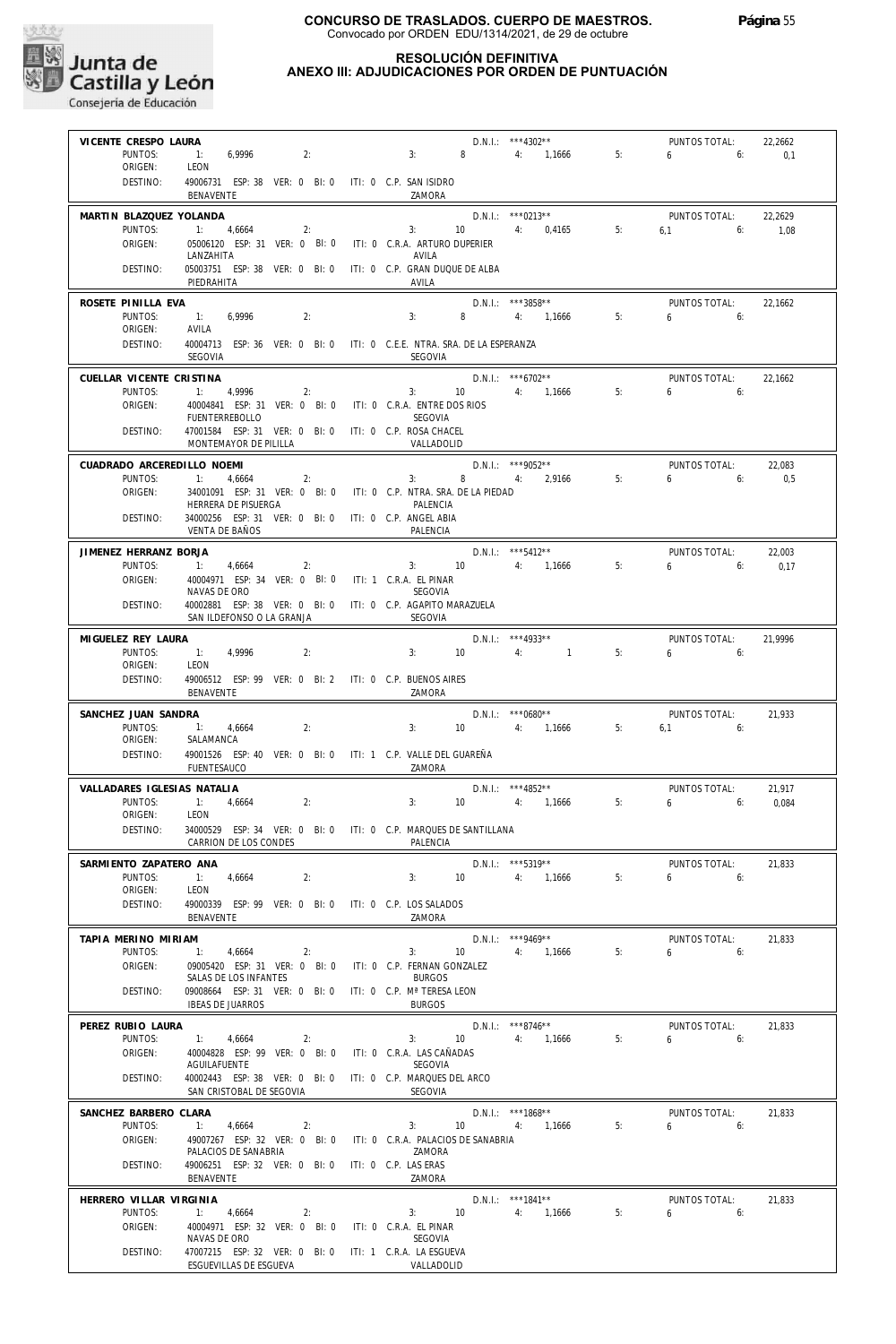**CONCURSO DE TRASLADOS. CUERPO DE MAESTROS.**
Convocado por ORDEN EDU/1314/2021, de 29 de octubre

**RESOLUCIÓN DEFINITIVA**
**ANEXO III: ADJUDICACIONES POR ORDEN DE PUNTUACIÓN**

---

**VICENTE CRESPO LAURA** — D.N.I.: ***4302** — PUNTOS TOTAL: 22,2662
PUNTOS: 1: 6,9996 2: 3: 8 4: 1,1666 5: 6 6: 0,1
ORIGEN: LEON
DESTINO: 49006731 ESP: 38 VER: 0 BI: 0 ITI: 0 C.P. SAN ISIDRO
BENAVENTE — ZAMORA

---

**MARTIN BLAZQUEZ YOLANDA** — D.N.I.: ***0213** — PUNTOS TOTAL: 22,2629
PUNTOS: 1: 4,6664 2: 3: 10 4: 0,4165 5: 6,1 6: 1,08
ORIGEN: 05006120 ESP: 31 VER: 0 BI: 0 ITI: 0 C.R.A. ARTURO DUPERIER
LANZAHITA — AVILA
DESTINO: 05003751 ESP: 38 VER: 0 BI: 0 ITI: 0 C.P. GRAN DUQUE DE ALBA
PIEDRAHITA — AVILA

---

**ROSETE PINILLA EVA** — D.N.I.: ***3858** — PUNTOS TOTAL: 22,1662
PUNTOS: 1: 6,9996 2: 3: 8 4: 1,1666 5: 6 6:
ORIGEN: AVILA
DESTINO: 40004713 ESP: 36 VER: 0 BI: 0 ITI: 0 C.E.E. NTRA. SRA. DE LA ESPERANZA
SEGOVIA — SEGOVIA

---

**CUELLAR VICENTE CRISTINA** — D.N.I.: ***6702** — PUNTOS TOTAL: 22,1662
PUNTOS: 1: 4,9996 2: 3: 10 4: 1,1666 5: 6 6:
ORIGEN: 40004841 ESP: 31 VER: 0 BI: 0 ITI: 0 C.R.A. ENTRE DOS RIOS
FUENTERREBOLLO — SEGOVIA
DESTINO: 47001584 ESP: 31 VER: 0 BI: 0 ITI: 0 C.P. ROSA CHACEL
MONTEMAYOR DE PILILLA — VALLADOLID

---

**CUADRADO ARCEREDILLO NOEMI** — D.N.I.: ***9052** — PUNTOS TOTAL: 22,083
PUNTOS: 1: 4,6664 2: 3: 8 4: 2,9166 5: 6 6: 0,5
ORIGEN: 34001091 ESP: 31 VER: 0 BI: 0 ITI: 0 C.P. NTRA. SRA. DE LA PIEDAD
HERRERA DE PISUERGA — PALENCIA
DESTINO: 34000256 ESP: 31 VER: 0 BI: 0 ITI: 0 C.P. ANGEL ABIA
VENTA DE BAÑOS — PALENCIA

---

**JIMENEZ HERRANZ BORJA** — D.N.I.: ***5412** — PUNTOS TOTAL: 22,003
PUNTOS: 1: 4,6664 2: 3: 10 4: 1,1666 5: 6 6: 0,17
ORIGEN: 40004971 ESP: 34 VER: 0 BI: 0 ITI: 1 C.R.A. EL PINAR
NAVAS DE ORO — SEGOVIA
DESTINO: 40002881 ESP: 38 VER: 0 BI: 0 ITI: 0 C.P. AGAPITO MARAZUELA
SAN ILDEFONSO O LA GRANJA — SEGOVIA

---

**MIGUELEZ REY LAURA** — D.N.I.: ***4933** — PUNTOS TOTAL: 21,9996
PUNTOS: 1: 4,9996 2: 3: 10 4: 1 5: 6 6:
ORIGEN: LEON
DESTINO: 49006512 ESP: 99 VER: 0 BI: 2 ITI: 0 C.P. BUENOS AIRES
BENAVENTE — ZAMORA

---

**SANCHEZ JUAN SANDRA** — D.N.I.: ***0680** — PUNTOS TOTAL: 21,933
PUNTOS: 1: 4,6664 2: 3: 10 4: 1,1666 5: 6,1 6:
ORIGEN: SALAMANCA
DESTINO: 49001526 ESP: 40 VER: 0 BI: 0 ITI: 1 C.P. VALLE DEL GUAREÑA
FUENTESAUCO — ZAMORA

---

**VALLADARES IGLESIAS NATALIA** — D.N.I.: ***4852** — PUNTOS TOTAL: 21,917
PUNTOS: 1: 4,6664 2: 3: 10 4: 1,1666 5: 6 6: 0,084
ORIGEN: LEON
DESTINO: 34000529 ESP: 34 VER: 0 BI: 0 ITI: 0 C.P. MARQUES DE SANTILLANA
CARRION DE LOS CONDES — PALENCIA

---

**SARMIENTO ZAPATERO ANA** — D.N.I.: ***5319** — PUNTOS TOTAL: 21,833
PUNTOS: 1: 4,6664 2: 3: 10 4: 1,1666 5: 6 6:
ORIGEN: LEON
DESTINO: 49000339 ESP: 99 VER: 0 BI: 0 ITI: 0 C.P. LOS SALADOS
BENAVENTE — ZAMORA

---

**TAPIA MERINO MIRIAM** — D.N.I.: ***9469** — PUNTOS TOTAL: 21,833
PUNTOS: 1: 4,6664 2: 3: 10 4: 1,1666 5: 6 6:
ORIGEN: 09005420 ESP: 31 VER: 0 BI: 0 ITI: 0 C.P. FERNAN GONZALEZ
SALAS DE LOS INFANTES — BURGOS
DESTINO: 09008664 ESP: 31 VER: 0 BI: 0 ITI: 0 C.P. Mª TERESA LEON
IBEAS DE JUARROS — BURGOS

---

**PEREZ RUBIO LAURA** — D.N.I.: ***8746** — PUNTOS TOTAL: 21,833
PUNTOS: 1: 4,6664 2: 3: 10 4: 1,1666 5: 6 6:
ORIGEN: 40004828 ESP: 99 VER: 0 BI: 0 ITI: 0 C.R.A. LAS CAÑADAS
AGUILAFUENTE — SEGOVIA
DESTINO: 40002443 ESP: 38 VER: 0 BI: 0 ITI: 0 C.P. MARQUES DEL ARCO
SAN CRISTOBAL DE SEGOVIA — SEGOVIA

---

**SANCHEZ BARBERO CLARA** — D.N.I.: ***1868** — PUNTOS TOTAL: 21,833
PUNTOS: 1: 4,6664 2: 3: 10 4: 1,1666 5: 6 6:
ORIGEN: 49007267 ESP: 32 VER: 0 BI: 0 ITI: 0 C.R.A. PALACIOS DE SANABRIA
PALACIOS DE SANABRIA — ZAMORA
DESTINO: 49006251 ESP: 32 VER: 0 BI: 0 ITI: 0 C.P. LAS ERAS
BENAVENTE — ZAMORA

---

**HERRERO VILLAR VIRGINIA** — D.N.I.: ***1841** — PUNTOS TOTAL: 21,833
PUNTOS: 1: 4,6664 2: 3: 10 4: 1,1666 5: 6 6:
ORIGEN: 40004971 ESP: 32 VER: 0 BI: 0 ITI: 0 C.R.A. EL PINAR
NAVAS DE ORO — SEGOVIA
DESTINO: 47007215 ESP: 32 VER: 0 BI: 0 ITI: 1 C.R.A. LA ESGUEVA
ESGUEVILLAS DE ESGUEVA — VALLADOLID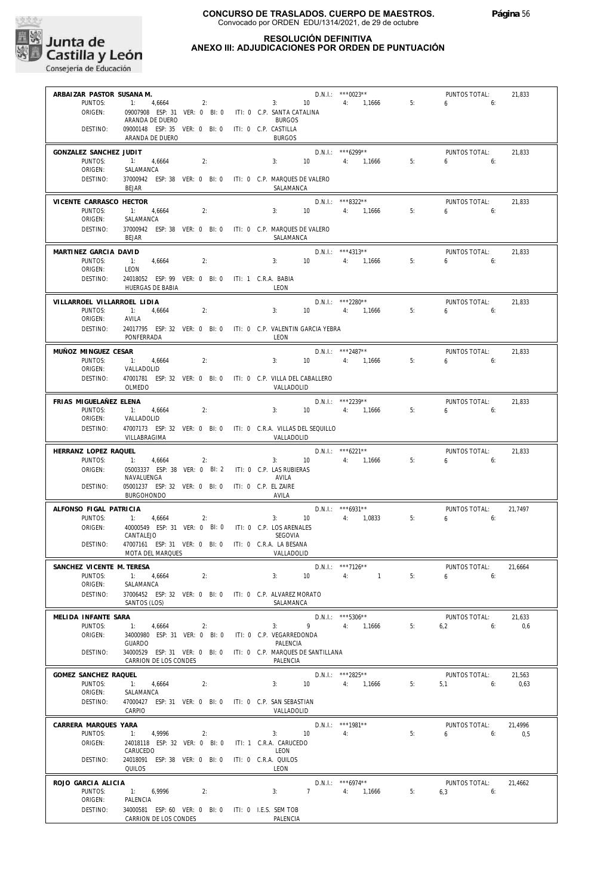**CONCURSO DE TRASLADOS. CUERPO DE MAESTROS.**
Convocado por ORDEN EDU/1314/2021, de 29 de octubre

**RESOLUCIÓN DEFINITIVA**
**ANEXO III: ADJUDICACIONES POR ORDEN DE PUNTUACIÓN**

**ARBAIZAR PASTOR SUSANA M.** — D.N.I.: ***0023** — PUNTOS TOTAL: 21,833
PUNTOS: 1: 4,6664 2: 3: 10 4: 1,1666 5: 6 6:
ORIGEN: 09007908 ESP: 31 VER: 0 BI: 0 ITI: 0 C.P. SANTA CATALINA — ARANDA DE DUERO — BURGOS
DESTINO: 09000148 ESP: 35 VER: 0 BI: 0 ITI: 0 C.P. CASTILLA — ARANDA DE DUERO — BURGOS

**GONZALEZ SANCHEZ JUDIT** — D.N.I.: ***6299** — PUNTOS TOTAL: 21,833
PUNTOS: 1: 4,6664 2: 3: 10 4: 1,1666 5: 6 6:
ORIGEN: SALAMANCA
DESTINO: 37000942 ESP: 38 VER: 0 BI: 0 ITI: 0 C.P. MARQUES DE VALERO — BEJAR — SALAMANCA

**VICENTE CARRASCO HECTOR** — D.N.I.: ***8322** — PUNTOS TOTAL: 21,833
PUNTOS: 1: 4,6664 2: 3: 10 4: 1,1666 5: 6 6:
ORIGEN: SALAMANCA
DESTINO: 37000942 ESP: 38 VER: 0 BI: 0 ITI: 0 C.P. MARQUES DE VALERO — BEJAR — SALAMANCA

**MARTINEZ GARCIA DAVID** — D.N.I.: ***4313** — PUNTOS TOTAL: 21,833
PUNTOS: 1: 4,6664 2: 3: 10 4: 1,1666 5: 6 6:
ORIGEN: LEON
DESTINO: 24018052 ESP: 99 VER: 0 BI: 0 ITI: 1 C.R.A. BABIA — HUERGAS DE BABIA — LEON

**VILLARROEL VILLARROEL LIDIA** — D.N.I.: ***2280** — PUNTOS TOTAL: 21,833
PUNTOS: 1: 4,6664 2: 3: 10 4: 1,1666 5: 6 6:
ORIGEN: AVILA
DESTINO: 24017795 ESP: 32 VER: 0 BI: 0 ITI: 0 C.P. VALENTIN GARCIA YEBRA — PONFERRADA — LEON

**MUÑOZ MINGUEZ CESAR** — D.N.I.: ***2487** — PUNTOS TOTAL: 21,833
PUNTOS: 1: 4,6664 2: 3: 10 4: 1,1666 5: 6 6:
ORIGEN: VALLADOLID
DESTINO: 47001781 ESP: 32 VER: 0 BI: 0 ITI: 0 C.P. VILLA DEL CABALLERO — OLMEDO — VALLADOLID

**FRIAS MIGUELAÑEZ ELENA** — D.N.I.: ***2239** — PUNTOS TOTAL: 21,833
PUNTOS: 1: 4,6664 2: 3: 10 4: 1,1666 5: 6 6:
ORIGEN: VALLADOLID
DESTINO: 47007173 ESP: 32 VER: 0 BI: 0 ITI: 0 C.R.A. VILLAS DEL SEQUILLO — VILLABRAGIMA — VALLADOLID

**HERRANZ LOPEZ RAQUEL** — D.N.I.: ***6221** — PUNTOS TOTAL: 21,833
PUNTOS: 1: 4,6664 2: 3: 10 4: 1,1666 5: 6 6:
ORIGEN: 05003337 ESP: 38 VER: 0 BI: 2 ITI: 0 C.P. LAS RUBIERAS — NAVALUENGA — AVILA
DESTINO: 05001237 ESP: 32 VER: 0 BI: 0 ITI: 0 C.P. EL ZAIRE — BURGOHONDO — AVILA

**ALFONSO FIGAL PATRICIA** — D.N.I.: ***6931** — PUNTOS TOTAL: 21,7497
PUNTOS: 1: 4,6664 2: 3: 10 4: 1,0833 5: 6 6:
ORIGEN: 40000549 ESP: 31 VER: 0 BI: 0 ITI: 0 C.P. LOS ARENALES — CANTALEJO — SEGOVIA
DESTINO: 47007161 ESP: 31 VER: 0 BI: 0 ITI: 0 C.R.A. LA BESANA — MOTA DEL MARQUES — VALLADOLID

**SANCHEZ VICENTE M. TERESA** — D.N.I.: ***7126** — PUNTOS TOTAL: 21,6664
PUNTOS: 1: 4,6664 2: 3: 10 4: 1 5: 6 6:
ORIGEN: SALAMANCA
DESTINO: 37006452 ESP: 32 VER: 0 BI: 0 ITI: 0 C.P. ALVAREZ MORATO — SANTOS (LOS) — SALAMANCA

**MELIDA INFANTE SARA** — D.N.I.: ***5306** — PUNTOS TOTAL: 21,633
PUNTOS: 1: 4,6664 2: 3: 9 4: 1,1666 5: 6,2 6: 0,6
ORIGEN: 34000980 ESP: 31 VER: 0 BI: 0 ITI: 0 C.P. VEGARREDONDA — GUARDO — PALENCIA
DESTINO: 34000529 ESP: 31 VER: 0 BI: 0 ITI: 0 C.P. MARQUES DE SANTILLANA — CARRION DE LOS CONDES — PALENCIA

**GOMEZ SANCHEZ RAQUEL** — D.N.I.: ***2825** — PUNTOS TOTAL: 21,563
PUNTOS: 1: 4,6664 2: 3: 10 4: 1,1666 5: 5,1 6: 0,63
ORIGEN: SALAMANCA
DESTINO: 47000427 ESP: 31 VER: 0 BI: 0 ITI: 0 C.P. SAN SEBASTIAN — CARPIO — VALLADOLID

**CARRERA MARQUES YARA** — D.N.I.: ***1981** — PUNTOS TOTAL: 21,4996
PUNTOS: 1: 4,9996 2: 3: 10 4: 5: 6 6: 0,5
ORIGEN: 24018118 ESP: 32 VER: 0 BI: 0 ITI: 1 C.R.A. CARUCEDO — CARUCEDO — LEON
DESTINO: 24018091 ESP: 38 VER: 0 BI: 0 ITI: 0 C.R.A. QUILOS — QUILOS — LEON

**ROJO GARCIA ALICIA** — D.N.I.: ***6974** — PUNTOS TOTAL: 21,4662
PUNTOS: 1: 6,9996 2: 3: 7 4: 1,1666 5: 6,3 6:
ORIGEN: PALENCIA
DESTINO: 34000581 ESP: 60 VER: 0 BI: 0 ITI: 0 I.E.S. SEM TOB — CARRION DE LOS CONDES — PALENCIA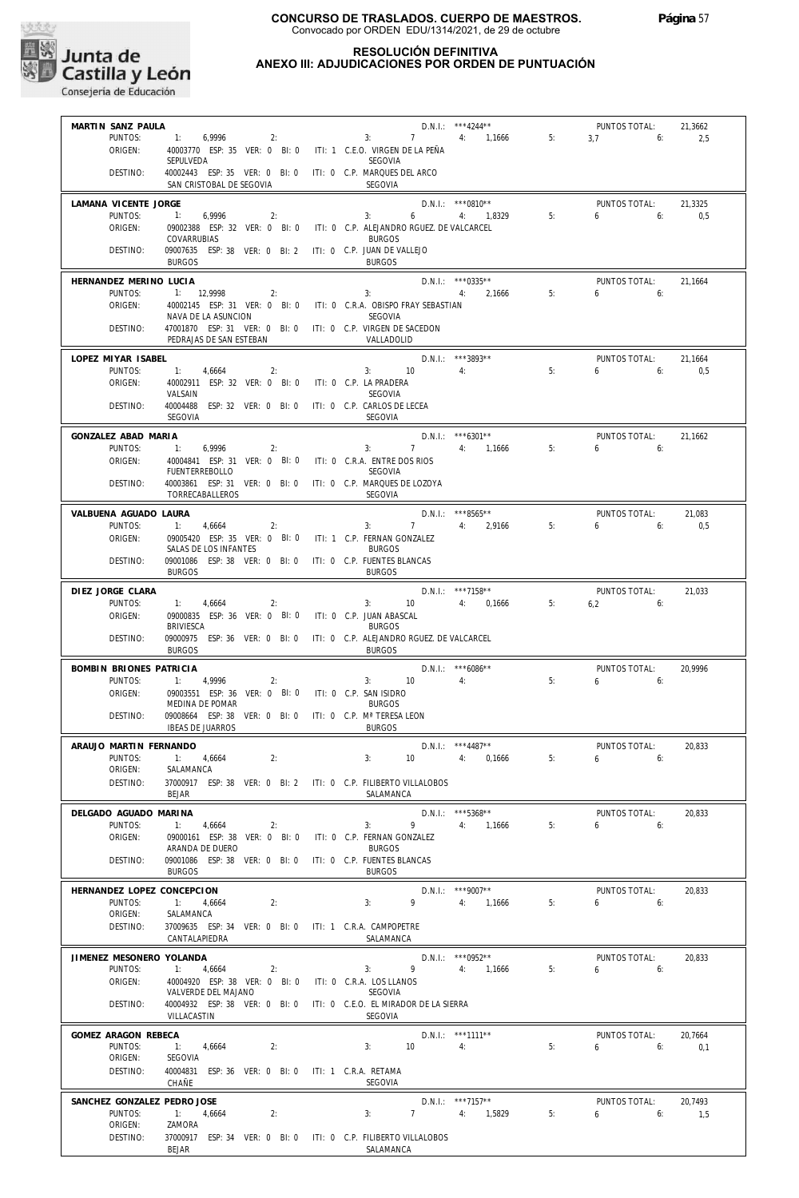**CONCURSO DE TRASLADOS. CUERPO DE MAESTROS.**
Convocado por ORDEN EDU/1314/2021, de 29 de octubre

**RESOLUCIÓN DEFINITIVA**
**ANEXO III: ADJUDICACIONES POR ORDEN DE PUNTUACIÓN**

---

**MARTIN SANZ PAULA** — D.N.I.: ***4244** — PUNTOS TOTAL: 21,3662
PUNTOS: 1: 6,9996 2: 3: 7 4: 1,1666 5: 3,7 6: 2,5
ORIGEN: 40003770 ESP: 35 VER: 0 BI: 0 ITI: 1 C.E.O. VIRGEN DE LA PEÑA — SEPULVEDA — SEGOVIA
DESTINO: 40002443 ESP: 35 VER: 0 BI: 0 ITI: 0 C.P. MARQUES DEL ARCO — SAN CRISTOBAL DE SEGOVIA — SEGOVIA

---

**LAMANA VICENTE JORGE** — D.N.I.: ***0810** — PUNTOS TOTAL: 21,3325
PUNTOS: 1: 6,9996 2: 3: 6 4: 1,8329 5: 6 6: 0,5
ORIGEN: 09002388 ESP: 32 VER: 0 BI: 0 ITI: 0 C.P. ALEJANDRO RGUEZ. DE VALCARCEL — COVARRUBIAS — BURGOS
DESTINO: 09007635 ESP: 38 VER: 0 BI: 2 ITI: 0 C.P. JUAN DE VALLEJO — BURGOS — BURGOS

---

**HERNANDEZ MERINO LUCIA** — D.N.I.: ***0335** — PUNTOS TOTAL: 21,1664
PUNTOS: 1: 12,9998 2: 3: 4: 2,1666 5: 6 6:
ORIGEN: 40002145 ESP: 31 VER: 0 BI: 0 ITI: 0 C.R.A. OBISPO FRAY SEBASTIAN — NAVA DE LA ASUNCION — SEGOVIA
DESTINO: 47001870 ESP: 31 VER: 0 BI: 0 ITI: 0 C.P. VIRGEN DE SACEDON — PEDRAJAS DE SAN ESTEBAN — VALLADOLID

---

**LOPEZ MIYAR ISABEL** — D.N.I.: ***3893** — PUNTOS TOTAL: 21,1664
PUNTOS: 1: 4,6664 2: 3: 10 4: 5: 6 6: 0,5
ORIGEN: 40002911 ESP: 32 VER: 0 BI: 0 ITI: 0 C.P. LA PRADERA — VALSAIN — SEGOVIA
DESTINO: 40004488 ESP: 32 VER: 0 BI: 0 ITI: 0 C.P. CARLOS DE LECEA — SEGOVIA — SEGOVIA

---

**GONZALEZ ABAD MARIA** — D.N.I.: ***6301** — PUNTOS TOTAL: 21,1662
PUNTOS: 1: 6,9996 2: 3: 7 4: 1,1666 5: 6 6:
ORIGEN: 40004841 ESP: 31 VER: 0 BI: 0 ITI: 0 C.R.A. ENTRE DOS RIOS — FUENTERREBOLLO — SEGOVIA
DESTINO: 40003861 ESP: 31 VER: 0 BI: 0 ITI: 0 C.P. MARQUES DE LOZOYA — TORRECABALLEROS — SEGOVIA

---

**VALBUENA AGUADO LAURA** — D.N.I.: ***8565** — PUNTOS TOTAL: 21,083
PUNTOS: 1: 4,6664 2: 3: 7 4: 2,9166 5: 6 6: 0,5
ORIGEN: 09005420 ESP: 35 VER: 0 BI: 0 ITI: 1 C.P. FERNAN GONZALEZ — SALAS DE LOS INFANTES — BURGOS
DESTINO: 09001086 ESP: 38 VER: 0 BI: 0 ITI: 0 C.P. FUENTES BLANCAS — BURGOS — BURGOS

---

**DIEZ JORGE CLARA** — D.N.I.: ***7158** — PUNTOS TOTAL: 21,033
PUNTOS: 1: 4,6664 2: 3: 10 4: 0,1666 5: 6,2 6:
ORIGEN: 09000835 ESP: 36 VER: 0 BI: 0 ITI: 0 C.P. JUAN ABASCAL — BRIVIESCA — BURGOS
DESTINO: 09000975 ESP: 36 VER: 0 BI: 0 ITI: 0 C.P. ALEJANDRO RGUEZ. DE VALCARCEL — BURGOS — BURGOS

---

**BOMBIN BRIONES PATRICIA** — D.N.I.: ***6086** — PUNTOS TOTAL: 20,9996
PUNTOS: 1: 4,9996 2: 3: 10 4: 5: 6 6:
ORIGEN: 09003551 ESP: 36 VER: 0 BI: 0 ITI: 0 C.P. SAN ISIDRO — MEDINA DE POMAR — BURGOS
DESTINO: 09008664 ESP: 38 VER: 0 BI: 0 ITI: 0 C.P. Mª TERESA LEON — IBEAS DE JUARROS — BURGOS

---

**ARAUJO MARTIN FERNANDO** — D.N.I.: ***4487** — PUNTOS TOTAL: 20,833
PUNTOS: 1: 4,6664 2: 3: 10 4: 0,1666 5: 6 6:
ORIGEN: SALAMANCA
DESTINO: 37000917 ESP: 38 VER: 0 BI: 2 ITI: 0 C.P. FILIBERTO VILLALOBOS — BEJAR — SALAMANCA

---

**DELGADO AGUADO MARINA** — D.N.I.: ***5368** — PUNTOS TOTAL: 20,833
PUNTOS: 1: 4,6664 2: 3: 9 4: 1,1666 5: 6 6:
ORIGEN: 09000161 ESP: 38 VER: 0 BI: 0 ITI: 0 C.P. FERNAN GONZALEZ — ARANDA DE DUERO — BURGOS
DESTINO: 09001086 ESP: 38 VER: 0 BI: 0 ITI: 0 C.P. FUENTES BLANCAS — BURGOS — BURGOS

---

**HERNANDEZ LOPEZ CONCEPCION** — D.N.I.: ***9007** — PUNTOS TOTAL: 20,833
PUNTOS: 1: 4,6664 2: 3: 9 4: 1,1666 5: 6 6:
ORIGEN: SALAMANCA
DESTINO: 37009635 ESP: 34 VER: 0 BI: 0 ITI: 1 C.R.A. CAMPOPETRE — CANTALAPIEDRA — SALAMANCA

---

**JIMENEZ MESONERO YOLANDA** — D.N.I.: ***0952** — PUNTOS TOTAL: 20,833
PUNTOS: 1: 4,6664 2: 3: 9 4: 1,1666 5: 6 6:
ORIGEN: 40004920 ESP: 38 VER: 0 BI: 0 ITI: 0 C.R.A. LOS LLANOS — VALVERDE DEL MAJANO — SEGOVIA
DESTINO: 40004932 ESP: 38 VER: 0 BI: 0 ITI: 0 C.E.O. EL MIRADOR DE LA SIERRA — VILLACASTIN — SEGOVIA

---

**GOMEZ ARAGON REBECA** — D.N.I.: ***1111** — PUNTOS TOTAL: 20,7664
PUNTOS: 1: 4,6664 2: 3: 10 4: 5: 6 6: 0,1
ORIGEN: SEGOVIA
DESTINO: 40004831 ESP: 36 VER: 0 BI: 0 ITI: 1 C.R.A. RETAMA — CHAÑE — SEGOVIA

---

**SANCHEZ GONZALEZ PEDRO JOSE** — D.N.I.: ***7157** — PUNTOS TOTAL: 20,7493
PUNTOS: 1: 4,6664 2: 3: 7 4: 1,5829 5: 6 6: 1,5
ORIGEN: ZAMORA
DESTINO: 37000917 ESP: 34 VER: 0 BI: 0 ITI: 0 C.P. FILIBERTO VILLALOBOS — BEJAR — SALAMANCA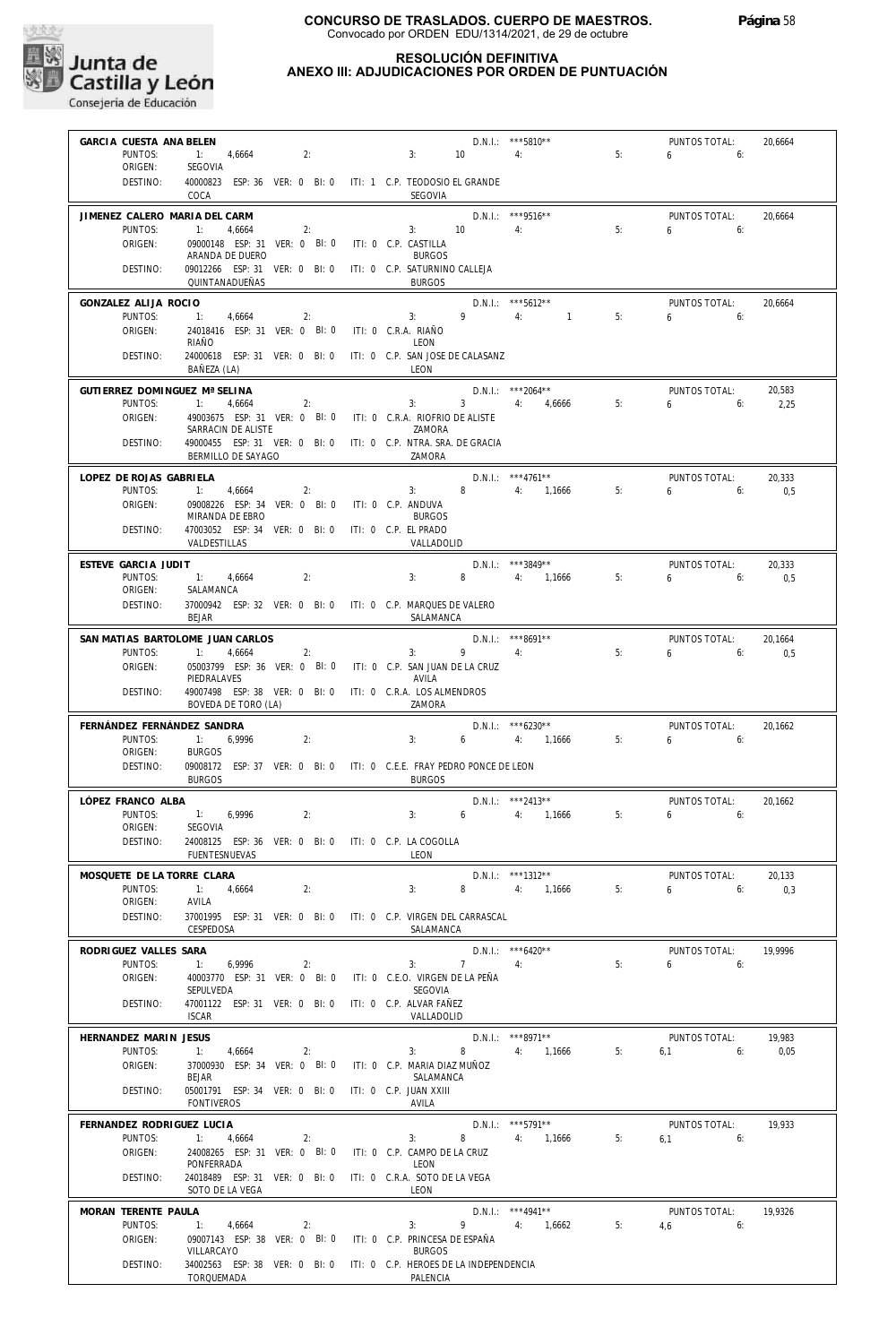**CONCURSO DE TRASLADOS. CUERPO DE MAESTROS.**
Convocado por ORDEN EDU/1314/2021, de 29 de octubre

**RESOLUCIÓN DEFINITIVA**
**ANEXO III: ADJUDICACIONES POR ORDEN DE PUNTUACIÓN**

---

**GARCIA CUESTA ANA BELEN** — D.N.I.: ***5810** — PUNTOS TOTAL: 20,6664
PUNTOS: 1: 4,6664 2: 3: 10 4: 5: 6 6:
ORIGEN: SEGOVIA
DESTINO: 40000823 ESP: 36 VER: 0 BI: 0 ITI: 1 C.P. TEODOSIO EL GRANDE — COCA — SEGOVIA

---

**JIMENEZ CALERO MARIA DEL CARM** — D.N.I.: ***9516** — PUNTOS TOTAL: 20,6664
PUNTOS: 1: 4,6664 2: 3: 10 4: 5: 6 6:
ORIGEN: 09000148 ESP: 31 VER: 0 BI: 0 ITI: 0 C.P. CASTILLA — ARANDA DE DUERO — BURGOS
DESTINO: 09012266 ESP: 31 VER: 0 BI: 0 ITI: 0 C.P. SATURNINO CALLEJA — QUINTANADUEÑAS — BURGOS

---

**GONZALEZ ALIJA ROCIO** — D.N.I.: ***5612** — PUNTOS TOTAL: 20,6664
PUNTOS: 1: 4,6664 2: 3: 9 4: 1 5: 6 6:
ORIGEN: 24018416 ESP: 31 VER: 0 BI: 0 ITI: 0 C.R.A. RIAÑO — RIAÑO — LEON
DESTINO: 24000618 ESP: 31 VER: 0 BI: 0 ITI: 0 C.P. SAN JOSE DE CALASANZ — BAÑEZA (LA) — LEON

---

**GUTIERREZ DOMINGUEZ Mª SELINA** — D.N.I.: ***2064** — PUNTOS TOTAL: 20,583
PUNTOS: 1: 4,6664 2: 3: 3 4: 4,6666 5: 6 6: 2,25
ORIGEN: 49003675 ESP: 31 VER: 0 BI: 0 ITI: 0 C.R.A. RIOFRIO DE ALISTE — SARRACIN DE ALISTE — ZAMORA
DESTINO: 49000455 ESP: 31 VER: 0 BI: 0 ITI: 0 C.P. NTRA. SRA. DE GRACIA — BERMILLO DE SAYAGO — ZAMORA

---

**LOPEZ DE ROJAS GABRIELA** — D.N.I.: ***4761** — PUNTOS TOTAL: 20,333
PUNTOS: 1: 4,6664 2: 3: 8 4: 1,1666 5: 6 6: 0,5
ORIGEN: 09008226 ESP: 34 VER: 0 BI: 0 ITI: 0 C.P. ANDUVA — MIRANDA DE EBRO — BURGOS
DESTINO: 47003052 ESP: 34 VER: 0 BI: 0 ITI: 0 C.P. EL PRADO — VALDESTILLAS — VALLADOLID

---

**ESTEVE GARCIA JUDIT** — D.N.I.: ***3849** — PUNTOS TOTAL: 20,333
PUNTOS: 1: 4,6664 2: 3: 8 4: 1,1666 5: 6 6: 0,5
ORIGEN: SALAMANCA
DESTINO: 37000942 ESP: 32 VER: 0 BI: 0 ITI: 0 C.P. MARQUES DE VALERO — BEJAR — SALAMANCA

---

**SAN MATIAS BARTOLOME JUAN CARLOS** — D.N.I.: ***8691** — PUNTOS TOTAL: 20,1664
PUNTOS: 1: 4,6664 2: 3: 9 4: 5: 6 6: 0,5
ORIGEN: 05003799 ESP: 36 VER: 0 BI: 0 ITI: 0 C.P. SAN JUAN DE LA CRUZ — PIEDRALAVES — AVILA
DESTINO: 49007498 ESP: 38 VER: 0 BI: 0 ITI: 0 C.R.A. LOS ALMENDROS — BOVEDA DE TORO (LA) — ZAMORA

---

**FERNÁNDEZ FERNÁNDEZ SANDRA** — D.N.I.: ***6230** — PUNTOS TOTAL: 20,1662
PUNTOS: 1: 6,9996 2: 3: 6 4: 1,1666 5: 6 6:
ORIGEN: BURGOS
DESTINO: 09008172 ESP: 37 VER: 0 BI: 0 ITI: 0 C.E.E. FRAY PEDRO PONCE DE LEON — BURGOS — BURGOS

---

**LÓPEZ FRANCO ALBA** — D.N.I.: ***2413** — PUNTOS TOTAL: 20,1662
PUNTOS: 1: 6,9996 2: 3: 6 4: 1,1666 5: 6 6:
ORIGEN: SEGOVIA
DESTINO: 24008125 ESP: 36 VER: 0 BI: 0 ITI: 0 C.P. LA COGOLLA — FUENTESNUEVAS — LEON

---

**MOSQUETE DE LA TORRE CLARA** — D.N.I.: ***1312** — PUNTOS TOTAL: 20,133
PUNTOS: 1: 4,6664 2: 3: 8 4: 1,1666 5: 6 6: 0,3
ORIGEN: AVILA
DESTINO: 37001995 ESP: 31 VER: 0 BI: 0 ITI: 0 C.P. VIRGEN DEL CARRASCAL — CESPEDOSA — SALAMANCA

---

**RODRIGUEZ VALLES SARA** — D.N.I.: ***6420** — PUNTOS TOTAL: 19,9996
PUNTOS: 1: 6,9996 2: 3: 7 4: 5: 6 6:
ORIGEN: 40003770 ESP: 31 VER: 0 BI: 0 ITI: 0 C.E.O. VIRGEN DE LA PEÑA — SEPULVEDA — SEGOVIA
DESTINO: 47001122 ESP: 31 VER: 0 BI: 0 ITI: 0 C.P. ALVAR FAÑEZ — ISCAR — VALLADOLID

---

**HERNANDEZ MARIN JESUS** — D.N.I.: ***8971** — PUNTOS TOTAL: 19,983
PUNTOS: 1: 4,6664 2: 3: 8 4: 1,1666 5: 6,1 6: 0,05
ORIGEN: 37000930 ESP: 34 VER: 0 BI: 0 ITI: 0 C.P. MARIA DIAZ MUÑOZ — BEJAR — SALAMANCA
DESTINO: 05001791 ESP: 34 VER: 0 BI: 0 ITI: 0 C.P. JUAN XXIII — FONTIVEROS — AVILA

---

**FERNANDEZ RODRIGUEZ LUCIA** — D.N.I.: ***5791** — PUNTOS TOTAL: 19,933
PUNTOS: 1: 4,6664 2: 3: 8 4: 1,1666 5: 6,1 6:
ORIGEN: 24008265 ESP: 31 VER: 0 BI: 0 ITI: 0 C.P. CAMPO DE LA CRUZ — PONFERRADA — LEON
DESTINO: 24018489 ESP: 31 VER: 0 BI: 0 ITI: 0 C.R.A. SOTO DE LA VEGA — SOTO DE LA VEGA — LEON

---

**MORAN TERENTE PAULA** — D.N.I.: ***4941** — PUNTOS TOTAL: 19,9326
PUNTOS: 1: 4,6664 2: 3: 9 4: 1,6662 5: 4,6 6:
ORIGEN: 09007143 ESP: 38 VER: 0 BI: 0 ITI: 0 C.P. PRINCESA DE ESPAÑA — VILLARCAYO — BURGOS
DESTINO: 34002563 ESP: 38 VER: 0 BI: 0 ITI: 0 C.P. HEROES DE LA INDEPENDENCIA — TORQUEMADA — PALENCIA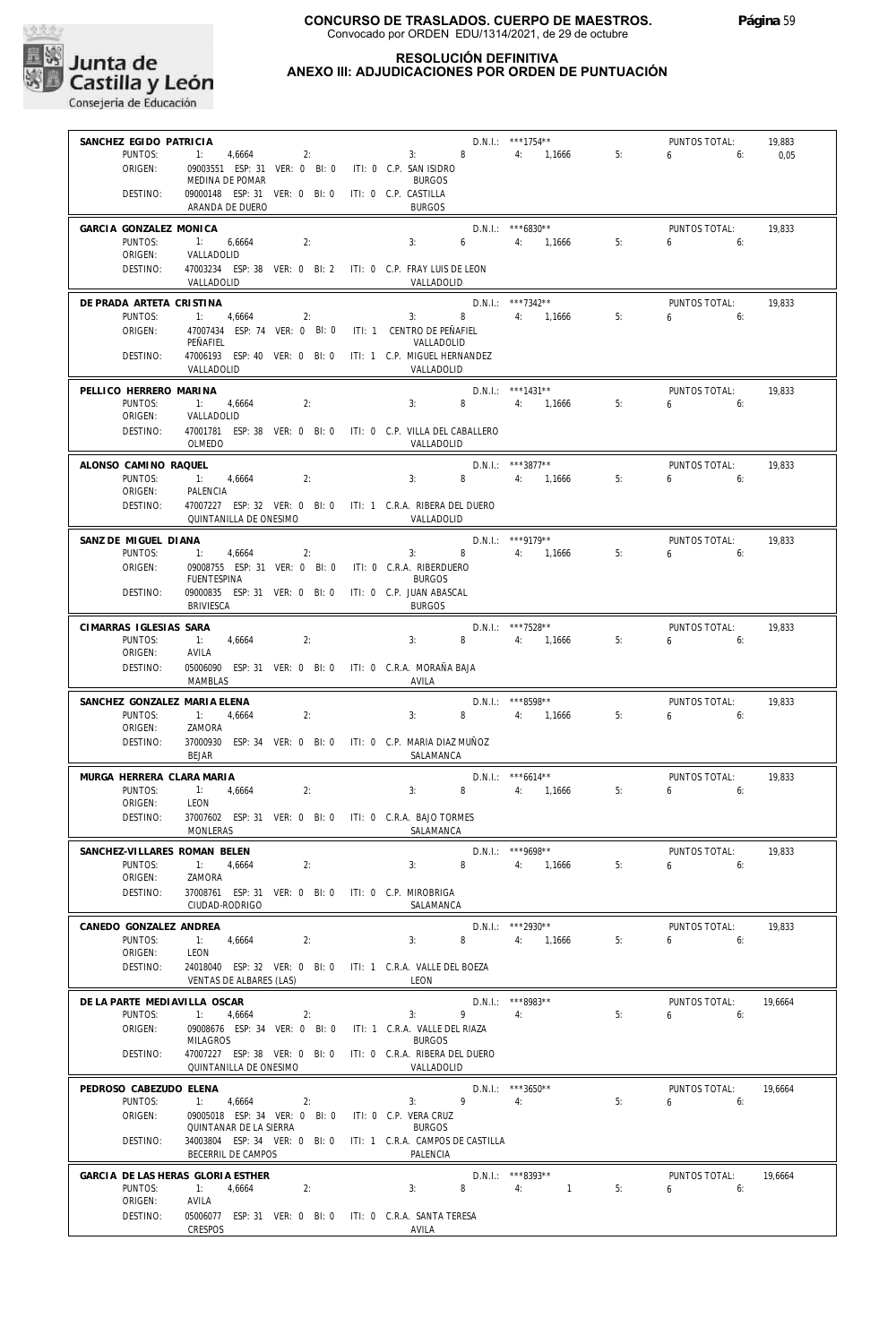**CONCURSO DE TRASLADOS. CUERPO DE MAESTROS.**
Convocado por ORDEN EDU/1314/2021, de 29 de octubre

**RESOLUCIÓN DEFINITIVA**
**ANEXO III: ADJUDICACIONES POR ORDEN DE PUNTUACIÓN**

---

**SANCHEZ EGIDO PATRICIA** — D.N.I.: ***1754** — PUNTOS TOTAL: 19,883
PUNTOS: 1: 4,6664 2: 3: 8 4: 1,1666 5: 6 6: 0,05
ORIGEN: 09003551 ESP: 31 VER: 0 BI: 0 ITI: 0 C.P. SAN ISIDRO — MEDINA DE POMAR — BURGOS
DESTINO: 09000148 ESP: 31 VER: 0 BI: 0 ITI: 0 C.P. CASTILLA — ARANDA DE DUERO — BURGOS

---

**GARCIA GONZALEZ MONICA** — D.N.I.: ***6830** — PUNTOS TOTAL: 19,833
PUNTOS: 1: 6,6664 2: 3: 6 4: 1,1666 5: 6 6:
ORIGEN: VALLADOLID
DESTINO: 47003234 ESP: 38 VER: 0 BI: 2 ITI: 0 C.P. FRAY LUIS DE LEON — VALLADOLID — VALLADOLID

---

**DE PRADA ARTETA CRISTINA** — D.N.I.: ***7342** — PUNTOS TOTAL: 19,833
PUNTOS: 1: 4,6664 2: 3: 8 4: 1,1666 5: 6 6:
ORIGEN: 47007434 ESP: 74 VER: 0 BI: 0 ITI: 1 CENTRO DE PEÑAFIEL — PEÑAFIEL — VALLADOLID
DESTINO: 47006193 ESP: 40 VER: 0 BI: 0 ITI: 1 C.P. MIGUEL HERNANDEZ — VALLADOLID — VALLADOLID

---

**PELLICO HERRERO MARINA** — D.N.I.: ***1431** — PUNTOS TOTAL: 19,833
PUNTOS: 1: 4,6664 2: 3: 8 4: 1,1666 5: 6 6:
ORIGEN: VALLADOLID
DESTINO: 47001781 ESP: 38 VER: 0 BI: 0 ITI: 0 C.P. VILLA DEL CABALLERO — OLMEDO — VALLADOLID

---

**ALONSO CAMINO RAQUEL** — D.N.I.: ***3877** — PUNTOS TOTAL: 19,833
PUNTOS: 1: 4,6664 2: 3: 8 4: 1,1666 5: 6 6:
ORIGEN: PALENCIA
DESTINO: 47007227 ESP: 32 VER: 0 BI: 0 ITI: 1 C.R.A. RIBERA DEL DUERO — QUINTANILLA DE ONESIMO — VALLADOLID

---

**SANZ DE MIGUEL DIANA** — D.N.I.: ***9179** — PUNTOS TOTAL: 19,833
PUNTOS: 1: 4,6664 2: 3: 8 4: 1,1666 5: 6 6:
ORIGEN: 09008755 ESP: 31 VER: 0 BI: 0 ITI: 0 C.R.A. RIBERDUERO — FUENTESPINA — BURGOS
DESTINO: 09000835 ESP: 31 VER: 0 BI: 0 ITI: 0 C.P. JUAN ABASCAL — BRIVIESCA — BURGOS

---

**CIMARRAS IGLESIAS SARA** — D.N.I.: ***7528** — PUNTOS TOTAL: 19,833
PUNTOS: 1: 4,6664 2: 3: 8 4: 1,1666 5: 6 6:
ORIGEN: AVILA
DESTINO: 05006090 ESP: 31 VER: 0 BI: 0 ITI: 0 C.R.A. MORAÑA BAJA — MAMBLAS — AVILA

---

**SANCHEZ GONZALEZ MARIA ELENA** — D.N.I.: ***8598** — PUNTOS TOTAL: 19,833
PUNTOS: 1: 4,6664 2: 3: 8 4: 1,1666 5: 6 6:
ORIGEN: ZAMORA
DESTINO: 37000930 ESP: 34 VER: 0 BI: 0 ITI: 0 C.P. MARIA DIAZ MUÑOZ — BEJAR — SALAMANCA

---

**MURGA HERRERA CLARA MARIA** — D.N.I.: ***6614** — PUNTOS TOTAL: 19,833
PUNTOS: 1: 4,6664 2: 3: 8 4: 1,1666 5: 6 6:
ORIGEN: LEON
DESTINO: 37007602 ESP: 31 VER: 0 BI: 0 ITI: 0 C.R.A. BAJO TORMES — MONLERAS — SALAMANCA

---

**SANCHEZ-VILLARES ROMAN BELEN** — D.N.I.: ***9698** — PUNTOS TOTAL: 19,833
PUNTOS: 1: 4,6664 2: 3: 8 4: 1,1666 5: 6 6:
ORIGEN: ZAMORA
DESTINO: 37008761 ESP: 31 VER: 0 BI: 0 ITI: 0 C.P. MIROBRIGA — CIUDAD-RODRIGO — SALAMANCA

---

**CANEDO GONZALEZ ANDREA** — D.N.I.: ***2930** — PUNTOS TOTAL: 19,833
PUNTOS: 1: 4,6664 2: 3: 8 4: 1,1666 5: 6 6:
ORIGEN: LEON
DESTINO: 24018040 ESP: 32 VER: 0 BI: 0 ITI: 1 C.R.A. VALLE DEL BOEZA — VENTAS DE ALBARES (LAS) — LEON

---

**DE LA PARTE MEDIAVILLA OSCAR** — D.N.I.: ***8983** — PUNTOS TOTAL: 19,6664
PUNTOS: 1: 4,6664 2: 3: 9 4: 5: 6 6:
ORIGEN: 09008676 ESP: 34 VER: 0 BI: 0 ITI: 1 C.R.A. VALLE DEL RIAZA — MILAGROS — BURGOS
DESTINO: 47007227 ESP: 38 VER: 0 BI: 0 ITI: 0 C.R.A. RIBERA DEL DUERO — QUINTANILLA DE ONESIMO — VALLADOLID

---

**PEDROSO CABEZUDO ELENA** — D.N.I.: ***3650** — PUNTOS TOTAL: 19,6664
PUNTOS: 1: 4,6664 2: 3: 9 4: 5: 6 6:
ORIGEN: 09005018 ESP: 34 VER: 0 BI: 0 ITI: 0 C.P. VERA CRUZ — QUINTANAR DE LA SIERRA — BURGOS
DESTINO: 34003804 ESP: 34 VER: 0 BI: 0 ITI: 1 C.R.A. CAMPOS DE CASTILLA — BECERRIL DE CAMPOS — PALENCIA

---

**GARCIA DE LAS HERAS GLORIA ESTHER** — D.N.I.: ***8393** — PUNTOS TOTAL: 19,6664
PUNTOS: 1: 4,6664 2: 3: 8 4: 1 5: 6 6:
ORIGEN: AVILA
DESTINO: 05006077 ESP: 31 VER: 0 BI: 0 ITI: 0 C.R.A. SANTA TERESA — CRESPOS — AVILA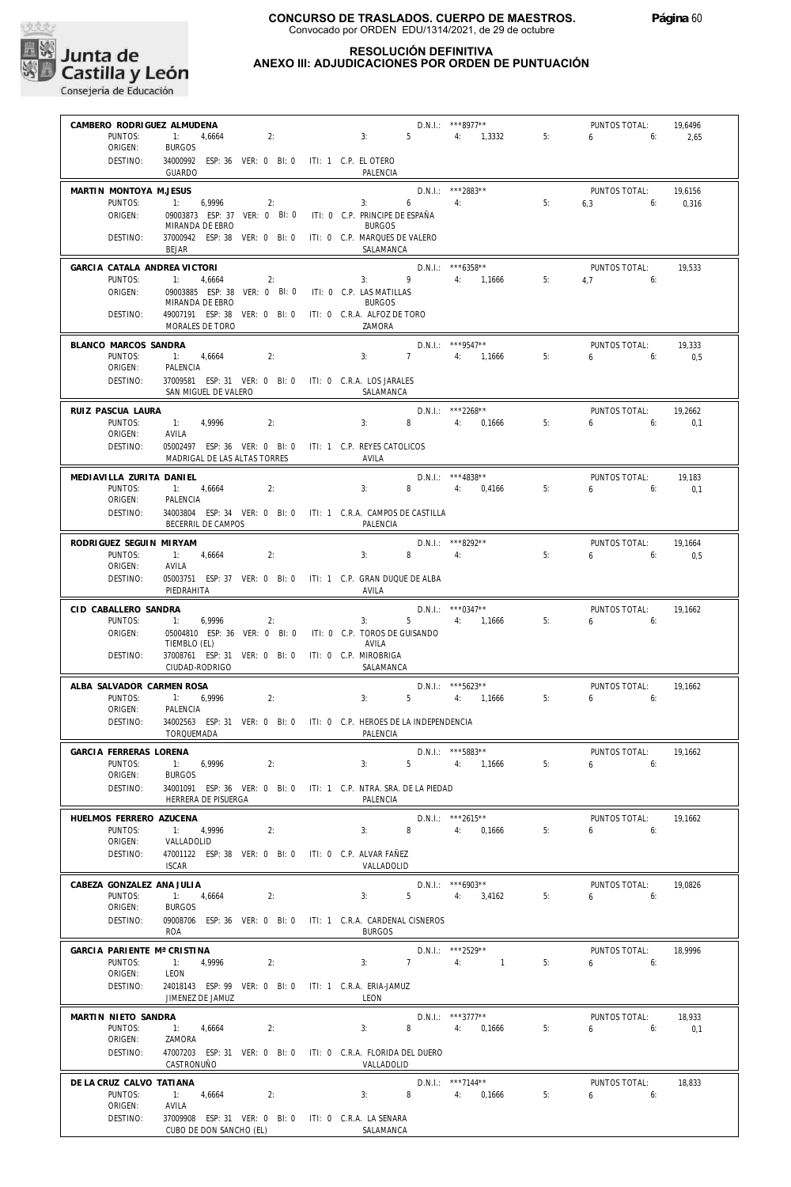**CONCURSO DE TRASLADOS. CUERPO DE MAESTROS.**
Convocado por ORDEN EDU/1314/2021, de 29 de octubre

**RESOLUCIÓN DEFINITIVA**
**ANEXO III: ADJUDICACIONES POR ORDEN DE PUNTUACIÓN**

**CAMBERO RODRIGUEZ ALMUDENA** — D.N.I.: ***8977** — PUNTOS TOTAL: 19,6496
PUNTOS: 1: 4,6664 2: 3: 5 4: 1,3332 5: 6 6: 2,65
ORIGEN: BURGOS
DESTINO: 34000992 ESP: 36 VER: 0 BI: 0 ITI: 1 C.P. EL OTERO
GUARDO PALENCIA

**MARTIN MONTOYA M.JESUS** — D.N.I.: ***2883** — PUNTOS TOTAL: 19,6156
PUNTOS: 1: 6,9996 2: 3: 6 4: 5: 6,3 6: 0,316
ORIGEN: 09003873 ESP: 37 VER: 0 BI: 0 ITI: 0 C.P. PRINCIPE DE ESPAÑA
MIRANDA DE EBRO BURGOS
DESTINO: 37000942 ESP: 38 VER: 0 BI: 0 ITI: 0 C.P. MARQUES DE VALERO
BEJAR SALAMANCA

**GARCIA CATALA ANDREA VICTORI** — D.N.I.: ***6358** — PUNTOS TOTAL: 19,533
PUNTOS: 1: 4,6664 2: 3: 9 4: 1,1666 5: 4,7 6:
ORIGEN: 09003885 ESP: 38 VER: 0 BI: 0 ITI: 0 C.P. LAS MATILLAS
MIRANDA DE EBRO BURGOS
DESTINO: 49007191 ESP: 38 VER: 0 BI: 0 ITI: 0 C.R.A. ALFOZ DE TORO
MORALES DE TORO ZAMORA

**BLANCO MARCOS SANDRA** — D.N.I.: ***9547** — PUNTOS TOTAL: 19,333
PUNTOS: 1: 4,6664 2: 3: 7 4: 1,1666 5: 6 6: 0,5
ORIGEN: PALENCIA
DESTINO: 37009581 ESP: 31 VER: 0 BI: 0 ITI: 0 C.R.A. LOS JARALES
SAN MIGUEL DE VALERO SALAMANCA

**RUIZ PASCUA LAURA** — D.N.I.: ***2268** — PUNTOS TOTAL: 19,2662
PUNTOS: 1: 4,9996 2: 3: 8 4: 0,1666 5: 6 6: 0,1
ORIGEN: AVILA
DESTINO: 05002497 ESP: 36 VER: 0 BI: 0 ITI: 1 C.P. REYES CATOLICOS
MADRIGAL DE LAS ALTAS TORRES AVILA

**MEDIAVILLA ZURITA DANIEL** — D.N.I.: ***4838** — PUNTOS TOTAL: 19,183
PUNTOS: 1: 4,6664 2: 3: 8 4: 0,4166 5: 6 6: 0,1
ORIGEN: PALENCIA
DESTINO: 34003804 ESP: 34 VER: 0 BI: 0 ITI: 1 C.R.A. CAMPOS DE CASTILLA
BECERRIL DE CAMPOS PALENCIA

**RODRIGUEZ SEGUIN MIRYAM** — D.N.I.: ***8292** — PUNTOS TOTAL: 19,1664
PUNTOS: 1: 4,6664 2: 3: 8 4: 5: 6 6: 0,5
ORIGEN: AVILA
DESTINO: 05003751 ESP: 37 VER: 0 BI: 0 ITI: 1 C.P. GRAN DUQUE DE ALBA
PIEDRAHITA AVILA

**CID CABALLERO SANDRA** — D.N.I.: ***0347** — PUNTOS TOTAL: 19,1662
PUNTOS: 1: 6,9996 2: 3: 5 4: 1,1666 5: 6 6:
ORIGEN: 05004810 ESP: 36 VER: 0 BI: 0 ITI: 0 C.P. TOROS DE GUISANDO
TIEMBLO (EL) AVILA
DESTINO: 37008761 ESP: 31 VER: 0 BI: 0 ITI: 0 C.P. MIROBRIGA
CIUDAD-RODRIGO SALAMANCA

**ALBA SALVADOR CARMEN ROSA** — D.N.I.: ***5623** — PUNTOS TOTAL: 19,1662
PUNTOS: 1: 6,9996 2: 3: 5 4: 1,1666 5: 6 6:
ORIGEN: PALENCIA
DESTINO: 34002563 ESP: 31 VER: 0 BI: 0 ITI: 0 C.P. HEROES DE LA INDEPENDENCIA
TORQUEMADA PALENCIA

**GARCIA FERRERAS LORENA** — D.N.I.: ***5883** — PUNTOS TOTAL: 19,1662
PUNTOS: 1: 6,9996 2: 3: 5 4: 1,1666 5: 6 6:
ORIGEN: BURGOS
DESTINO: 34001091 ESP: 36 VER: 0 BI: 0 ITI: 1 C.P. NTRA. SRA. DE LA PIEDAD
HERRERA DE PISUERGA PALENCIA

**HUELMOS FERRERO AZUCENA** — D.N.I.: ***2615** — PUNTOS TOTAL: 19,1662
PUNTOS: 1: 4,9996 2: 3: 8 4: 0,1666 5: 6 6:
ORIGEN: VALLADOLID
DESTINO: 47001122 ESP: 38 VER: 0 BI: 0 ITI: 0 C.P. ALVAR FAÑEZ
ISCAR VALLADOLID

**CABEZA GONZALEZ ANA JULIA** — D.N.I.: ***6903** — PUNTOS TOTAL: 19,0826
PUNTOS: 1: 4,6664 2: 3: 5 4: 3,4162 5: 6 6:
ORIGEN: BURGOS
DESTINO: 09008706 ESP: 36 VER: 0 BI: 0 ITI: 1 C.R.A. CARDENAL CISNEROS
ROA BURGOS

**GARCIA PARIENTE Mª CRISTINA** — D.N.I.: ***2529** — PUNTOS TOTAL: 18,9996
PUNTOS: 1: 4,9996 2: 3: 7 4: 1 5: 6 6:
ORIGEN: LEON
DESTINO: 24018143 ESP: 99 VER: 0 BI: 0 ITI: 1 C.R.A. ERIA-JAMUZ
JIMENEZ DE JAMUZ LEON

**MARTIN NIETO SANDRA** — D.N.I.: ***3777** — PUNTOS TOTAL: 18,933
PUNTOS: 1: 4,6664 2: 3: 8 4: 0,1666 5: 6 6: 0,1
ORIGEN: ZAMORA
DESTINO: 47007203 ESP: 31 VER: 0 BI: 0 ITI: 0 C.R.A. FLORIDA DEL DUERO
CASTRONUÑO VALLADOLID

**DE LA CRUZ CALVO TATIANA** — D.N.I.: ***7144** — PUNTOS TOTAL: 18,833
PUNTOS: 1: 4,6664 2: 3: 8 4: 0,1666 5: 6 6:
ORIGEN: AVILA
DESTINO: 37009908 ESP: 31 VER: 0 BI: 0 ITI: 0 C.R.A. LA SENARA
CUBO DE DON SANCHO (EL) SALAMANCA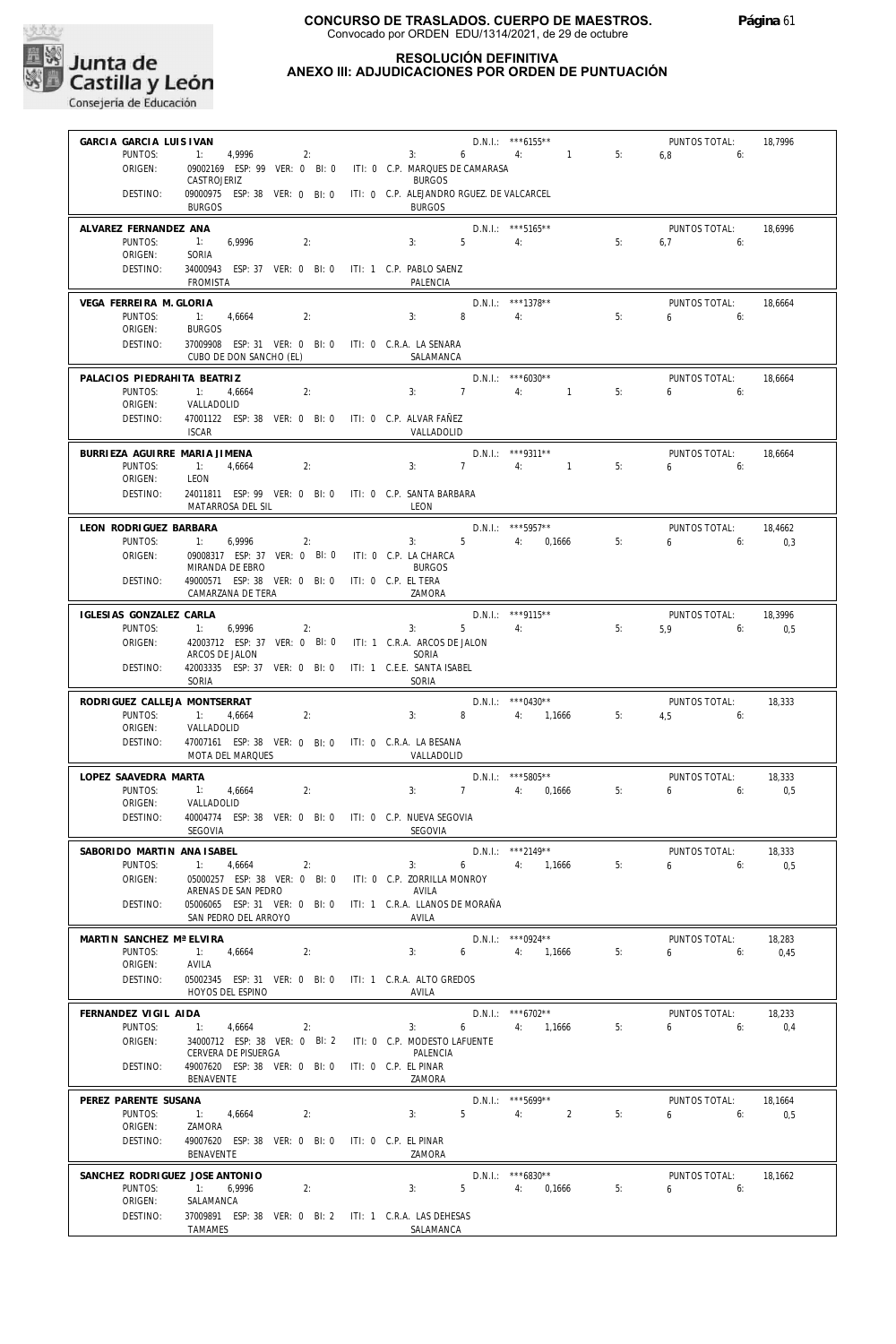**CONCURSO DE TRASLADOS. CUERPO DE MAESTROS.**
Convocado por ORDEN EDU/1314/2021, de 29 de octubre

**RESOLUCIÓN DEFINITIVA**
**ANEXO III: ADJUDICACIONES POR ORDEN DE PUNTUACIÓN**

---

**GARCIA GARCIA LUIS IVAN** — D.N.I.: ***6155** — PUNTOS TOTAL: 18,7996
PUNTOS: 1: 4,9996 2: 3: 6 4: 1 5: 6,8 6:
ORIGEN: 09002169 ESP: 99 VER: 0 BI: 0 ITI: 0 C.P. MARQUES DE CAMARASA — CASTROJERIZ — BURGOS
DESTINO: 09000975 ESP: 38 VER: 0 BI: 0 ITI: 0 C.P. ALEJANDRO RGUEZ. DE VALCARCEL — BURGOS — BURGOS

---

**ALVAREZ FERNANDEZ ANA** — D.N.I.: ***5165** — PUNTOS TOTAL: 18,6996
PUNTOS: 1: 6,9996 2: 3: 5 4: 5: 6,7 6:
ORIGEN: SORIA
DESTINO: 34000943 ESP: 37 VER: 0 BI: 0 ITI: 1 C.P. PABLO SAENZ — FROMISTA — PALENCIA

---

**VEGA FERREIRA M. GLORIA** — D.N.I.: ***1378** — PUNTOS TOTAL: 18,6664
PUNTOS: 1: 4,6664 2: 3: 8 4: 5: 6 6:
ORIGEN: BURGOS
DESTINO: 37009908 ESP: 31 VER: 0 BI: 0 ITI: 0 C.R.A. LA SENARA — CUBO DE DON SANCHO (EL) — SALAMANCA

---

**PALACIOS PIEDRAHITA BEATRIZ** — D.N.I.: ***6030** — PUNTOS TOTAL: 18,6664
PUNTOS: 1: 4,6664 2: 3: 7 4: 1 5: 6 6:
ORIGEN: VALLADOLID
DESTINO: 47001122 ESP: 38 VER: 0 BI: 0 ITI: 0 C.P. ALVAR FAÑEZ — ISCAR — VALLADOLID

---

**BURRIEZA AGUIRRE MARIA JIMENA** — D.N.I.: ***9311** — PUNTOS TOTAL: 18,6664
PUNTOS: 1: 4,6664 2: 3: 7 4: 1 5: 6 6:
ORIGEN: LEON
DESTINO: 24011811 ESP: 99 VER: 0 BI: 0 ITI: 0 C.P. SANTA BARBARA — MATARROSA DEL SIL — LEON

---

**LEON RODRIGUEZ BARBARA** — D.N.I.: ***5957** — PUNTOS TOTAL: 18,4662
PUNTOS: 1: 6,9996 2: 3: 5 4: 0,1666 5: 6 6: 0,3
ORIGEN: 09008317 ESP: 37 VER: 0 BI: 0 ITI: 0 C.P. LA CHARCA — MIRANDA DE EBRO — BURGOS
DESTINO: 49000571 ESP: 38 VER: 0 BI: 0 ITI: 0 C.P. EL TERA — CAMARZANA DE TERA — ZAMORA

---

**IGLESIAS GONZALEZ CARLA** — D.N.I.: ***9115** — PUNTOS TOTAL: 18,3996
PUNTOS: 1: 6,9996 2: 3: 5 4: 5: 5,9 6: 0,5
ORIGEN: 42003712 ESP: 37 VER: 0 BI: 0 ITI: 1 C.R.A. ARCOS DE JALON — ARCOS DE JALON — SORIA
DESTINO: 42003335 ESP: 37 VER: 0 BI: 0 ITI: 1 C.E.E. SANTA ISABEL — SORIA — SORIA

---

**RODRIGUEZ CALLEJA MONTSERRAT** — D.N.I.: ***0430** — PUNTOS TOTAL: 18,333
PUNTOS: 1: 4,6664 2: 3: 8 4: 1,1666 5: 4,5 6:
ORIGEN: VALLADOLID
DESTINO: 47007161 ESP: 38 VER: 0 BI: 0 ITI: 0 C.R.A. LA BESANA — MOTA DEL MARQUES — VALLADOLID

---

**LOPEZ SAAVEDRA MARTA** — D.N.I.: ***5805** — PUNTOS TOTAL: 18,333
PUNTOS: 1: 4,6664 2: 3: 7 4: 0,1666 5: 6 6: 0,5
ORIGEN: VALLADOLID
DESTINO: 40004774 ESP: 38 VER: 0 BI: 0 ITI: 0 C.P. NUEVA SEGOVIA — SEGOVIA — SEGOVIA

---

**SABORIDO MARTIN ANA ISABEL** — D.N.I.: ***2149** — PUNTOS TOTAL: 18,333
PUNTOS: 1: 4,6664 2: 3: 6 4: 1,1666 5: 6 6: 0,5
ORIGEN: 05000257 ESP: 38 VER: 0 BI: 0 ITI: 0 C.P. ZORRILLA MONROY — ARENAS DE SAN PEDRO — AVILA
DESTINO: 05006065 ESP: 31 VER: 0 BI: 0 ITI: 1 C.R.A. LLANOS DE MORAÑA — SAN PEDRO DEL ARROYO — AVILA

---

**MARTIN SANCHEZ Mª ELVIRA** — D.N.I.: ***0924** — PUNTOS TOTAL: 18,283
PUNTOS: 1: 4,6664 2: 3: 6 4: 1,1666 5: 6 6: 0,45
ORIGEN: AVILA
DESTINO: 05002345 ESP: 31 VER: 0 BI: 0 ITI: 1 C.R.A. ALTO GREDOS — HOYOS DEL ESPINO — AVILA

---

**FERNANDEZ VIGIL AIDA** — D.N.I.: ***6702** — PUNTOS TOTAL: 18,233
PUNTOS: 1: 4,6664 2: 3: 6 4: 1,1666 5: 6 6: 0,4
ORIGEN: 34000712 ESP: 38 VER: 0 BI: 2 ITI: 0 C.P. MODESTO LAFUENTE — CERVERA DE PISUERGA — PALENCIA
DESTINO: 49007620 ESP: 38 VER: 0 BI: 0 ITI: 0 C.P. EL PINAR — BENAVENTE — ZAMORA

---

**PEREZ PARENTE SUSANA** — D.N.I.: ***5699** — PUNTOS TOTAL: 18,1664
PUNTOS: 1: 4,6664 2: 3: 5 4: 2 5: 6 6: 0,5
ORIGEN: ZAMORA
DESTINO: 49007620 ESP: 38 VER: 0 BI: 0 ITI: 0 C.P. EL PINAR — BENAVENTE — ZAMORA

---

**SANCHEZ RODRIGUEZ JOSE ANTONIO** — D.N.I.: ***6830** — PUNTOS TOTAL: 18,1662
PUNTOS: 1: 6,9996 2: 3: 5 4: 0,1666 5: 6 6:
ORIGEN: SALAMANCA
DESTINO: 37009891 ESP: 38 VER: 0 BI: 2 ITI: 1 C.R.A. LAS DEHESAS — TAMAMES — SALAMANCA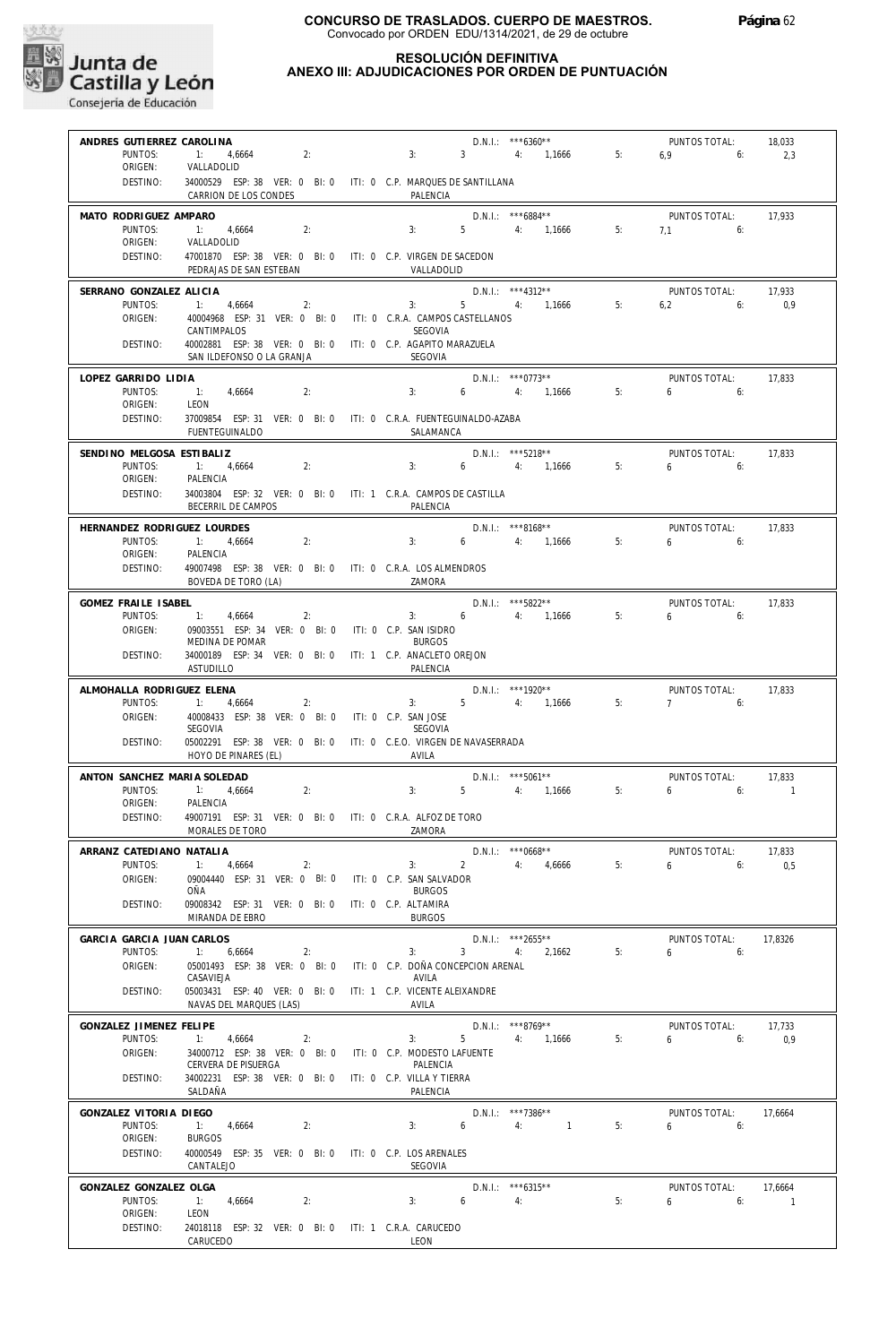**CONCURSO DE TRASLADOS. CUERPO DE MAESTROS.**
Convocado por ORDEN EDU/1314/2021, de 29 de octubre

**RESOLUCIÓN DEFINITIVA**
**ANEXO III: ADJUDICACIONES POR ORDEN DE PUNTUACIÓN**

Junta de Castilla y León
Consejería de Educación

---

**ANDRES GUTIERREZ CAROLINA** — D.N.I.: ***6360** — PUNTOS TOTAL: 18,033
PUNTOS: 1: 4,6664 2: 3: 3 4: 1,1666 5: 6,9 6: 2,3
ORIGEN: VALLADOLID
DESTINO: 34000529 ESP: 38 VER: 0 BI: 0 ITI: 0 C.P. MARQUES DE SANTILLANA
CARRION DE LOS CONDES — PALENCIA

---

**MATO RODRIGUEZ AMPARO** — D.N.I.: ***6884** — PUNTOS TOTAL: 17,933
PUNTOS: 1: 4,6664 2: 3: 5 4: 1,1666 5: 7,1 6:
ORIGEN: VALLADOLID
DESTINO: 47001870 ESP: 38 VER: 0 BI: 0 ITI: 0 C.P. VIRGEN DE SACEDON
PEDRAJAS DE SAN ESTEBAN — VALLADOLID

---

**SERRANO GONZALEZ ALICIA** — D.N.I.: ***4312** — PUNTOS TOTAL: 17,933
PUNTOS: 1: 4,6664 2: 3: 5 4: 1,1666 5: 6,2 6: 0,9
ORIGEN: 40004968 ESP: 31 VER: 0 BI: 0 ITI: 0 C.R.A. CAMPOS CASTELLANOS
CANTIMPALOS — SEGOVIA
DESTINO: 40002881 ESP: 38 VER: 0 BI: 0 ITI: 0 C.P. AGAPITO MARAZUELA
SAN ILDEFONSO O LA GRANJA — SEGOVIA

---

**LOPEZ GARRIDO LIDIA** — D.N.I.: ***0773** — PUNTOS TOTAL: 17,833
PUNTOS: 1: 4,6664 2: 3: 6 4: 1,1666 5: 6 6:
ORIGEN: LEON
DESTINO: 37009854 ESP: 31 VER: 0 BI: 0 ITI: 0 C.R.A. FUENTEGUINALDO-AZABA
FUENTEGUINALDO — SALAMANCA

---

**SENDINO MELGOSA ESTIBALIZ** — D.N.I.: ***5218** — PUNTOS TOTAL: 17,833
PUNTOS: 1: 4,6664 2: 3: 6 4: 1,1666 5: 6 6:
ORIGEN: PALENCIA
DESTINO: 34003804 ESP: 32 VER: 0 BI: 0 ITI: 1 C.R.A. CAMPOS DE CASTILLA
BECERRIL DE CAMPOS — PALENCIA

---

**HERNANDEZ RODRIGUEZ LOURDES** — D.N.I.: ***8168** — PUNTOS TOTAL: 17,833
PUNTOS: 1: 4,6664 2: 3: 6 4: 1,1666 5: 6 6:
ORIGEN: PALENCIA
DESTINO: 49007498 ESP: 38 VER: 0 BI: 0 ITI: 0 C.R.A. LOS ALMENDROS
BOVEDA DE TORO (LA) — ZAMORA

---

**GOMEZ FRAILE ISABEL** — D.N.I.: ***5822** — PUNTOS TOTAL: 17,833
PUNTOS: 1: 4,6664 2: 3: 6 4: 1,1666 5: 6 6:
ORIGEN: 09003551 ESP: 34 VER: 0 BI: 0 ITI: 0 C.P. SAN ISIDRO
MEDINA DE POMAR — BURGOS
DESTINO: 34000189 ESP: 34 VER: 0 BI: 0 ITI: 1 C.P. ANACLETO OREJON
ASTUDILLO — PALENCIA

---

**ALMOHALLA RODRIGUEZ ELENA** — D.N.I.: ***1920** — PUNTOS TOTAL: 17,833
PUNTOS: 1: 4,6664 2: 3: 5 4: 1,1666 5: 7 6:
ORIGEN: 40008433 ESP: 38 VER: 0 BI: 0 ITI: 0 C.P. SAN JOSE
SEGOVIA — SEGOVIA
DESTINO: 05002291 ESP: 38 VER: 0 BI: 0 ITI: 0 C.E.O. VIRGEN DE NAVASERRADA
HOYO DE PINARES (EL) — AVILA

---

**ANTON SANCHEZ MARIA SOLEDAD** — D.N.I.: ***5061** — PUNTOS TOTAL: 17,833
PUNTOS: 1: 4,6664 2: 3: 5 4: 1,1666 5: 6 6: 1
ORIGEN: PALENCIA
DESTINO: 49007191 ESP: 31 VER: 0 BI: 0 ITI: 0 C.R.A. ALFOZ DE TORO
MORALES DE TORO — ZAMORA

---

**ARRANZ CATEDIANO NATALIA** — D.N.I.: ***0668** — PUNTOS TOTAL: 17,833
PUNTOS: 1: 4,6664 2: 3: 2 4: 4,6666 5: 6 6: 0,5
ORIGEN: 09004440 ESP: 31 VER: 0 BI: 0 ITI: 0 C.P. SAN SALVADOR
OÑA — BURGOS
DESTINO: 09008342 ESP: 31 VER: 0 BI: 0 ITI: 0 C.P. ALTAMIRA
MIRANDA DE EBRO — BURGOS

---

**GARCIA GARCIA JUAN CARLOS** — D.N.I.: ***2655** — PUNTOS TOTAL: 17,8326
PUNTOS: 1: 6,6664 2: 3: 3 4: 2,1662 5: 6 6:
ORIGEN: 05001493 ESP: 38 VER: 0 BI: 0 ITI: 0 C.P. DOÑA CONCEPCION ARENAL
CASAVIEJA — AVILA
DESTINO: 05003431 ESP: 40 VER: 0 BI: 0 ITI: 1 C.P. VICENTE ALEIXANDRE
NAVAS DEL MARQUES (LAS) — AVILA

---

**GONZALEZ JIMENEZ FELIPE** — D.N.I.: ***8769** — PUNTOS TOTAL: 17,733
PUNTOS: 1: 4,6664 2: 3: 5 4: 1,1666 5: 6 6: 0,9
ORIGEN: 34000712 ESP: 38 VER: 0 BI: 0 ITI: 0 C.P. MODESTO LAFUENTE
CERVERA DE PISUERGA — PALENCIA
DESTINO: 34002231 ESP: 38 VER: 0 BI: 0 ITI: 0 C.P. VILLA Y TIERRA
SALDAÑA — PALENCIA

---

**GONZALEZ VITORIA DIEGO** — D.N.I.: ***7386** — PUNTOS TOTAL: 17,6664
PUNTOS: 1: 4,6664 2: 3: 6 4: 1 5: 6 6:
ORIGEN: BURGOS
DESTINO: 40000549 ESP: 35 VER: 0 BI: 0 ITI: 0 C.P. LOS ARENALES
CANTALEJO — SEGOVIA

---

**GONZALEZ GONZALEZ OLGA** — D.N.I.: ***6315** — PUNTOS TOTAL: 17,6664
PUNTOS: 1: 4,6664 2: 3: 6 4: 5: 6 6: 1
ORIGEN: LEON
DESTINO: 24018118 ESP: 32 VER: 0 BI: 0 ITI: 1 C.R.A. CARUCEDO
CARUCEDO — LEON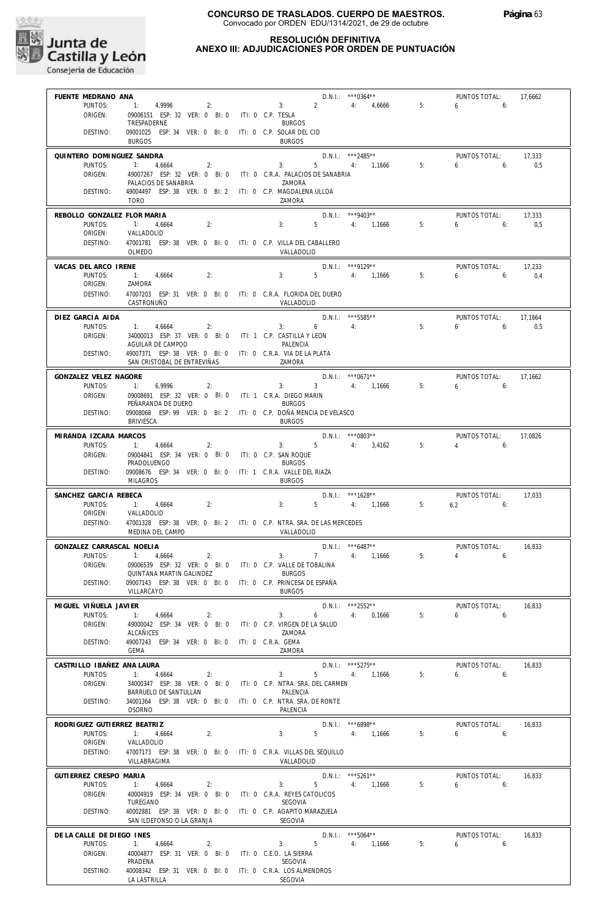**CONCURSO DE TRASLADOS. CUERPO DE MAESTROS.**
Convocado por ORDEN EDU/1314/2021, de 29 de octubre

**RESOLUCIÓN DEFINITIVA**
**ANEXO III: ADJUDICACIONES POR ORDEN DE PUNTUACIÓN**

---

**FUENTE MEDRANO ANA** — D.N.I.: \*\*\*0364\*\* — PUNTOS TOTAL: 17,6662
PUNTOS: 1: 4,9996 2: 3: 2 4: 4,6666 5: 6 6:
ORIGEN: 09006151 ESP: 32 VER: 0 BI: 0 ITI: 0 C.P. TESLA — TRESPADERNE — BURGOS
DESTINO: 09001025 ESP: 34 VER: 0 BI: 0 ITI: 0 C.P. SOLAR DEL CID — BURGOS — BURGOS

---

**QUINTERO DOMINGUEZ SANDRA** — D.N.I.: \*\*\*2485\*\* — PUNTOS TOTAL: 17,333
PUNTOS: 1: 4,6664 2: 3: 5 4: 1,1666 5: 6 6: 0,5
ORIGEN: 49007267 ESP: 32 VER: 0 BI: 0 ITI: 0 C.R.A. PALACIOS DE SANABRIA — PALACIOS DE SANABRIA — ZAMORA
DESTINO: 49004497 ESP: 38 VER: 0 BI: 2 ITI: 0 C.P. MAGDALENA ULLOA — TORO — ZAMORA

---

**REBOLLO GONZALEZ FLOR MARIA** — D.N.I.: \*\*\*9403\*\* — PUNTOS TOTAL: 17,333
PUNTOS: 1: 4,6664 2: 3: 5 4: 1,1666 5: 6 6: 0,5
ORIGEN: VALLADOLID
DESTINO: 47001781 ESP: 38 VER: 0 BI: 0 ITI: 0 C.P. VILLA DEL CABALLERO — OLMEDO — VALLADOLID

---

**VACAS DEL ARCO IRENE** — D.N.I.: \*\*\*9129\*\* — PUNTOS TOTAL: 17,233
PUNTOS: 1: 4,6664 2: 3: 5 4: 1,1666 5: 6 6: 0,4
ORIGEN: ZAMORA
DESTINO: 47007203 ESP: 31 VER: 0 BI: 0 ITI: 0 C.R.A. FLORIDA DEL DUERO — CASTRONUÑO — VALLADOLID

---

**DIEZ GARCIA AIDA** — D.N.I.: \*\*\*5585\*\* — PUNTOS TOTAL: 17,1664
PUNTOS: 1: 4,6664 2: 3: 6 4: 5: 6 6: 0,5
ORIGEN: 34000013 ESP: 37 VER: 0 BI: 0 ITI: 1 C.P. CASTILLA Y LEON — AGUILAR DE CAMPOO — PALENCIA
DESTINO: 49007371 ESP: 38 VER: 0 BI: 0 ITI: 0 C.R.A. VIA DE LA PLATA — SAN CRISTOBAL DE ENTREVIÑAS — ZAMORA

---

**GONZALEZ VELEZ NAGORE** — D.N.I.: \*\*\*0671\*\* — PUNTOS TOTAL: 17,1662
PUNTOS: 1: 6,9996 2: 3: 3 4: 1,1666 5: 6 6:
ORIGEN: 09008691 ESP: 32 VER: 0 BI: 0 ITI: 1 C.R.A. DIEGO MARIN — PEÑARANDA DE DUERO — BURGOS
DESTINO: 09008068 ESP: 99 VER: 0 BI: 2 ITI: 0 C.P. DOÑA MENCIA DE VELASCO — BRIVIESCA — BURGOS

---

**MIRANDA IZCARA MARCOS** — D.N.I.: \*\*\*0803\*\* — PUNTOS TOTAL: 17,0826
PUNTOS: 1: 4,6664 2: 3: 5 4: 3,4162 5: 4 6:
ORIGEN: 09004841 ESP: 34 VER: 0 BI: 0 ITI: 0 C.P. SAN ROQUE — PRADOLUENGO — BURGOS
DESTINO: 09008676 ESP: 34 VER: 0 BI: 0 ITI: 1 C.R.A. VALLE DEL RIAZA — MILAGROS — BURGOS

---

**SANCHEZ GARCIA REBECA** — D.N.I.: \*\*\*1628\*\* — PUNTOS TOTAL: 17,033
PUNTOS: 1: 4,6664 2: 3: 5 4: 1,1666 5: 6,2 6:
ORIGEN: VALLADOLID
DESTINO: 47001328 ESP: 38 VER: 0 BI: 2 ITI: 0 C.P. NTRA. SRA. DE LAS MERCEDES — MEDINA DEL CAMPO — VALLADOLID

---

**GONZALEZ CARRASCAL NOELIA** — D.N.I.: \*\*\*6487\*\* — PUNTOS TOTAL: 16,833
PUNTOS: 1: 4,6664 2: 3: 7 4: 1,1666 5: 4 6:
ORIGEN: 09006539 ESP: 32 VER: 0 BI: 0 ITI: 0 C.P. VALLE DE TOBALINA — QUINTANA MARTIN GALINDEZ — BURGOS
DESTINO: 09007143 ESP: 38 VER: 0 BI: 0 ITI: 0 C.P. PRINCESA DE ESPAÑA — VILLARCAYO — BURGOS

---

**MIGUEL VIÑUELA JAVIER** — D.N.I.: \*\*\*2552\*\* — PUNTOS TOTAL: 16,833
PUNTOS: 1: 4,6664 2: 3: 6 4: 0,1666 5: 6 6:
ORIGEN: 49000042 ESP: 34 VER: 0 BI: 0 ITI: 0 C.P. VIRGEN DE LA SALUD — ALCAÑICES — ZAMORA
DESTINO: 49007243 ESP: 34 VER: 0 BI: 0 ITI: 0 C.R.A. GEMA — GEMA — ZAMORA

---

**CASTRILLO IBAÑEZ ANA LAURA** — D.N.I.: \*\*\*5275\*\* — PUNTOS TOTAL: 16,833
PUNTOS: 1: 4,6664 2: 3: 5 4: 1,1666 5: 6 6:
ORIGEN: 34000347 ESP: 38 VER: 0 BI: 0 ITI: 0 C.P. NTRA. SRA. DEL CARMEN — BARRUELO DE SANTULLAN — PALENCIA
DESTINO: 34001364 ESP: 38 VER: 0 BI: 0 ITI: 0 C.P. NTRA. SRA. DE RONTE — OSORNO — PALENCIA

---

**RODRIGUEZ GUTIERREZ BEATRIZ** — D.N.I.: \*\*\*6898\*\* — PUNTOS TOTAL: 16,833
PUNTOS: 1: 4,6664 2: 3: 5 4: 1,1666 5: 6 6:
ORIGEN: VALLADOLID
DESTINO: 47007173 ESP: 38 VER: 0 BI: 0 ITI: 0 C.R.A. VILLAS DEL SEQUILLO — VILLABRAGIMA — VALLADOLID

---

**GUTIERREZ CRESPO MARIA** — D.N.I.: \*\*\*5261\*\* — PUNTOS TOTAL: 16,833
PUNTOS: 1: 4,6664 2: 3: 5 4: 1,1666 5: 6 6:
ORIGEN: 40004919 ESP: 34 VER: 0 BI: 0 ITI: 0 C.R.A. REYES CATOLICOS — TUREGANO — SEGOVIA
DESTINO: 40002881 ESP: 38 VER: 0 BI: 0 ITI: 0 C.P. AGAPITO MARAZUELA — SAN ILDEFONSO O LA GRANJA — SEGOVIA

---

**DE LA CALLE DE DIEGO INES** — D.N.I.: \*\*\*5064\*\* — PUNTOS TOTAL: 16,833
PUNTOS: 1: 4,6664 2: 3: 5 4: 1,1666 5: 6 6:
ORIGEN: 40004877 ESP: 31 VER: 0 BI: 0 ITI: 0 C.E.O. LA SIERRA — PRADENA — SEGOVIA
DESTINO: 40008342 ESP: 31 VER: 0 BI: 0 ITI: 0 C.R.A. LOS ALMENDROS — LA LASTRILLA — SEGOVIA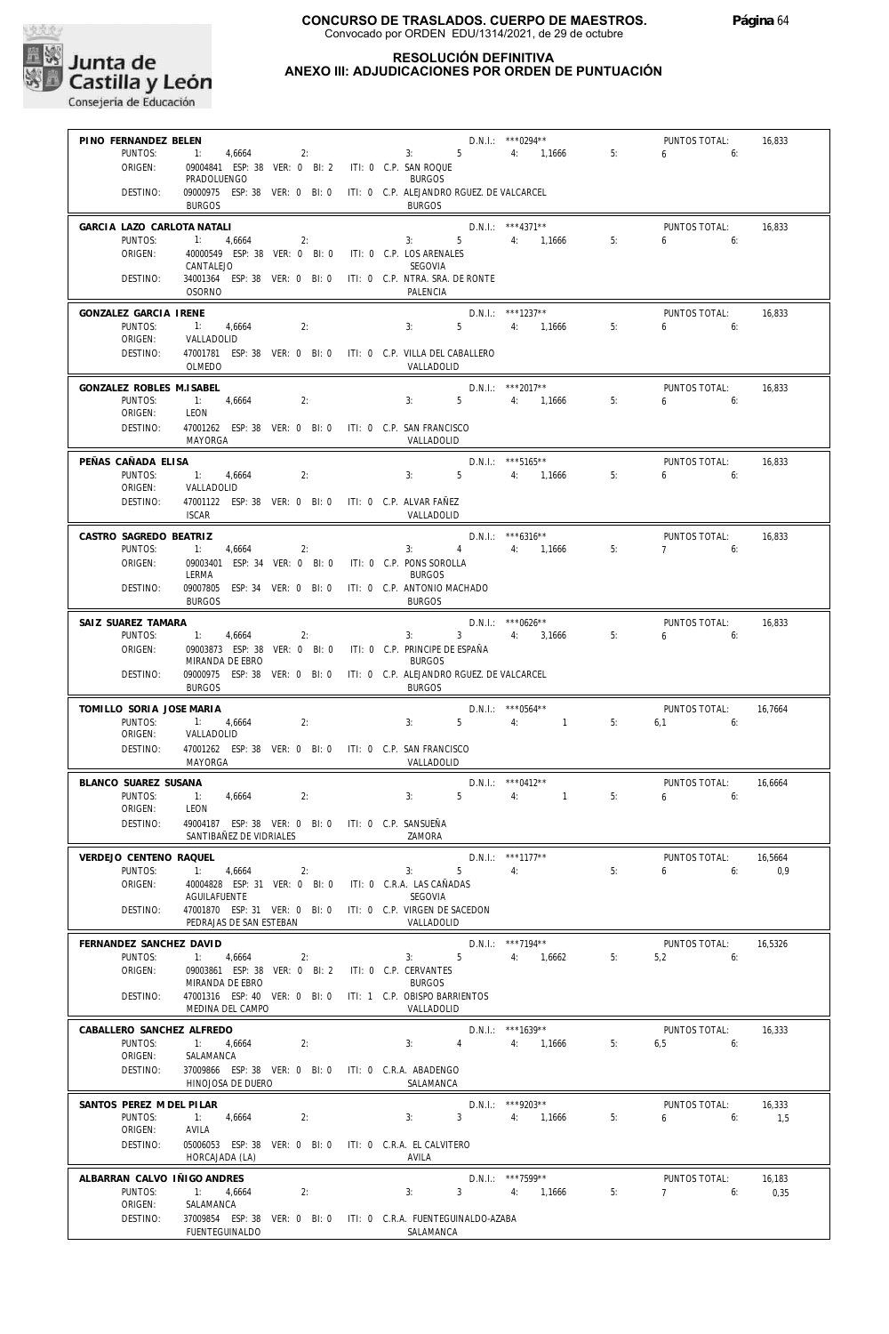**CONCURSO DE TRASLADOS. CUERPO DE MAESTROS.**
Convocado por ORDEN EDU/1314/2021, de 29 de octubre

**RESOLUCIÓN DEFINITIVA**
**ANEXO III: ADJUDICACIONES POR ORDEN DE PUNTUACIÓN**

**PINO FERNANDEZ BELEN** — D.N.I.: ***0294** — PUNTOS TOTAL: 16,833
PUNTOS: 1: 4,6664 2: 3: 5 4: 1,1666 5: 6 6:
ORIGEN: 09004841 ESP: 38 VER: 0 BI: 2 ITI: 0 C.P. SAN ROQUE — PRADOLUENGO — BURGOS
DESTINO: 09000975 ESP: 38 VER: 0 BI: 0 ITI: 0 C.P. ALEJANDRO RGUEZ. DE VALCARCEL — BURGOS — BURGOS

**GARCIA LAZO CARLOTA NATALI** — D.N.I.: ***4371** — PUNTOS TOTAL: 16,833
PUNTOS: 1: 4,6664 2: 3: 5 4: 1,1666 5: 6 6:
ORIGEN: 40000549 ESP: 38 VER: 0 BI: 0 ITI: 0 C.P. LOS ARENALES — CANTALEJO — SEGOVIA
DESTINO: 34001364 ESP: 38 VER: 0 BI: 0 ITI: 0 C.P. NTRA. SRA. DE RONTE — OSORNO — PALENCIA

**GONZALEZ GARCIA IRENE** — D.N.I.: ***1237** — PUNTOS TOTAL: 16,833
PUNTOS: 1: 4,6664 2: 3: 5 4: 1,1666 5: 6 6:
ORIGEN: VALLADOLID
DESTINO: 47001781 ESP: 38 VER: 0 BI: 0 ITI: 0 C.P. VILLA DEL CABALLERO — OLMEDO — VALLADOLID

**GONZALEZ ROBLES M.ISABEL** — D.N.I.: ***2017** — PUNTOS TOTAL: 16,833
PUNTOS: 1: 4,6664 2: 3: 5 4: 1,1666 5: 6 6:
ORIGEN: LEON
DESTINO: 47001262 ESP: 38 VER: 0 BI: 0 ITI: 0 C.P. SAN FRANCISCO — MAYORGA — VALLADOLID

**PEÑAS CAÑADA ELISA** — D.N.I.: ***5165** — PUNTOS TOTAL: 16,833
PUNTOS: 1: 4,6664 2: 3: 5 4: 1,1666 5: 6 6:
ORIGEN: VALLADOLID
DESTINO: 47001122 ESP: 38 VER: 0 BI: 0 ITI: 0 C.P. ALVAR FAÑEZ — ISCAR — VALLADOLID

**CASTRO SAGREDO BEATRIZ** — D.N.I.: ***6316** — PUNTOS TOTAL: 16,833
PUNTOS: 1: 4,6664 2: 3: 4 4: 1,1666 5: 7 6:
ORIGEN: 09003401 ESP: 34 VER: 0 BI: 0 ITI: 0 C.P. PONS SOROLLA — LERMA — BURGOS
DESTINO: 09007805 ESP: 34 VER: 0 BI: 0 ITI: 0 C.P. ANTONIO MACHADO — BURGOS — BURGOS

**SAIZ SUAREZ TAMARA** — D.N.I.: ***0626** — PUNTOS TOTAL: 16,833
PUNTOS: 1: 4,6664 2: 3: 3 4: 3,1666 5: 6 6:
ORIGEN: 09003873 ESP: 38 VER: 0 BI: 0 ITI: 0 C.P. PRINCIPE DE ESPAÑA — MIRANDA DE EBRO — BURGOS
DESTINO: 09000975 ESP: 38 VER: 0 BI: 0 ITI: 0 C.P. ALEJANDRO RGUEZ. DE VALCARCEL — BURGOS — BURGOS

**TOMILLO SORIA JOSE MARIA** — D.N.I.: ***0564** — PUNTOS TOTAL: 16,7664
PUNTOS: 1: 4,6664 2: 3: 5 4: 1 5: 6,1 6:
ORIGEN: VALLADOLID
DESTINO: 47001262 ESP: 38 VER: 0 BI: 0 ITI: 0 C.P. SAN FRANCISCO — MAYORGA — VALLADOLID

**BLANCO SUAREZ SUSANA** — D.N.I.: ***0412** — PUNTOS TOTAL: 16,6664
PUNTOS: 1: 4,6664 2: 3: 5 4: 1 5: 6 6:
ORIGEN: LEON
DESTINO: 49004187 ESP: 38 VER: 0 BI: 0 ITI: 0 C.P. SANSUEÑA — SANTIBAÑEZ DE VIDRIALES — ZAMORA

**VERDEJO CENTENO RAQUEL** — D.N.I.: ***1177** — PUNTOS TOTAL: 16,5664
PUNTOS: 1: 4,6664 2: 3: 5 4: 5: 6 6: 0,9
ORIGEN: 40004828 ESP: 31 VER: 0 BI: 0 ITI: 0 C.R.A. LAS CAÑADAS — AGUILAFUENTE — SEGOVIA
DESTINO: 47001870 ESP: 31 VER: 0 BI: 0 ITI: 0 C.P. VIRGEN DE SACEDON — PEDRAJAS DE SAN ESTEBAN — VALLADOLID

**FERNANDEZ SANCHEZ DAVID** — D.N.I.: ***7194** — PUNTOS TOTAL: 16,5326
PUNTOS: 1: 4,6664 2: 3: 5 4: 1,6662 5: 5,2 6:
ORIGEN: 09003861 ESP: 38 VER: 0 BI: 2 ITI: 0 C.P. CERVANTES — MIRANDA DE EBRO — BURGOS
DESTINO: 47001316 ESP: 40 VER: 0 BI: 0 ITI: 1 C.P. OBISPO BARRIENTOS — MEDINA DEL CAMPO — VALLADOLID

**CABALLERO SANCHEZ ALFREDO** — D.N.I.: ***1639** — PUNTOS TOTAL: 16,333
PUNTOS: 1: 4,6664 2: 3: 4 4: 1,1666 5: 6,5 6:
ORIGEN: SALAMANCA
DESTINO: 37009866 ESP: 38 VER: 0 BI: 0 ITI: 0 C.R.A. ABADENGO — HINOJOSA DE DUERO — SALAMANCA

**SANTOS PEREZ M DEL PILAR** — D.N.I.: ***9203** — PUNTOS TOTAL: 16,333
PUNTOS: 1: 4,6664 2: 3: 3 4: 1,1666 5: 6 6: 1,5
ORIGEN: AVILA
DESTINO: 05006053 ESP: 38 VER: 0 BI: 0 ITI: 0 C.R.A. EL CALVITERO — HORCAJADA (LA) — AVILA

**ALBARRAN CALVO IÑIGO ANDRES** — D.N.I.: ***7599** — PUNTOS TOTAL: 16,183
PUNTOS: 1: 4,6664 2: 3: 3 4: 1,1666 5: 7 6: 0,35
ORIGEN: SALAMANCA
DESTINO: 37009854 ESP: 38 VER: 0 BI: 0 ITI: 0 C.R.A. FUENTEGUINALDO-AZABA — FUENTEGUINALDO — SALAMANCA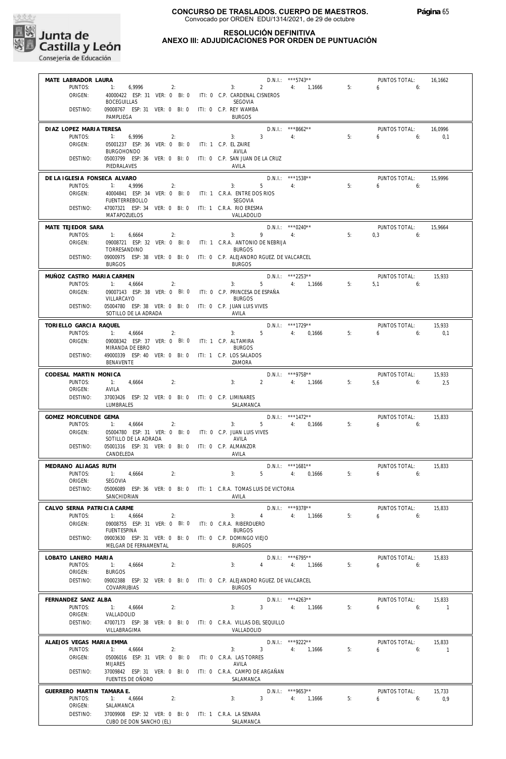**CONCURSO DE TRASLADOS. CUERPO DE MAESTROS.**
Convocado por ORDEN EDU/1314/2021, de 29 de octubre

**RESOLUCIÓN DEFINITIVA**
**ANEXO III: ADJUDICACIONES POR ORDEN DE PUNTUACIÓN**

---

**MATE LABRADOR LAURA** — D.N.I.: ***5743** — PUNTOS TOTAL: 16,1662
PUNTOS: 1: 6,9996 2: 3: 2 4: 1,1666 5: 6 6:
ORIGEN: 40000422 ESP: 31 VER: 0 BI: 0 ITI: 0 C.P. CARDENAL CISNEROS — BOCEGUILLAS — SEGOVIA
DESTINO: 09008767 ESP: 31 VER: 0 BI: 0 ITI: 0 C.P. REY WAMBA — PAMPLIEGA — BURGOS

---

**DIAZ LOPEZ MARIA TERESA** — D.N.I.: ***8662** — PUNTOS TOTAL: 16,0996
PUNTOS: 1: 6,9996 2: 3: 3 4: 5: 6 6: 0,1
ORIGEN: 05001237 ESP: 36 VER: 0 BI: 0 ITI: 1 C.P. EL ZAIRE — BURGOHONDO — AVILA
DESTINO: 05003799 ESP: 36 VER: 0 BI: 0 ITI: 0 C.P. SAN JUAN DE LA CRUZ — PIEDRALAVES — AVILA

---

**DE LA IGLESIA FONSECA ALVARO** — D.N.I.: ***1538** — PUNTOS TOTAL: 15,9996
PUNTOS: 1: 4,9996 2: 3: 5 4: 5: 6 6:
ORIGEN: 40004841 ESP: 34 VER: 0 BI: 0 ITI: 1 C.R.A. ENTRE DOS RIOS — FUENTERREBOLLO — SEGOVIA
DESTINO: 47007321 ESP: 34 VER: 0 BI: 0 ITI: 1 C.R.A. RIO ERESMA — MATAPOZUELOS — VALLADOLID

---

**MATE TEJEDOR SARA** — D.N.I.: ***0240** — PUNTOS TOTAL: 15,9664
PUNTOS: 1: 6,6664 2: 3: 9 4: 5: 0,3 6:
ORIGEN: 09008721 ESP: 32 VER: 0 BI: 0 ITI: 1 C.R.A. ANTONIO DE NEBRIJA — TORRESANDINO — BURGOS
DESTINO: 09000975 ESP: 38 VER: 0 BI: 0 ITI: 0 C.P. ALEJANDRO RGUEZ. DE VALCARCEL — BURGOS — BURGOS

---

**MUÑOZ CASTRO MARIA CARMEN** — D.N.I.: ***2253** — PUNTOS TOTAL: 15,933
PUNTOS: 1: 4,6664 2: 3: 5 4: 1,1666 5: 5,1 6:
ORIGEN: 09007143 ESP: 38 VER: 0 BI: 0 ITI: 0 C.P. PRINCESA DE ESPAÑA — VILLARCAYO — BURGOS
DESTINO: 05004780 ESP: 38 VER: 0 BI: 0 ITI: 0 C.P. JUAN LUIS VIVES — SOTILLO DE LA ADRADA — AVILA

---

**TORIELLO GARCIA RAQUEL** — D.N.I.: ***1729** — PUNTOS TOTAL: 15,933
PUNTOS: 1: 4,6664 2: 3: 5 4: 0,1666 5: 6 6: 0,1
ORIGEN: 09008342 ESP: 37 VER: 0 BI: 0 ITI: 1 C.P. ALTAMIRA — MIRANDA DE EBRO — BURGOS
DESTINO: 49000339 ESP: 40 VER: 0 BI: 0 ITI: 1 C.P. LOS SALADOS — BENAVENTE — ZAMORA

---

**CODESAL MARTIN MONICA** — D.N.I.: ***9758** — PUNTOS TOTAL: 15,933
PUNTOS: 1: 4,6664 2: 3: 2 4: 1,1666 5: 5,6 6: 2,5
ORIGEN: AVILA
DESTINO: 37003426 ESP: 32 VER: 0 BI: 0 ITI: 0 C.P. LIMINARES — LUMBRALES — SALAMANCA

---

**GOMEZ MORCUENDE GEMA** — D.N.I.: ***1472** — PUNTOS TOTAL: 15,833
PUNTOS: 1: 4,6664 2: 3: 5 4: 0,1666 5: 6 6:
ORIGEN: 05004780 ESP: 31 VER: 0 BI: 0 ITI: 0 C.P. JUAN LUIS VIVES — SOTILLO DE LA ADRADA — AVILA
DESTINO: 05001316 ESP: 31 VER: 0 BI: 0 ITI: 0 C.P. ALMANZOR — CANDELEDA — AVILA

---

**MEDRANO ALIAGAS RUTH** — D.N.I.: ***1681** — PUNTOS TOTAL: 15,833
PUNTOS: 1: 4,6664 2: 3: 5 4: 0,1666 5: 6 6:
ORIGEN: SEGOVIA
DESTINO: 05006089 ESP: 36 VER: 0 BI: 0 ITI: 1 C.R.A. TOMAS LUIS DE VICTORIA — SANCHIDRIAN — AVILA

---

**CALVO SERNA PATRICIA CARME** — D.N.I.: ***9378** — PUNTOS TOTAL: 15,833
PUNTOS: 1: 4,6664 2: 3: 4 4: 1,1666 5: 6 6:
ORIGEN: 09008755 ESP: 31 VER: 0 BI: 0 ITI: 0 C.R.A. RIBERDUERO — FUENTESPINA — BURGOS
DESTINO: 09003630 ESP: 31 VER: 0 BI: 0 ITI: 0 C.P. DOMINGO VIEJO — MELGAR DE FERNAMENTAL — BURGOS

---

**LOBATO LANERO MARIA** — D.N.I.: ***6795** — PUNTOS TOTAL: 15,833
PUNTOS: 1: 4,6664 2: 3: 4 4: 1,1666 5: 6 6:
ORIGEN: BURGOS
DESTINO: 09002388 ESP: 32 VER: 0 BI: 0 ITI: 0 C.P. ALEJANDRO RGUEZ. DE VALCARCEL — COVARRUBIAS — BURGOS

---

**FERNANDEZ SANZ ALBA** — D.N.I.: ***4263** — PUNTOS TOTAL: 15,833
PUNTOS: 1: 4,6664 2: 3: 3 4: 1,1666 5: 6 6: 1
ORIGEN: VALLADOLID
DESTINO: 47007173 ESP: 38 VER: 0 BI: 0 ITI: 0 C.R.A. VILLAS DEL SEQUILLO — VILLABRAGIMA — VALLADOLID

---

**ALAEJOS VEGAS MARIA EMMA** — D.N.I.: ***9222** — PUNTOS TOTAL: 15,833
PUNTOS: 1: 4,6664 2: 3: 3 4: 1,1666 5: 6 6: 1
ORIGEN: 05006016 ESP: 31 VER: 0 BI: 0 ITI: 0 C.R.A. LAS TORRES — MIJARES — AVILA
DESTINO: 37009842 ESP: 31 VER: 0 BI: 0 ITI: 0 C.R.A. CAMPO DE ARGAÑAN — FUENTES DE OÑORO — SALAMANCA

---

**GUERRERO MARTIN TAMARA E.** — D.N.I.: ***9653** — PUNTOS TOTAL: 15,733
PUNTOS: 1: 4,6664 2: 3: 3 4: 1,1666 5: 6 6: 0,9
ORIGEN: SALAMANCA
DESTINO: 37009908 ESP: 32 VER: 0 BI: 0 ITI: 1 C.R.A. LA SENARA — CUBO DE DON SANCHO (EL) — SALAMANCA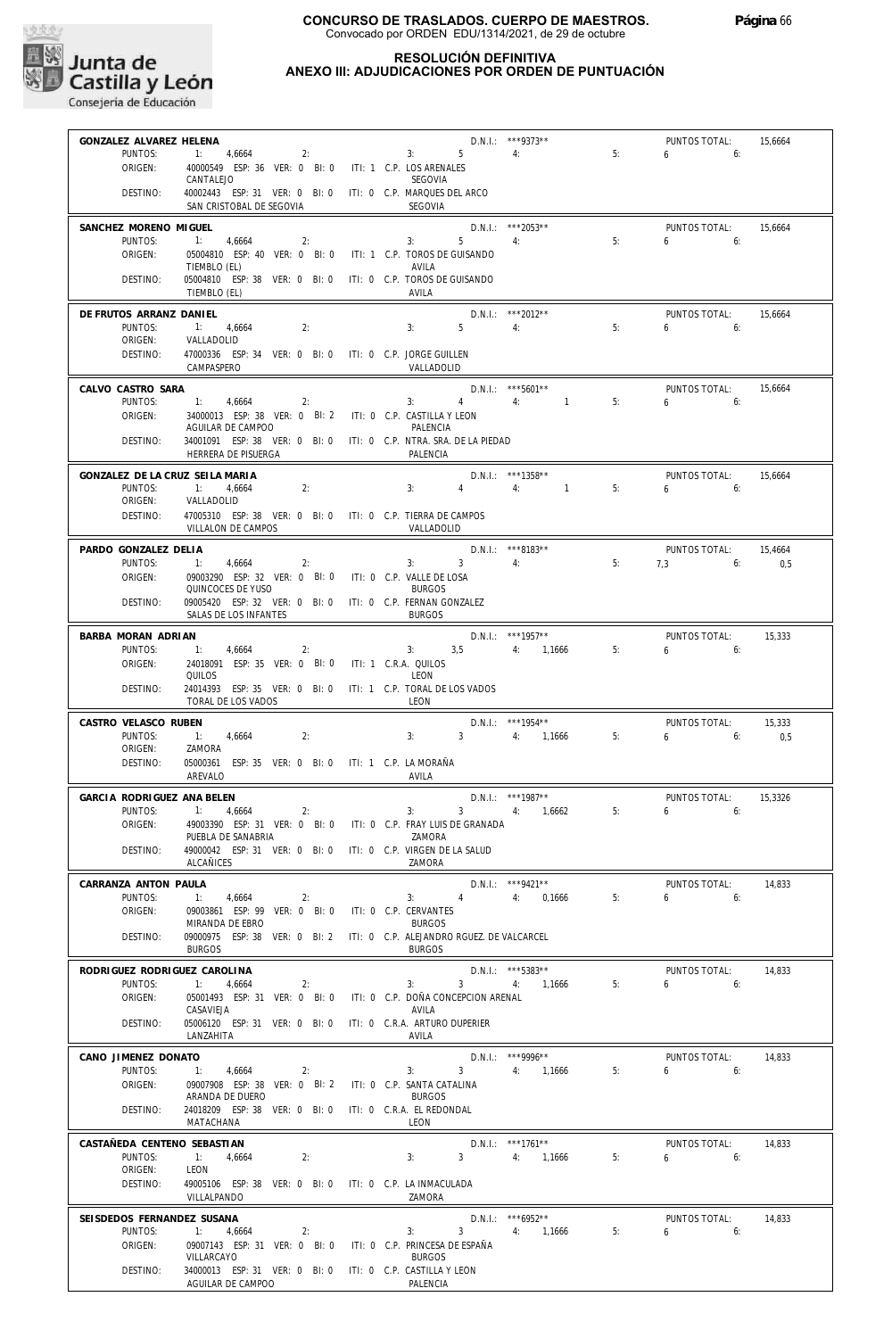**CONCURSO DE TRASLADOS. CUERPO DE MAESTROS.**
Convocado por ORDEN EDU/1314/2021, de 29 de octubre

**RESOLUCIÓN DEFINITIVA**
**ANEXO III: ADJUDICACIONES POR ORDEN DE PUNTUACIÓN**

**GONZALEZ ALVAREZ HELENA** — D.N.I.: \*\*\*9373\*\* — PUNTOS TOTAL: 15,6664
PUNTOS: 1: 4,6664 2: 3: 5 4: 5: 6 6:
ORIGEN: 40000549 ESP: 36 VER: 0 BI: 0 ITI: 1 C.P. LOS ARENALES — CANTALEJO — SEGOVIA
DESTINO: 40002443 ESP: 31 VER: 0 BI: 0 ITI: 0 C.P. MARQUES DEL ARCO — SAN CRISTOBAL DE SEGOVIA — SEGOVIA

**SANCHEZ MORENO MIGUEL** — D.N.I.: \*\*\*2053\*\* — PUNTOS TOTAL: 15,6664
PUNTOS: 1: 4,6664 2: 3: 5 4: 5: 6 6:
ORIGEN: 05004810 ESP: 40 VER: 0 BI: 0 ITI: 1 C.P. TOROS DE GUISANDO — TIEMBLO (EL) — AVILA
DESTINO: 05004810 ESP: 38 VER: 0 BI: 0 ITI: 0 C.P. TOROS DE GUISANDO — TIEMBLO (EL) — AVILA

**DE FRUTOS ARRANZ DANIEL** — D.N.I.: \*\*\*2012\*\* — PUNTOS TOTAL: 15,6664
PUNTOS: 1: 4,6664 2: 3: 5 4: 5: 6 6:
ORIGEN: VALLADOLID
DESTINO: 47000336 ESP: 34 VER: 0 BI: 0 ITI: 0 C.P. JORGE GUILLEN — CAMPASPERO — VALLADOLID

**CALVO CASTRO SARA** — D.N.I.: \*\*\*5601\*\* — PUNTOS TOTAL: 15,6664
PUNTOS: 1: 4,6664 2: 3: 4 4: 1 5: 6 6:
ORIGEN: 34000013 ESP: 38 VER: 0 BI: 2 ITI: 0 C.P. CASTILLA Y LEON — AGUILAR DE CAMPOO — PALENCIA
DESTINO: 34001091 ESP: 38 VER: 0 BI: 0 ITI: 0 C.P. NTRA. SRA. DE LA PIEDAD — HERRERA DE PISUERGA — PALENCIA

**GONZALEZ DE LA CRUZ SEILA MARIA** — D.N.I.: \*\*\*1358\*\* — PUNTOS TOTAL: 15,6664
PUNTOS: 1: 4,6664 2: 3: 4 4: 1 5: 6 6:
ORIGEN: VALLADOLID
DESTINO: 47005310 ESP: 38 VER: 0 BI: 0 ITI: 0 C.P. TIERRA DE CAMPOS — VILLALON DE CAMPOS — VALLADOLID

**PARDO GONZALEZ DELIA** — D.N.I.: \*\*\*8183\*\* — PUNTOS TOTAL: 15,4664
PUNTOS: 1: 4,6664 2: 3: 3 4: 5: 7,3 6: 0,5
ORIGEN: 09003290 ESP: 32 VER: 0 BI: 0 ITI: 0 C.P. VALLE DE LOSA — QUINCOCES DE YUSO — BURGOS
DESTINO: 09005420 ESP: 32 VER: 0 BI: 0 ITI: 0 C.P. FERNAN GONZALEZ — SALAS DE LOS INFANTES — BURGOS

**BARBA MORAN ADRIAN** — D.N.I.: \*\*\*1957\*\* — PUNTOS TOTAL: 15,333
PUNTOS: 1: 4,6664 2: 3: 3,5 4: 1,1666 5: 6 6:
ORIGEN: 24018091 ESP: 35 VER: 0 BI: 0 ITI: 1 C.R.A. QUILOS — QUILOS — LEON
DESTINO: 24014393 ESP: 35 VER: 0 BI: 0 ITI: 1 C.P. TORAL DE LOS VADOS — TORAL DE LOS VADOS — LEON

**CASTRO VELASCO RUBEN** — D.N.I.: \*\*\*1954\*\* — PUNTOS TOTAL: 15,333
PUNTOS: 1: 4,6664 2: 3: 3 4: 1,1666 5: 6 6: 0,5
ORIGEN: ZAMORA
DESTINO: 05000361 ESP: 35 VER: 0 BI: 0 ITI: 1 C.P. LA MORAÑA — AREVALO — AVILA

**GARCIA RODRIGUEZ ANA BELEN** — D.N.I.: \*\*\*1987\*\* — PUNTOS TOTAL: 15,3326
PUNTOS: 1: 4,6664 2: 3: 3 4: 1,6662 5: 6 6:
ORIGEN: 49003390 ESP: 31 VER: 0 BI: 0 ITI: 0 C.P. FRAY LUIS DE GRANADA — PUEBLA DE SANABRIA — ZAMORA
DESTINO: 49000042 ESP: 31 VER: 0 BI: 0 ITI: 0 C.P. VIRGEN DE LA SALUD — ALCAÑICES — ZAMORA

**CARRANZA ANTON PAULA** — D.N.I.: \*\*\*9421\*\* — PUNTOS TOTAL: 14,833
PUNTOS: 1: 4,6664 2: 3: 4 4: 0,1666 5: 6 6:
ORIGEN: 09003861 ESP: 99 VER: 0 BI: 0 ITI: 0 C.P. CERVANTES — MIRANDA DE EBRO — BURGOS
DESTINO: 09000975 ESP: 38 VER: 0 BI: 2 ITI: 0 C.P. ALEJANDRO RGUEZ. DE VALCARCEL — BURGOS — BURGOS

**RODRIGUEZ RODRIGUEZ CAROLINA** — D.N.I.: \*\*\*5383\*\* — PUNTOS TOTAL: 14,833
PUNTOS: 1: 4,6664 2: 3: 3 4: 1,1666 5: 6 6:
ORIGEN: 05001493 ESP: 31 VER: 0 BI: 0 ITI: 0 C.P. DOÑA CONCEPCION ARENAL — CASAVIEJA — AVILA
DESTINO: 05006120 ESP: 31 VER: 0 BI: 0 ITI: 0 C.R.A. ARTURO DUPERIER — LANZAHITA — AVILA

**CANO JIMENEZ DONATO** — D.N.I.: \*\*\*9996\*\* — PUNTOS TOTAL: 14,833
PUNTOS: 1: 4,6664 2: 3: 3 4: 1,1666 5: 6 6:
ORIGEN: 09007908 ESP: 38 VER: 0 BI: 2 ITI: 0 C.P. SANTA CATALINA — ARANDA DE DUERO — BURGOS
DESTINO: 24018209 ESP: 38 VER: 0 BI: 0 ITI: 0 C.R.A. EL REDONDAL — MATACHANA — LEON

**CASTAÑEDA CENTENO SEBASTIAN** — D.N.I.: \*\*\*1761\*\* — PUNTOS TOTAL: 14,833
PUNTOS: 1: 4,6664 2: 3: 3 4: 1,1666 5: 6 6:
ORIGEN: LEON
DESTINO: 49005106 ESP: 38 VER: 0 BI: 0 ITI: 0 C.P. LA INMACULADA — VILLALPANDO — ZAMORA

**SEISDEDOS FERNANDEZ SUSANA** — D.N.I.: \*\*\*6952\*\* — PUNTOS TOTAL: 14,833
PUNTOS: 1: 4,6664 2: 3: 3 4: 1,1666 5: 6 6:
ORIGEN: 09007143 ESP: 31 VER: 0 BI: 0 ITI: 0 C.P. PRINCESA DE ESPAÑA — VILLARCAYO — BURGOS
DESTINO: 34000013 ESP: 31 VER: 0 BI: 0 ITI: 0 C.P. CASTILLA Y LEON — AGUILAR DE CAMPOO — PALENCIA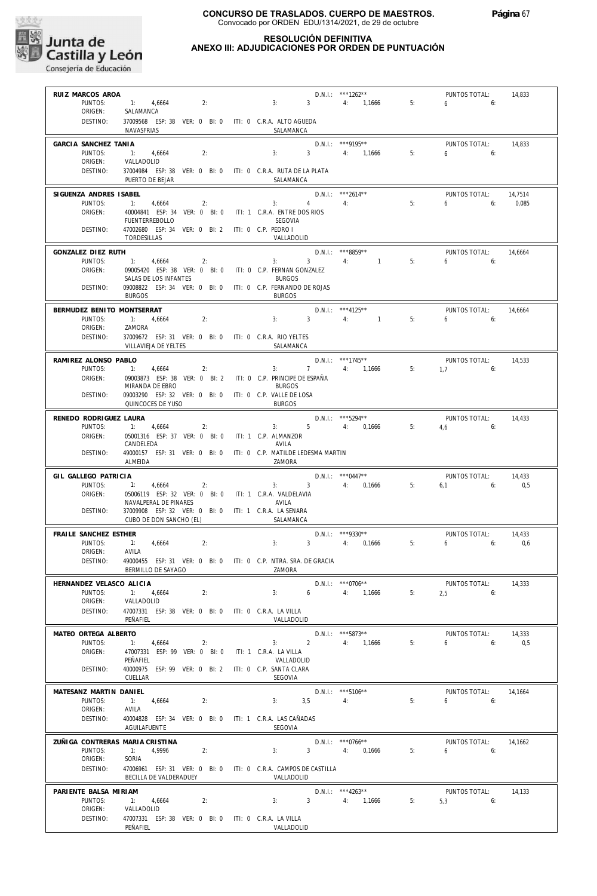**CONCURSO DE TRASLADOS. CUERPO DE MAESTROS.**
Convocado por ORDEN EDU/1314/2021, de 29 de octubre

**RESOLUCIÓN DEFINITIVA**
**ANEXO III: ADJUDICACIONES POR ORDEN DE PUNTUACIÓN**

**RUIZ MARCOS AROA** — D.N.I.: ***1262** — PUNTOS TOTAL: 14,833
PUNTOS: 1: 4,6664 2: 3: 3 4: 1,1666 5: 6 6:
ORIGEN: SALAMANCA
DESTINO: 37009568 ESP: 38 VER: 0 BI: 0 ITI: 0 C.R.A. ALTO AGUEDA — NAVASFRIAS — SALAMANCA

**GARCIA SANCHEZ TANIA** — D.N.I.: ***9195** — PUNTOS TOTAL: 14,833
PUNTOS: 1: 4,6664 2: 3: 3 4: 1,1666 5: 6 6:
ORIGEN: VALLADOLID
DESTINO: 37004984 ESP: 38 VER: 0 BI: 0 ITI: 0 C.R.A. RUTA DE LA PLATA — PUERTO DE BEJAR — SALAMANCA

**SIGUENZA ANDRES ISABEL** — D.N.I.: ***2614** — PUNTOS TOTAL: 14,7514
PUNTOS: 1: 4,6664 2: 3: 4 4: 5: 6 6: 0,085
ORIGEN: 40004841 ESP: 34 VER: 0 BI: 0 ITI: 1 C.R.A. ENTRE DOS RIOS — FUENTERREBOLLO — SEGOVIA
DESTINO: 47002680 ESP: 34 VER: 0 BI: 2 ITI: 0 C.P. PEDRO I — TORDESILLAS — VALLADOLID

**GONZALEZ DIEZ RUTH** — D.N.I.: ***8859** — PUNTOS TOTAL: 14,6664
PUNTOS: 1: 4,6664 2: 3: 3 4: 1 5: 6 6:
ORIGEN: 09005420 ESP: 38 VER: 0 BI: 0 ITI: 0 C.P. FERNAN GONZALEZ — SALAS DE LOS INFANTES — BURGOS
DESTINO: 09008822 ESP: 34 VER: 0 BI: 0 ITI: 0 C.P. FERNANDO DE ROJAS — BURGOS — BURGOS

**BERMUDEZ BENITO MONTSERRAT** — D.N.I.: ***4125** — PUNTOS TOTAL: 14,6664
PUNTOS: 1: 4,6664 2: 3: 3 4: 1 5: 6 6:
ORIGEN: ZAMORA
DESTINO: 37009672 ESP: 31 VER: 0 BI: 0 ITI: 0 C.R.A. RIO YELTES — VILLAVIEJA DE YELTES — SALAMANCA

**RAMIREZ ALONSO PABLO** — D.N.I.: ***1745** — PUNTOS TOTAL: 14,533
PUNTOS: 1: 4,6664 2: 3: 7 4: 1,1666 5: 1,7 6:
ORIGEN: 09003873 ESP: 38 VER: 0 BI: 2 ITI: 0 C.P. PRINCIPE DE ESPAÑA — MIRANDA DE EBRO — BURGOS
DESTINO: 09003290 ESP: 32 VER: 0 BI: 0 ITI: 0 C.P. VALLE DE LOSA — QUINCOCES DE YUSO — BURGOS

**RENEDO RODRIGUEZ LAURA** — D.N.I.: ***5294** — PUNTOS TOTAL: 14,433
PUNTOS: 1: 4,6664 2: 3: 5 4: 0,1666 5: 4,6 6:
ORIGEN: 05001316 ESP: 37 VER: 0 BI: 0 ITI: 1 C.P. ALMANZOR — CANDELEDA — AVILA
DESTINO: 49000157 ESP: 31 VER: 0 BI: 0 ITI: 0 C.P. MATILDE LEDESMA MARTIN — ALMEIDA — ZAMORA

**GIL GALLEGO PATRICIA** — D.N.I.: ***0447** — PUNTOS TOTAL: 14,433
PUNTOS: 1: 4,6664 2: 3: 3 4: 0,1666 5: 6,1 6: 0,5
ORIGEN: 05006119 ESP: 32 VER: 0 BI: 0 ITI: 1 C.R.A. VALDELAVIA — NAVALPERAL DE PINARES — AVILA
DESTINO: 37009908 ESP: 32 VER: 0 BI: 0 ITI: 1 C.R.A. LA SENARA — CUBO DE DON SANCHO (EL) — SALAMANCA

**FRAILE SANCHEZ ESTHER** — D.N.I.: ***9330** — PUNTOS TOTAL: 14,433
PUNTOS: 1: 4,6664 2: 3: 3 4: 0,1666 5: 6 6: 0,6
ORIGEN: AVILA
DESTINO: 49000455 ESP: 31 VER: 0 BI: 0 ITI: 0 C.P. NTRA. SRA. DE GRACIA — BERMILLO DE SAYAGO — ZAMORA

**HERNANDEZ VELASCO ALICIA** — D.N.I.: ***0706** — PUNTOS TOTAL: 14,333
PUNTOS: 1: 4,6664 2: 3: 6 4: 1,1666 5: 2,5 6:
ORIGEN: VALLADOLID
DESTINO: 47007331 ESP: 38 VER: 0 BI: 0 ITI: 0 C.R.A. LA VILLA — PEÑAFIEL — VALLADOLID

**MATEO ORTEGA ALBERTO** — D.N.I.: ***5873** — PUNTOS TOTAL: 14,333
PUNTOS: 1: 4,6664 2: 3: 2 4: 1,1666 5: 6 6: 0,5
ORIGEN: 47007331 ESP: 99 VER: 0 BI: 0 ITI: 1 C.R.A. LA VILLA — PEÑAFIEL — VALLADOLID
DESTINO: 40000975 ESP: 99 VER: 0 BI: 2 ITI: 0 C.P. SANTA CLARA — CUELLAR — SEGOVIA

**MATESANZ MARTIN DANIEL** — D.N.I.: ***5106** — PUNTOS TOTAL: 14,1664
PUNTOS: 1: 4,6664 2: 3: 3,5 4: 5: 6 6:
ORIGEN: AVILA
DESTINO: 40004828 ESP: 34 VER: 0 BI: 0 ITI: 1 C.R.A. LAS CAÑADAS — AGUILAFUENTE — SEGOVIA

**ZUÑIGA CONTRERAS MARIA CRISTINA** — D.N.I.: ***0766** — PUNTOS TOTAL: 14,1662
PUNTOS: 1: 4,9996 2: 3: 3 4: 0,1666 5: 6 6:
ORIGEN: SORIA
DESTINO: 47006961 ESP: 31 VER: 0 BI: 0 ITI: 0 C.R.A. CAMPOS DE CASTILLA — BECILLA DE VALDERADUEY — VALLADOLID

**PARIENTE BALSA MIRIAM** — D.N.I.: ***4263** — PUNTOS TOTAL: 14,133
PUNTOS: 1: 4,6664 2: 3: 3 4: 1,1666 5: 5,3 6:
ORIGEN: VALLADOLID
DESTINO: 47007331 ESP: 38 VER: 0 BI: 0 ITI: 0 C.R.A. LA VILLA — PEÑAFIEL — VALLADOLID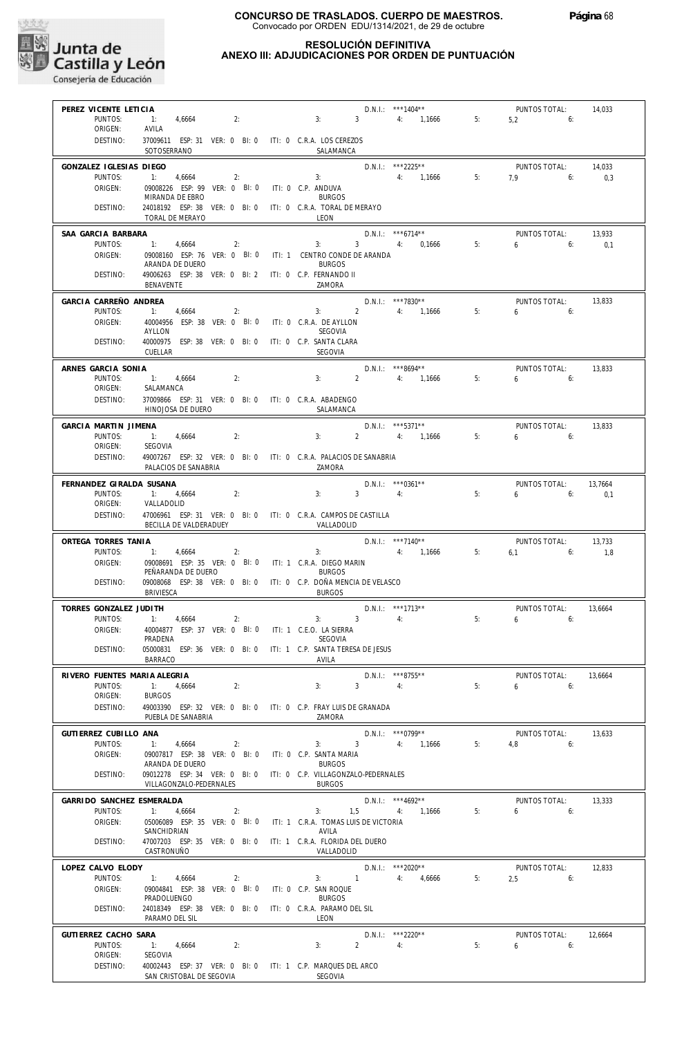## CONCURSO DE TRASLADOS. CUERPO DE MAESTROS.
Convocado por ORDEN EDU/1314/2021, de 29 de octubre

## RESOLUCIÓN DEFINITIVA
## ANEXO III: ADJUDICACIONES POR ORDEN DE PUNTUACIÓN

**PEREZ VICENTE LETICIA** — D.N.I.: ***1404** — PUNTOS TOTAL: 14,033
PUNTOS: 1: 4,6664 2: 3: 3 4: 1,1666 5: 5,2 6:
ORIGEN: AVILA
DESTINO: 37009611 ESP: 31 VER: 0 BI: 0 ITI: 0 C.R.A. LOS CEREZOS — SOTOSERRANO — SALAMANCA

**GONZALEZ IGLESIAS DIEGO** — D.N.I.: ***2225** — PUNTOS TOTAL: 14,033
PUNTOS: 1: 4,6664 2: 3: 4: 1,1666 5: 7,9 6: 0,3
ORIGEN: 09008226 ESP: 99 VER: 0 BI: 0 ITI: 0 C.P. ANDUVA — MIRANDA DE EBRO — BURGOS
DESTINO: 24018192 ESP: 38 VER: 0 BI: 0 ITI: 0 C.R.A. TORAL DE MERAYO — TORAL DE MERAYO — LEON

**SAA GARCIA BARBARA** — D.N.I.: ***6714** — PUNTOS TOTAL: 13,933
PUNTOS: 1: 4,6664 2: 3: 3 4: 0,1666 5: 6 6: 0,1
ORIGEN: 09008160 ESP: 76 VER: 0 BI: 0 ITI: 1 CENTRO CONDE DE ARANDA — ARANDA DE DUERO — BURGOS
DESTINO: 49006263 ESP: 38 VER: 0 BI: 2 ITI: 0 C.P. FERNANDO II — BENAVENTE — ZAMORA

**GARCIA CARREÑO ANDREA** — D.N.I.: ***7830** — PUNTOS TOTAL: 13,833
PUNTOS: 1: 4,6664 2: 3: 2 4: 1,1666 5: 6 6:
ORIGEN: 40004956 ESP: 38 VER: 0 BI: 0 ITI: 0 C.R.A. DE AYLLON — AYLLON — SEGOVIA
DESTINO: 40000975 ESP: 38 VER: 0 BI: 0 ITI: 0 C.P. SANTA CLARA — CUELLAR — SEGOVIA

**ARNES GARCIA SONIA** — D.N.I.: ***8694** — PUNTOS TOTAL: 13,833
PUNTOS: 1: 4,6664 2: 3: 2 4: 1,1666 5: 6 6:
ORIGEN: SALAMANCA
DESTINO: 37009866 ESP: 31 VER: 0 BI: 0 ITI: 0 C.R.A. ABADENGO — HINOJOSA DE DUERO — SALAMANCA

**GARCIA MARTIN JIMENA** — D.N.I.: ***5371** — PUNTOS TOTAL: 13,833
PUNTOS: 1: 4,6664 2: 3: 2 4: 1,1666 5: 6 6:
ORIGEN: SEGOVIA
DESTINO: 49007267 ESP: 32 VER: 0 BI: 0 ITI: 0 C.R.A. PALACIOS DE SANABRIA — PALACIOS DE SANABRIA — ZAMORA

**FERNANDEZ GIRALDA SUSANA** — D.N.I.: ***0361** — PUNTOS TOTAL: 13,7664
PUNTOS: 1: 4,6664 2: 3: 3 4: 5: 6 6: 0,1
ORIGEN: VALLADOLID
DESTINO: 47006961 ESP: 31 VER: 0 BI: 0 ITI: 0 C.R.A. CAMPOS DE CASTILLA — BECILLA DE VALDERADUEY — VALLADOLID

**ORTEGA TORRES TANIA** — D.N.I.: ***7140** — PUNTOS TOTAL: 13,733
PUNTOS: 1: 4,6664 2: 3: 4: 1,1666 5: 6,1 6: 1,8
ORIGEN: 09008691 ESP: 35 VER: 0 BI: 0 ITI: 1 C.R.A. DIEGO MARIN — PEÑARANDA DE DUERO — BURGOS
DESTINO: 09008068 ESP: 38 VER: 0 BI: 0 ITI: 0 C.P. DOÑA MENCIA DE VELASCO — BRIVIESCA — BURGOS

**TORRES GONZALEZ JUDITH** — D.N.I.: ***1713** — PUNTOS TOTAL: 13,6664
PUNTOS: 1: 4,6664 2: 3: 3 4: 5: 6 6:
ORIGEN: 40004877 ESP: 37 VER: 0 BI: 0 ITI: 1 C.E.O. LA SIERRA — PRADENA — SEGOVIA
DESTINO: 05000831 ESP: 36 VER: 0 BI: 0 ITI: 1 C.P. SANTA TERESA DE JESUS — BARRACO — AVILA

**RIVERO FUENTES MARIA ALEGRIA** — D.N.I.: ***8755** — PUNTOS TOTAL: 13,6664
PUNTOS: 1: 4,6664 2: 3: 3 4: 5: 6 6:
ORIGEN: BURGOS
DESTINO: 49003390 ESP: 32 VER: 0 BI: 0 ITI: 0 C.P. FRAY LUIS DE GRANADA — PUEBLA DE SANABRIA — ZAMORA

**GUTIERREZ CUBILLO ANA** — D.N.I.: ***0799** — PUNTOS TOTAL: 13,633
PUNTOS: 1: 4,6664 2: 3: 3 4: 1,1666 5: 4,8 6:
ORIGEN: 09007817 ESP: 38 VER: 0 BI: 0 ITI: 0 C.P. SANTA MARIA — ARANDA DE DUERO — BURGOS
DESTINO: 09012278 ESP: 34 VER: 0 BI: 0 ITI: 0 C.P. VILLAGONZALO-PEDERNALES — VILLAGONZALO-PEDERNALES — BURGOS

**GARRIDO SANCHEZ ESMERALDA** — D.N.I.: ***4692** — PUNTOS TOTAL: 13,333
PUNTOS: 1: 4,6664 2: 3: 1,5 4: 1,1666 5: 6 6:
ORIGEN: 05006089 ESP: 35 VER: 0 BI: 0 ITI: 1 C.R.A. TOMAS LUIS DE VICTORIA — SANCHIDRIAN — AVILA
DESTINO: 47007203 ESP: 35 VER: 0 BI: 0 ITI: 1 C.R.A. FLORIDA DEL DUERO — CASTRONUÑO — VALLADOLID

**LOPEZ CALVO ELODY** — D.N.I.: ***2020** — PUNTOS TOTAL: 12,833
PUNTOS: 1: 4,6664 2: 3: 1 4: 4,6666 5: 2,5 6:
ORIGEN: 09004841 ESP: 38 VER: 0 BI: 0 ITI: 0 C.P. SAN ROQUE — PRADOLUENGO — BURGOS
DESTINO: 24018349 ESP: 38 VER: 0 BI: 0 ITI: 0 C.R.A. PARAMO DEL SIL — PARAMO DEL SIL — LEON

**GUTIERREZ CACHO SARA** — D.N.I.: ***2220** — PUNTOS TOTAL: 12,6664
PUNTOS: 1: 4,6664 2: 3: 2 4: 5: 6 6:
ORIGEN: SEGOVIA
DESTINO: 40002443 ESP: 37 VER: 0 BI: 0 ITI: 1 C.P. MARQUES DEL ARCO — SAN CRISTOBAL DE SEGOVIA — SEGOVIA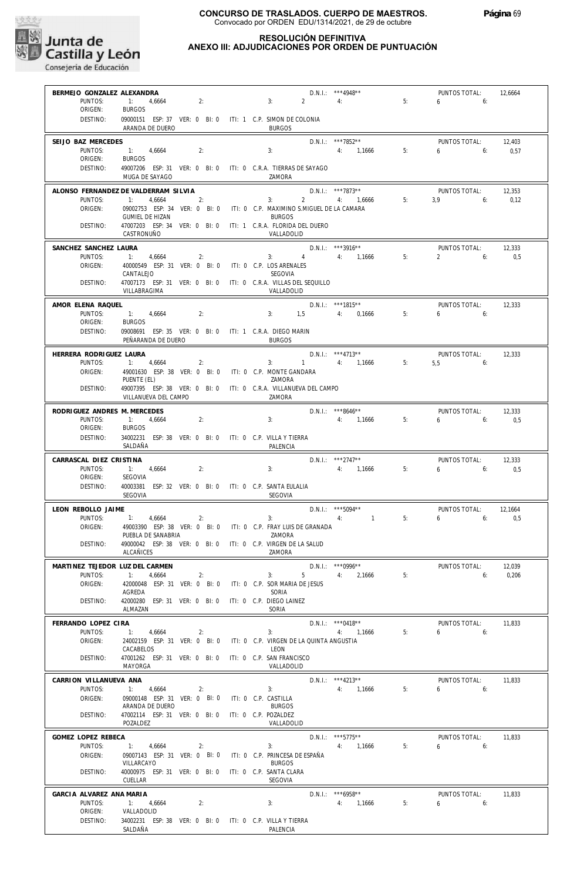**CONCURSO DE TRASLADOS. CUERPO DE MAESTROS.**
Convocado por ORDEN EDU/1314/2021, de 29 de octubre

**RESOLUCIÓN DEFINITIVA**
**ANEXO III: ADJUDICACIONES POR ORDEN DE PUNTUACIÓN**

**BERMEJO GONZALEZ ALEXANDRA** — D.N.I.: ***4948** — PUNTOS TOTAL: 12,6664
PUNTOS: 1: 4,6664 2: 3: 2 4: 5: 6 6:
ORIGEN: BURGOS
DESTINO: 09000151 ESP: 37 VER: 0 BI: 0 ITI: 1 C.P. SIMON DE COLONIA — ARANDA DE DUERO — BURGOS

**SEIJO BAZ MERCEDES** — D.N.I.: ***7852** — PUNTOS TOTAL: 12,403
PUNTOS: 1: 4,6664 2: 3: 4: 1,1666 5: 6 6: 0,57
ORIGEN: BURGOS
DESTINO: 49007206 ESP: 31 VER: 0 BI: 0 ITI: 0 C.R.A. TIERRAS DE SAYAGO — MUGA DE SAYAGO — ZAMORA

**ALONSO FERNANDEZ DE VALDERRAM SILVIA** — D.N.I.: ***7873** — PUNTOS TOTAL: 12,353
PUNTOS: 1: 4,6664 2: 3: 2 4: 1,6666 5: 3,9 6: 0,12
ORIGEN: 09002753 ESP: 34 VER: 0 BI: 0 ITI: 0 C.P. MAXIMINO S.MIGUEL DE LA CAMARA — GUMIEL DE HIZAN — BURGOS
DESTINO: 47007203 ESP: 34 VER: 0 BI: 0 ITI: 1 C.R.A. FLORIDA DEL DUERO — CASTRONUÑO — VALLADOLID

**SANCHEZ SANCHEZ LAURA** — D.N.I.: ***3916** — PUNTOS TOTAL: 12,333
PUNTOS: 1: 4,6664 2: 3: 4 4: 1,1666 5: 2 6: 0,5
ORIGEN: 40000549 ESP: 31 VER: 0 BI: 0 ITI: 0 C.P. LOS ARENALES — CANTALEJO — SEGOVIA
DESTINO: 47007173 ESP: 31 VER: 0 BI: 0 ITI: 0 C.R.A. VILLAS DEL SEQUILLO — VILLABRAGIMA — VALLADOLID

**AMOR ELENA RAQUEL** — D.N.I.: ***1815** — PUNTOS TOTAL: 12,333
PUNTOS: 1: 4,6664 2: 3: 1,5 4: 0,1666 5: 6 6:
ORIGEN: BURGOS
DESTINO: 09008691 ESP: 35 VER: 0 BI: 0 ITI: 1 C.R.A. DIEGO MARIN — PEÑARANDA DE DUERO — BURGOS

**HERRERA RODRIGUEZ LAURA** — D.N.I.: ***4713** — PUNTOS TOTAL: 12,333
PUNTOS: 1: 4,6664 2: 3: 1 4: 1,1666 5: 5,5 6:
ORIGEN: 49001630 ESP: 38 VER: 0 BI: 0 ITI: 0 C.P. MONTE GANDARA — PUENTE (EL) — ZAMORA
DESTINO: 49007395 ESP: 38 VER: 0 BI: 0 ITI: 0 C.R.A. VILLANUEVA DEL CAMPO — VILLANUEVA DEL CAMPO — ZAMORA

**RODRIGUEZ ANDRES M. MERCEDES** — D.N.I.: ***8646** — PUNTOS TOTAL: 12,333
PUNTOS: 1: 4,6664 2: 3: 4: 1,1666 5: 6 6: 0,5
ORIGEN: BURGOS
DESTINO: 34002231 ESP: 38 VER: 0 BI: 0 ITI: 0 C.P. VILLA Y TIERRA — SALDAÑA — PALENCIA

**CARRASCAL DIEZ CRISTINA** — D.N.I.: ***2747** — PUNTOS TOTAL: 12,333
PUNTOS: 1: 4,6664 2: 3: 4: 1,1666 5: 6 6: 0,5
ORIGEN: SEGOVIA
DESTINO: 40003381 ESP: 32 VER: 0 BI: 0 ITI: 0 C.P. SANTA EULALIA — SEGOVIA — SEGOVIA

**LEON REBOLLO JAIME** — D.N.I.: ***5094** — PUNTOS TOTAL: 12,1664
PUNTOS: 1: 4,6664 2: 3: 4: 1 5: 6 6: 0,5
ORIGEN: 49003390 ESP: 38 VER: 0 BI: 0 ITI: 0 C.P. FRAY LUIS DE GRANADA — PUEBLA DE SANABRIA — ZAMORA
DESTINO: 49000042 ESP: 38 VER: 0 BI: 0 ITI: 0 C.P. VIRGEN DE LA SALUD — ALCAÑICES — ZAMORA

**MARTINEZ TEJEDOR LUZ DEL CARMEN** — D.N.I.: ***0996** — PUNTOS TOTAL: 12,039
PUNTOS: 1: 4,6664 2: 3: 5 4: 2,1666 5: 6: 0,206
ORIGEN: 42000048 ESP: 31 VER: 0 BI: 0 ITI: 0 C.P. SOR MARIA DE JESUS — AGREDA — SORIA
DESTINO: 42000280 ESP: 31 VER: 0 BI: 0 ITI: 0 C.P. DIEGO LAINEZ — ALMAZAN — SORIA

**FERRANDO LOPEZ CIRA** — D.N.I.: ***0418** — PUNTOS TOTAL: 11,833
PUNTOS: 1: 4,6664 2: 3: 4: 1,1666 5: 6 6:
ORIGEN: 24002159 ESP: 31 VER: 0 BI: 0 ITI: 0 C.P. VIRGEN DE LA QUINTA ANGUSTIA — CACABELOS — LEON
DESTINO: 47001262 ESP: 31 VER: 0 BI: 0 ITI: 0 C.P. SAN FRANCISCO — MAYORGA — VALLADOLID

**CARRION VILLANUEVA ANA** — D.N.I.: ***4213** — PUNTOS TOTAL: 11,833
PUNTOS: 1: 4,6664 2: 3: 4: 1,1666 5: 6 6:
ORIGEN: 09000148 ESP: 31 VER: 0 BI: 0 ITI: 0 C.P. CASTILLA — ARANDA DE DUERO — BURGOS
DESTINO: 47002114 ESP: 31 VER: 0 BI: 0 ITI: 0 C.P. POZALDEZ — POZALDEZ — VALLADOLID

**GOMEZ LOPEZ REBECA** — D.N.I.: ***5775** — PUNTOS TOTAL: 11,833
PUNTOS: 1: 4,6664 2: 3: 4: 1,1666 5: 6 6:
ORIGEN: 09007143 ESP: 31 VER: 0 BI: 0 ITI: 0 C.P. PRINCESA DE ESPAÑA — VILLARCAYO — BURGOS
DESTINO: 40000975 ESP: 31 VER: 0 BI: 0 ITI: 0 C.P. SANTA CLARA — CUELLAR — SEGOVIA

**GARCIA ALVAREZ ANA MARIA** — D.N.I.: ***6958** — PUNTOS TOTAL: 11,833
PUNTOS: 1: 4,6664 2: 3: 4: 1,1666 5: 6 6:
ORIGEN: VALLADOLID
DESTINO: 34002231 ESP: 38 VER: 0 BI: 0 ITI: 0 C.P. VILLA Y TIERRA — SALDAÑA — PALENCIA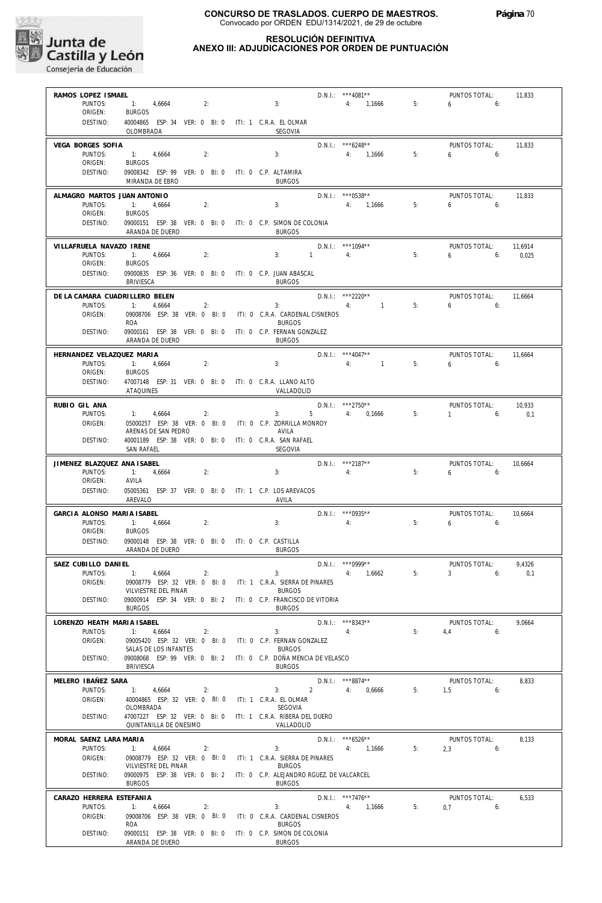**CONCURSO DE TRASLADOS. CUERPO DE MAESTROS.**
Convocado por ORDEN EDU/1314/2021, de 29 de octubre

**RESOLUCIÓN DEFINITIVA**
**ANEXO III: ADJUDICACIONES POR ORDEN DE PUNTUACIÓN**

---

**RAMOS LOPEZ ISMAEL** — D.N.I.: ***4081** — PUNTOS TOTAL: 11,833
PUNTOS: 1: 4,6664 2: 3: 4: 1,1666 5: 6 6:
ORIGEN: BURGOS
DESTINO: 40004865 ESP: 34 VER: 0 BI: 0 ITI: 1 C.R.A. EL OLMAR
OLOMBRADA — SEGOVIA

---

**VEGA BORGES SOFIA** — D.N.I.: ***6248** — PUNTOS TOTAL: 11,833
PUNTOS: 1: 4,6664 2: 3: 4: 1,1666 5: 6 6:
ORIGEN: BURGOS
DESTINO: 09008342 ESP: 99 VER: 0 BI: 0 ITI: 0 C.P. ALTAMIRA
MIRANDA DE EBRO — BURGOS

---

**ALMAGRO MARTOS JUAN ANTONIO** — D.N.I.: ***0538** — PUNTOS TOTAL: 11,833
PUNTOS: 1: 4,6664 2: 3: 4: 1,1666 5: 6 6:
ORIGEN: BURGOS
DESTINO: 09000151 ESP: 38 VER: 0 BI: 0 ITI: 0 C.P. SIMON DE COLONIA
ARANDA DE DUERO — BURGOS

---

**VILLAFRUELA NAVAZO IRENE** — D.N.I.: ***1094** — PUNTOS TOTAL: 11,6914
PUNTOS: 1: 4,6664 2: 3: 1 4: 5: 6 6: 0,025
ORIGEN: BURGOS
DESTINO: 09000835 ESP: 36 VER: 0 BI: 0 ITI: 0 C.P. JUAN ABASCAL
BRIVIESCA — BURGOS

---

**DE LA CAMARA CUADRILLERO BELEN** — D.N.I.: ***2220** — PUNTOS TOTAL: 11,6664
PUNTOS: 1: 4,6664 2: 3: 4: 1 5: 6 6:
ORIGEN: 09008706 ESP: 38 VER: 0 BI: 0 ITI: 0 C.R.A. CARDENAL CISNEROS
ROA — BURGOS
DESTINO: 09000161 ESP: 38 VER: 0 BI: 0 ITI: 0 C.P. FERNAN GONZALEZ
ARANDA DE DUERO — BURGOS

---

**HERNANDEZ VELAZQUEZ MARIA** — D.N.I.: ***4047** — PUNTOS TOTAL: 11,6664
PUNTOS: 1: 4,6664 2: 3: 4: 1 5: 6 6:
ORIGEN: BURGOS
DESTINO: 47007148 ESP: 31 VER: 0 BI: 0 ITI: 0 C.R.A. LLANO ALTO
ATAQUINES — VALLADOLID

---

**RUBIO GIL ANA** — D.N.I.: ***2750** — PUNTOS TOTAL: 10,933
PUNTOS: 1: 4,6664 2: 3: 5 4: 0,1666 5: 1 6: 0,1
ORIGEN: 05000257 ESP: 38 VER: 0 BI: 0 ITI: 0 C.P. ZORRILLA MONROY
ARENAS DE SAN PEDRO — AVILA
DESTINO: 40001189 ESP: 38 VER: 0 BI: 0 ITI: 0 C.R.A. SAN RAFAEL
SAN RAFAEL — SEGOVIA

---

**JIMENEZ BLAZQUEZ ANA ISABEL** — D.N.I.: ***2187** — PUNTOS TOTAL: 10,6664
PUNTOS: 1: 4,6664 2: 3: 4: 5: 6 6:
ORIGEN: AVILA
DESTINO: 05005361 ESP: 37 VER: 0 BI: 0 ITI: 1 C.P. LOS AREVACOS
AREVALO — AVILA

---

**GARCIA ALONSO MARIA ISABEL** — D.N.I.: ***0935** — PUNTOS TOTAL: 10,6664
PUNTOS: 1: 4,6664 2: 3: 4: 5: 6 6:
ORIGEN: BURGOS
DESTINO: 09000148 ESP: 38 VER: 0 BI: 0 ITI: 0 C.P. CASTILLA
ARANDA DE DUERO — BURGOS

---

**SAEZ CUBILLO DANIEL** — D.N.I.: ***0999** — PUNTOS TOTAL: 9,4326
PUNTOS: 1: 4,6664 2: 3: 4: 1,6662 5: 3 6: 0,1
ORIGEN: 09008779 ESP: 32 VER: 0 BI: 0 ITI: 1 C.R.A. SIERRA DE PINARES
VILVIESTRE DEL PINAR — BURGOS
DESTINO: 09000914 ESP: 34 VER: 0 BI: 2 ITI: 0 C.P. FRANCISCO DE VITORIA
BURGOS — BURGOS

---

**LORENZO HEATH MARIA ISABEL** — D.N.I.: ***8343** — PUNTOS TOTAL: 9,0664
PUNTOS: 1: 4,6664 2: 3: 4: 5: 4,4 6:
ORIGEN: 09005420 ESP: 32 VER: 0 BI: 0 ITI: 0 C.P. FERNAN GONZALEZ
SALAS DE LOS INFANTES — BURGOS
DESTINO: 09008068 ESP: 99 VER: 0 BI: 2 ITI: 0 C.P. DOÑA MENCIA DE VELASCO
BRIVIESCA — BURGOS

---

**MELERO IBAÑEZ SARA** — D.N.I.: ***8874** — PUNTOS TOTAL: 8,833
PUNTOS: 1: 4,6664 2: 3: 2 4: 0,6666 5: 1,5 6:
ORIGEN: 40004865 ESP: 32 VER: 0 BI: 0 ITI: 1 C.R.A. EL OLMAR
OLOMBRADA — SEGOVIA
DESTINO: 47007227 ESP: 32 VER: 0 BI: 0 ITI: 1 C.R.A. RIBERA DEL DUERO
QUINTANILLA DE ONESIMO — VALLADOLID

---

**MORAL SAENZ LARA MARIA** — D.N.I.: ***6526** — PUNTOS TOTAL: 8,133
PUNTOS: 1: 4,6664 2: 3: 4: 1,1666 5: 2,3 6:
ORIGEN: 09008779 ESP: 32 VER: 0 BI: 0 ITI: 1 C.R.A. SIERRA DE PINARES
VILVIESTRE DEL PINAR — BURGOS
DESTINO: 09000975 ESP: 38 VER: 0 BI: 2 ITI: 0 C.P. ALEJANDRO RGUEZ. DE VALCARCEL
BURGOS — BURGOS

---

**CARAZO HERRERA ESTEFANIA** — D.N.I.: ***7476** — PUNTOS TOTAL: 6,533
PUNTOS: 1: 4,6664 2: 3: 4: 1,1666 5: 0,7 6:
ORIGEN: 09008706 ESP: 38 VER: 0 BI: 0 ITI: 0 C.R.A. CARDENAL CISNEROS
ROA — BURGOS
DESTINO: 09000151 ESP: 38 VER: 0 BI: 0 ITI: 0 C.P. SIMON DE COLONIA
ARANDA DE DUERO — BURGOS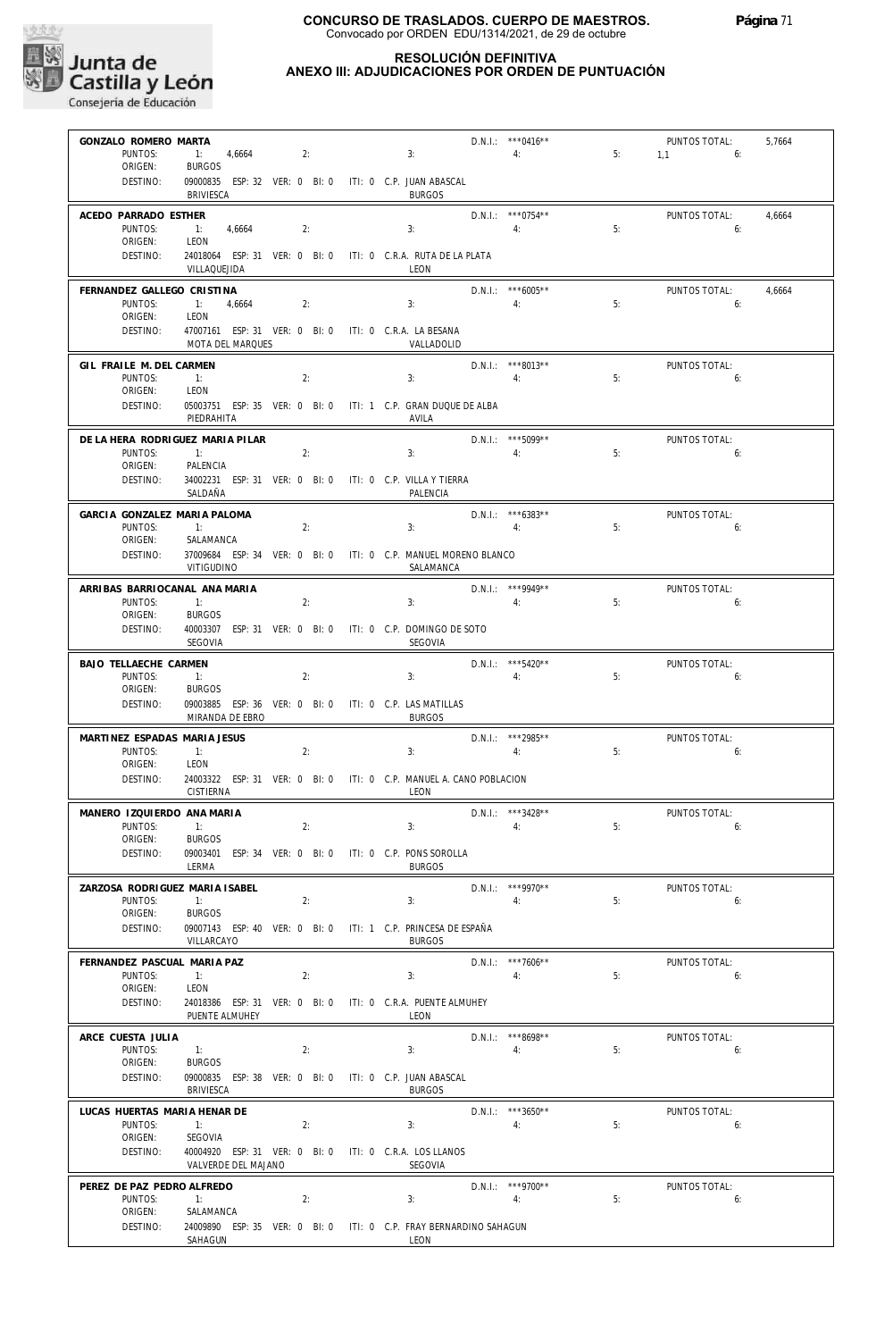**CONCURSO DE TRASLADOS. CUERPO DE MAESTROS.**
Convocado por ORDEN EDU/1314/2021, de 29 de octubre

**RESOLUCIÓN DEFINITIVA**
**ANEXO III: ADJUDICACIONES POR ORDEN DE PUNTUACIÓN**

**GONZALO ROMERO MARTA** D.N.I.: \*\*\*0416\*\* PUNTOS TOTAL: 5,7664
PUNTOS: 1: 4,6664 2: 3: 4: 5: 1,1 6:
ORIGEN: BURGOS
DESTINO: 09000835 ESP: 32 VER: 0 BI: 0 ITI: 0 C.P. JUAN ABASCAL
BRIVIESCA BURGOS

**ACEDO PARRADO ESTHER** D.N.I.: \*\*\*0754\*\* PUNTOS TOTAL: 4,6664
PUNTOS: 1: 4,6664 2: 3: 4: 5: 6:
ORIGEN: LEON
DESTINO: 24018064 ESP: 31 VER: 0 BI: 0 ITI: 0 C.R.A. RUTA DE LA PLATA
VILLAQUEJIDA LEON

**FERNANDEZ GALLEGO CRISTINA** D.N.I.: \*\*\*6005\*\* PUNTOS TOTAL: 4,6664
PUNTOS: 1: 4,6664 2: 3: 4: 5: 6:
ORIGEN: LEON
DESTINO: 47007161 ESP: 31 VER: 0 BI: 0 ITI: 0 C.R.A. LA BESANA
MOTA DEL MARQUES VALLADOLID

**GIL FRAILE M. DEL CARMEN** D.N.I.: \*\*\*8013\*\* PUNTOS TOTAL:
PUNTOS: 1: 2: 3: 4: 5: 6:
ORIGEN: LEON
DESTINO: 05003751 ESP: 35 VER: 0 BI: 0 ITI: 1 C.P. GRAN DUQUE DE ALBA
PIEDRAHITA AVILA

**DE LA HERA RODRIGUEZ MARIA PILAR** D.N.I.: \*\*\*5099\*\* PUNTOS TOTAL:
PUNTOS: 1: 2: 3: 4: 5: 6:
ORIGEN: PALENCIA
DESTINO: 34002231 ESP: 31 VER: 0 BI: 0 ITI: 0 C.P. VILLA Y TIERRA
SALDAÑA PALENCIA

**GARCIA GONZALEZ MARIA PALOMA** D.N.I.: \*\*\*6383\*\* PUNTOS TOTAL:
PUNTOS: 1: 2: 3: 4: 5: 6:
ORIGEN: SALAMANCA
DESTINO: 37009684 ESP: 34 VER: 0 BI: 0 ITI: 0 C.P. MANUEL MORENO BLANCO
VITIGUDINO SALAMANCA

**ARRIBAS BARRIOCANAL ANA MARIA** D.N.I.: \*\*\*9949\*\* PUNTOS TOTAL:
PUNTOS: 1: 2: 3: 4: 5: 6:
ORIGEN: BURGOS
DESTINO: 40003307 ESP: 31 VER: 0 BI: 0 ITI: 0 C.P. DOMINGO DE SOTO
SEGOVIA SEGOVIA

**BAJO TELLAECHE CARMEN** D.N.I.: \*\*\*5420\*\* PUNTOS TOTAL:
PUNTOS: 1: 2: 3: 4: 5: 6:
ORIGEN: BURGOS
DESTINO: 09003885 ESP: 36 VER: 0 BI: 0 ITI: 0 C.P. LAS MATILLAS
MIRANDA DE EBRO BURGOS

**MARTINEZ ESPADAS MARIA JESUS** D.N.I.: \*\*\*2985\*\* PUNTOS TOTAL:
PUNTOS: 1: 2: 3: 4: 5: 6:
ORIGEN: LEON
DESTINO: 24003322 ESP: 31 VER: 0 BI: 0 ITI: 0 C.P. MANUEL A. CANO POBLACION
CISTIERNA LEON

**MANERO IZQUIERDO ANA MARIA** D.N.I.: \*\*\*3428\*\* PUNTOS TOTAL:
PUNTOS: 1: 2: 3: 4: 5: 6:
ORIGEN: BURGOS
DESTINO: 09003401 ESP: 34 VER: 0 BI: 0 ITI: 0 C.P. PONS SOROLLA
LERMA BURGOS

**ZARZOSA RODRIGUEZ MARIA ISABEL** D.N.I.: \*\*\*9970\*\* PUNTOS TOTAL:
PUNTOS: 1: 2: 3: 4: 5: 6:
ORIGEN: BURGOS
DESTINO: 09007143 ESP: 40 VER: 0 BI: 0 ITI: 1 C.P. PRINCESA DE ESPAÑA
VILLARCAYO BURGOS

**FERNANDEZ PASCUAL MARIA PAZ** D.N.I.: \*\*\*7606\*\* PUNTOS TOTAL:
PUNTOS: 1: 2: 3: 4: 5: 6:
ORIGEN: LEON
DESTINO: 24018386 ESP: 31 VER: 0 BI: 0 ITI: 0 C.R.A. PUENTE ALMUHEY
PUENTE ALMUHEY LEON

**ARCE CUESTA JULIA** D.N.I.: \*\*\*8698\*\* PUNTOS TOTAL:
PUNTOS: 1: 2: 3: 4: 5: 6:
ORIGEN: BURGOS
DESTINO: 09000835 ESP: 38 VER: 0 BI: 0 ITI: 0 C.P. JUAN ABASCAL
BRIVIESCA BURGOS

**LUCAS HUERTAS MARIA HENAR DE** D.N.I.: \*\*\*3650\*\* PUNTOS TOTAL:
PUNTOS: 1: 2: 3: 4: 5: 6:
ORIGEN: SEGOVIA
DESTINO: 40004920 ESP: 31 VER: 0 BI: 0 ITI: 0 C.R.A. LOS LLANOS
VALVERDE DEL MAJANO SEGOVIA

**PEREZ DE PAZ PEDRO ALFREDO** D.N.I.: \*\*\*9700\*\* PUNTOS TOTAL:
PUNTOS: 1: 2: 3: 4: 5: 6:
ORIGEN: SALAMANCA
DESTINO: 24009890 ESP: 35 VER: 0 BI: 0 ITI: 0 C.P. FRAY BERNARDINO SAHAGUN
SAHAGUN LEON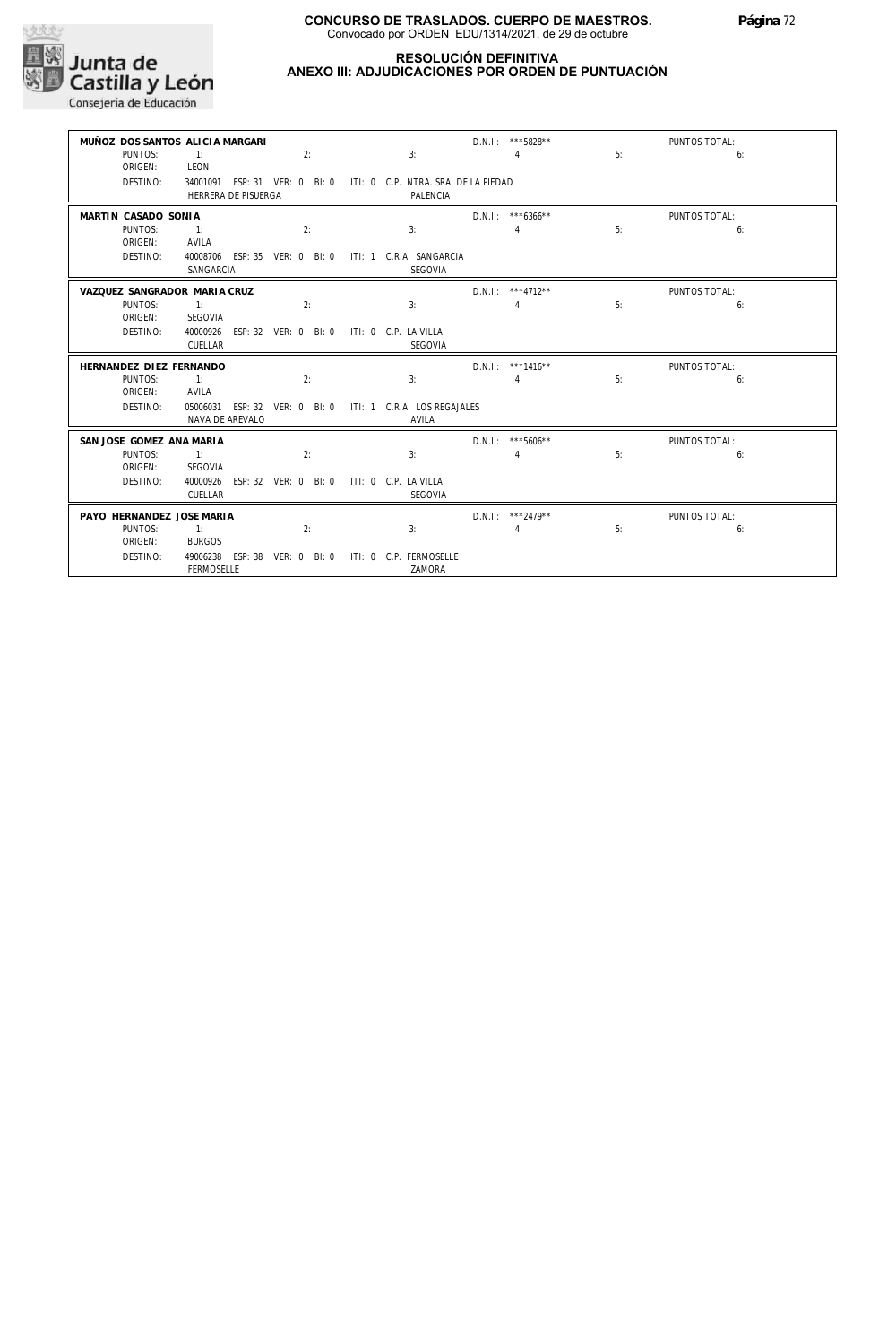**CONCURSO DE TRASLADOS. CUERPO DE MAESTROS.**
Convocado por ORDEN EDU/1314/2021, de 29 de octubre

Junta de Castilla y León
Consejería de Educación

## RESOLUCIÓN DEFINITIVA
## ANEXO III: ADJUDICACIONES POR ORDEN DE PUNTUACIÓN

**MUÑOZ DOS SANTOS ALICIA MARGARI** D.N.I.: \*\*\*5828\*\* PUNTOS TOTAL:
PUNTOS: 1: 2: 3: 4: 5: 6:
ORIGEN: LEON
DESTINO: 34001091 ESP: 31 VER: 0 BI: 0 ITI: 0 C.P. NTRA. SRA. DE LA PIEDAD
HERRERA DE PISUERGA PALENCIA

**MARTIN CASADO SONIA** D.N.I.: \*\*\*6366\*\* PUNTOS TOTAL:
PUNTOS: 1: 2: 3: 4: 5: 6:
ORIGEN: AVILA
DESTINO: 40008706 ESP: 35 VER: 0 BI: 0 ITI: 1 C.R.A. SANGARCIA
SANGARCIA SEGOVIA

**VAZQUEZ SANGRADOR MARIA CRUZ** D.N.I.: \*\*\*4712\*\* PUNTOS TOTAL:
PUNTOS: 1: 2: 3: 4: 5: 6:
ORIGEN: SEGOVIA
DESTINO: 40000926 ESP: 32 VER: 0 BI: 0 ITI: 0 C.P. LA VILLA
CUELLAR SEGOVIA

**HERNANDEZ DIEZ FERNANDO** D.N.I.: \*\*\*1416\*\* PUNTOS TOTAL:
PUNTOS: 1: 2: 3: 4: 5: 6:
ORIGEN: AVILA
DESTINO: 05006031 ESP: 32 VER: 0 BI: 0 ITI: 1 C.R.A. LOS REGAJALES
NAVA DE AREVALO AVILA

**SAN JOSE GOMEZ ANA MARIA** D.N.I.: \*\*\*5606\*\* PUNTOS TOTAL:
PUNTOS: 1: 2: 3: 4: 5: 6:
ORIGEN: SEGOVIA
DESTINO: 40000926 ESP: 32 VER: 0 BI: 0 ITI: 0 C.P. LA VILLA
CUELLAR SEGOVIA

**PAYO HERNANDEZ JOSE MARIA** D.N.I.: \*\*\*2479\*\* PUNTOS TOTAL:
PUNTOS: 1: 2: 3: 4: 5: 6:
ORIGEN: BURGOS
DESTINO: 49006238 ESP: 38 VER: 0 BI: 0 ITI: 0 C.P. FERMOSELLE
FERMOSELLE ZAMORA